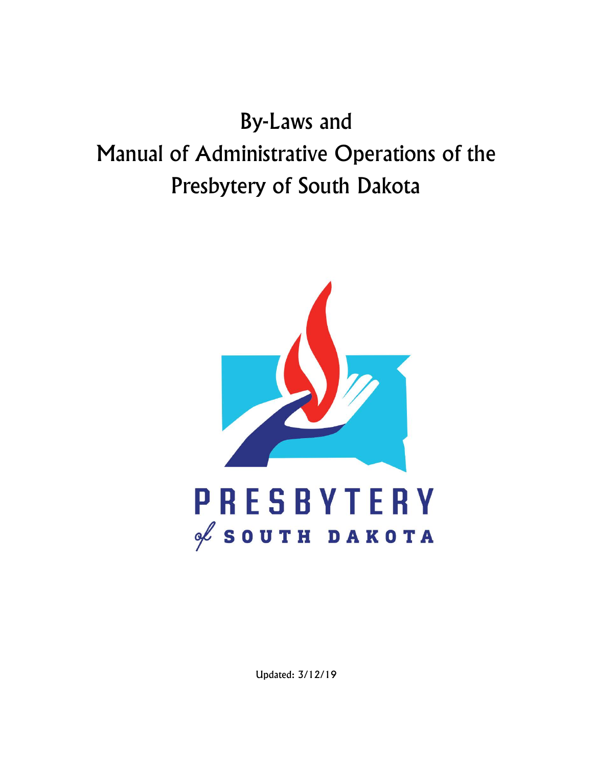# By-Laws and Manual of Administrative Operations of the Presbytery of South Dakota

PRESBYTERY
of SOUTH DAKOTA

Updated: 3/12/19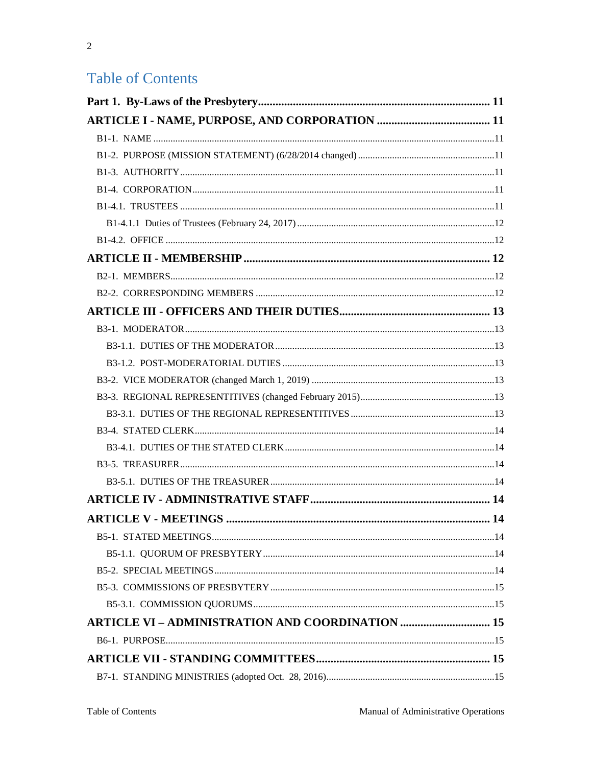# Table of Contents

**Part 1. By-Laws of the Presbytery** ........ 11

**ARTICLE I - NAME, PURPOSE, AND CORPORATION** ........ 11

- B1-1. NAME ........ 11
- B1-2. PURPOSE (MISSION STATEMENT) (6/28/2014 changed) ........ 11
- B1-3. AUTHORITY ........ 11
- B1-4. CORPORATION ........ 11
- B1-4.1. TRUSTEES ........ 11
  - B1-4.1.1 Duties of Trustees (February 24, 2017) ........ 12
- B1-4.2. OFFICE ........ 12

**ARTICLE II - MEMBERSHIP** ........ 12

- B2-1. MEMBERS ........ 12
- B2-2. CORRESPONDING MEMBERS ........ 12

**ARTICLE III - OFFICERS AND THEIR DUTIES** ........ 13

- B3-1. MODERATOR ........ 13
  - B3-1.1. DUTIES OF THE MODERATOR ........ 13
  - B3-1.2. POST-MODERATORIAL DUTIES ........ 13
- B3-2. VICE MODERATOR (changed March 1, 2019) ........ 13
- B3-3. REGIONAL REPRESENTITIVES (changed February 2015) ........ 13
  - B3-3.1. DUTIES OF THE REGIONAL REPRESENTITIVES ........ 13
- B3-4. STATED CLERK ........ 14
  - B3-4.1. DUTIES OF THE STATED CLERK ........ 14
- B3-5. TREASURER ........ 14
  - B3-5.1. DUTIES OF THE TREASURER ........ 14

**ARTICLE IV - ADMINISTRATIVE STAFF** ........ 14

**ARTICLE V - MEETINGS** ........ 14

- B5-1. STATED MEETINGS ........ 14
  - B5-1.1. QUORUM OF PRESBYTERY ........ 14
- B5-2. SPECIAL MEETINGS ........ 14
- B5-3. COMMISSIONS OF PRESBYTERY ........ 15
  - B5-3.1. COMMISSION QUORUMS ........ 15

**ARTICLE VI – ADMINISTRATION AND COORDINATION** ........ 15

- B6-1. PURPOSE ........ 15

**ARTICLE VII - STANDING COMMITTEES** ........ 15

- B7-1. STANDING MINISTRIES (adopted Oct. 28, 2016) ........ 15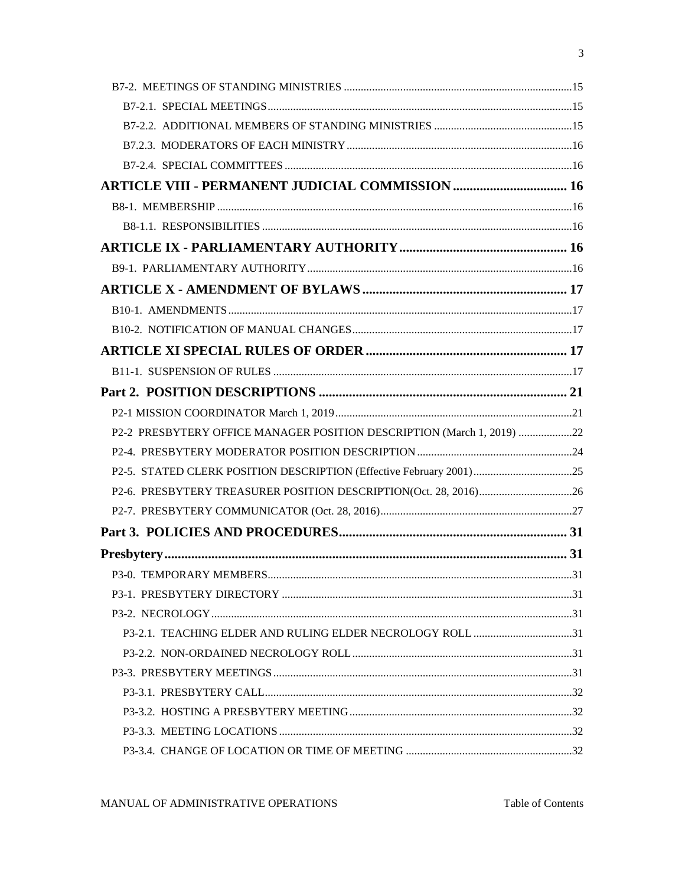B7-2. MEETINGS OF STANDING MINISTRIES ....15

B7-2.1. SPECIAL MEETINGS ....15

B7-2.2. ADDITIONAL MEMBERS OF STANDING MINISTRIES ....15

B7.2.3. MODERATORS OF EACH MINISTRY ....16

B7-2.4. SPECIAL COMMITTEES ....16

**ARTICLE VIII - PERMANENT JUDICIAL COMMISSION .... 16**

B8-1. MEMBERSHIP ....16

B8-1.1. RESPONSIBILITIES ....16

**ARTICLE IX - PARLIAMENTARY AUTHORITY .... 16**

B9-1. PARLIAMENTARY AUTHORITY ....16

**ARTICLE X - AMENDMENT OF BYLAWS .... 17**

B10-1. AMENDMENTS ....17

B10-2. NOTIFICATION OF MANUAL CHANGES ....17

**ARTICLE XI SPECIAL RULES OF ORDER .... 17**

B11-1. SUSPENSION OF RULES ....17

**Part 2. POSITION DESCRIPTIONS .... 21**

P2-1 MISSION COORDINATOR March 1, 2019 ....21

P2-2 PRESBYTERY OFFICE MANAGER POSITION DESCRIPTION (March 1, 2019) ....22

P2-4. PRESBYTERY MODERATOR POSITION DESCRIPTION ....24

P2-5. STATED CLERK POSITION DESCRIPTION (Effective February 2001) ....25

P2-6. PRESBYTERY TREASURER POSITION DESCRIPTION(Oct. 28, 2016) ....26

P2-7. PRESBYTERY COMMUNICATOR (Oct. 28, 2016) ....27

**Part 3. POLICIES AND PROCEDURES .... 31**

**Presbytery .... 31**

P3-0. TEMPORARY MEMBERS ....31

P3-1. PRESBYTERY DIRECTORY ....31

P3-2. NECROLOGY ....31

P3-2.1. TEACHING ELDER AND RULING ELDER NECROLOGY ROLL ....31

P3-2.2. NON-ORDAINED NECROLOGY ROLL ....31

P3-3. PRESBYTERY MEETINGS ....31

P3-3.1. PRESBYTERY CALL ....32

P3-3.2. HOSTING A PRESBYTERY MEETING ....32

P3-3.3. MEETING LOCATIONS ....32

P3-3.4. CHANGE OF LOCATION OR TIME OF MEETING ....32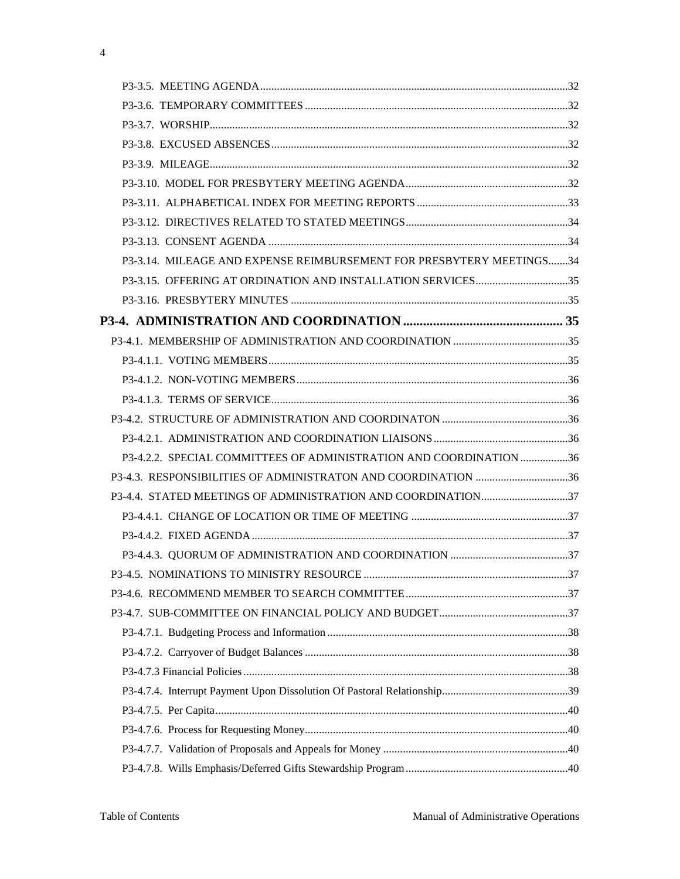P3-3.5. MEETING AGENDA.....32
P3-3.6. TEMPORARY COMMITTEES.....32
P3-3.7. WORSHIP.....32
P3-3.8. EXCUSED ABSENCES.....32
P3-3.9. MILEAGE.....32
P3-3.10. MODEL FOR PRESBYTERY MEETING AGENDA.....32
P3-3.11. ALPHABETICAL INDEX FOR MEETING REPORTS.....33
P3-3.12. DIRECTIVES RELATED TO STATED MEETINGS.....34
P3-3.13. CONSENT AGENDA.....34
P3-3.14. MILEAGE AND EXPENSE REIMBURSEMENT FOR PRESBYTERY MEETINGS.....34
P3-3.15. OFFERING AT ORDINATION AND INSTALLATION SERVICES.....35
P3-3.16. PRESBYTERY MINUTES.....35

**P3-4. ADMINISTRATION AND COORDINATION.....35**

P3-4.1. MEMBERSHIP OF ADMINISTRATION AND COORDINATION.....35
P3-4.1.1. VOTING MEMBERS.....35
P3-4.1.2. NON-VOTING MEMBERS.....36
P3-4.1.3. TERMS OF SERVICE.....36
P3-4.2. STRUCTURE OF ADMINISTRATION AND COORDINATON.....36
P3-4.2.1. ADMINISTRATION AND COORDINATION LIAISONS.....36
P3-4.2.2. SPECIAL COMMITTEES OF ADMINISTRATION AND COORDINATION.....36
P3-4.3. RESPONSIBILITIES OF ADMINISTRATON AND COORDINATION.....36
P3-4.4. STATED MEETINGS OF ADMINISTRATION AND COORDINATION.....37
P3-4.4.1. CHANGE OF LOCATION OR TIME OF MEETING.....37
P3-4.4.2. FIXED AGENDA.....37
P3-4.4.3. QUORUM OF ADMINISTRATION AND COORDINATION.....37
P3-4.5. NOMINATIONS TO MINISTRY RESOURCE.....37
P3-4.6. RECOMMEND MEMBER TO SEARCH COMMITTEE.....37
P3-4.7. SUB-COMMITTEE ON FINANCIAL POLICY AND BUDGET.....37
P3-4.7.1. Budgeting Process and Information.....38
P3-4.7.2. Carryover of Budget Balances.....38
P3-4.7.3 Financial Policies.....38
P3-4.7.4. Interrupt Payment Upon Dissolution Of Pastoral Relationship.....39
P3-4.7.5. Per Capita.....40
P3-4.7.6. Process for Requesting Money.....40
P3-4.7.7. Validation of Proposals and Appeals for Money.....40
P3-4.7.8. Wills Emphasis/Deferred Gifts Stewardship Program.....40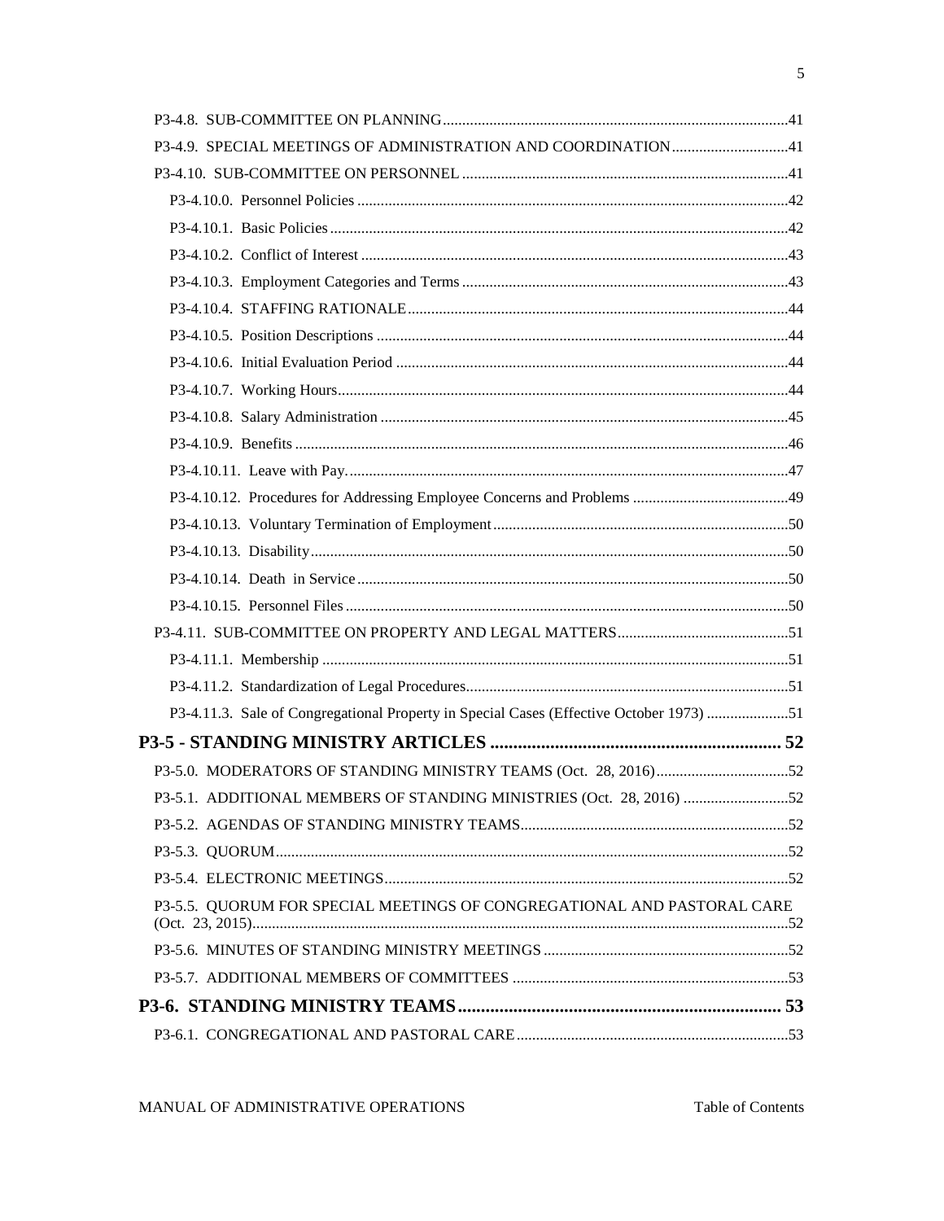- P3-4.8. SUB-COMMITTEE ON PLANNING ........ 41
- P3-4.9. SPECIAL MEETINGS OF ADMINISTRATION AND COORDINATION ........ 41
- P3-4.10. SUB-COMMITTEE ON PERSONNEL ........ 41
  - P3-4.10.0. Personnel Policies ........ 42
  - P3-4.10.1. Basic Policies ........ 42
  - P3-4.10.2. Conflict of Interest ........ 43
  - P3-4.10.3. Employment Categories and Terms ........ 43
  - P3-4.10.4. STAFFING RATIONALE ........ 44
  - P3-4.10.5. Position Descriptions ........ 44
  - P3-4.10.6. Initial Evaluation Period ........ 44
  - P3-4.10.7. Working Hours ........ 44
  - P3-4.10.8. Salary Administration ........ 45
  - P3-4.10.9. Benefits ........ 46
  - P3-4.10.11. Leave with Pay. ........ 47
  - P3-4.10.12. Procedures for Addressing Employee Concerns and Problems ........ 49
  - P3-4.10.13. Voluntary Termination of Employment ........ 50
  - P3-4.10.13. Disability ........ 50
  - P3-4.10.14. Death in Service ........ 50
  - P3-4.10.15. Personnel Files ........ 50
- P3-4.11. SUB-COMMITTEE ON PROPERTY AND LEGAL MATTERS ........ 51
  - P3-4.11.1. Membership ........ 51
  - P3-4.11.2. Standardization of Legal Procedures ........ 51
  - P3-4.11.3. Sale of Congregational Property in Special Cases (Effective October 1973) ........ 51

**P3-5 - STANDING MINISTRY ARTICLES ........ 52**

- P3-5.0. MODERATORS OF STANDING MINISTRY TEAMS (Oct. 28, 2016) ........ 52
- P3-5.1. ADDITIONAL MEMBERS OF STANDING MINISTRIES (Oct. 28, 2016) ........ 52
- P3-5.2. AGENDAS OF STANDING MINISTRY TEAMS ........ 52
- P3-5.3. QUORUM ........ 52
- P3-5.4. ELECTRONIC MEETINGS ........ 52
- P3-5.5. QUORUM FOR SPECIAL MEETINGS OF CONGREGATIONAL AND PASTORAL CARE (Oct. 23, 2015) ........ 52
- P3-5.6. MINUTES OF STANDING MINISTRY MEETINGS ........ 52
- P3-5.7. ADDITIONAL MEMBERS OF COMMITTEES ........ 53

**P3-6. STANDING MINISTRY TEAMS ........ 53**

- P3-6.1. CONGREGATIONAL AND PASTORAL CARE ........ 53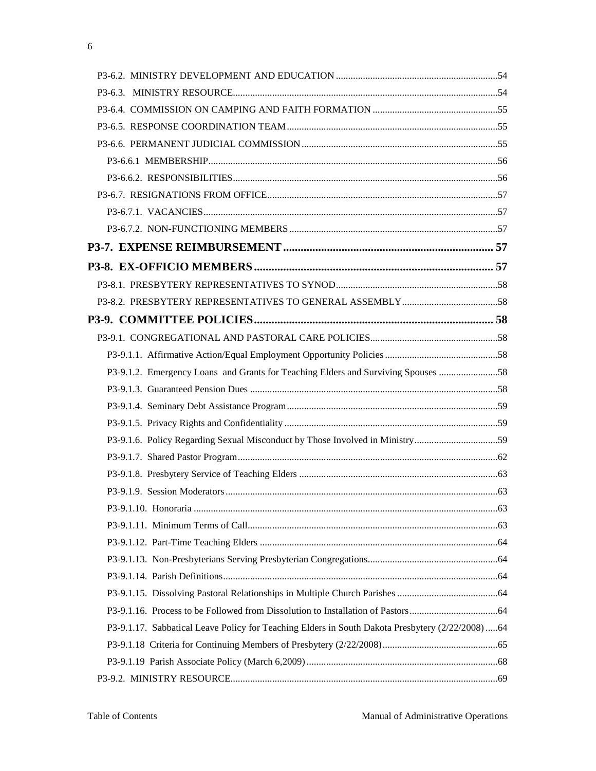P3-6.2. MINISTRY DEVELOPMENT AND EDUCATION .....54

P3-6.3. MINISTRY RESOURCE.....54

P3-6.4. COMMISSION ON CAMPING AND FAITH FORMATION .....55

P3-6.5. RESPONSE COORDINATION TEAM .....55

P3-6.6. PERMANENT JUDICIAL COMMISSION .....55

P3-6.6.1 MEMBERSHIP.....56

P3-6.6.2. RESPONSIBILITIES.....56

P3-6.7. RESIGNATIONS FROM OFFICE.....57

P3-6.7.1. VACANCIES.....57

P3-6.7.2. NON-FUNCTIONING MEMBERS .....57

**P3-7. EXPENSE REIMBURSEMENT ..... 57**

**P3-8. EX-OFFICIO MEMBERS ..... 57**

P3-8.1. PRESBYTERY REPRESENTATIVES TO SYNOD.....58

P3-8.2. PRESBYTERY REPRESENTATIVES TO GENERAL ASSEMBLY .....58

**P3-9. COMMITTEE POLICIES..... 58**

P3-9.1. CONGREGATIONAL AND PASTORAL CARE POLICIES.....58

P3-9.1.1. Affirmative Action/Equal Employment Opportunity Policies .....58

P3-9.1.2. Emergency Loans and Grants for Teaching Elders and Surviving Spouses .....58

P3-9.1.3. Guaranteed Pension Dues .....58

P3-9.1.4. Seminary Debt Assistance Program .....59

P3-9.1.5. Privacy Rights and Confidentiality .....59

P3-9.1.6. Policy Regarding Sexual Misconduct by Those Involved in Ministry.....59

P3-9.1.7. Shared Pastor Program.....62

P3-9.1.8. Presbytery Service of Teaching Elders .....63

P3-9.1.9. Session Moderators .....63

P3-9.1.10. Honoraria .....63

P3-9.1.11. Minimum Terms of Call.....63

P3-9.1.12. Part-Time Teaching Elders .....64

P3-9.1.13. Non-Presbyterians Serving Presbyterian Congregations.....64

P3-9.1.14. Parish Definitions.....64

P3-9.1.15. Dissolving Pastoral Relationships in Multiple Church Parishes .....64

P3-9.1.16. Process to be Followed from Dissolution to Installation of Pastors.....64

P3-9.1.17. Sabbatical Leave Policy for Teaching Elders in South Dakota Presbytery (2/22/2008) .....64

P3-9.1.18 Criteria for Continuing Members of Presbytery (2/22/2008).....65

P3-9.1.19 Parish Associate Policy (March 6,2009) .....68

P3-9.2. MINISTRY RESOURCE.....69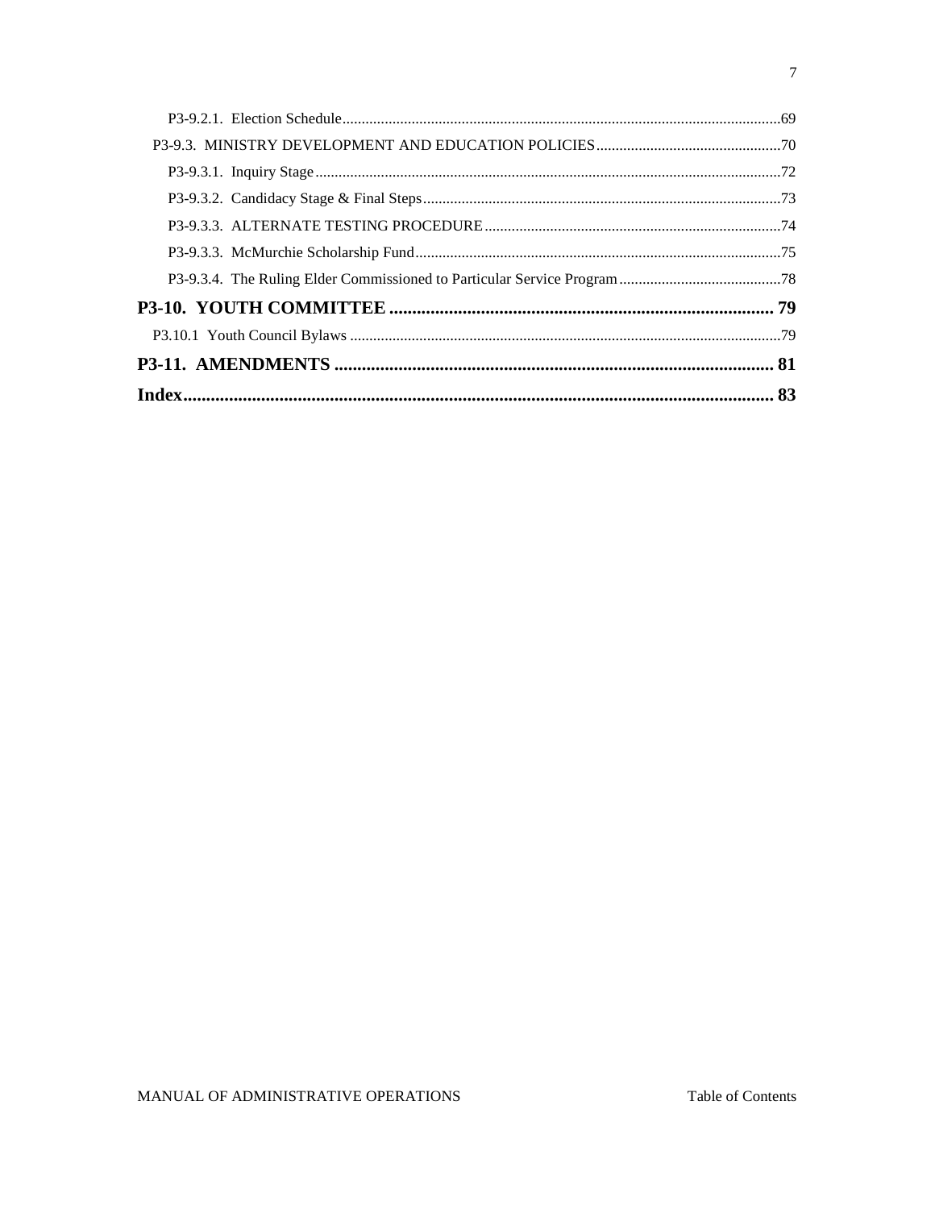P3-9.2.1. Election Schedule ..... 69

P3-9.3. MINISTRY DEVELOPMENT AND EDUCATION POLICIES ..... 70

P3-9.3.1. Inquiry Stage ..... 72

P3-9.3.2. Candidacy Stage & Final Steps ..... 73

P3-9.3.3. ALTERNATE TESTING PROCEDURE ..... 74

P3-9.3.3. McMurchie Scholarship Fund ..... 75

P3-9.3.4. The Ruling Elder Commissioned to Particular Service Program ..... 78

**P3-10. YOUTH COMMITTEE ..... 79**

P3.10.1 Youth Council Bylaws ..... 79

**P3-11. AMENDMENTS ..... 81**

**Index ..... 83**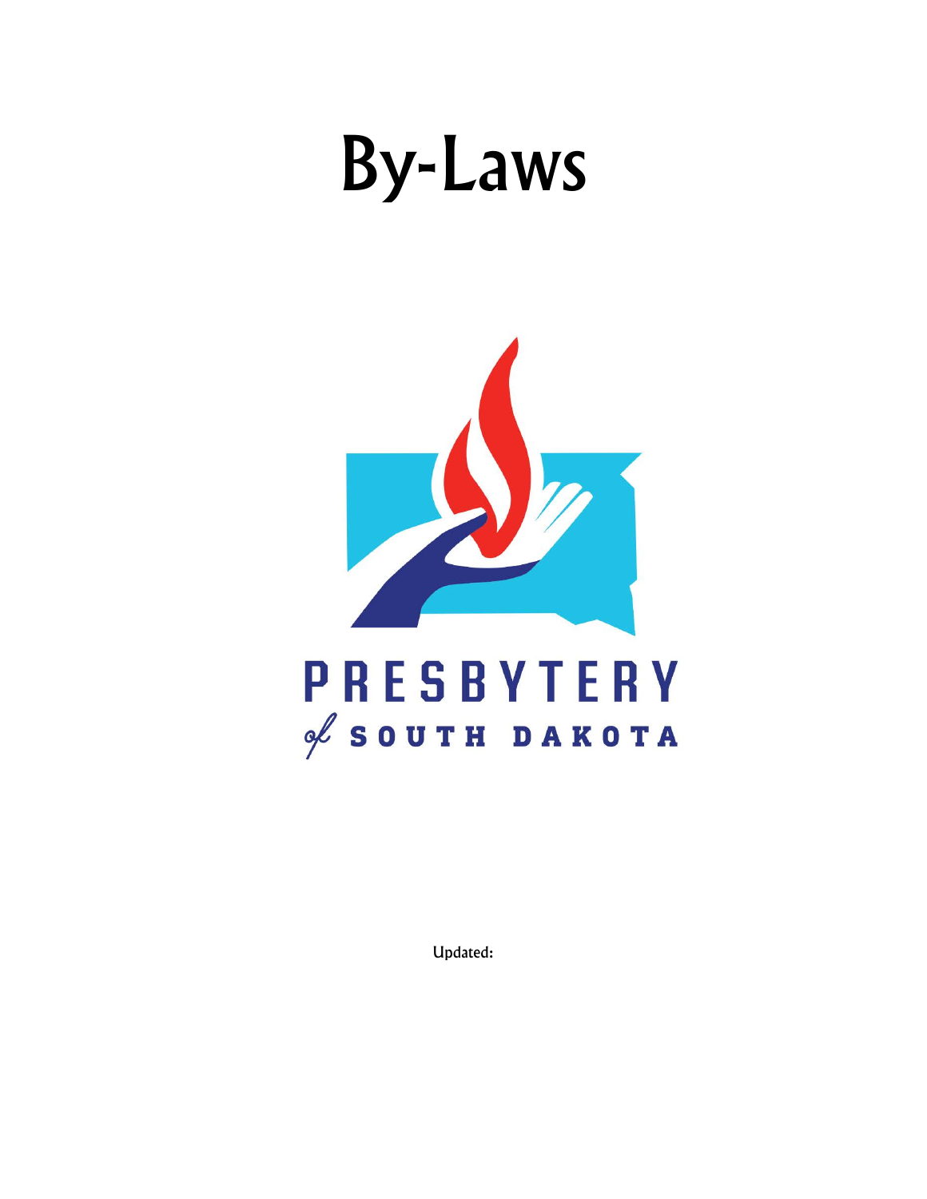# By-Laws

PRESBYTERY

of SOUTH DAKOTA

Updated: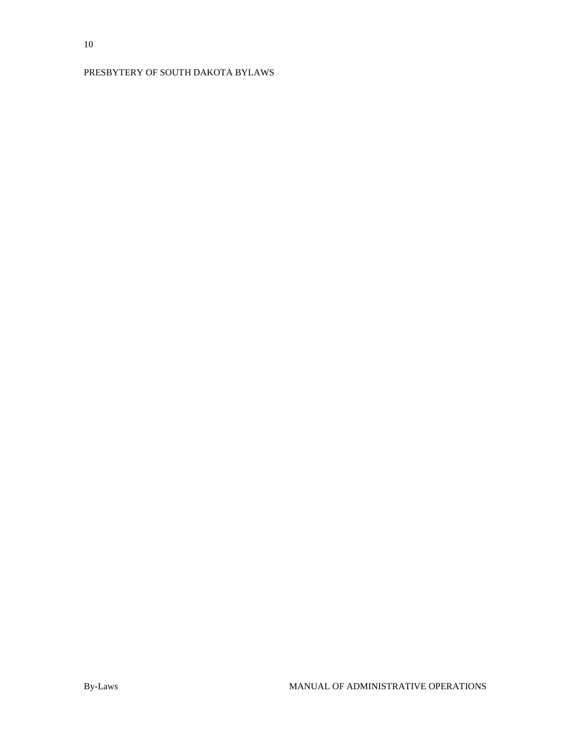# PRESBYTERY OF SOUTH DAKOTA BYLAWS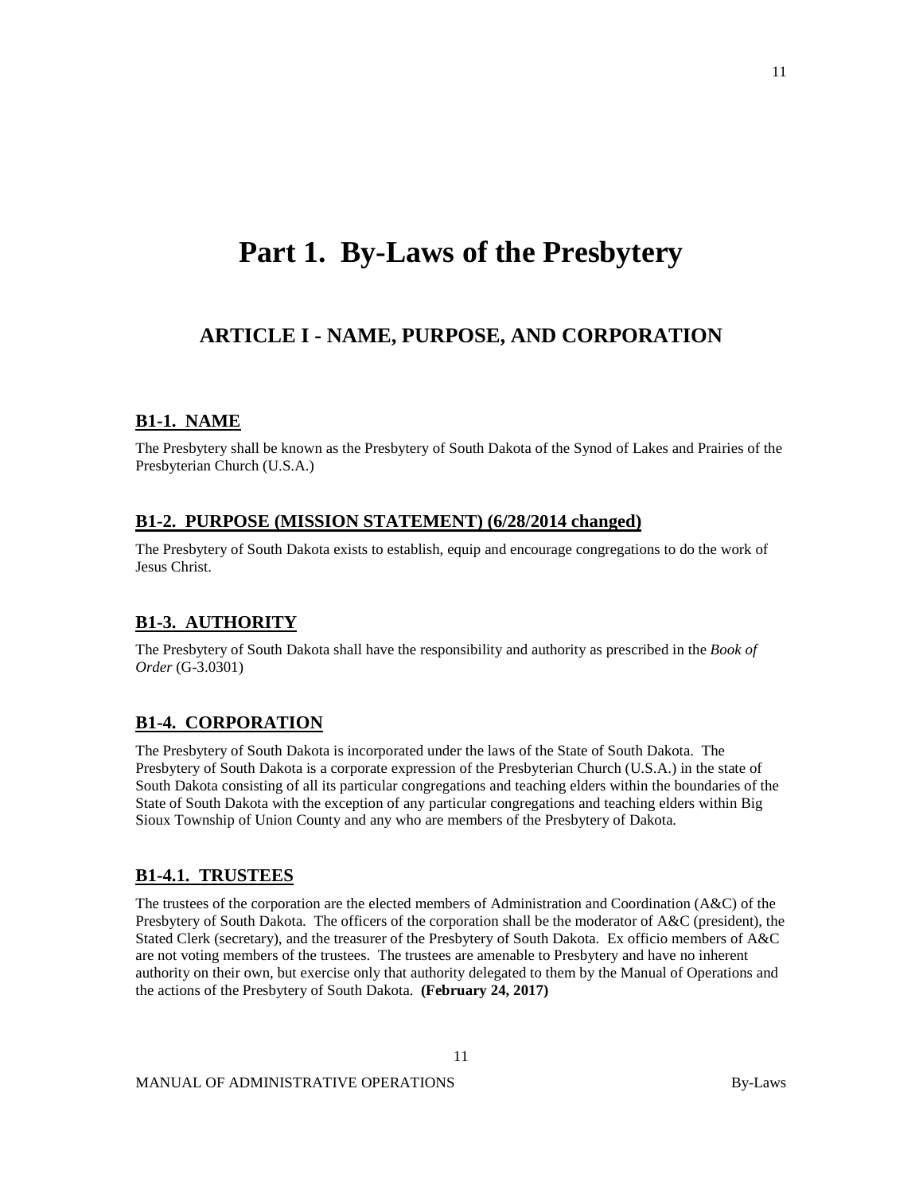# Part 1. By-Laws of the Presbytery

## ARTICLE I - NAME, PURPOSE, AND CORPORATION

### B1-1. NAME

The Presbytery shall be known as the Presbytery of South Dakota of the Synod of Lakes and Prairies of the Presbyterian Church (U.S.A.)

### B1-2. PURPOSE (MISSION STATEMENT) (6/28/2014 changed)

The Presbytery of South Dakota exists to establish, equip and encourage congregations to do the work of Jesus Christ.

### B1-3. AUTHORITY

The Presbytery of South Dakota shall have the responsibility and authority as prescribed in the *Book of Order* (G-3.0301)

### B1-4. CORPORATION

The Presbytery of South Dakota is incorporated under the laws of the State of South Dakota. The Presbytery of South Dakota is a corporate expression of the Presbyterian Church (U.S.A.) in the state of South Dakota consisting of all its particular congregations and teaching elders within the boundaries of the State of South Dakota with the exception of any particular congregations and teaching elders within Big Sioux Township of Union County and any who are members of the Presbytery of Dakota.

### B1-4.1. TRUSTEES

The trustees of the corporation are the elected members of Administration and Coordination (A&C) of the Presbytery of South Dakota. The officers of the corporation shall be the moderator of A&C (president), the Stated Clerk (secretary), and the treasurer of the Presbytery of South Dakota. Ex officio members of A&C are not voting members of the trustees. The trustees are amenable to Presbytery and have no inherent authority on their own, but exercise only that authority delegated to them by the Manual of Operations and the actions of the Presbytery of South Dakota. **(February 24, 2017)**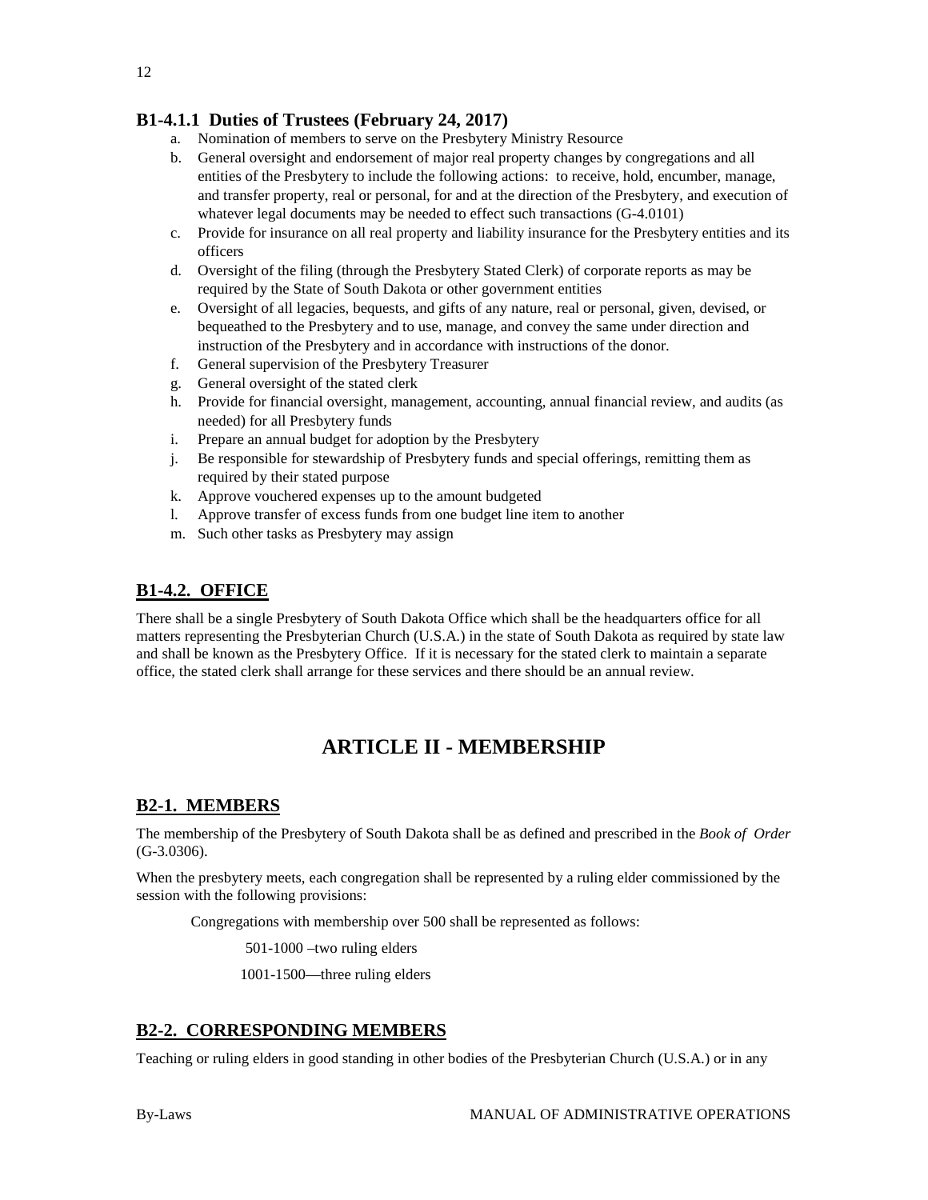### B1-4.1.1 Duties of Trustees (February 24, 2017)

a. Nomination of members to serve on the Presbytery Ministry Resource
b. General oversight and endorsement of major real property changes by congregations and all entities of the Presbytery to include the following actions: to receive, hold, encumber, manage, and transfer property, real or personal, for and at the direction of the Presbytery, and execution of whatever legal documents may be needed to effect such transactions (G-4.0101)
c. Provide for insurance on all real property and liability insurance for the Presbytery entities and its officers
d. Oversight of the filing (through the Presbytery Stated Clerk) of corporate reports as may be required by the State of South Dakota or other government entities
e. Oversight of all legacies, bequests, and gifts of any nature, real or personal, given, devised, or bequeathed to the Presbytery and to use, manage, and convey the same under direction and instruction of the Presbytery and in accordance with instructions of the donor.
f. General supervision of the Presbytery Treasurer
g. General oversight of the stated clerk
h. Provide for financial oversight, management, accounting, annual financial review, and audits (as needed) for all Presbytery funds
i. Prepare an annual budget for adoption by the Presbytery
j. Be responsible for stewardship of Presbytery funds and special offerings, remitting them as required by their stated purpose
k. Approve vouchered expenses up to the amount budgeted
l. Approve transfer of excess funds from one budget line item to another
m. Such other tasks as Presbytery may assign

### B1-4.2. OFFICE

There shall be a single Presbytery of South Dakota Office which shall be the headquarters office for all matters representing the Presbyterian Church (U.S.A.) in the state of South Dakota as required by state law and shall be known as the Presbytery Office. If it is necessary for the stated clerk to maintain a separate office, the stated clerk shall arrange for these services and there should be an annual review.

## ARTICLE II - MEMBERSHIP

### B2-1. MEMBERS

The membership of the Presbytery of South Dakota shall be as defined and prescribed in the *Book of Order* (G-3.0306).

When the presbytery meets, each congregation shall be represented by a ruling elder commissioned by the session with the following provisions:

Congregations with membership over 500 shall be represented as follows:

501-1000 –two ruling elders

1001-1500—three ruling elders

### B2-2. CORRESPONDING MEMBERS

Teaching or ruling elders in good standing in other bodies of the Presbyterian Church (U.S.A.) or in any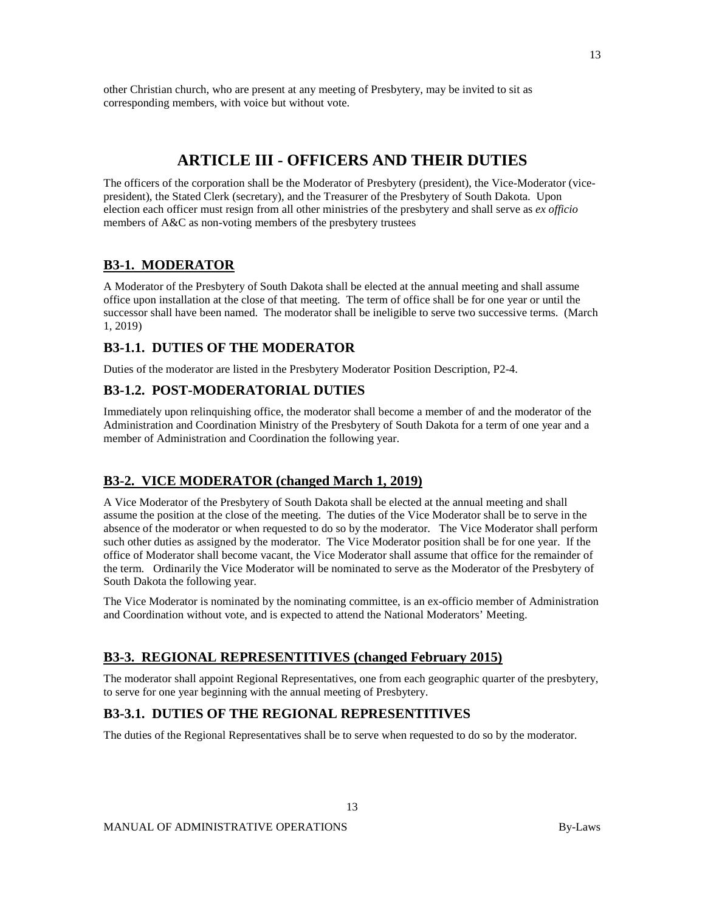other Christian church, who are present at any meeting of Presbytery, may be invited to sit as corresponding members, with voice but without vote.

# ARTICLE III - OFFICERS AND THEIR DUTIES

The officers of the corporation shall be the Moderator of Presbytery (president), the Vice-Moderator (vice-president), the Stated Clerk (secretary), and the Treasurer of the Presbytery of South Dakota. Upon election each officer must resign from all other ministries of the presbytery and shall serve as *ex officio* members of A&C as non-voting members of the presbytery trustees

## B3-1. MODERATOR

A Moderator of the Presbytery of South Dakota shall be elected at the annual meeting and shall assume office upon installation at the close of that meeting. The term of office shall be for one year or until the successor shall have been named. The moderator shall be ineligible to serve two successive terms. (March 1, 2019)

### B3-1.1. DUTIES OF THE MODERATOR

Duties of the moderator are listed in the Presbytery Moderator Position Description, P2-4.

### B3-1.2. POST-MODERATORIAL DUTIES

Immediately upon relinquishing office, the moderator shall become a member of and the moderator of the Administration and Coordination Ministry of the Presbytery of South Dakota for a term of one year and a member of Administration and Coordination the following year.

## B3-2. VICE MODERATOR (changed March 1, 2019)

A Vice Moderator of the Presbytery of South Dakota shall be elected at the annual meeting and shall assume the position at the close of the meeting. The duties of the Vice Moderator shall be to serve in the absence of the moderator or when requested to do so by the moderator. The Vice Moderator shall perform such other duties as assigned by the moderator. The Vice Moderator position shall be for one year. If the office of Moderator shall become vacant, the Vice Moderator shall assume that office for the remainder of the term. Ordinarily the Vice Moderator will be nominated to serve as the Moderator of the Presbytery of South Dakota the following year.

The Vice Moderator is nominated by the nominating committee, is an ex-officio member of Administration and Coordination without vote, and is expected to attend the National Moderators' Meeting.

## B3-3. REGIONAL REPRESENTITIVES (changed February 2015)

The moderator shall appoint Regional Representatives, one from each geographic quarter of the presbytery, to serve for one year beginning with the annual meeting of Presbytery.

### B3-3.1. DUTIES OF THE REGIONAL REPRESENTITIVES

The duties of the Regional Representatives shall be to serve when requested to do so by the moderator.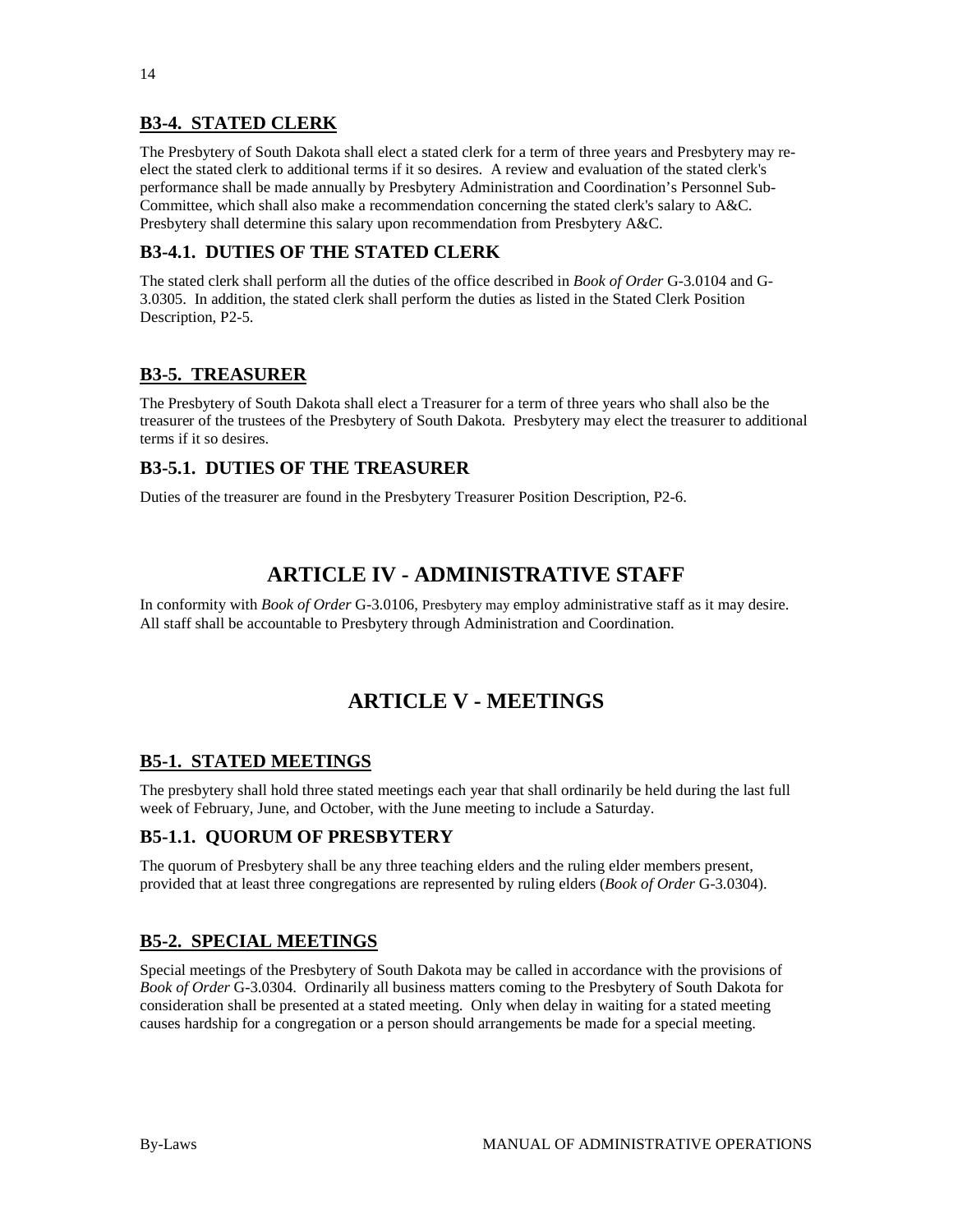## B3-4. STATED CLERK

The Presbytery of South Dakota shall elect a stated clerk for a term of three years and Presbytery may re-elect the stated clerk to additional terms if it so desires. A review and evaluation of the stated clerk's performance shall be made annually by Presbytery Administration and Coordination's Personnel Sub-Committee, which shall also make a recommendation concerning the stated clerk's salary to A&C. Presbytery shall determine this salary upon recommendation from Presbytery A&C.

### B3-4.1. DUTIES OF THE STATED CLERK

The stated clerk shall perform all the duties of the office described in *Book of Order* G-3.0104 and G-3.0305. In addition, the stated clerk shall perform the duties as listed in the Stated Clerk Position Description, P2-5.

## B3-5. TREASURER

The Presbytery of South Dakota shall elect a Treasurer for a term of three years who shall also be the treasurer of the trustees of the Presbytery of South Dakota. Presbytery may elect the treasurer to additional terms if it so desires.

### B3-5.1. DUTIES OF THE TREASURER

Duties of the treasurer are found in the Presbytery Treasurer Position Description, P2-6.

# ARTICLE IV - ADMINISTRATIVE STAFF

In conformity with *Book of Order* G-3.0106, Presbytery may employ administrative staff as it may desire. All staff shall be accountable to Presbytery through Administration and Coordination.

# ARTICLE V - MEETINGS

## B5-1. STATED MEETINGS

The presbytery shall hold three stated meetings each year that shall ordinarily be held during the last full week of February, June, and October, with the June meeting to include a Saturday.

### B5-1.1. QUORUM OF PRESBYTERY

The quorum of Presbytery shall be any three teaching elders and the ruling elder members present, provided that at least three congregations are represented by ruling elders (*Book of Order* G-3.0304).

## B5-2. SPECIAL MEETINGS

Special meetings of the Presbytery of South Dakota may be called in accordance with the provisions of *Book of Order* G-3.0304. Ordinarily all business matters coming to the Presbytery of South Dakota for consideration shall be presented at a stated meeting. Only when delay in waiting for a stated meeting causes hardship for a congregation or a person should arrangements be made for a special meeting.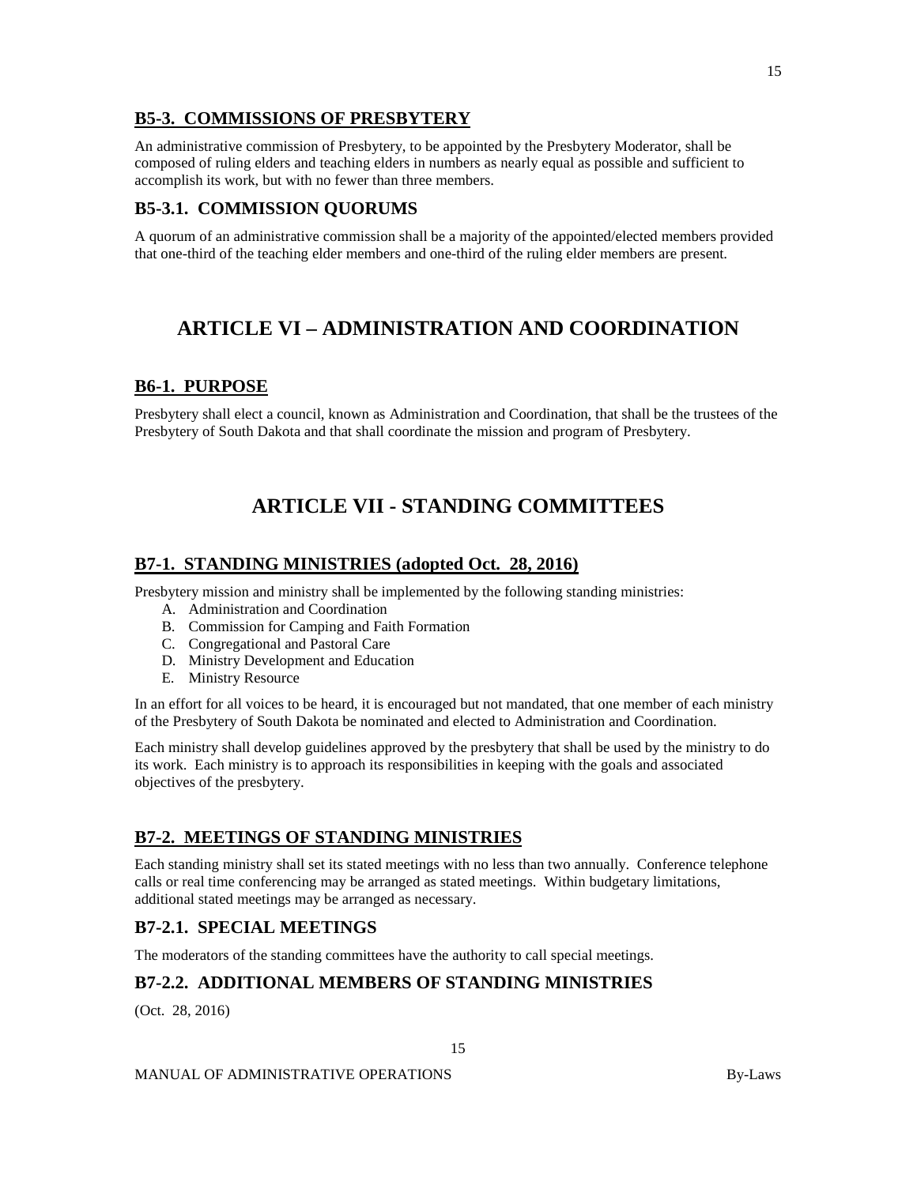## B5-3. COMMISSIONS OF PRESBYTERY

An administrative commission of Presbytery, to be appointed by the Presbytery Moderator, shall be composed of ruling elders and teaching elders in numbers as nearly equal as possible and sufficient to accomplish its work, but with no fewer than three members.

### B5-3.1. COMMISSION QUORUMS

A quorum of an administrative commission shall be a majority of the appointed/elected members provided that one-third of the teaching elder members and one-third of the ruling elder members are present.

# ARTICLE VI – ADMINISTRATION AND COORDINATION

## B6-1. PURPOSE

Presbytery shall elect a council, known as Administration and Coordination, that shall be the trustees of the Presbytery of South Dakota and that shall coordinate the mission and program of Presbytery.

# ARTICLE VII - STANDING COMMITTEES

## B7-1. STANDING MINISTRIES (adopted Oct. 28, 2016)

Presbytery mission and ministry shall be implemented by the following standing ministries:

A. Administration and Coordination
B. Commission for Camping and Faith Formation
C. Congregational and Pastoral Care
D. Ministry Development and Education
E. Ministry Resource

In an effort for all voices to be heard, it is encouraged but not mandated, that one member of each ministry of the Presbytery of South Dakota be nominated and elected to Administration and Coordination.

Each ministry shall develop guidelines approved by the presbytery that shall be used by the ministry to do its work. Each ministry is to approach its responsibilities in keeping with the goals and associated objectives of the presbytery.

## B7-2. MEETINGS OF STANDING MINISTRIES

Each standing ministry shall set its stated meetings with no less than two annually. Conference telephone calls or real time conferencing may be arranged as stated meetings. Within budgetary limitations, additional stated meetings may be arranged as necessary.

### B7-2.1. SPECIAL MEETINGS

The moderators of the standing committees have the authority to call special meetings.

### B7-2.2. ADDITIONAL MEMBERS OF STANDING MINISTRIES

(Oct. 28, 2016)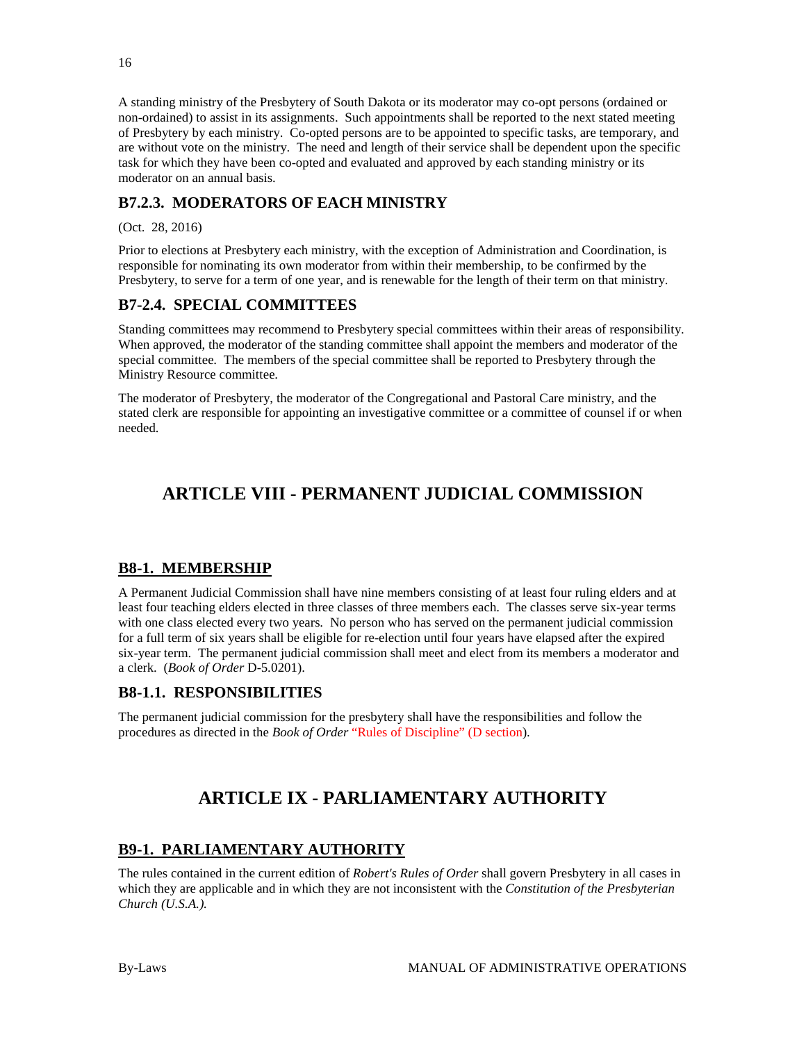A standing ministry of the Presbytery of South Dakota or its moderator may co-opt persons (ordained or non-ordained) to assist in its assignments. Such appointments shall be reported to the next stated meeting of Presbytery by each ministry. Co-opted persons are to be appointed to specific tasks, are temporary, and are without vote on the ministry. The need and length of their service shall be dependent upon the specific task for which they have been co-opted and evaluated and approved by each standing ministry or its moderator on an annual basis.

### B7.2.3. MODERATORS OF EACH MINISTRY

(Oct. 28, 2016)

Prior to elections at Presbytery each ministry, with the exception of Administration and Coordination, is responsible for nominating its own moderator from within their membership, to be confirmed by the Presbytery, to serve for a term of one year, and is renewable for the length of their term on that ministry.

### B7-2.4. SPECIAL COMMITTEES

Standing committees may recommend to Presbytery special committees within their areas of responsibility. When approved, the moderator of the standing committee shall appoint the members and moderator of the special committee. The members of the special committee shall be reported to Presbytery through the Ministry Resource committee.

The moderator of Presbytery, the moderator of the Congregational and Pastoral Care ministry, and the stated clerk are responsible for appointing an investigative committee or a committee of counsel if or when needed.

# ARTICLE VIII - PERMANENT JUDICIAL COMMISSION

## B8-1. MEMBERSHIP

A Permanent Judicial Commission shall have nine members consisting of at least four ruling elders and at least four teaching elders elected in three classes of three members each. The classes serve six-year terms with one class elected every two years. No person who has served on the permanent judicial commission for a full term of six years shall be eligible for re-election until four years have elapsed after the expired six-year term. The permanent judicial commission shall meet and elect from its members a moderator and a clerk. (*Book of Order* D-5.0201).

### B8-1.1. RESPONSIBILITIES

The permanent judicial commission for the presbytery shall have the responsibilities and follow the procedures as directed in the *Book of Order* "Rules of Discipline" (D section).

# ARTICLE IX - PARLIAMENTARY AUTHORITY

## B9-1. PARLIAMENTARY AUTHORITY

The rules contained in the current edition of *Robert's Rules of Order* shall govern Presbytery in all cases in which they are applicable and in which they are not inconsistent with the *Constitution of the Presbyterian Church (U.S.A.).*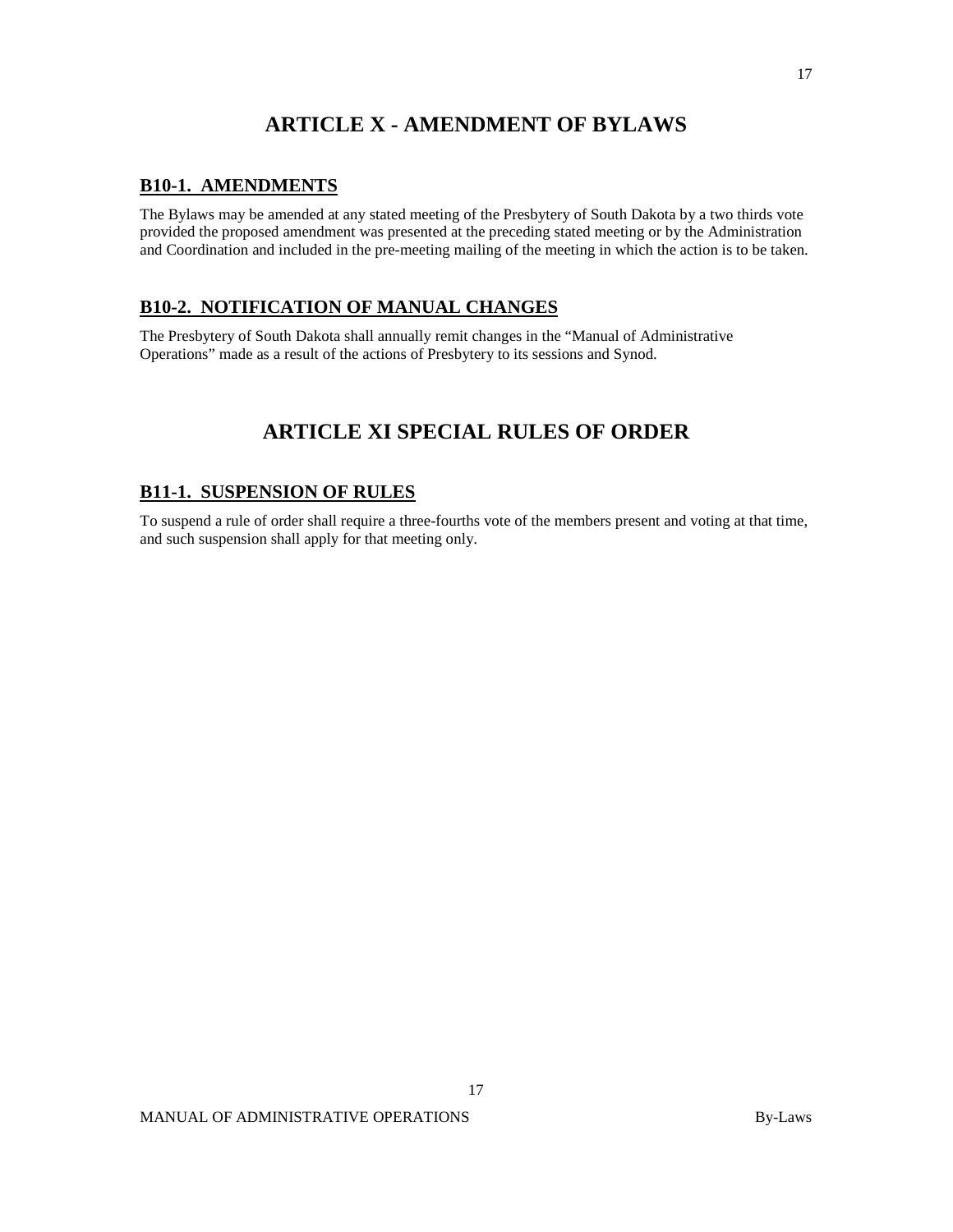# ARTICLE X - AMENDMENT OF BYLAWS

## B10-1. AMENDMENTS

The Bylaws may be amended at any stated meeting of the Presbytery of South Dakota by a two thirds vote provided the proposed amendment was presented at the preceding stated meeting or by the Administration and Coordination and included in the pre-meeting mailing of the meeting in which the action is to be taken.

## B10-2. NOTIFICATION OF MANUAL CHANGES

The Presbytery of South Dakota shall annually remit changes in the "Manual of Administrative Operations" made as a result of the actions of Presbytery to its sessions and Synod.

# ARTICLE XI SPECIAL RULES OF ORDER

## B11-1. SUSPENSION OF RULES

To suspend a rule of order shall require a three-fourths vote of the members present and voting at that time, and such suspension shall apply for that meeting only.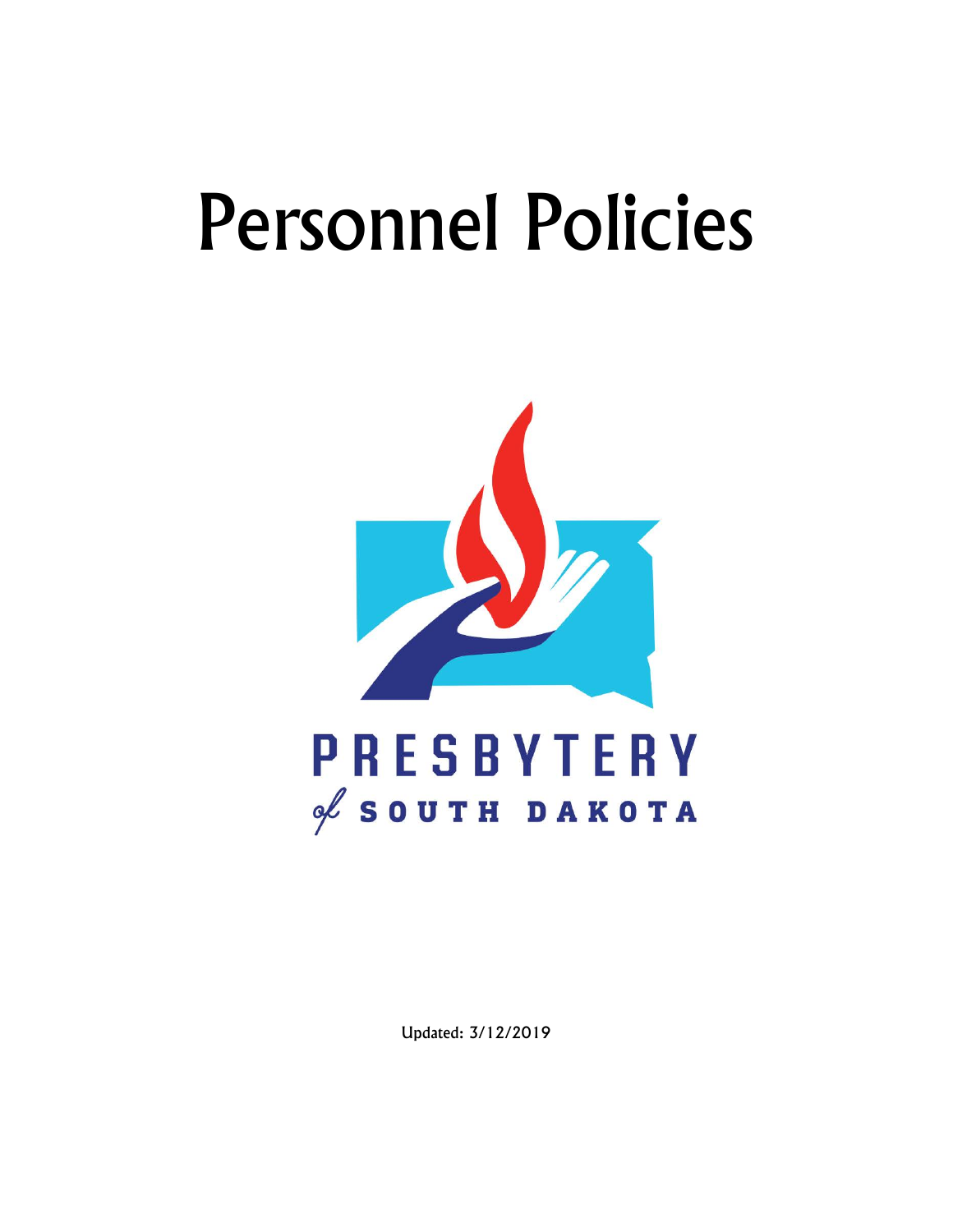# Personnel Policies

PRESBYTERY

of SOUTH DAKOTA

Updated: 3/12/2019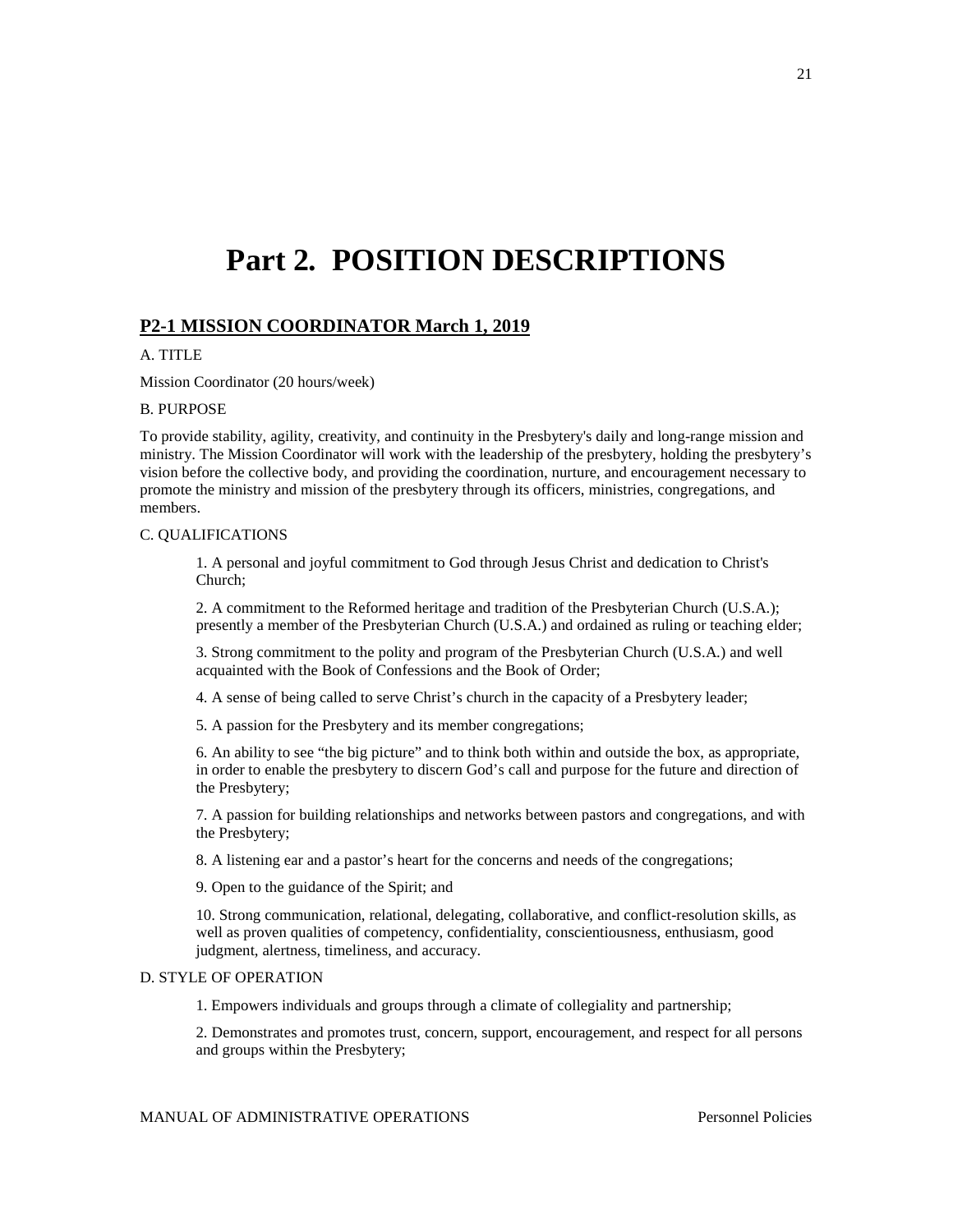# Part 2. POSITION DESCRIPTIONS

## P2-1 MISSION COORDINATOR March 1, 2019

A. TITLE

Mission Coordinator (20 hours/week)

B. PURPOSE

To provide stability, agility, creativity, and continuity in the Presbytery's daily and long-range mission and ministry. The Mission Coordinator will work with the leadership of the presbytery, holding the presbytery's vision before the collective body, and providing the coordination, nurture, and encouragement necessary to promote the ministry and mission of the presbytery through its officers, ministries, congregations, and members.

C. QUALIFICATIONS

1. A personal and joyful commitment to God through Jesus Christ and dedication to Christ's Church;

2. A commitment to the Reformed heritage and tradition of the Presbyterian Church (U.S.A.); presently a member of the Presbyterian Church (U.S.A.) and ordained as ruling or teaching elder;

3. Strong commitment to the polity and program of the Presbyterian Church (U.S.A.) and well acquainted with the Book of Confessions and the Book of Order;

4. A sense of being called to serve Christ's church in the capacity of a Presbytery leader;

5. A passion for the Presbytery and its member congregations;

6. An ability to see "the big picture" and to think both within and outside the box, as appropriate, in order to enable the presbytery to discern God's call and purpose for the future and direction of the Presbytery;

7. A passion for building relationships and networks between pastors and congregations, and with the Presbytery;

8. A listening ear and a pastor's heart for the concerns and needs of the congregations;

9. Open to the guidance of the Spirit; and

10. Strong communication, relational, delegating, collaborative, and conflict-resolution skills, as well as proven qualities of competency, confidentiality, conscientiousness, enthusiasm, good judgment, alertness, timeliness, and accuracy.

D. STYLE OF OPERATION

1. Empowers individuals and groups through a climate of collegiality and partnership;

2. Demonstrates and promotes trust, concern, support, encouragement, and respect for all persons and groups within the Presbytery;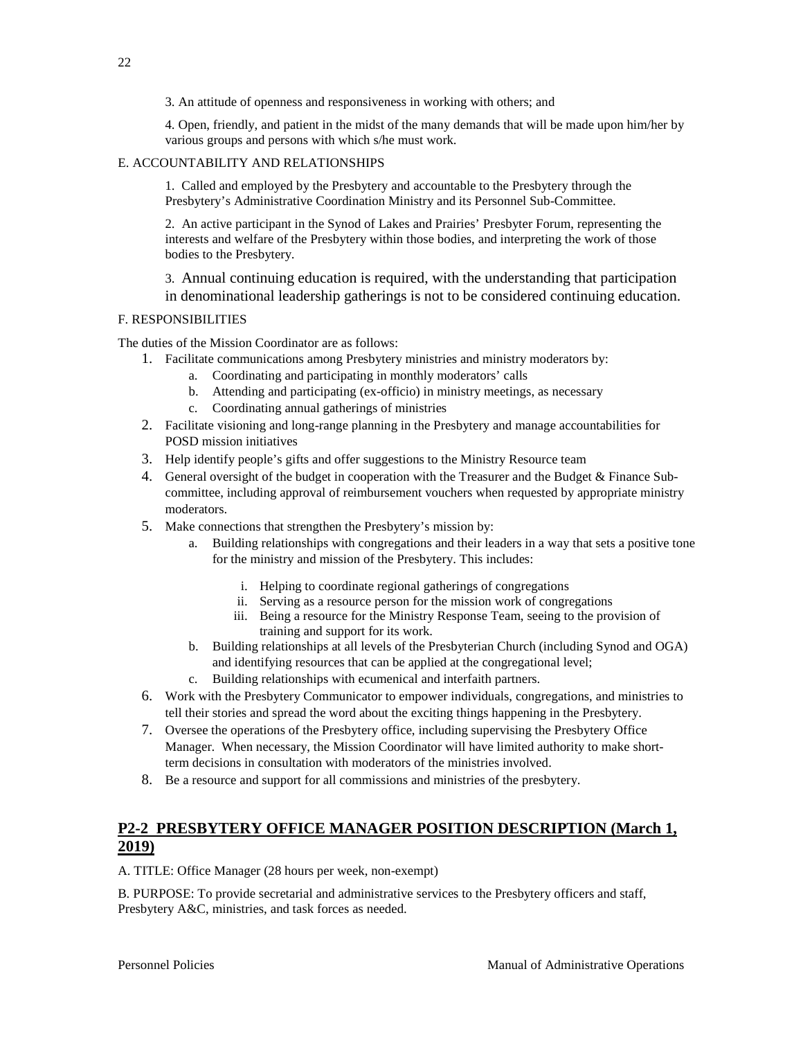3. An attitude of openness and responsiveness in working with others; and

4. Open, friendly, and patient in the midst of the many demands that will be made upon him/her by various groups and persons with which s/he must work.

E. ACCOUNTABILITY AND RELATIONSHIPS

1. Called and employed by the Presbytery and accountable to the Presbytery through the Presbytery's Administrative Coordination Ministry and its Personnel Sub-Committee.

2. An active participant in the Synod of Lakes and Prairies' Presbyter Forum, representing the interests and welfare of the Presbytery within those bodies, and interpreting the work of those bodies to the Presbytery.

3. Annual continuing education is required, with the understanding that participation in denominational leadership gatherings is not to be considered continuing education.

F. RESPONSIBILITIES

The duties of the Mission Coordinator are as follows:

1. Facilitate communications among Presbytery ministries and ministry moderators by:
   a. Coordinating and participating in monthly moderators' calls
   b. Attending and participating (ex-officio) in ministry meetings, as necessary
   c. Coordinating annual gatherings of ministries
2. Facilitate visioning and long-range planning in the Presbytery and manage accountabilities for POSD mission initiatives
3. Help identify people's gifts and offer suggestions to the Ministry Resource team
4. General oversight of the budget in cooperation with the Treasurer and the Budget & Finance Sub-committee, including approval of reimbursement vouchers when requested by appropriate ministry moderators.
5. Make connections that strengthen the Presbytery's mission by:
   a. Building relationships with congregations and their leaders in a way that sets a positive tone for the ministry and mission of the Presbytery. This includes:
      i. Helping to coordinate regional gatherings of congregations
      ii. Serving as a resource person for the mission work of congregations
      iii. Being a resource for the Ministry Response Team, seeing to the provision of training and support for its work.
   b. Building relationships at all levels of the Presbyterian Church (including Synod and OGA) and identifying resources that can be applied at the congregational level;
   c. Building relationships with ecumenical and interfaith partners.
6. Work with the Presbytery Communicator to empower individuals, congregations, and ministries to tell their stories and spread the word about the exciting things happening in the Presbytery.
7. Oversee the operations of the Presbytery office, including supervising the Presbytery Office Manager. When necessary, the Mission Coordinator will have limited authority to make short-term decisions in consultation with moderators of the ministries involved.
8. Be a resource and support for all commissions and ministries of the presbytery.

## P2-2 PRESBYTERY OFFICE MANAGER POSITION DESCRIPTION (March 1, 2019)

A. TITLE: Office Manager (28 hours per week, non-exempt)

B. PURPOSE: To provide secretarial and administrative services to the Presbytery officers and staff, Presbytery A&C, ministries, and task forces as needed.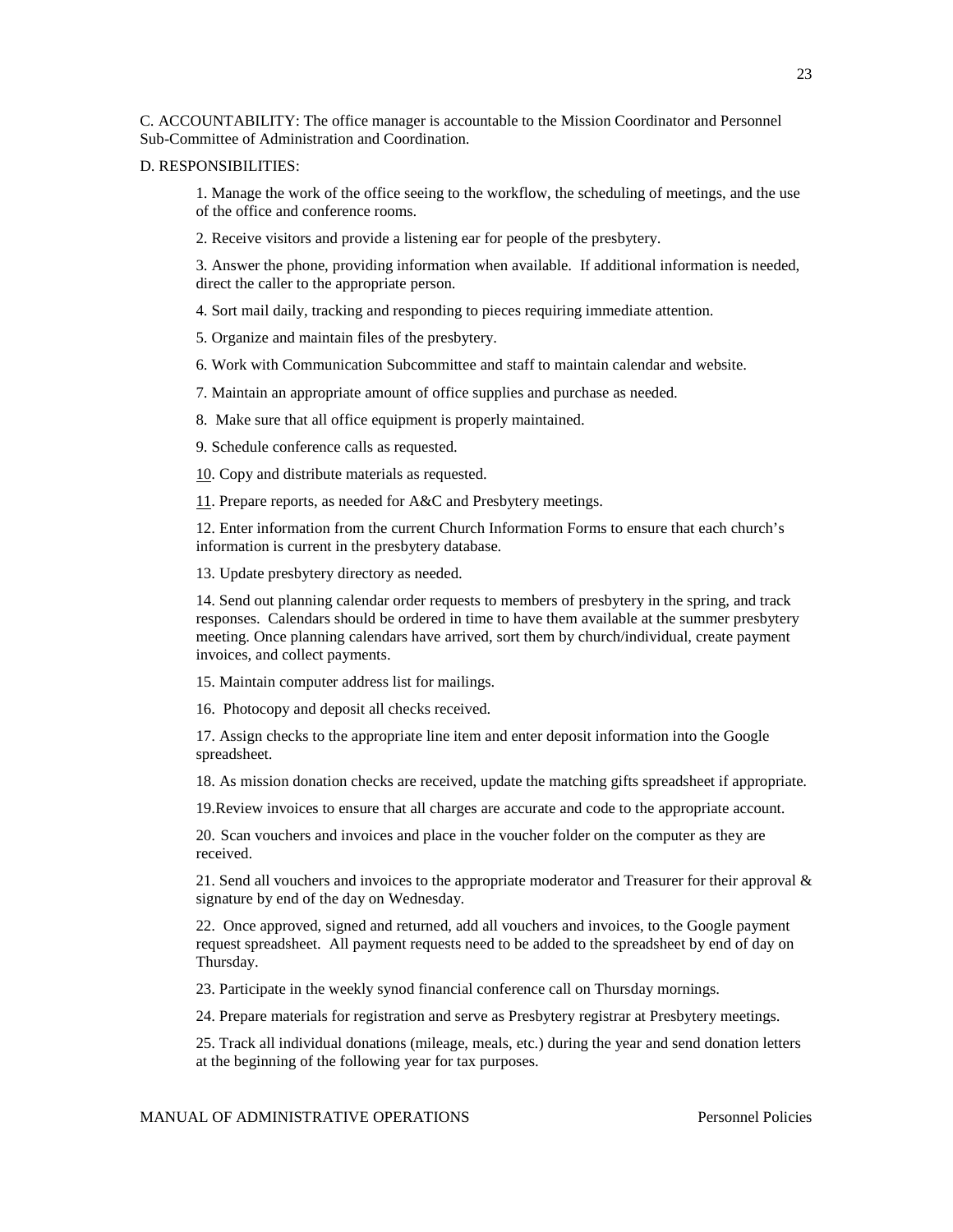C. ACCOUNTABILITY: The office manager is accountable to the Mission Coordinator and Personnel Sub-Committee of Administration and Coordination.

D. RESPONSIBILITIES:

1. Manage the work of the office seeing to the workflow, the scheduling of meetings, and the use of the office and conference rooms.

2. Receive visitors and provide a listening ear for people of the presbytery.

3. Answer the phone, providing information when available. If additional information is needed, direct the caller to the appropriate person.

4. Sort mail daily, tracking and responding to pieces requiring immediate attention.

5. Organize and maintain files of the presbytery.

6. Work with Communication Subcommittee and staff to maintain calendar and website.

7. Maintain an appropriate amount of office supplies and purchase as needed.

8. Make sure that all office equipment is properly maintained.

9. Schedule conference calls as requested.

10. Copy and distribute materials as requested.

11. Prepare reports, as needed for A&C and Presbytery meetings.

12. Enter information from the current Church Information Forms to ensure that each church's information is current in the presbytery database.

13. Update presbytery directory as needed.

14. Send out planning calendar order requests to members of presbytery in the spring, and track responses. Calendars should be ordered in time to have them available at the summer presbytery meeting. Once planning calendars have arrived, sort them by church/individual, create payment invoices, and collect payments.

15. Maintain computer address list for mailings.

16. Photocopy and deposit all checks received.

17. Assign checks to the appropriate line item and enter deposit information into the Google spreadsheet.

18. As mission donation checks are received, update the matching gifts spreadsheet if appropriate.

19. Review invoices to ensure that all charges are accurate and code to the appropriate account.

20. Scan vouchers and invoices and place in the voucher folder on the computer as they are received.

21. Send all vouchers and invoices to the appropriate moderator and Treasurer for their approval & signature by end of the day on Wednesday.

22. Once approved, signed and returned, add all vouchers and invoices, to the Google payment request spreadsheet. All payment requests need to be added to the spreadsheet by end of day on Thursday.

23. Participate in the weekly synod financial conference call on Thursday mornings.

24. Prepare materials for registration and serve as Presbytery registrar at Presbytery meetings.

25. Track all individual donations (mileage, meals, etc.) during the year and send donation letters at the beginning of the following year for tax purposes.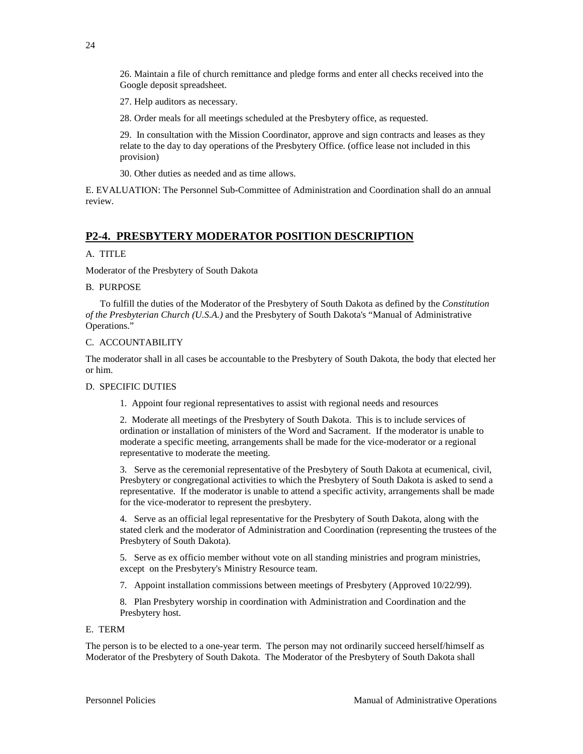26. Maintain a file of church remittance and pledge forms and enter all checks received into the Google deposit spreadsheet.

27. Help auditors as necessary.

28. Order meals for all meetings scheduled at the Presbytery office, as requested.

29. In consultation with the Mission Coordinator, approve and sign contracts and leases as they relate to the day to day operations of the Presbytery Office. (office lease not included in this provision)

30. Other duties as needed and as time allows.

E. EVALUATION: The Personnel Sub-Committee of Administration and Coordination shall do an annual review.

## P2-4. PRESBYTERY MODERATOR POSITION DESCRIPTION

A. TITLE

Moderator of the Presbytery of South Dakota

B. PURPOSE

To fulfill the duties of the Moderator of the Presbytery of South Dakota as defined by the *Constitution of the Presbyterian Church (U.S.A.)* and the Presbytery of South Dakota's "Manual of Administrative Operations."

C. ACCOUNTABILITY

The moderator shall in all cases be accountable to the Presbytery of South Dakota, the body that elected her or him.

D. SPECIFIC DUTIES

1. Appoint four regional representatives to assist with regional needs and resources

2. Moderate all meetings of the Presbytery of South Dakota. This is to include services of ordination or installation of ministers of the Word and Sacrament. If the moderator is unable to moderate a specific meeting, arrangements shall be made for the vice-moderator or a regional representative to moderate the meeting.

3. Serve as the ceremonial representative of the Presbytery of South Dakota at ecumenical, civil, Presbytery or congregational activities to which the Presbytery of South Dakota is asked to send a representative. If the moderator is unable to attend a specific activity, arrangements shall be made for the vice-moderator to represent the presbytery.

4. Serve as an official legal representative for the Presbytery of South Dakota, along with the stated clerk and the moderator of Administration and Coordination (representing the trustees of the Presbytery of South Dakota).

5. Serve as ex officio member without vote on all standing ministries and program ministries, except on the Presbytery's Ministry Resource team.

7. Appoint installation commissions between meetings of Presbytery (Approved 10/22/99).

8. Plan Presbytery worship in coordination with Administration and Coordination and the Presbytery host.

E. TERM

The person is to be elected to a one-year term. The person may not ordinarily succeed herself/himself as Moderator of the Presbytery of South Dakota. The Moderator of the Presbytery of South Dakota shall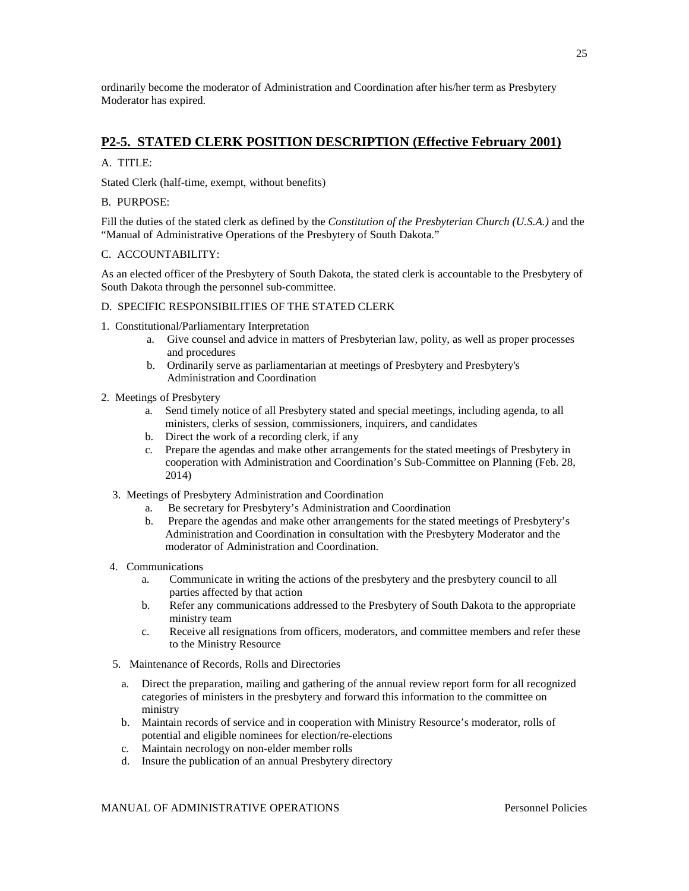ordinarily become the moderator of Administration and Coordination after his/her term as Presbytery Moderator has expired.

## P2-5. STATED CLERK POSITION DESCRIPTION (Effective February 2001)

A. TITLE:

Stated Clerk (half-time, exempt, without benefits)

B. PURPOSE:

Fill the duties of the stated clerk as defined by the *Constitution of the Presbyterian Church (U.S.A.)* and the "Manual of Administrative Operations of the Presbytery of South Dakota."

C. ACCOUNTABILITY:

As an elected officer of the Presbytery of South Dakota, the stated clerk is accountable to the Presbytery of South Dakota through the personnel sub-committee.

D. SPECIFIC RESPONSIBILITIES OF THE STATED CLERK

1. Constitutional/Parliamentary Interpretation
   a. Give counsel and advice in matters of Presbyterian law, polity, as well as proper processes and procedures
   b. Ordinarily serve as parliamentarian at meetings of Presbytery and Presbytery's Administration and Coordination

2. Meetings of Presbytery
   a. Send timely notice of all Presbytery stated and special meetings, including agenda, to all ministers, clerks of session, commissioners, inquirers, and candidates
   b. Direct the work of a recording clerk, if any
   c. Prepare the agendas and make other arrangements for the stated meetings of Presbytery in cooperation with Administration and Coordination's Sub-Committee on Planning (Feb. 28, 2014)

3. Meetings of Presbytery Administration and Coordination
   a. Be secretary for Presbytery's Administration and Coordination
   b. Prepare the agendas and make other arrangements for the stated meetings of Presbytery's Administration and Coordination in consultation with the Presbytery Moderator and the moderator of Administration and Coordination.

4. Communications
   a. Communicate in writing the actions of the presbytery and the presbytery council to all parties affected by that action
   b. Refer any communications addressed to the Presbytery of South Dakota to the appropriate ministry team
   c. Receive all resignations from officers, moderators, and committee members and refer these to the Ministry Resource

5. Maintenance of Records, Rolls and Directories
   a. Direct the preparation, mailing and gathering of the annual review report form for all recognized categories of ministers in the presbytery and forward this information to the committee on ministry
   b. Maintain records of service and in cooperation with Ministry Resource's moderator, rolls of potential and eligible nominees for election/re-elections
   c. Maintain necrology on non-elder member rolls
   d. Insure the publication of an annual Presbytery directory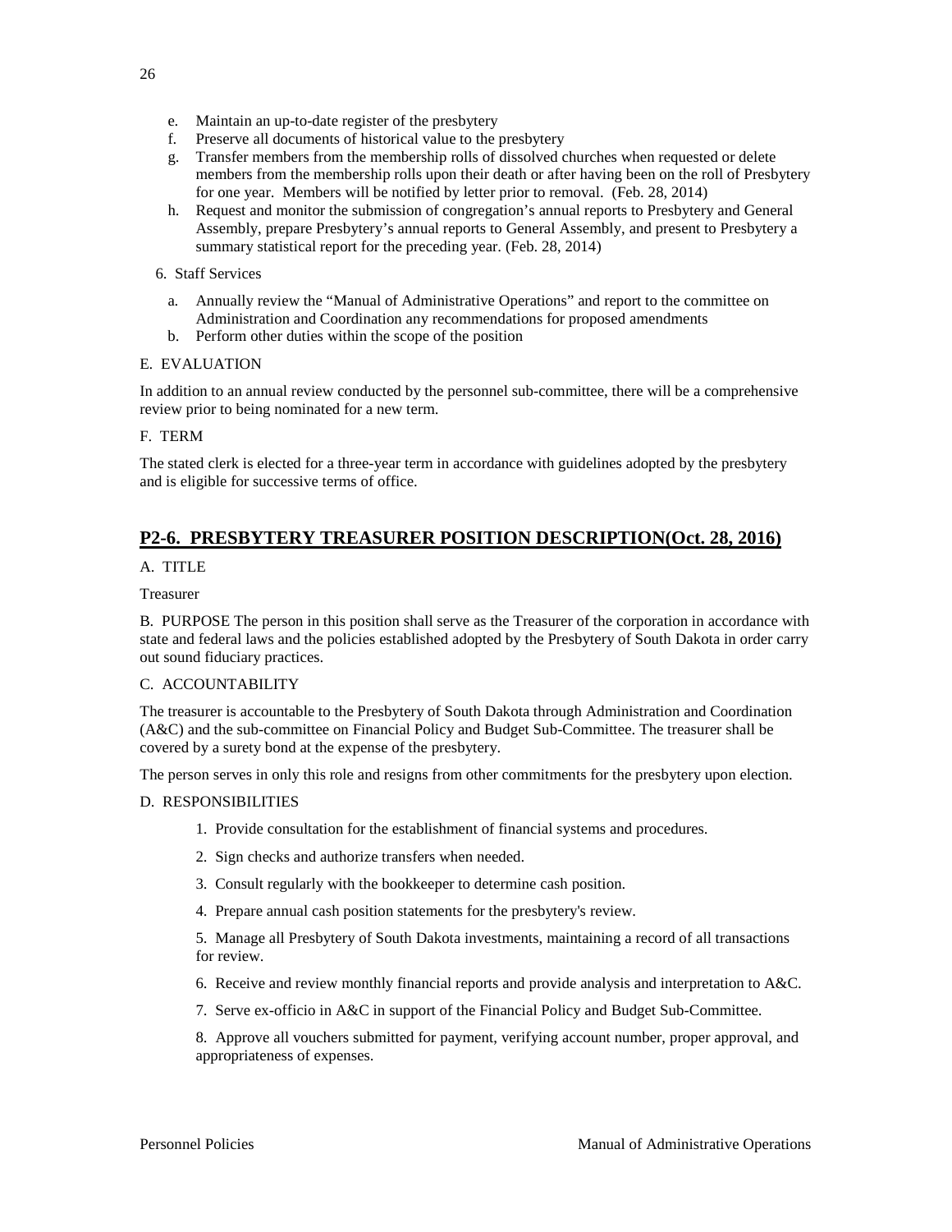e. Maintain an up-to-date register of the presbytery
f. Preserve all documents of historical value to the presbytery
g. Transfer members from the membership rolls of dissolved churches when requested or delete members from the membership rolls upon their death or after having been on the roll of Presbytery for one year. Members will be notified by letter prior to removal. (Feb. 28, 2014)
h. Request and monitor the submission of congregation's annual reports to Presbytery and General Assembly, prepare Presbytery's annual reports to General Assembly, and present to Presbytery a summary statistical report for the preceding year. (Feb. 28, 2014)

6. Staff Services

a. Annually review the "Manual of Administrative Operations" and report to the committee on Administration and Coordination any recommendations for proposed amendments
b. Perform other duties within the scope of the position

E. EVALUATION

In addition to an annual review conducted by the personnel sub-committee, there will be a comprehensive review prior to being nominated for a new term.

F. TERM

The stated clerk is elected for a three-year term in accordance with guidelines adopted by the presbytery and is eligible for successive terms of office.

## P2-6. PRESBYTERY TREASURER POSITION DESCRIPTION(Oct. 28, 2016)

A. TITLE

Treasurer

B. PURPOSE The person in this position shall serve as the Treasurer of the corporation in accordance with state and federal laws and the policies established adopted by the Presbytery of South Dakota in order carry out sound fiduciary practices.

C. ACCOUNTABILITY

The treasurer is accountable to the Presbytery of South Dakota through Administration and Coordination (A&C) and the sub-committee on Financial Policy and Budget Sub-Committee. The treasurer shall be covered by a surety bond at the expense of the presbytery.

The person serves in only this role and resigns from other commitments for the presbytery upon election.

D. RESPONSIBILITIES

1. Provide consultation for the establishment of financial systems and procedures.

2. Sign checks and authorize transfers when needed.

3. Consult regularly with the bookkeeper to determine cash position.

4. Prepare annual cash position statements for the presbytery's review.

5. Manage all Presbytery of South Dakota investments, maintaining a record of all transactions for review.

6. Receive and review monthly financial reports and provide analysis and interpretation to A&C.

7. Serve ex-officio in A&C in support of the Financial Policy and Budget Sub-Committee.

8. Approve all vouchers submitted for payment, verifying account number, proper approval, and appropriateness of expenses.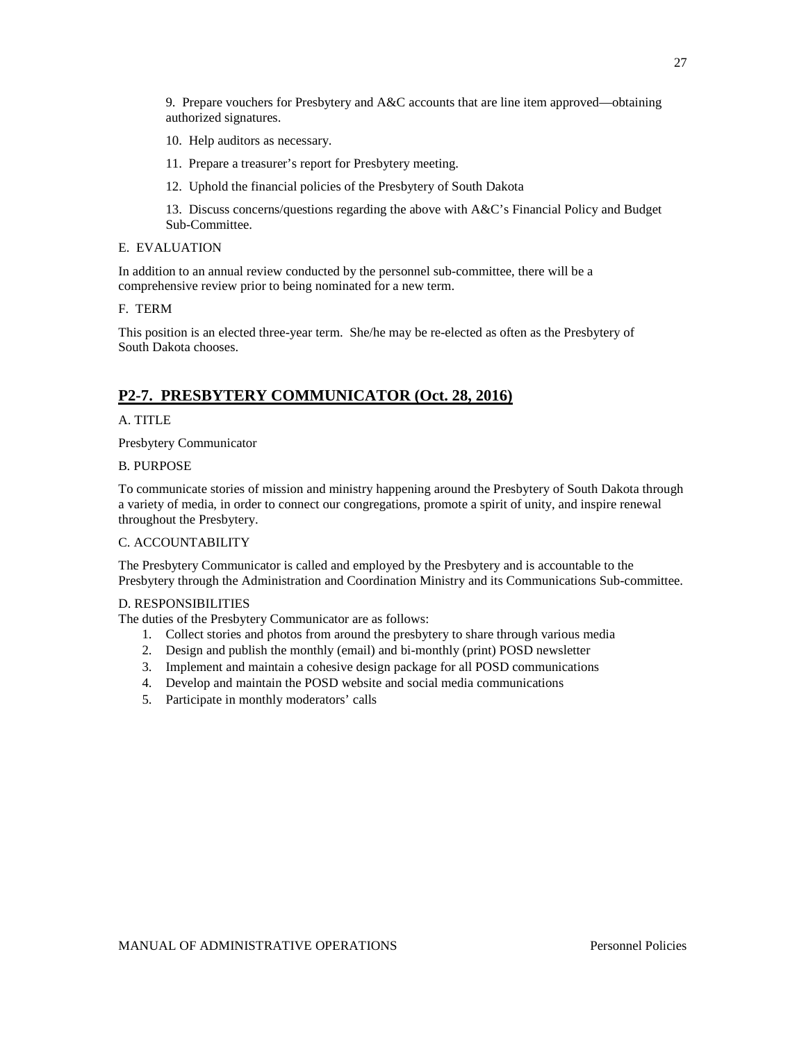9. Prepare vouchers for Presbytery and A&C accounts that are line item approved—obtaining authorized signatures.

10. Help auditors as necessary.

11. Prepare a treasurer's report for Presbytery meeting.

12. Uphold the financial policies of the Presbytery of South Dakota

13. Discuss concerns/questions regarding the above with A&C's Financial Policy and Budget Sub-Committee.

E. EVALUATION

In addition to an annual review conducted by the personnel sub-committee, there will be a comprehensive review prior to being nominated for a new term.

F. TERM

This position is an elected three-year term. She/he may be re-elected as often as the Presbytery of South Dakota chooses.

## P2-7. PRESBYTERY COMMUNICATOR (Oct. 28, 2016)

A. TITLE

Presbytery Communicator

B. PURPOSE

To communicate stories of mission and ministry happening around the Presbytery of South Dakota through a variety of media, in order to connect our congregations, promote a spirit of unity, and inspire renewal throughout the Presbytery.

C. ACCOUNTABILITY

The Presbytery Communicator is called and employed by the Presbytery and is accountable to the Presbytery through the Administration and Coordination Ministry and its Communications Sub-committee.

D. RESPONSIBILITIES

The duties of the Presbytery Communicator are as follows:

1. Collect stories and photos from around the presbytery to share through various media
2. Design and publish the monthly (email) and bi-monthly (print) POSD newsletter
3. Implement and maintain a cohesive design package for all POSD communications
4. Develop and maintain the POSD website and social media communications
5. Participate in monthly moderators' calls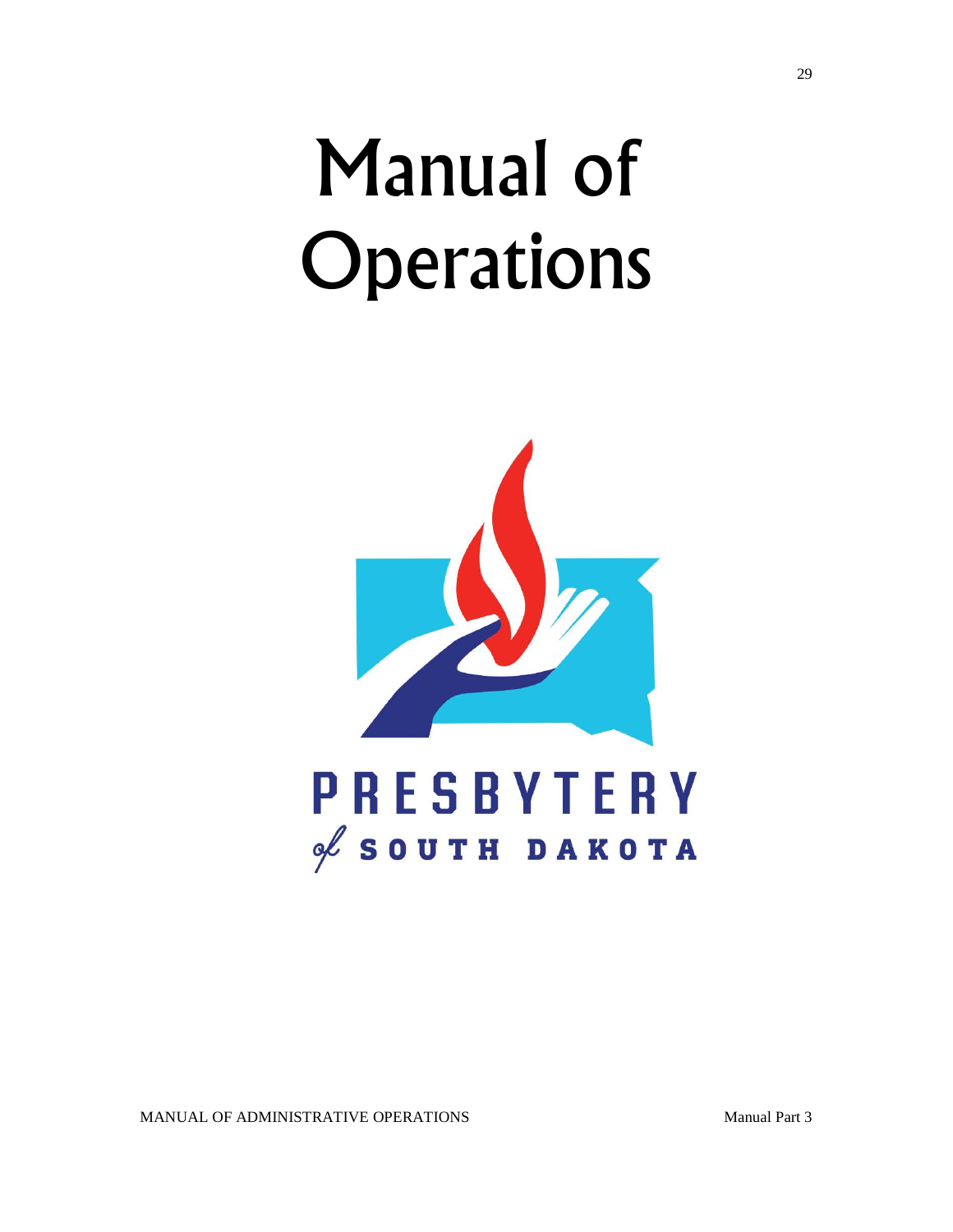# Manual of Operations

PRESBYTERY

of SOUTH DAKOTA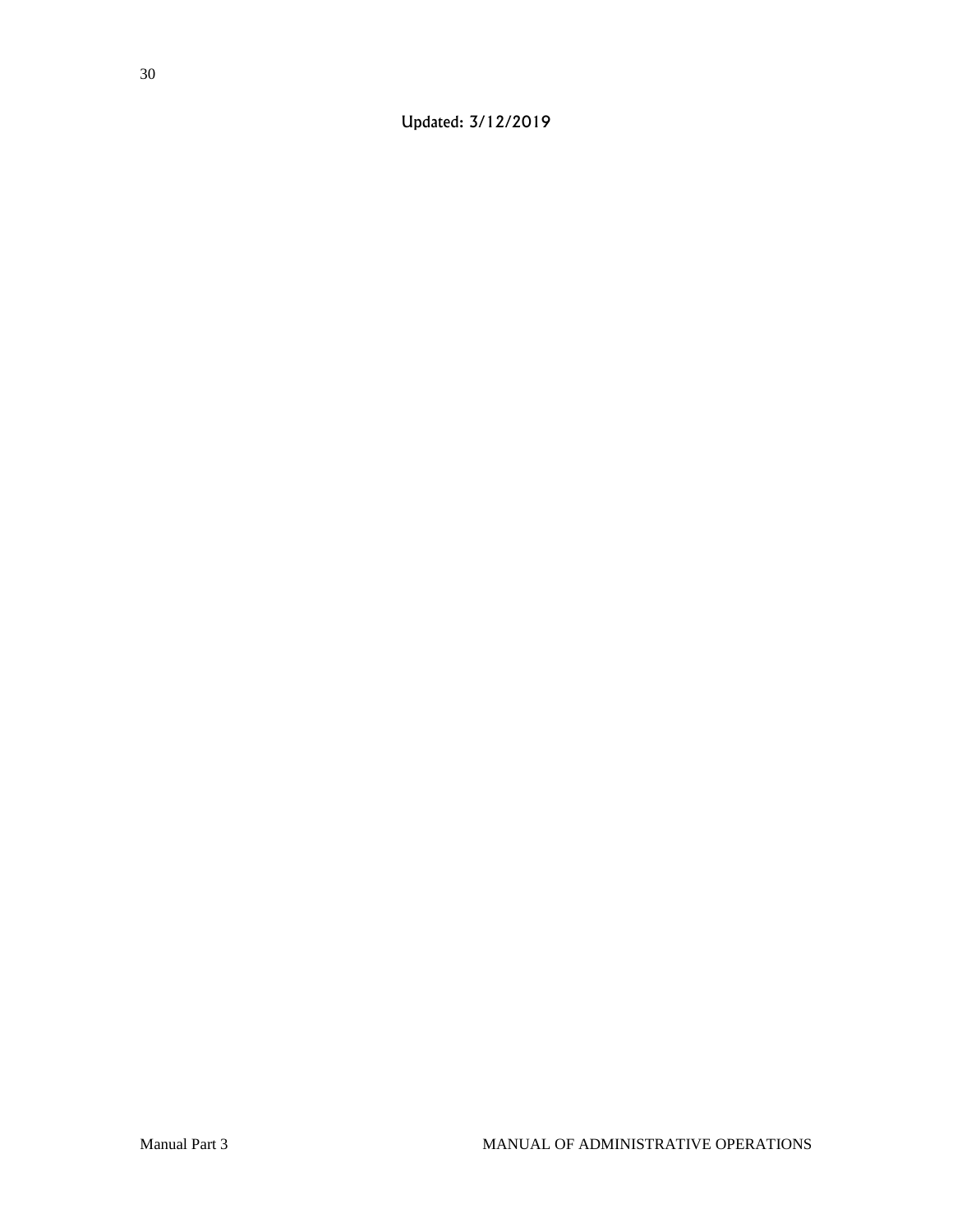Updated: 3/12/2019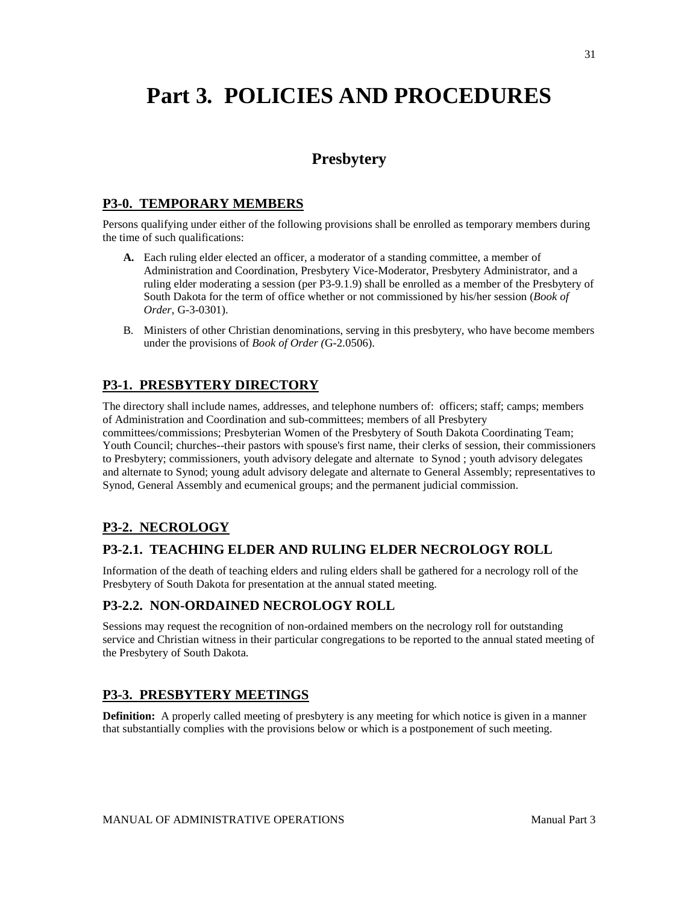# Part 3. POLICIES AND PROCEDURES

## Presbytery

### P3-0. TEMPORARY MEMBERS

Persons qualifying under either of the following provisions shall be enrolled as temporary members during the time of such qualifications:

**A.** Each ruling elder elected an officer, a moderator of a standing committee, a member of Administration and Coordination, Presbytery Vice-Moderator, Presbytery Administrator, and a ruling elder moderating a session (per P3-9.1.9) shall be enrolled as a member of the Presbytery of South Dakota for the term of office whether or not commissioned by his/her session (*Book of Order*, G-3-0301).

B. Ministers of other Christian denominations, serving in this presbytery, who have become members under the provisions of *Book of Order (*G-2.0506).

### P3-1. PRESBYTERY DIRECTORY

The directory shall include names, addresses, and telephone numbers of: officers; staff; camps; members of Administration and Coordination and sub-committees; members of all Presbytery committees/commissions; Presbyterian Women of the Presbytery of South Dakota Coordinating Team; Youth Council; churches--their pastors with spouse's first name, their clerks of session, their commissioners to Presbytery; commissioners, youth advisory delegate and alternate to Synod ; youth advisory delegates and alternate to Synod; young adult advisory delegate and alternate to General Assembly; representatives to Synod, General Assembly and ecumenical groups; and the permanent judicial commission.

### P3-2. NECROLOGY

### P3-2.1. TEACHING ELDER AND RULING ELDER NECROLOGY ROLL

Information of the death of teaching elders and ruling elders shall be gathered for a necrology roll of the Presbytery of South Dakota for presentation at the annual stated meeting.

### P3-2.2. NON-ORDAINED NECROLOGY ROLL

Sessions may request the recognition of non-ordained members on the necrology roll for outstanding service and Christian witness in their particular congregations to be reported to the annual stated meeting of the Presbytery of South Dakota.

### P3-3. PRESBYTERY MEETINGS

**Definition:** A properly called meeting of presbytery is any meeting for which notice is given in a manner that substantially complies with the provisions below or which is a postponement of such meeting.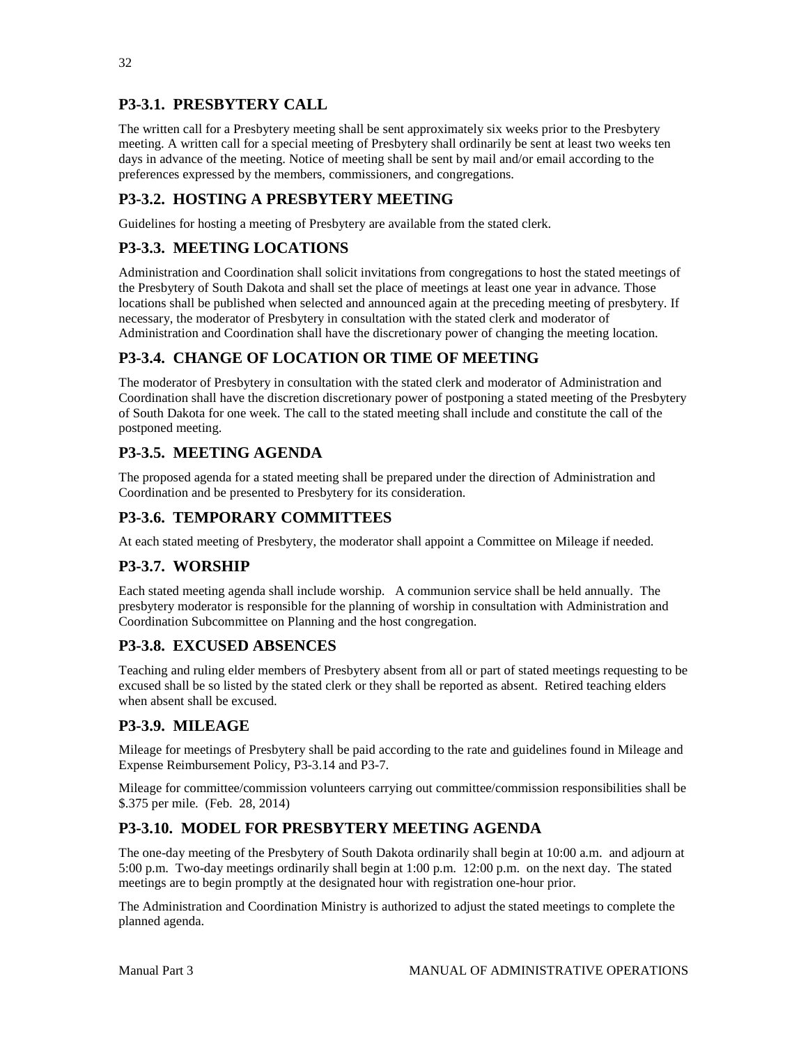## P3-3.1. PRESBYTERY CALL

The written call for a Presbytery meeting shall be sent approximately six weeks prior to the Presbytery meeting. A written call for a special meeting of Presbytery shall ordinarily be sent at least two weeks ten days in advance of the meeting. Notice of meeting shall be sent by mail and/or email according to the preferences expressed by the members, commissioners, and congregations.

## P3-3.2. HOSTING A PRESBYTERY MEETING

Guidelines for hosting a meeting of Presbytery are available from the stated clerk.

## P3-3.3. MEETING LOCATIONS

Administration and Coordination shall solicit invitations from congregations to host the stated meetings of the Presbytery of South Dakota and shall set the place of meetings at least one year in advance. Those locations shall be published when selected and announced again at the preceding meeting of presbytery. If necessary, the moderator of Presbytery in consultation with the stated clerk and moderator of Administration and Coordination shall have the discretionary power of changing the meeting location.

## P3-3.4. CHANGE OF LOCATION OR TIME OF MEETING

The moderator of Presbytery in consultation with the stated clerk and moderator of Administration and Coordination shall have the discretion discretionary power of postponing a stated meeting of the Presbytery of South Dakota for one week. The call to the stated meeting shall include and constitute the call of the postponed meeting.

## P3-3.5. MEETING AGENDA

The proposed agenda for a stated meeting shall be prepared under the direction of Administration and Coordination and be presented to Presbytery for its consideration.

## P3-3.6. TEMPORARY COMMITTEES

At each stated meeting of Presbytery, the moderator shall appoint a Committee on Mileage if needed.

## P3-3.7. WORSHIP

Each stated meeting agenda shall include worship. A communion service shall be held annually. The presbytery moderator is responsible for the planning of worship in consultation with Administration and Coordination Subcommittee on Planning and the host congregation.

## P3-3.8. EXCUSED ABSENCES

Teaching and ruling elder members of Presbytery absent from all or part of stated meetings requesting to be excused shall be so listed by the stated clerk or they shall be reported as absent. Retired teaching elders when absent shall be excused.

## P3-3.9. MILEAGE

Mileage for meetings of Presbytery shall be paid according to the rate and guidelines found in Mileage and Expense Reimbursement Policy, P3-3.14 and P3-7.

Mileage for committee/commission volunteers carrying out committee/commission responsibilities shall be \$.375 per mile. (Feb. 28, 2014)

## P3-3.10. MODEL FOR PRESBYTERY MEETING AGENDA

The one-day meeting of the Presbytery of South Dakota ordinarily shall begin at 10:00 a.m. and adjourn at 5:00 p.m. Two-day meetings ordinarily shall begin at 1:00 p.m. 12:00 p.m. on the next day. The stated meetings are to begin promptly at the designated hour with registration one-hour prior.

The Administration and Coordination Ministry is authorized to adjust the stated meetings to complete the planned agenda.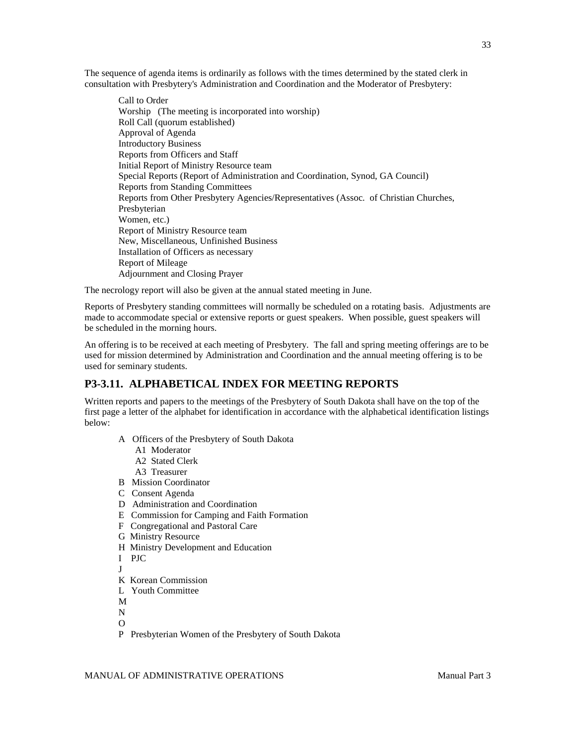The sequence of agenda items is ordinarily as follows with the times determined by the stated clerk in consultation with Presbytery's Administration and Coordination and the Moderator of Presbytery:

Call to Order
Worship (The meeting is incorporated into worship)
Roll Call (quorum established)
Approval of Agenda
Introductory Business
Reports from Officers and Staff
Initial Report of Ministry Resource team
Special Reports (Report of Administration and Coordination, Synod, GA Council)
Reports from Standing Committees
Reports from Other Presbytery Agencies/Representatives (Assoc. of Christian Churches, Presbyterian
Women, etc.)
Report of Ministry Resource team
New, Miscellaneous, Unfinished Business
Installation of Officers as necessary
Report of Mileage
Adjournment and Closing Prayer

The necrology report will also be given at the annual stated meeting in June.

Reports of Presbytery standing committees will normally be scheduled on a rotating basis. Adjustments are made to accommodate special or extensive reports or guest speakers. When possible, guest speakers will be scheduled in the morning hours.

An offering is to be received at each meeting of Presbytery. The fall and spring meeting offerings are to be used for mission determined by Administration and Coordination and the annual meeting offering is to be used for seminary students.

## P3-3.11. ALPHABETICAL INDEX FOR MEETING REPORTS

Written reports and papers to the meetings of the Presbytery of South Dakota shall have on the top of the first page a letter of the alphabet for identification in accordance with the alphabetical identification listings below:

A Officers of the Presbytery of South Dakota
  A1 Moderator
  A2 Stated Clerk
  A3 Treasurer
B Mission Coordinator
C Consent Agenda
D Administration and Coordination
E Commission for Camping and Faith Formation
F Congregational and Pastoral Care
G Ministry Resource
H Ministry Development and Education
I PJC
J
K Korean Commission
L Youth Committee
M
N
O
P Presbyterian Women of the Presbytery of South Dakota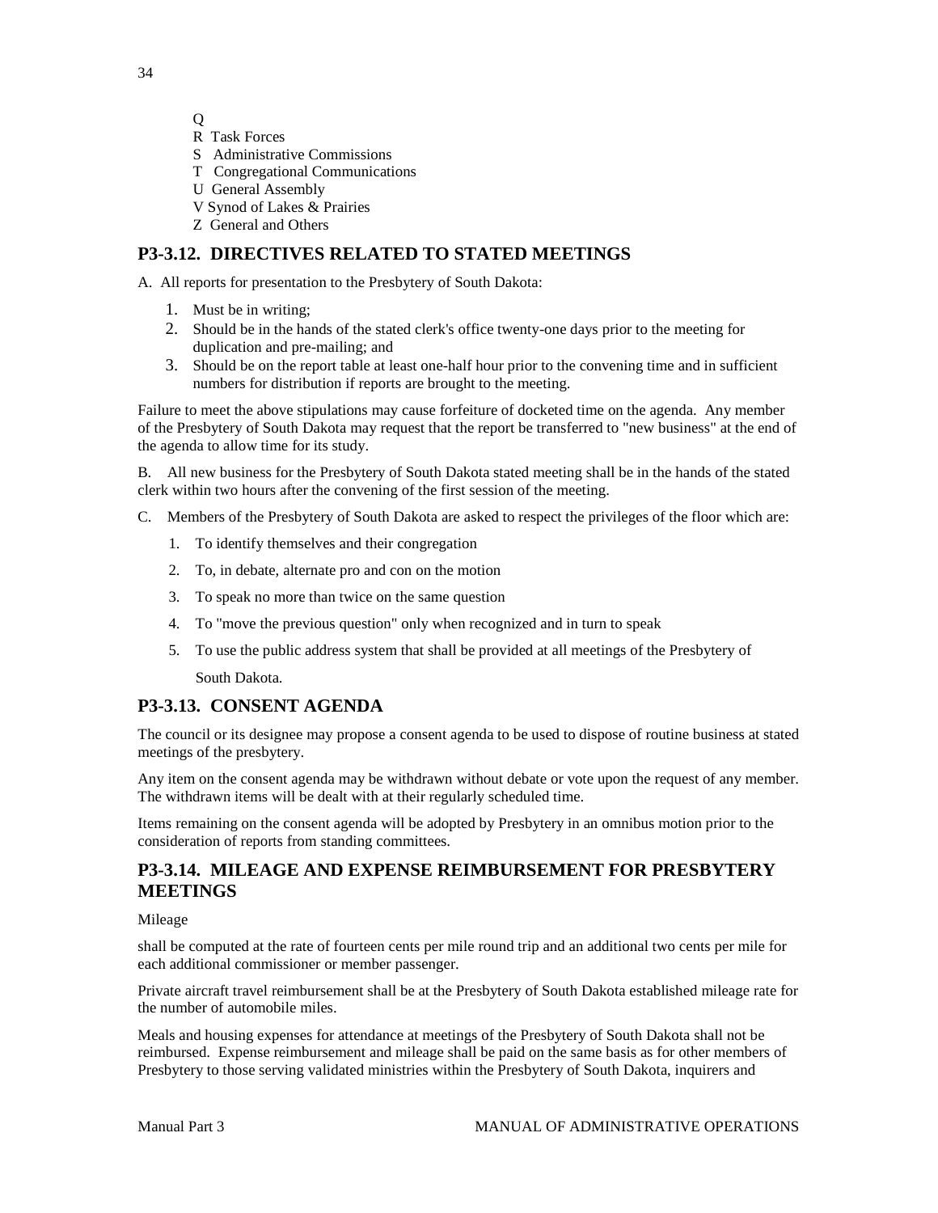Q
R Task Forces
S Administrative Commissions
T Congregational Communications
U General Assembly
V Synod of Lakes & Prairies
Z General and Others

## P3-3.12. DIRECTIVES RELATED TO STATED MEETINGS

A. All reports for presentation to the Presbytery of South Dakota:

1. Must be in writing;
2. Should be in the hands of the stated clerk's office twenty-one days prior to the meeting for duplication and pre-mailing; and
3. Should be on the report table at least one-half hour prior to the convening time and in sufficient numbers for distribution if reports are brought to the meeting.

Failure to meet the above stipulations may cause forfeiture of docketed time on the agenda. Any member of the Presbytery of South Dakota may request that the report be transferred to "new business" at the end of the agenda to allow time for its study.

B. All new business for the Presbytery of South Dakota stated meeting shall be in the hands of the stated clerk within two hours after the convening of the first session of the meeting.

C. Members of the Presbytery of South Dakota are asked to respect the privileges of the floor which are:

1. To identify themselves and their congregation
2. To, in debate, alternate pro and con on the motion
3. To speak no more than twice on the same question
4. To "move the previous question" only when recognized and in turn to speak
5. To use the public address system that shall be provided at all meetings of the Presbytery of South Dakota.

## P3-3.13. CONSENT AGENDA

The council or its designee may propose a consent agenda to be used to dispose of routine business at stated meetings of the presbytery.

Any item on the consent agenda may be withdrawn without debate or vote upon the request of any member. The withdrawn items will be dealt with at their regularly scheduled time.

Items remaining on the consent agenda will be adopted by Presbytery in an omnibus motion prior to the consideration of reports from standing committees.

## P3-3.14. MILEAGE AND EXPENSE REIMBURSEMENT FOR PRESBYTERY MEETINGS

Mileage

shall be computed at the rate of fourteen cents per mile round trip and an additional two cents per mile for each additional commissioner or member passenger.

Private aircraft travel reimbursement shall be at the Presbytery of South Dakota established mileage rate for the number of automobile miles.

Meals and housing expenses for attendance at meetings of the Presbytery of South Dakota shall not be reimbursed. Expense reimbursement and mileage shall be paid on the same basis as for other members of Presbytery to those serving validated ministries within the Presbytery of South Dakota, inquirers and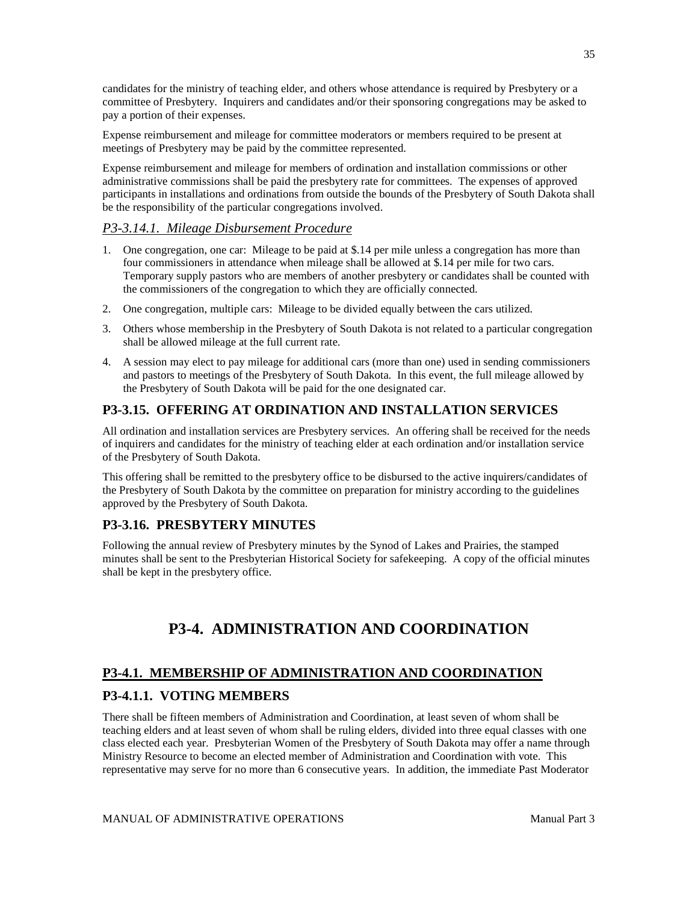candidates for the ministry of teaching elder, and others whose attendance is required by Presbytery or a committee of Presbytery. Inquirers and candidates and/or their sponsoring congregations may be asked to pay a portion of their expenses.

Expense reimbursement and mileage for committee moderators or members required to be present at meetings of Presbytery may be paid by the committee represented.

Expense reimbursement and mileage for members of ordination and installation commissions or other administrative commissions shall be paid the presbytery rate for committees. The expenses of approved participants in installations and ordinations from outside the bounds of the Presbytery of South Dakota shall be the responsibility of the particular congregations involved.

### *P3-3.14.1. Mileage Disbursement Procedure*

1. One congregation, one car: Mileage to be paid at $.14 per mile unless a congregation has more than four commissioners in attendance when mileage shall be allowed at $.14 per mile for two cars. Temporary supply pastors who are members of another presbytery or candidates shall be counted with the commissioners of the congregation to which they are officially connected.
2. One congregation, multiple cars: Mileage to be divided equally between the cars utilized.
3. Others whose membership in the Presbytery of South Dakota is not related to a particular congregation shall be allowed mileage at the full current rate.
4. A session may elect to pay mileage for additional cars (more than one) used in sending commissioners and pastors to meetings of the Presbytery of South Dakota. In this event, the full mileage allowed by the Presbytery of South Dakota will be paid for the one designated car.

## P3-3.15. OFFERING AT ORDINATION AND INSTALLATION SERVICES

All ordination and installation services are Presbytery services. An offering shall be received for the needs of inquirers and candidates for the ministry of teaching elder at each ordination and/or installation service of the Presbytery of South Dakota.

This offering shall be remitted to the presbytery office to be disbursed to the active inquirers/candidates of the Presbytery of South Dakota by the committee on preparation for ministry according to the guidelines approved by the Presbytery of South Dakota.

## P3-3.16. PRESBYTERY MINUTES

Following the annual review of Presbytery minutes by the Synod of Lakes and Prairies, the stamped minutes shall be sent to the Presbyterian Historical Society for safekeeping. A copy of the official minutes shall be kept in the presbytery office.

# P3-4. ADMINISTRATION AND COORDINATION

## P3-4.1. MEMBERSHIP OF ADMINISTRATION AND COORDINATION

## P3-4.1.1. VOTING MEMBERS

There shall be fifteen members of Administration and Coordination, at least seven of whom shall be teaching elders and at least seven of whom shall be ruling elders, divided into three equal classes with one class elected each year. Presbyterian Women of the Presbytery of South Dakota may offer a name through Ministry Resource to become an elected member of Administration and Coordination with vote. This representative may serve for no more than 6 consecutive years. In addition, the immediate Past Moderator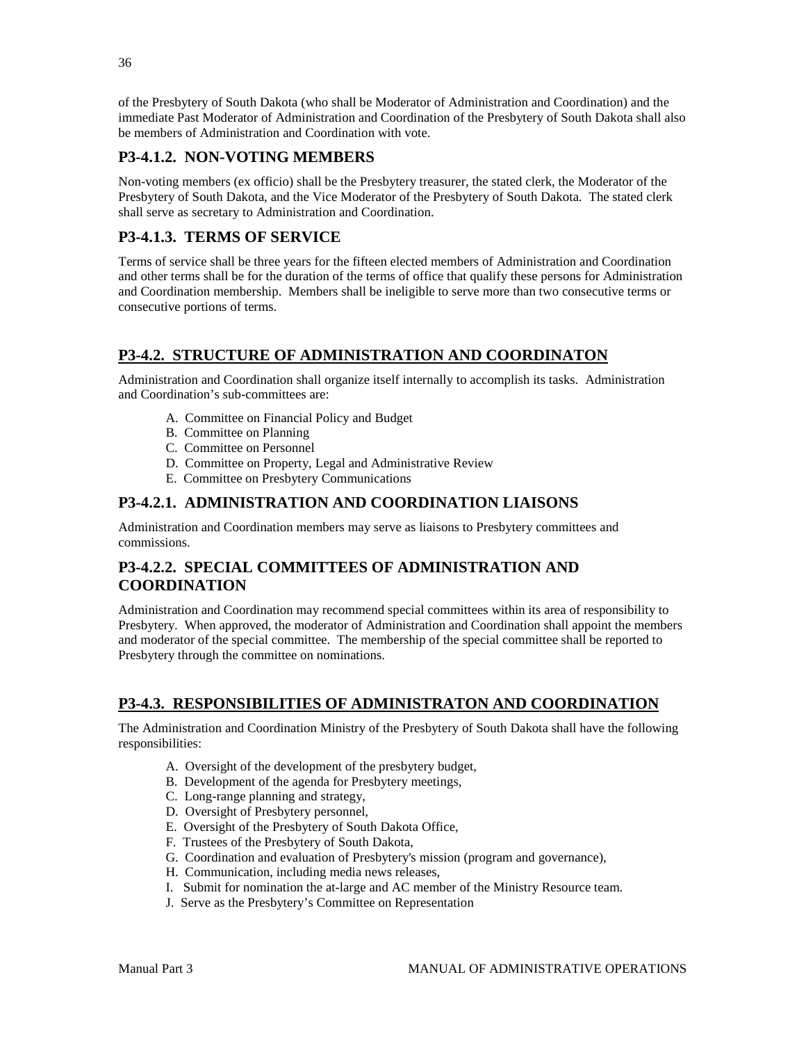of the Presbytery of South Dakota (who shall be Moderator of Administration and Coordination) and the immediate Past Moderator of Administration and Coordination of the Presbytery of South Dakota shall also be members of Administration and Coordination with vote.

### P3-4.1.2. NON-VOTING MEMBERS

Non-voting members (ex officio) shall be the Presbytery treasurer, the stated clerk, the Moderator of the Presbytery of South Dakota, and the Vice Moderator of the Presbytery of South Dakota. The stated clerk shall serve as secretary to Administration and Coordination.

### P3-4.1.3. TERMS OF SERVICE

Terms of service shall be three years for the fifteen elected members of Administration and Coordination and other terms shall be for the duration of the terms of office that qualify these persons for Administration and Coordination membership. Members shall be ineligible to serve more than two consecutive terms or consecutive portions of terms.

## P3-4.2. STRUCTURE OF ADMINISTRATION AND COORDINATON

Administration and Coordination shall organize itself internally to accomplish its tasks. Administration and Coordination's sub-committees are:

A. Committee on Financial Policy and Budget
B. Committee on Planning
C. Committee on Personnel
D. Committee on Property, Legal and Administrative Review
E. Committee on Presbytery Communications

### P3-4.2.1. ADMINISTRATION AND COORDINATION LIAISONS

Administration and Coordination members may serve as liaisons to Presbytery committees and commissions.

### P3-4.2.2. SPECIAL COMMITTEES OF ADMINISTRATION AND COORDINATION

Administration and Coordination may recommend special committees within its area of responsibility to Presbytery. When approved, the moderator of Administration and Coordination shall appoint the members and moderator of the special committee. The membership of the special committee shall be reported to Presbytery through the committee on nominations.

## P3-4.3. RESPONSIBILITIES OF ADMINISTRATON AND COORDINATION

The Administration and Coordination Ministry of the Presbytery of South Dakota shall have the following responsibilities:

A. Oversight of the development of the presbytery budget,
B. Development of the agenda for Presbytery meetings,
C. Long-range planning and strategy,
D. Oversight of Presbytery personnel,
E. Oversight of the Presbytery of South Dakota Office,
F. Trustees of the Presbytery of South Dakota,
G. Coordination and evaluation of Presbytery's mission (program and governance),
H. Communication, including media news releases,
I. Submit for nomination the at-large and AC member of the Ministry Resource team.
J. Serve as the Presbytery's Committee on Representation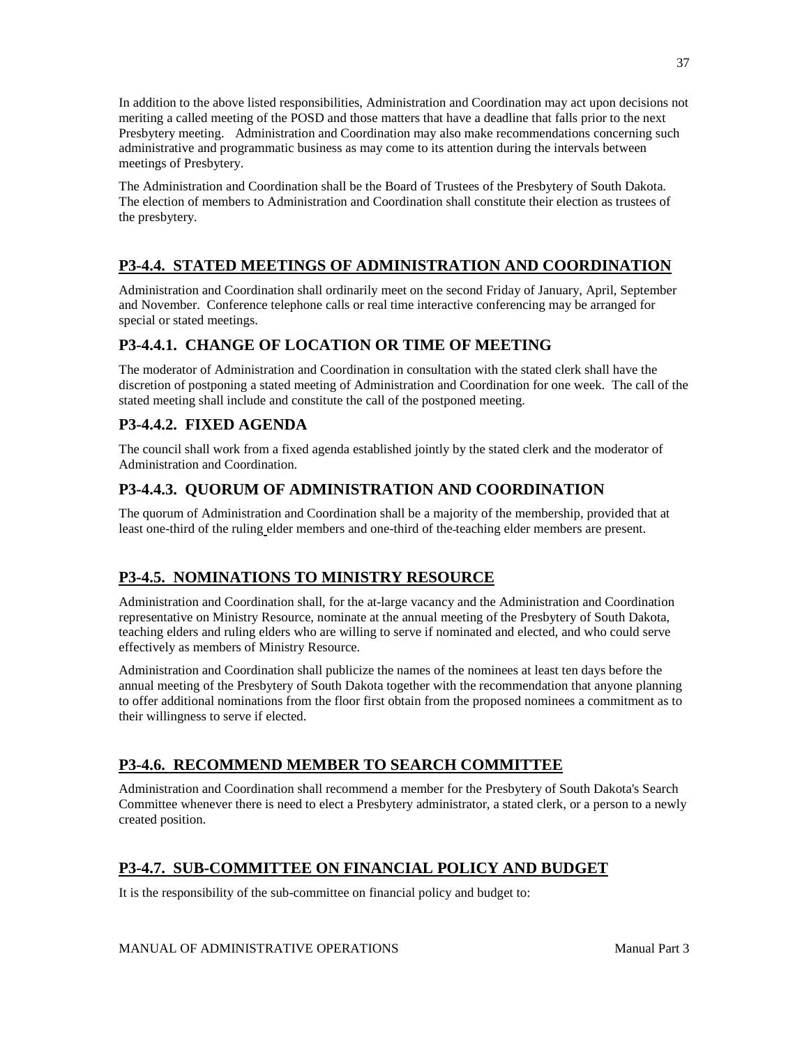In addition to the above listed responsibilities, Administration and Coordination may act upon decisions not meriting a called meeting of the POSD and those matters that have a deadline that falls prior to the next Presbytery meeting. Administration and Coordination may also make recommendations concerning such administrative and programmatic business as may come to its attention during the intervals between meetings of Presbytery.

The Administration and Coordination shall be the Board of Trustees of the Presbytery of South Dakota. The election of members to Administration and Coordination shall constitute their election as trustees of the presbytery.

## P3-4.4. STATED MEETINGS OF ADMINISTRATION AND COORDINATION

Administration and Coordination shall ordinarily meet on the second Friday of January, April, September and November. Conference telephone calls or real time interactive conferencing may be arranged for special or stated meetings.

### P3-4.4.1. CHANGE OF LOCATION OR TIME OF MEETING

The moderator of Administration and Coordination in consultation with the stated clerk shall have the discretion of postponing a stated meeting of Administration and Coordination for one week. The call of the stated meeting shall include and constitute the call of the postponed meeting.

### P3-4.4.2. FIXED AGENDA

The council shall work from a fixed agenda established jointly by the stated clerk and the moderator of Administration and Coordination.

### P3-4.4.3. QUORUM OF ADMINISTRATION AND COORDINATION

The quorum of Administration and Coordination shall be a majority of the membership, provided that at least one-third of the ruling elder members and one-third of the teaching elder members are present.

## P3-4.5. NOMINATIONS TO MINISTRY RESOURCE

Administration and Coordination shall, for the at-large vacancy and the Administration and Coordination representative on Ministry Resource, nominate at the annual meeting of the Presbytery of South Dakota, teaching elders and ruling elders who are willing to serve if nominated and elected, and who could serve effectively as members of Ministry Resource.

Administration and Coordination shall publicize the names of the nominees at least ten days before the annual meeting of the Presbytery of South Dakota together with the recommendation that anyone planning to offer additional nominations from the floor first obtain from the proposed nominees a commitment as to their willingness to serve if elected.

## P3-4.6. RECOMMEND MEMBER TO SEARCH COMMITTEE

Administration and Coordination shall recommend a member for the Presbytery of South Dakota's Search Committee whenever there is need to elect a Presbytery administrator, a stated clerk, or a person to a newly created position.

## P3-4.7. SUB-COMMITTEE ON FINANCIAL POLICY AND BUDGET

It is the responsibility of the sub-committee on financial policy and budget to: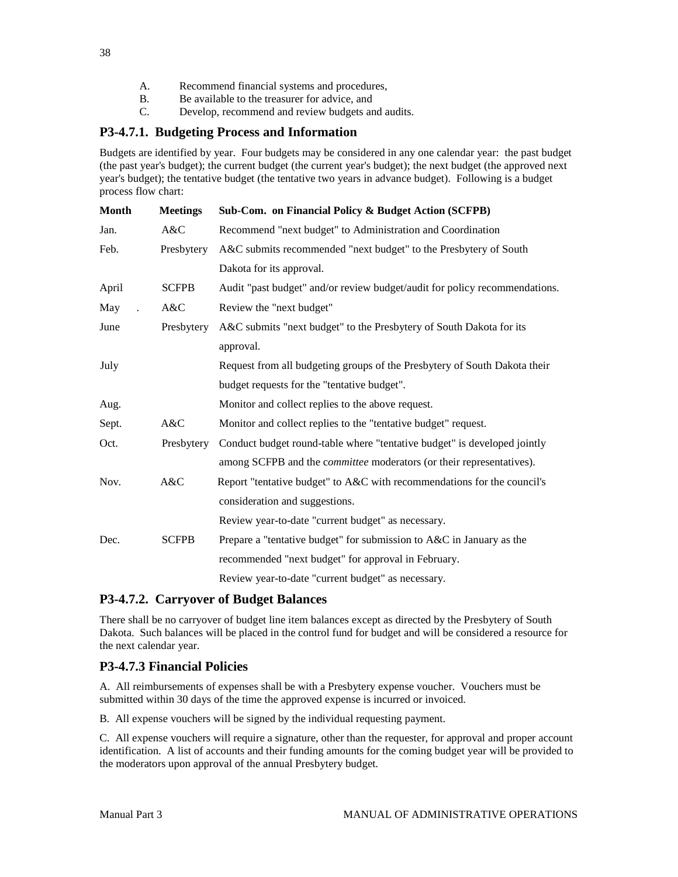A. Recommend financial systems and procedures,
B. Be available to the treasurer for advice, and
C. Develop, recommend and review budgets and audits.

## P3-4.7.1. Budgeting Process and Information

Budgets are identified by year. Four budgets may be considered in any one calendar year: the past budget (the past year's budget); the current budget (the current year's budget); the next budget (the approved next year's budget); the tentative budget (the tentative two years in advance budget). Following is a budget process flow chart:

| Month | Meetings | Sub-Com. on Financial Policy & Budget Action (SCFPB) |
|---|---|---|
| Jan. | A&C | Recommend "next budget" to Administration and Coordination |
| Feb. | Presbytery | A&C submits recommended "next budget" to the Presbytery of South Dakota for its approval. |
| April | SCFPB | Audit "past budget" and/or review budget/audit for policy recommendations. |
| May . | A&C | Review the "next budget" |
| June | Presbytery | A&C submits "next budget" to the Presbytery of South Dakota for its approval. |
| July | | Request from all budgeting groups of the Presbytery of South Dakota their budget requests for the "tentative budget". |
| Aug. | | Monitor and collect replies to the above request. |
| Sept. | A&C | Monitor and collect replies to the "tentative budget" request. |
| Oct. | Presbytery | Conduct budget round-table where "tentative budget" is developed jointly among SCFPB and the *committee* moderators (or their representatives). |
| Nov. | A&C | Report "tentative budget" to A&C with recommendations for the council's consideration and suggestions. |
| | | Review year-to-date "current budget" as necessary. |
| Dec. | SCFPB | Prepare a "tentative budget" for submission to A&C in January as the recommended "next budget" for approval in February. |
| | | Review year-to-date "current budget" as necessary. |

## P3-4.7.2. Carryover of Budget Balances

There shall be no carryover of budget line item balances except as directed by the Presbytery of South Dakota. Such balances will be placed in the control fund for budget and will be considered a resource for the next calendar year.

## P3-4.7.3 Financial Policies

A. All reimbursements of expenses shall be with a Presbytery expense voucher. Vouchers must be submitted within 30 days of the time the approved expense is incurred or invoiced.

B. All expense vouchers will be signed by the individual requesting payment.

C. All expense vouchers will require a signature, other than the requester, for approval and proper account identification. A list of accounts and their funding amounts for the coming budget year will be provided to the moderators upon approval of the annual Presbytery budget.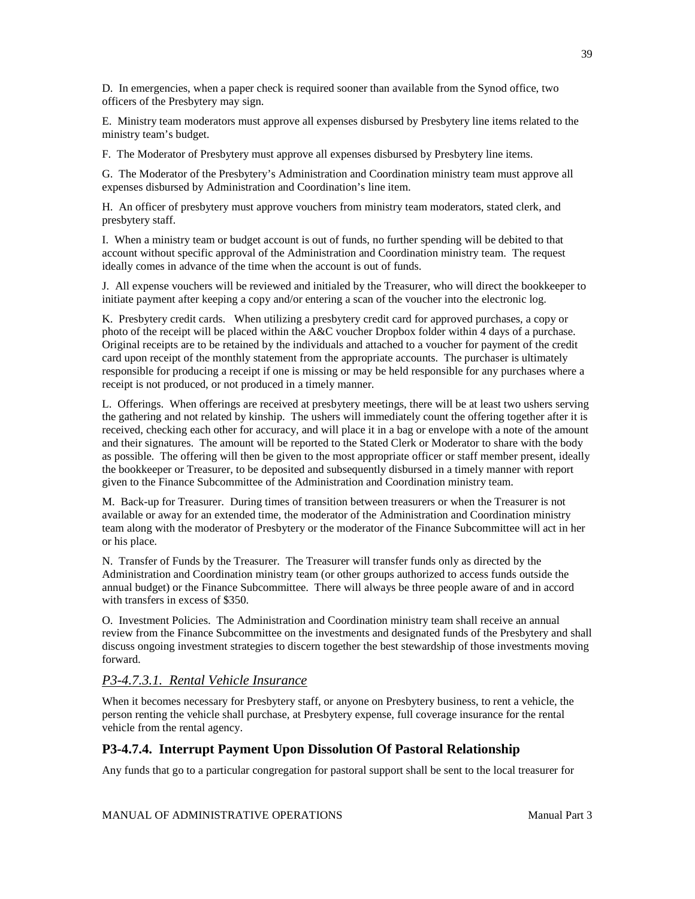D. In emergencies, when a paper check is required sooner than available from the Synod office, two officers of the Presbytery may sign.

E. Ministry team moderators must approve all expenses disbursed by Presbytery line items related to the ministry team's budget.

F. The Moderator of Presbytery must approve all expenses disbursed by Presbytery line items.

G. The Moderator of the Presbytery's Administration and Coordination ministry team must approve all expenses disbursed by Administration and Coordination's line item.

H. An officer of presbytery must approve vouchers from ministry team moderators, stated clerk, and presbytery staff.

I. When a ministry team or budget account is out of funds, no further spending will be debited to that account without specific approval of the Administration and Coordination ministry team. The request ideally comes in advance of the time when the account is out of funds.

J. All expense vouchers will be reviewed and initialed by the Treasurer, who will direct the bookkeeper to initiate payment after keeping a copy and/or entering a scan of the voucher into the electronic log.

K. Presbytery credit cards. When utilizing a presbytery credit card for approved purchases, a copy or photo of the receipt will be placed within the A&C voucher Dropbox folder within 4 days of a purchase. Original receipts are to be retained by the individuals and attached to a voucher for payment of the credit card upon receipt of the monthly statement from the appropriate accounts. The purchaser is ultimately responsible for producing a receipt if one is missing or may be held responsible for any purchases where a receipt is not produced, or not produced in a timely manner.

L. Offerings. When offerings are received at presbytery meetings, there will be at least two ushers serving the gathering and not related by kinship. The ushers will immediately count the offering together after it is received, checking each other for accuracy, and will place it in a bag or envelope with a note of the amount and their signatures. The amount will be reported to the Stated Clerk or Moderator to share with the body as possible. The offering will then be given to the most appropriate officer or staff member present, ideally the bookkeeper or Treasurer, to be deposited and subsequently disbursed in a timely manner with report given to the Finance Subcommittee of the Administration and Coordination ministry team.

M. Back-up for Treasurer. During times of transition between treasurers or when the Treasurer is not available or away for an extended time, the moderator of the Administration and Coordination ministry team along with the moderator of Presbytery or the moderator of the Finance Subcommittee will act in her or his place.

N. Transfer of Funds by the Treasurer. The Treasurer will transfer funds only as directed by the Administration and Coordination ministry team (or other groups authorized to access funds outside the annual budget) or the Finance Subcommittee. There will always be three people aware of and in accord with transfers in excess of $350.

O. Investment Policies. The Administration and Coordination ministry team shall receive an annual review from the Finance Subcommittee on the investments and designated funds of the Presbytery and shall discuss ongoing investment strategies to discern together the best stewardship of those investments moving forward.

#### *P3-4.7.3.1. Rental Vehicle Insurance*

When it becomes necessary for Presbytery staff, or anyone on Presbytery business, to rent a vehicle, the person renting the vehicle shall purchase, at Presbytery expense, full coverage insurance for the rental vehicle from the rental agency.

### P3-4.7.4. Interrupt Payment Upon Dissolution Of Pastoral Relationship

Any funds that go to a particular congregation for pastoral support shall be sent to the local treasurer for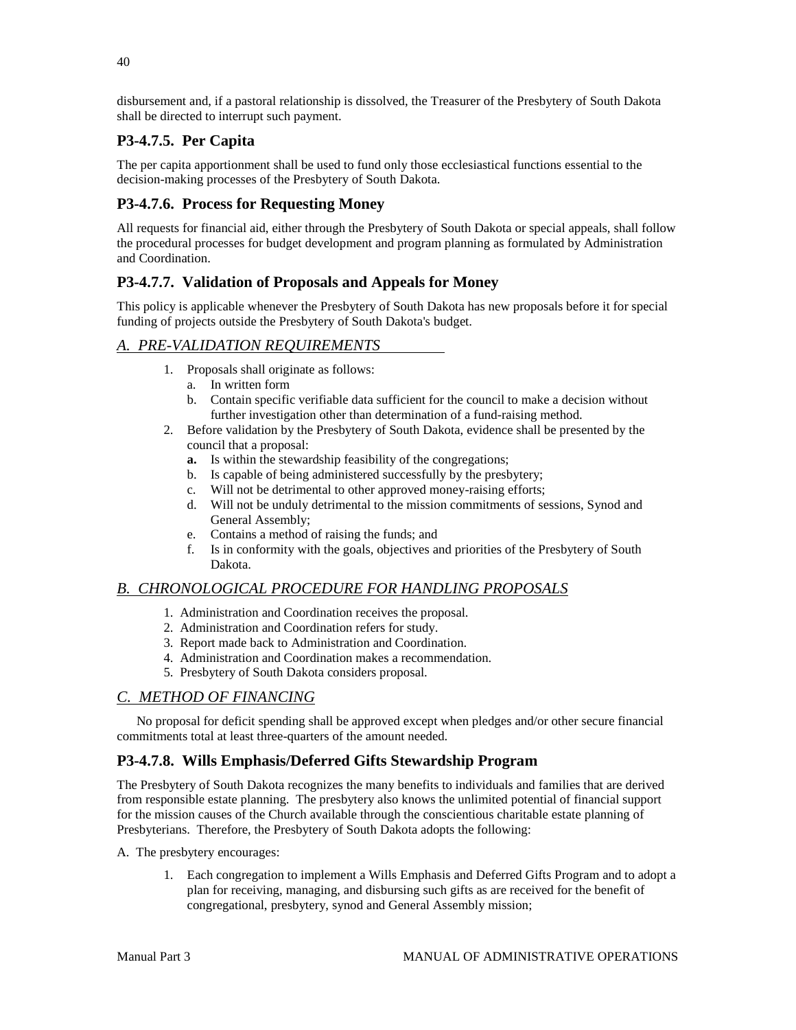disbursement and, if a pastoral relationship is dissolved, the Treasurer of the Presbytery of South Dakota shall be directed to interrupt such payment.

### P3-4.7.5. Per Capita

The per capita apportionment shall be used to fund only those ecclesiastical functions essential to the decision-making processes of the Presbytery of South Dakota.

### P3-4.7.6. Process for Requesting Money

All requests for financial aid, either through the Presbytery of South Dakota or special appeals, shall follow the procedural processes for budget development and program planning as formulated by Administration and Coordination.

### P3-4.7.7. Validation of Proposals and Appeals for Money

This policy is applicable whenever the Presbytery of South Dakota has new proposals before it for special funding of projects outside the Presbytery of South Dakota's budget.

*A. PRE-VALIDATION REQUIREMENTS*

1. Proposals shall originate as follows:
   a. In written form
   b. Contain specific verifiable data sufficient for the council to make a decision without further investigation other than determination of a fund-raising method.
2. Before validation by the Presbytery of South Dakota, evidence shall be presented by the council that a proposal:
   **a.** Is within the stewardship feasibility of the congregations;
   b. Is capable of being administered successfully by the presbytery;
   c. Will not be detrimental to other approved money-raising efforts;
   d. Will not be unduly detrimental to the mission commitments of sessions, Synod and General Assembly;
   e. Contains a method of raising the funds; and
   f. Is in conformity with the goals, objectives and priorities of the Presbytery of South Dakota.

*B. CHRONOLOGICAL PROCEDURE FOR HANDLING PROPOSALS*

1. Administration and Coordination receives the proposal.
2. Administration and Coordination refers for study.
3. Report made back to Administration and Coordination.
4. Administration and Coordination makes a recommendation.
5. Presbytery of South Dakota considers proposal.

*C. METHOD OF FINANCING*

No proposal for deficit spending shall be approved except when pledges and/or other secure financial commitments total at least three-quarters of the amount needed.

### P3-4.7.8. Wills Emphasis/Deferred Gifts Stewardship Program

The Presbytery of South Dakota recognizes the many benefits to individuals and families that are derived from responsible estate planning. The presbytery also knows the unlimited potential of financial support for the mission causes of the Church available through the conscientious charitable estate planning of Presbyterians. Therefore, the Presbytery of South Dakota adopts the following:

A. The presbytery encourages:

1. Each congregation to implement a Wills Emphasis and Deferred Gifts Program and to adopt a plan for receiving, managing, and disbursing such gifts as are received for the benefit of congregational, presbytery, synod and General Assembly mission;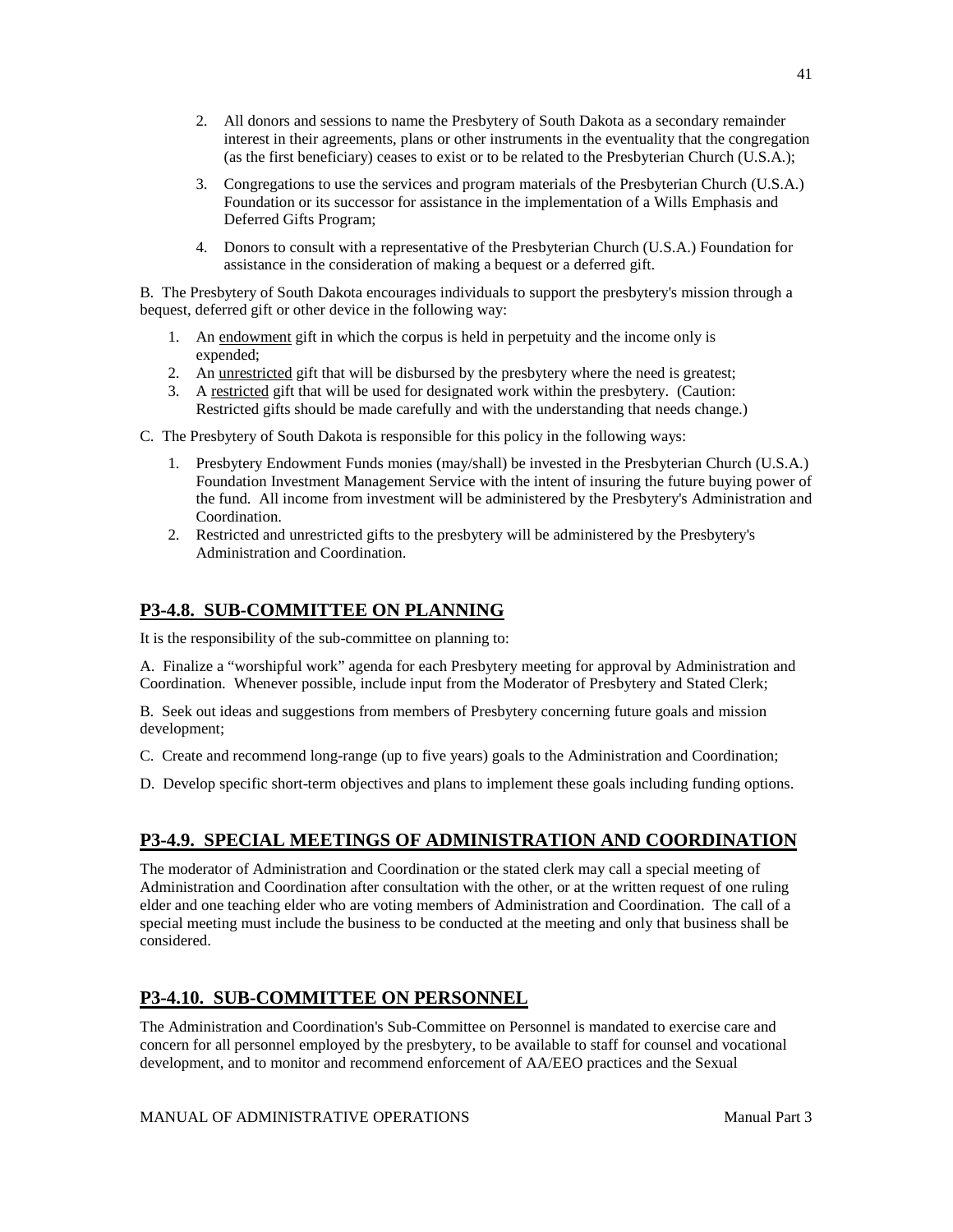2. All donors and sessions to name the Presbytery of South Dakota as a secondary remainder interest in their agreements, plans or other instruments in the eventuality that the congregation (as the first beneficiary) ceases to exist or to be related to the Presbyterian Church (U.S.A.);
3. Congregations to use the services and program materials of the Presbyterian Church (U.S.A.) Foundation or its successor for assistance in the implementation of a Wills Emphasis and Deferred Gifts Program;
4. Donors to consult with a representative of the Presbyterian Church (U.S.A.) Foundation for assistance in the consideration of making a bequest or a deferred gift.

B. The Presbytery of South Dakota encourages individuals to support the presbytery's mission through a bequest, deferred gift or other device in the following way:

1. An <u>endowment</u> gift in which the corpus is held in perpetuity and the income only is expended;
2. An <u>unrestricted</u> gift that will be disbursed by the presbytery where the need is greatest;
3. A <u>restricted</u> gift that will be used for designated work within the presbytery. (Caution: Restricted gifts should be made carefully and with the understanding that needs change.)

C. The Presbytery of South Dakota is responsible for this policy in the following ways:

1. Presbytery Endowment Funds monies (may/shall) be invested in the Presbyterian Church (U.S.A.) Foundation Investment Management Service with the intent of insuring the future buying power of the fund. All income from investment will be administered by the Presbytery's Administration and Coordination.
2. Restricted and unrestricted gifts to the presbytery will be administered by the Presbytery's Administration and Coordination.

## P3-4.8. SUB-COMMITTEE ON PLANNING

It is the responsibility of the sub-committee on planning to:

A. Finalize a "worshipful work" agenda for each Presbytery meeting for approval by Administration and Coordination. Whenever possible, include input from the Moderator of Presbytery and Stated Clerk;

B. Seek out ideas and suggestions from members of Presbytery concerning future goals and mission development;

C. Create and recommend long-range (up to five years) goals to the Administration and Coordination;

D. Develop specific short-term objectives and plans to implement these goals including funding options.

## P3-4.9. SPECIAL MEETINGS OF ADMINISTRATION AND COORDINATION

The moderator of Administration and Coordination or the stated clerk may call a special meeting of Administration and Coordination after consultation with the other, or at the written request of one ruling elder and one teaching elder who are voting members of Administration and Coordination. The call of a special meeting must include the business to be conducted at the meeting and only that business shall be considered.

## P3-4.10. SUB-COMMITTEE ON PERSONNEL

The Administration and Coordination's Sub-Committee on Personnel is mandated to exercise care and concern for all personnel employed by the presbytery, to be available to staff for counsel and vocational development, and to monitor and recommend enforcement of AA/EEO practices and the Sexual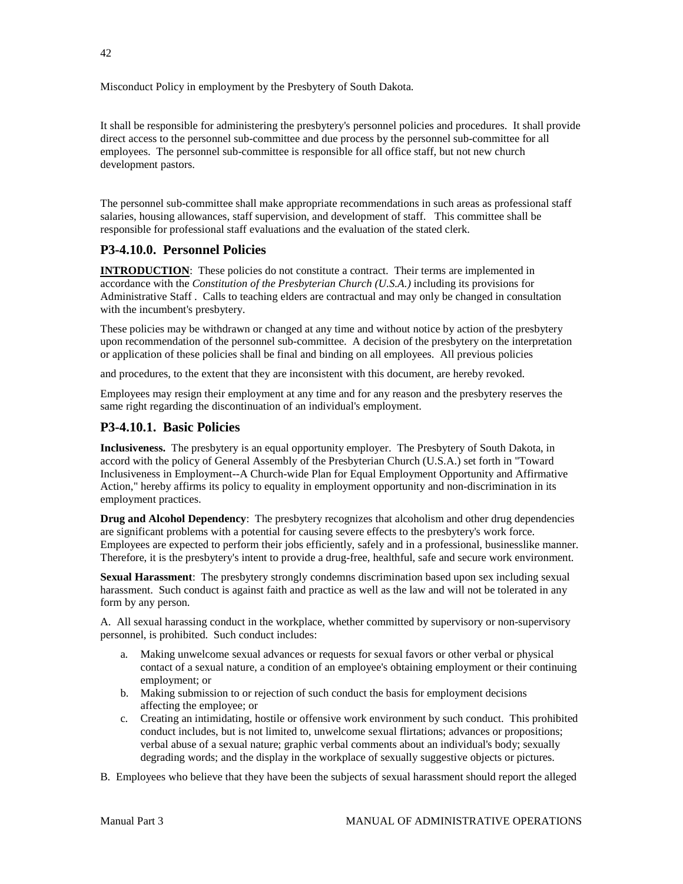Misconduct Policy in employment by the Presbytery of South Dakota.

It shall be responsible for administering the presbytery's personnel policies and procedures. It shall provide direct access to the personnel sub-committee and due process by the personnel sub-committee for all employees. The personnel sub-committee is responsible for all office staff, but not new church development pastors.

The personnel sub-committee shall make appropriate recommendations in such areas as professional staff salaries, housing allowances, staff supervision, and development of staff. This committee shall be responsible for professional staff evaluations and the evaluation of the stated clerk.

## P3-4.10.0. Personnel Policies

**INTRODUCTION**: These policies do not constitute a contract. Their terms are implemented in accordance with the *Constitution of the Presbyterian Church (U.S.A.)* including its provisions for Administrative Staff . Calls to teaching elders are contractual and may only be changed in consultation with the incumbent's presbytery.

These policies may be withdrawn or changed at any time and without notice by action of the presbytery upon recommendation of the personnel sub-committee. A decision of the presbytery on the interpretation or application of these policies shall be final and binding on all employees. All previous policies

and procedures, to the extent that they are inconsistent with this document, are hereby revoked.

Employees may resign their employment at any time and for any reason and the presbytery reserves the same right regarding the discontinuation of an individual's employment.

## P3-4.10.1. Basic Policies

**Inclusiveness.** The presbytery is an equal opportunity employer. The Presbytery of South Dakota, in accord with the policy of General Assembly of the Presbyterian Church (U.S.A.) set forth in "Toward Inclusiveness in Employment--A Church-wide Plan for Equal Employment Opportunity and Affirmative Action," hereby affirms its policy to equality in employment opportunity and non-discrimination in its employment practices.

**Drug and Alcohol Dependency**: The presbytery recognizes that alcoholism and other drug dependencies are significant problems with a potential for causing severe effects to the presbytery's work force. Employees are expected to perform their jobs efficiently, safely and in a professional, businesslike manner. Therefore, it is the presbytery's intent to provide a drug-free, healthful, safe and secure work environment.

**Sexual Harassment**: The presbytery strongly condemns discrimination based upon sex including sexual harassment. Such conduct is against faith and practice as well as the law and will not be tolerated in any form by any person.

A. All sexual harassing conduct in the workplace, whether committed by supervisory or non-supervisory personnel, is prohibited. Such conduct includes:

a. Making unwelcome sexual advances or requests for sexual favors or other verbal or physical contact of a sexual nature, a condition of an employee's obtaining employment or their continuing employment; or
b. Making submission to or rejection of such conduct the basis for employment decisions affecting the employee; or
c. Creating an intimidating, hostile or offensive work environment by such conduct. This prohibited conduct includes, but is not limited to, unwelcome sexual flirtations; advances or propositions; verbal abuse of a sexual nature; graphic verbal comments about an individual's body; sexually degrading words; and the display in the workplace of sexually suggestive objects or pictures.

B. Employees who believe that they have been the subjects of sexual harassment should report the alleged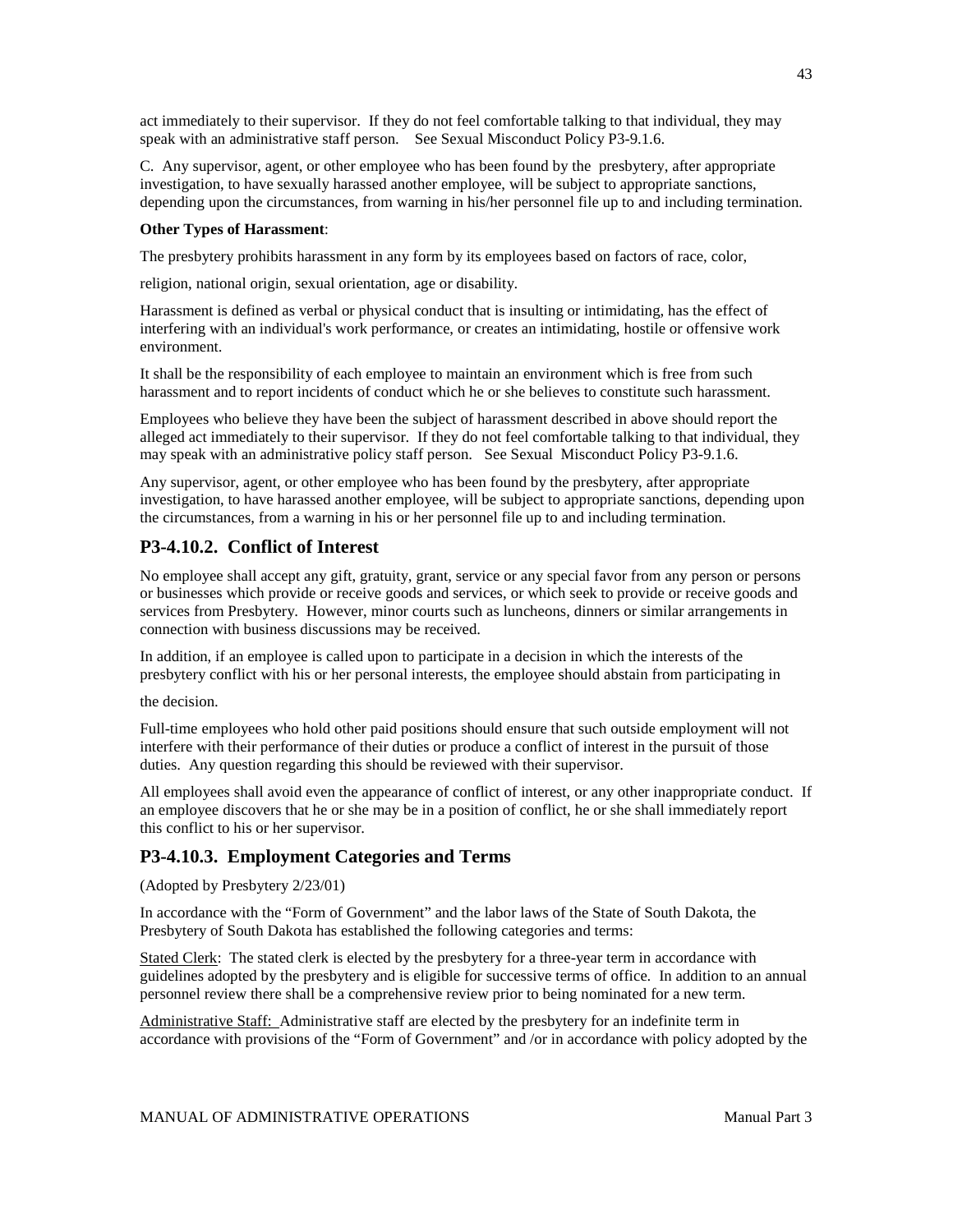act immediately to their supervisor. If they do not feel comfortable talking to that individual, they may speak with an administrative staff person. See Sexual Misconduct Policy P3-9.1.6.

C. Any supervisor, agent, or other employee who has been found by the presbytery, after appropriate investigation, to have sexually harassed another employee, will be subject to appropriate sanctions, depending upon the circumstances, from warning in his/her personnel file up to and including termination.

**Other Types of Harassment**:

The presbytery prohibits harassment in any form by its employees based on factors of race, color,

religion, national origin, sexual orientation, age or disability.

Harassment is defined as verbal or physical conduct that is insulting or intimidating, has the effect of interfering with an individual's work performance, or creates an intimidating, hostile or offensive work environment.

It shall be the responsibility of each employee to maintain an environment which is free from such harassment and to report incidents of conduct which he or she believes to constitute such harassment.

Employees who believe they have been the subject of harassment described in above should report the alleged act immediately to their supervisor. If they do not feel comfortable talking to that individual, they may speak with an administrative policy staff person. See Sexual Misconduct Policy P3-9.1.6.

Any supervisor, agent, or other employee who has been found by the presbytery, after appropriate investigation, to have harassed another employee, will be subject to appropriate sanctions, depending upon the circumstances, from a warning in his or her personnel file up to and including termination.

## P3-4.10.2. Conflict of Interest

No employee shall accept any gift, gratuity, grant, service or any special favor from any person or persons or businesses which provide or receive goods and services, or which seek to provide or receive goods and services from Presbytery. However, minor courts such as luncheons, dinners or similar arrangements in connection with business discussions may be received.

In addition, if an employee is called upon to participate in a decision in which the interests of the presbytery conflict with his or her personal interests, the employee should abstain from participating in

the decision.

Full-time employees who hold other paid positions should ensure that such outside employment will not interfere with their performance of their duties or produce a conflict of interest in the pursuit of those duties. Any question regarding this should be reviewed with their supervisor.

All employees shall avoid even the appearance of conflict of interest, or any other inappropriate conduct. If an employee discovers that he or she may be in a position of conflict, he or she shall immediately report this conflict to his or her supervisor.

## P3-4.10.3. Employment Categories and Terms

(Adopted by Presbytery 2/23/01)

In accordance with the "Form of Government" and the labor laws of the State of South Dakota, the Presbytery of South Dakota has established the following categories and terms:

Stated Clerk: The stated clerk is elected by the presbytery for a three-year term in accordance with guidelines adopted by the presbytery and is eligible for successive terms of office. In addition to an annual personnel review there shall be a comprehensive review prior to being nominated for a new term.

Administrative Staff: Administrative staff are elected by the presbytery for an indefinite term in accordance with provisions of the "Form of Government" and /or in accordance with policy adopted by the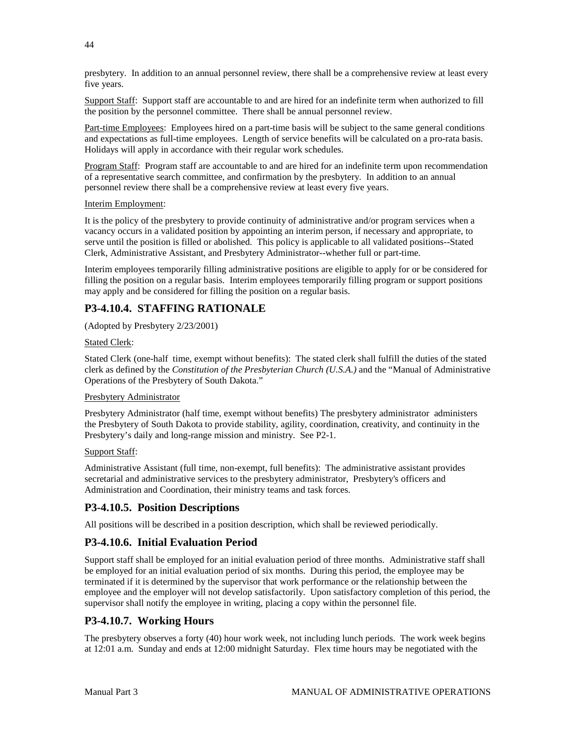presbytery. In addition to an annual personnel review, there shall be a comprehensive review at least every five years.

Support Staff: Support staff are accountable to and are hired for an indefinite term when authorized to fill the position by the personnel committee. There shall be annual personnel review.

Part-time Employees: Employees hired on a part-time basis will be subject to the same general conditions and expectations as full-time employees. Length of service benefits will be calculated on a pro-rata basis. Holidays will apply in accordance with their regular work schedules.

Program Staff: Program staff are accountable to and are hired for an indefinite term upon recommendation of a representative search committee, and confirmation by the presbytery. In addition to an annual personnel review there shall be a comprehensive review at least every five years.

Interim Employment:

It is the policy of the presbytery to provide continuity of administrative and/or program services when a vacancy occurs in a validated position by appointing an interim person, if necessary and appropriate, to serve until the position is filled or abolished. This policy is applicable to all validated positions--Stated Clerk, Administrative Assistant, and Presbytery Administrator--whether full or part-time.

Interim employees temporarily filling administrative positions are eligible to apply for or be considered for filling the position on a regular basis. Interim employees temporarily filling program or support positions may apply and be considered for filling the position on a regular basis.

## P3-4.10.4. STAFFING RATIONALE

(Adopted by Presbytery 2/23/2001)

Stated Clerk:

Stated Clerk (one-half time, exempt without benefits): The stated clerk shall fulfill the duties of the stated clerk as defined by the *Constitution of the Presbyterian Church (U.S.A.)* and the "Manual of Administrative Operations of the Presbytery of South Dakota."

Presbytery Administrator

Presbytery Administrator (half time, exempt without benefits) The presbytery administrator administers the Presbytery of South Dakota to provide stability, agility, coordination, creativity, and continuity in the Presbytery's daily and long-range mission and ministry. See P2-1.

Support Staff:

Administrative Assistant (full time, non-exempt, full benefits): The administrative assistant provides secretarial and administrative services to the presbytery administrator, Presbytery's officers and Administration and Coordination, their ministry teams and task forces.

## P3-4.10.5. Position Descriptions

All positions will be described in a position description, which shall be reviewed periodically.

## P3-4.10.6. Initial Evaluation Period

Support staff shall be employed for an initial evaluation period of three months. Administrative staff shall be employed for an initial evaluation period of six months. During this period, the employee may be terminated if it is determined by the supervisor that work performance or the relationship between the employee and the employer will not develop satisfactorily. Upon satisfactory completion of this period, the supervisor shall notify the employee in writing, placing a copy within the personnel file.

## P3-4.10.7. Working Hours

The presbytery observes a forty (40) hour work week, not including lunch periods. The work week begins at 12:01 a.m. Sunday and ends at 12:00 midnight Saturday. Flex time hours may be negotiated with the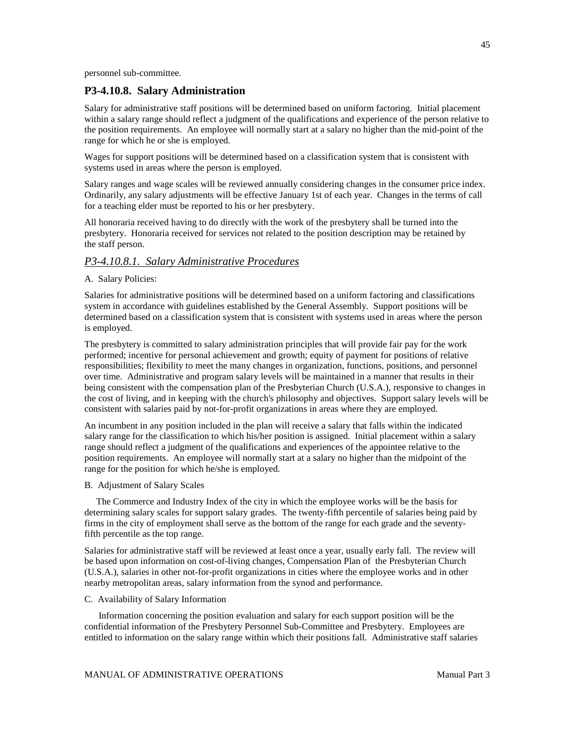personnel sub-committee.

## P3-4.10.8. Salary Administration

Salary for administrative staff positions will be determined based on uniform factoring. Initial placement within a salary range should reflect a judgment of the qualifications and experience of the person relative to the position requirements. An employee will normally start at a salary no higher than the mid-point of the range for which he or she is employed.

Wages for support positions will be determined based on a classification system that is consistent with systems used in areas where the person is employed.

Salary ranges and wage scales will be reviewed annually considering changes in the consumer price index. Ordinarily, any salary adjustments will be effective January 1st of each year. Changes in the terms of call for a teaching elder must be reported to his or her presbytery.

All honoraria received having to do directly with the work of the presbytery shall be turned into the presbytery. Honoraria received for services not related to the position description may be retained by the staff person.

### *P3-4.10.8.1. Salary Administrative Procedures*

A. Salary Policies:

Salaries for administrative positions will be determined based on a uniform factoring and classifications system in accordance with guidelines established by the General Assembly. Support positions will be determined based on a classification system that is consistent with systems used in areas where the person is employed.

The presbytery is committed to salary administration principles that will provide fair pay for the work performed; incentive for personal achievement and growth; equity of payment for positions of relative responsibilities; flexibility to meet the many changes in organization, functions, positions, and personnel over time. Administrative and program salary levels will be maintained in a manner that results in their being consistent with the compensation plan of the Presbyterian Church (U.S.A.), responsive to changes in the cost of living, and in keeping with the church's philosophy and objectives. Support salary levels will be consistent with salaries paid by not-for-profit organizations in areas where they are employed.

An incumbent in any position included in the plan will receive a salary that falls within the indicated salary range for the classification to which his/her position is assigned. Initial placement within a salary range should reflect a judgment of the qualifications and experiences of the appointee relative to the position requirements. An employee will normally start at a salary no higher than the midpoint of the range for the position for which he/she is employed.

B. Adjustment of Salary Scales

The Commerce and Industry Index of the city in which the employee works will be the basis for determining salary scales for support salary grades. The twenty-fifth percentile of salaries being paid by firms in the city of employment shall serve as the bottom of the range for each grade and the seventy-fifth percentile as the top range.

Salaries for administrative staff will be reviewed at least once a year, usually early fall. The review will be based upon information on cost-of-living changes, Compensation Plan of the Presbyterian Church (U.S.A.), salaries in other not-for-profit organizations in cities where the employee works and in other nearby metropolitan areas, salary information from the synod and performance.

C. Availability of Salary Information

Information concerning the position evaluation and salary for each support position will be the confidential information of the Presbytery Personnel Sub-Committee and Presbytery. Employees are entitled to information on the salary range within which their positions fall. Administrative staff salaries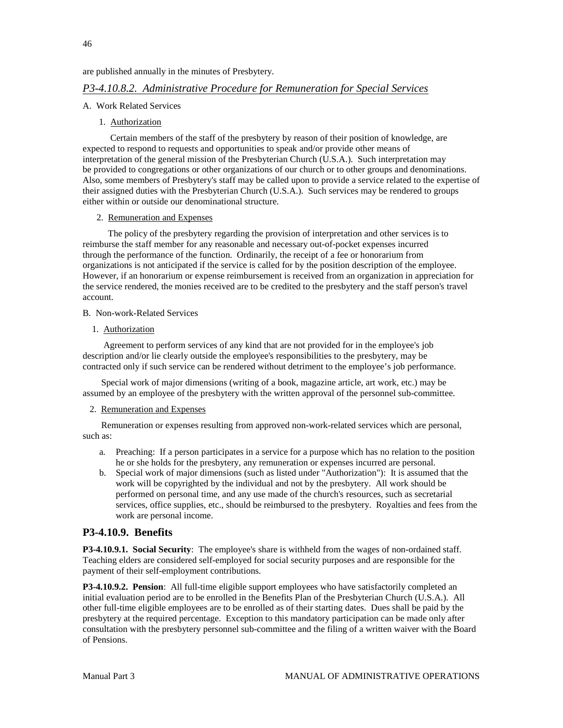are published annually in the minutes of Presbytery.

### *P3-4.10.8.2. Administrative Procedure for Remuneration for Special Services*

A. Work Related Services

1. Authorization

Certain members of the staff of the presbytery by reason of their position of knowledge, are expected to respond to requests and opportunities to speak and/or provide other means of interpretation of the general mission of the Presbyterian Church (U.S.A.). Such interpretation may be provided to congregations or other organizations of our church or to other groups and denominations. Also, some members of Presbytery's staff may be called upon to provide a service related to the expertise of their assigned duties with the Presbyterian Church (U.S.A.). Such services may be rendered to groups either within or outside our denominational structure.

2. Remuneration and Expenses

The policy of the presbytery regarding the provision of interpretation and other services is to reimburse the staff member for any reasonable and necessary out-of-pocket expenses incurred through the performance of the function. Ordinarily, the receipt of a fee or honorarium from organizations is not anticipated if the service is called for by the position description of the employee. However, if an honorarium or expense reimbursement is received from an organization in appreciation for the service rendered, the monies received are to be credited to the presbytery and the staff person's travel account.

B. Non-work-Related Services

1. Authorization

Agreement to perform services of any kind that are not provided for in the employee's job description and/or lie clearly outside the employee's responsibilities to the presbytery, may be contracted only if such service can be rendered without detriment to the employee's job performance.

Special work of major dimensions (writing of a book, magazine article, art work, etc.) may be assumed by an employee of the presbytery with the written approval of the personnel sub-committee.

2. Remuneration and Expenses

Remuneration or expenses resulting from approved non-work-related services which are personal, such as:

a. Preaching: If a person participates in a service for a purpose which has no relation to the position he or she holds for the presbytery, any remuneration or expenses incurred are personal.
b. Special work of major dimensions (such as listed under "Authorization"): It is assumed that the work will be copyrighted by the individual and not by the presbytery. All work should be performed on personal time, and any use made of the church's resources, such as secretarial services, office supplies, etc., should be reimbursed to the presbytery. Royalties and fees from the work are personal income.

## P3-4.10.9. Benefits

**P3-4.10.9.1. Social Security**: The employee's share is withheld from the wages of non-ordained staff. Teaching elders are considered self-employed for social security purposes and are responsible for the payment of their self-employment contributions.

**P3-4.10.9.2. Pension**: All full-time eligible support employees who have satisfactorily completed an initial evaluation period are to be enrolled in the Benefits Plan of the Presbyterian Church (U.S.A.). All other full-time eligible employees are to be enrolled as of their starting dates. Dues shall be paid by the presbytery at the required percentage. Exception to this mandatory participation can be made only after consultation with the presbytery personnel sub-committee and the filing of a written waiver with the Board of Pensions.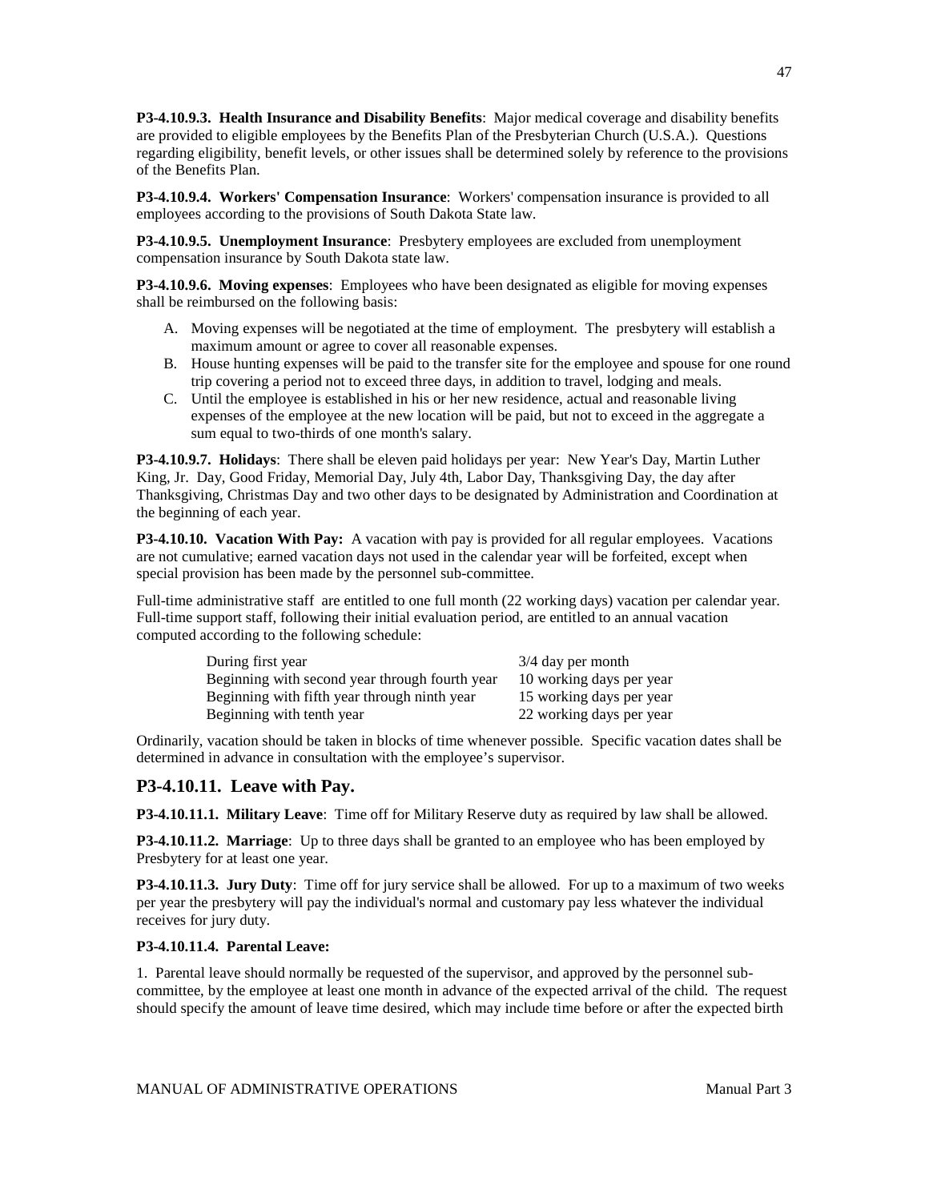**P3-4.10.9.3. Health Insurance and Disability Benefits**: Major medical coverage and disability benefits are provided to eligible employees by the Benefits Plan of the Presbyterian Church (U.S.A.). Questions regarding eligibility, benefit levels, or other issues shall be determined solely by reference to the provisions of the Benefits Plan.

**P3-4.10.9.4. Workers' Compensation Insurance**: Workers' compensation insurance is provided to all employees according to the provisions of South Dakota State law.

**P3-4.10.9.5. Unemployment Insurance**: Presbytery employees are excluded from unemployment compensation insurance by South Dakota state law.

**P3-4.10.9.6. Moving expenses**: Employees who have been designated as eligible for moving expenses shall be reimbursed on the following basis:

A. Moving expenses will be negotiated at the time of employment. The presbytery will establish a maximum amount or agree to cover all reasonable expenses.
B. House hunting expenses will be paid to the transfer site for the employee and spouse for one round trip covering a period not to exceed three days, in addition to travel, lodging and meals.
C. Until the employee is established in his or her new residence, actual and reasonable living expenses of the employee at the new location will be paid, but not to exceed in the aggregate a sum equal to two-thirds of one month's salary.

**P3-4.10.9.7. Holidays**: There shall be eleven paid holidays per year: New Year's Day, Martin Luther King, Jr. Day, Good Friday, Memorial Day, July 4th, Labor Day, Thanksgiving Day, the day after Thanksgiving, Christmas Day and two other days to be designated by Administration and Coordination at the beginning of each year.

**P3-4.10.10. Vacation With Pay:** A vacation with pay is provided for all regular employees. Vacations are not cumulative; earned vacation days not used in the calendar year will be forfeited, except when special provision has been made by the personnel sub-committee.

Full-time administrative staff are entitled to one full month (22 working days) vacation per calendar year. Full-time support staff, following their initial evaluation period, are entitled to an annual vacation computed according to the following schedule:

| | |
|---|---|
| During first year | 3/4 day per month |
| Beginning with second year through fourth year | 10 working days per year |
| Beginning with fifth year through ninth year | 15 working days per year |
| Beginning with tenth year | 22 working days per year |

Ordinarily, vacation should be taken in blocks of time whenever possible. Specific vacation dates shall be determined in advance in consultation with the employee's supervisor.

## P3-4.10.11. Leave with Pay.

**P3-4.10.11.1. Military Leave**: Time off for Military Reserve duty as required by law shall be allowed.

**P3-4.10.11.2. Marriage**: Up to three days shall be granted to an employee who has been employed by Presbytery for at least one year.

**P3-4.10.11.3. Jury Duty**: Time off for jury service shall be allowed. For up to a maximum of two weeks per year the presbytery will pay the individual's normal and customary pay less whatever the individual receives for jury duty.

**P3-4.10.11.4. Parental Leave:**

1. Parental leave should normally be requested of the supervisor, and approved by the personnel sub-committee, by the employee at least one month in advance of the expected arrival of the child. The request should specify the amount of leave time desired, which may include time before or after the expected birth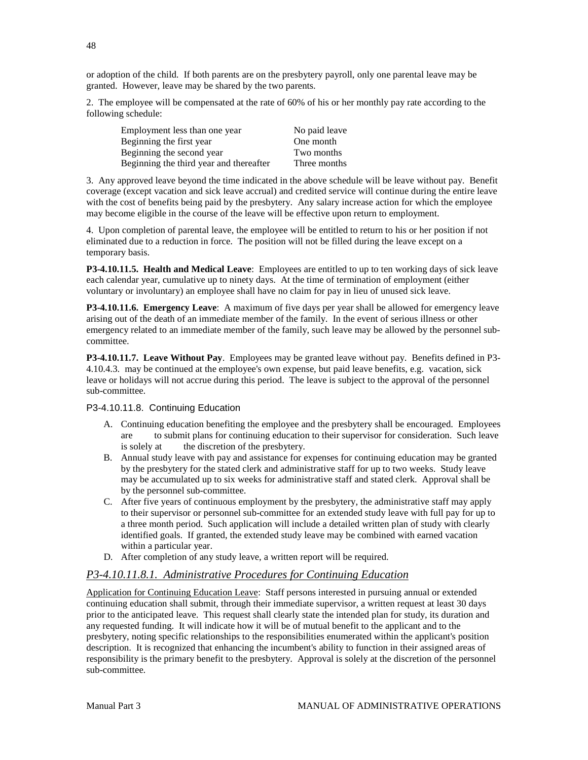or adoption of the child. If both parents are on the presbytery payroll, only one parental leave may be granted. However, leave may be shared by the two parents.

2. The employee will be compensated at the rate of 60% of his or her monthly pay rate according to the following schedule:

| | |
|---|---|
| Employment less than one year | No paid leave |
| Beginning the first year | One month |
| Beginning the second year | Two months |
| Beginning the third year and thereafter | Three months |

3. Any approved leave beyond the time indicated in the above schedule will be leave without pay. Benefit coverage (except vacation and sick leave accrual) and credited service will continue during the entire leave with the cost of benefits being paid by the presbytery. Any salary increase action for which the employee may become eligible in the course of the leave will be effective upon return to employment.

4. Upon completion of parental leave, the employee will be entitled to return to his or her position if not eliminated due to a reduction in force. The position will not be filled during the leave except on a temporary basis.

**P3-4.10.11.5. Health and Medical Leave**: Employees are entitled to up to ten working days of sick leave each calendar year, cumulative up to ninety days. At the time of termination of employment (either voluntary or involuntary) an employee shall have no claim for pay in lieu of unused sick leave.

**P3-4.10.11.6. Emergency Leave**: A maximum of five days per year shall be allowed for emergency leave arising out of the death of an immediate member of the family. In the event of serious illness or other emergency related to an immediate member of the family, such leave may be allowed by the personnel sub-committee.

**P3-4.10.11.7. Leave Without Pay**. Employees may be granted leave without pay. Benefits defined in P3-4.10.4.3. may be continued at the employee's own expense, but paid leave benefits, e.g. vacation, sick leave or holidays will not accrue during this period. The leave is subject to the approval of the personnel sub-committee.

P3-4.10.11.8. Continuing Education

A. Continuing education benefiting the employee and the presbytery shall be encouraged. Employees are to submit plans for continuing education to their supervisor for consideration. Such leave is solely at the discretion of the presbytery.
B. Annual study leave with pay and assistance for expenses for continuing education may be granted by the presbytery for the stated clerk and administrative staff for up to two weeks. Study leave may be accumulated up to six weeks for administrative staff and stated clerk. Approval shall be by the personnel sub-committee.
C. After five years of continuous employment by the presbytery, the administrative staff may apply to their supervisor or personnel sub-committee for an extended study leave with full pay for up to a three month period. Such application will include a detailed written plan of study with clearly identified goals. If granted, the extended study leave may be combined with earned vacation within a particular year.
D. After completion of any study leave, a written report will be required.

## *P3-4.10.11.8.1. Administrative Procedures for Continuing Education*

Application for Continuing Education Leave: Staff persons interested in pursuing annual or extended continuing education shall submit, through their immediate supervisor, a written request at least 30 days prior to the anticipated leave. This request shall clearly state the intended plan for study, its duration and any requested funding. It will indicate how it will be of mutual benefit to the applicant and to the presbytery, noting specific relationships to the responsibilities enumerated within the applicant's position description. It is recognized that enhancing the incumbent's ability to function in their assigned areas of responsibility is the primary benefit to the presbytery. Approval is solely at the discretion of the personnel sub-committee.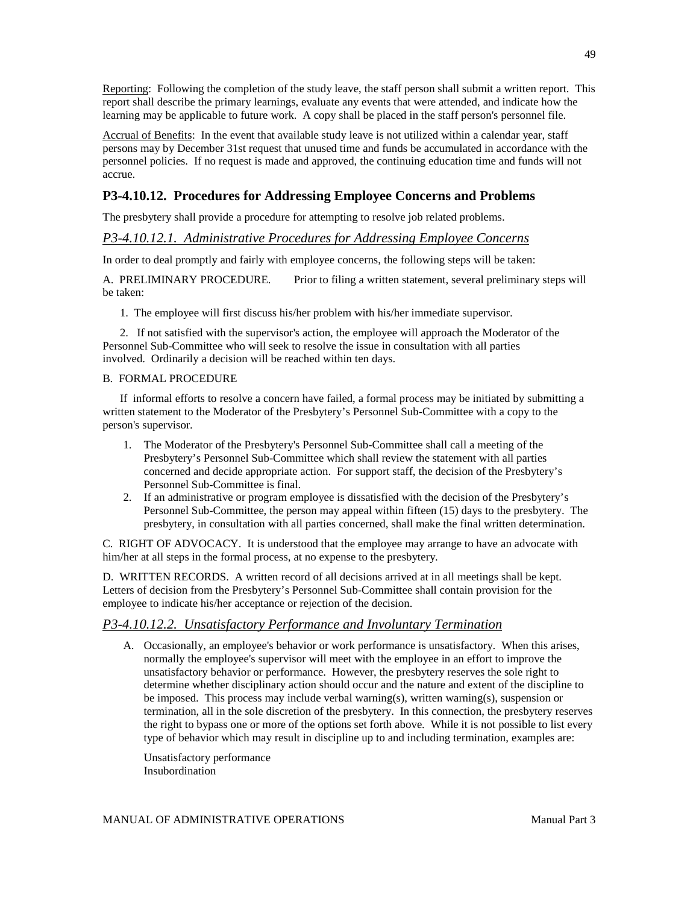Reporting: Following the completion of the study leave, the staff person shall submit a written report. This report shall describe the primary learnings, evaluate any events that were attended, and indicate how the learning may be applicable to future work. A copy shall be placed in the staff person's personnel file.

Accrual of Benefits: In the event that available study leave is not utilized within a calendar year, staff persons may by December 31st request that unused time and funds be accumulated in accordance with the personnel policies. If no request is made and approved, the continuing education time and funds will not accrue.

## P3-4.10.12. Procedures for Addressing Employee Concerns and Problems

The presbytery shall provide a procedure for attempting to resolve job related problems.

### *P3-4.10.12.1. Administrative Procedures for Addressing Employee Concerns*

In order to deal promptly and fairly with employee concerns, the following steps will be taken:

A. PRELIMINARY PROCEDURE. Prior to filing a written statement, several preliminary steps will be taken:

1. The employee will first discuss his/her problem with his/her immediate supervisor.

2. If not satisfied with the supervisor's action, the employee will approach the Moderator of the Personnel Sub-Committee who will seek to resolve the issue in consultation with all parties involved. Ordinarily a decision will be reached within ten days.

B. FORMAL PROCEDURE

If informal efforts to resolve a concern have failed, a formal process may be initiated by submitting a written statement to the Moderator of the Presbytery's Personnel Sub-Committee with a copy to the person's supervisor.

1. The Moderator of the Presbytery's Personnel Sub-Committee shall call a meeting of the Presbytery's Personnel Sub-Committee which shall review the statement with all parties concerned and decide appropriate action. For support staff, the decision of the Presbytery's Personnel Sub-Committee is final.
2. If an administrative or program employee is dissatisfied with the decision of the Presbytery's Personnel Sub-Committee, the person may appeal within fifteen (15) days to the presbytery. The presbytery, in consultation with all parties concerned, shall make the final written determination.

C. RIGHT OF ADVOCACY. It is understood that the employee may arrange to have an advocate with him/her at all steps in the formal process, at no expense to the presbytery.

D. WRITTEN RECORDS. A written record of all decisions arrived at in all meetings shall be kept. Letters of decision from the Presbytery's Personnel Sub-Committee shall contain provision for the employee to indicate his/her acceptance or rejection of the decision.

### *P3-4.10.12.2. Unsatisfactory Performance and Involuntary Termination*

A. Occasionally, an employee's behavior or work performance is unsatisfactory. When this arises, normally the employee's supervisor will meet with the employee in an effort to improve the unsatisfactory behavior or performance. However, the presbytery reserves the sole right to determine whether disciplinary action should occur and the nature and extent of the discipline to be imposed. This process may include verbal warning(s), written warning(s), suspension or termination, all in the sole discretion of the presbytery. In this connection, the presbytery reserves the right to bypass one or more of the options set forth above. While it is not possible to list every type of behavior which may result in discipline up to and including termination, examples are:

   Unsatisfactory performance
   Insubordination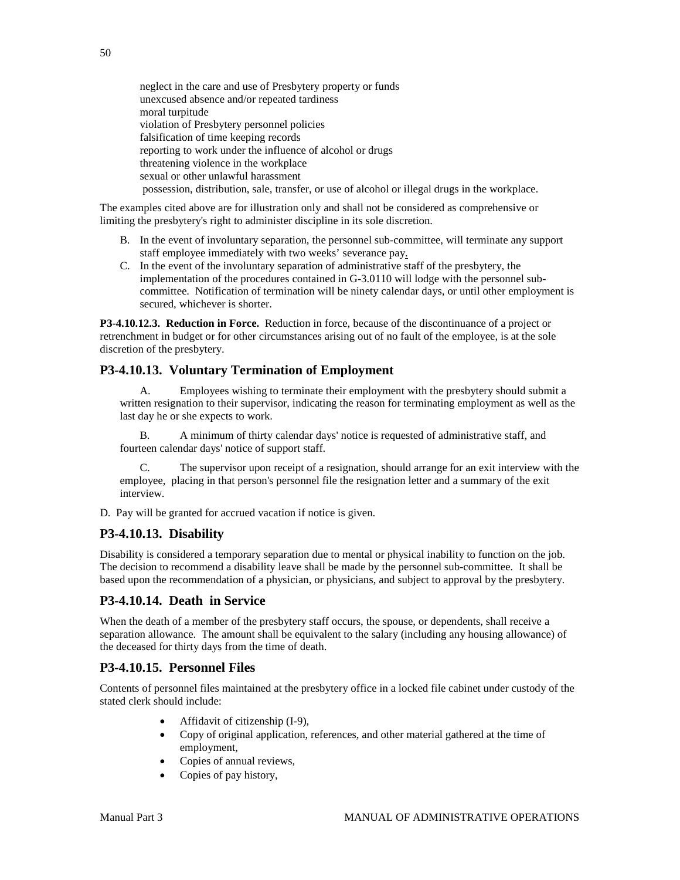neglect in the care and use of Presbytery property or funds
unexcused absence and/or repeated tardiness
moral turpitude
violation of Presbytery personnel policies
falsification of time keeping records
reporting to work under the influence of alcohol or drugs
threatening violence in the workplace
sexual or other unlawful harassment
possession, distribution, sale, transfer, or use of alcohol or illegal drugs in the workplace.

The examples cited above are for illustration only and shall not be considered as comprehensive or limiting the presbytery's right to administer discipline in its sole discretion.

B. In the event of involuntary separation, the personnel sub-committee, will terminate any support staff employee immediately with two weeks' severance pay.

C. In the event of the involuntary separation of administrative staff of the presbytery, the implementation of the procedures contained in G-3.0110 will lodge with the personnel sub-committee. Notification of termination will be ninety calendar days, or until other employment is secured, whichever is shorter.

**P3-4.10.12.3. Reduction in Force.** Reduction in force, because of the discontinuance of a project or retrenchment in budget or for other circumstances arising out of no fault of the employee, is at the sole discretion of the presbytery.

## P3-4.10.13. Voluntary Termination of Employment

A. Employees wishing to terminate their employment with the presbytery should submit a written resignation to their supervisor, indicating the reason for terminating employment as well as the last day he or she expects to work.

B. A minimum of thirty calendar days' notice is requested of administrative staff, and fourteen calendar days' notice of support staff.

C. The supervisor upon receipt of a resignation, should arrange for an exit interview with the employee, placing in that person's personnel file the resignation letter and a summary of the exit interview.

D. Pay will be granted for accrued vacation if notice is given.

## P3-4.10.13. Disability

Disability is considered a temporary separation due to mental or physical inability to function on the job. The decision to recommend a disability leave shall be made by the personnel sub-committee. It shall be based upon the recommendation of a physician, or physicians, and subject to approval by the presbytery.

## P3-4.10.14. Death in Service

When the death of a member of the presbytery staff occurs, the spouse, or dependents, shall receive a separation allowance. The amount shall be equivalent to the salary (including any housing allowance) of the deceased for thirty days from the time of death.

## P3-4.10.15. Personnel Files

Contents of personnel files maintained at the presbytery office in a locked file cabinet under custody of the stated clerk should include:

- Affidavit of citizenship (I-9),
- Copy of original application, references, and other material gathered at the time of employment,
- Copies of annual reviews,
- Copies of pay history,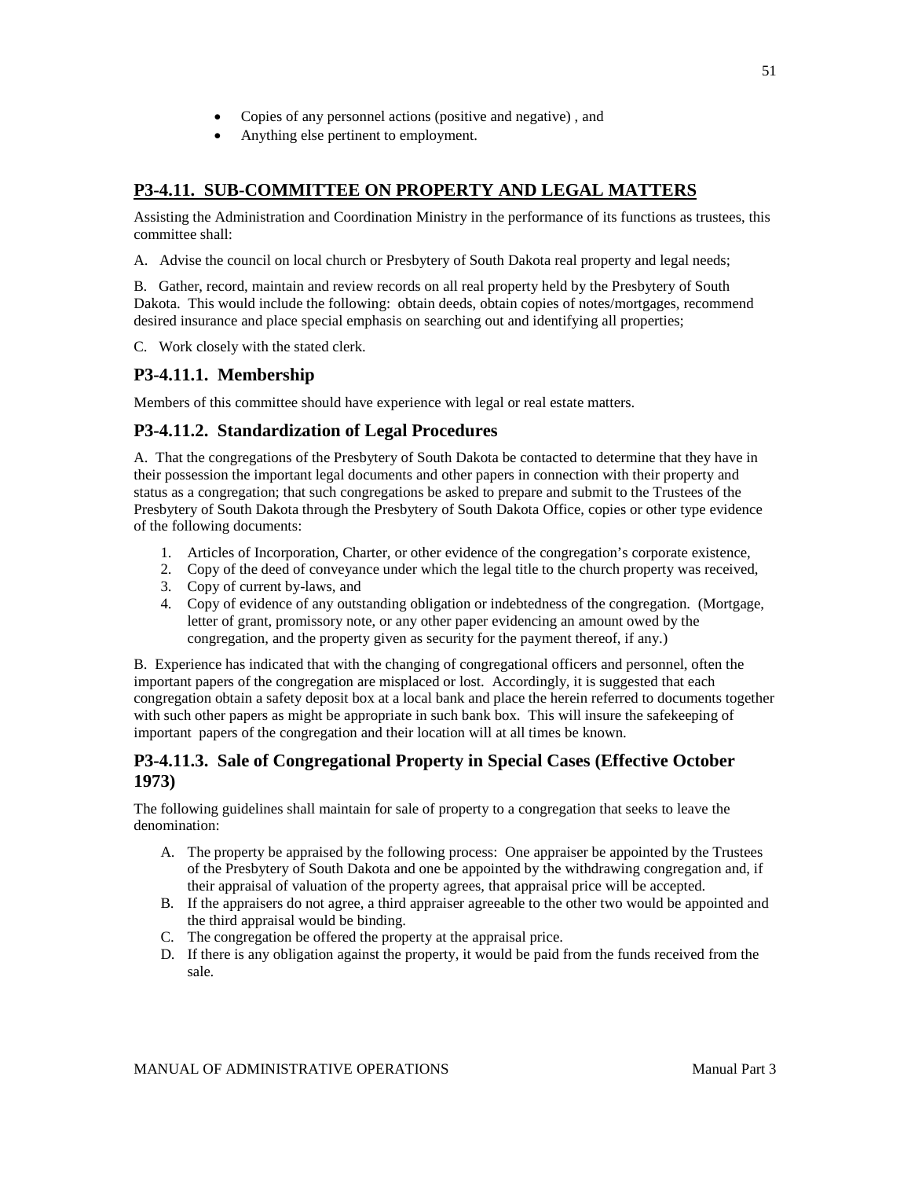- Copies of any personnel actions (positive and negative) , and
- Anything else pertinent to employment.

## P3-4.11. SUB-COMMITTEE ON PROPERTY AND LEGAL MATTERS

Assisting the Administration and Coordination Ministry in the performance of its functions as trustees, this committee shall:

A. Advise the council on local church or Presbytery of South Dakota real property and legal needs;

B. Gather, record, maintain and review records on all real property held by the Presbytery of South Dakota. This would include the following: obtain deeds, obtain copies of notes/mortgages, recommend desired insurance and place special emphasis on searching out and identifying all properties;

C. Work closely with the stated clerk.

### P3-4.11.1. Membership

Members of this committee should have experience with legal or real estate matters.

### P3-4.11.2. Standardization of Legal Procedures

A. That the congregations of the Presbytery of South Dakota be contacted to determine that they have in their possession the important legal documents and other papers in connection with their property and status as a congregation; that such congregations be asked to prepare and submit to the Trustees of the Presbytery of South Dakota through the Presbytery of South Dakota Office, copies or other type evidence of the following documents:

1. Articles of Incorporation, Charter, or other evidence of the congregation's corporate existence,
2. Copy of the deed of conveyance under which the legal title to the church property was received,
3. Copy of current by-laws, and
4. Copy of evidence of any outstanding obligation or indebtedness of the congregation. (Mortgage, letter of grant, promissory note, or any other paper evidencing an amount owed by the congregation, and the property given as security for the payment thereof, if any.)

B. Experience has indicated that with the changing of congregational officers and personnel, often the important papers of the congregation are misplaced or lost. Accordingly, it is suggested that each congregation obtain a safety deposit box at a local bank and place the herein referred to documents together with such other papers as might be appropriate in such bank box. This will insure the safekeeping of important papers of the congregation and their location will at all times be known.

### P3-4.11.3. Sale of Congregational Property in Special Cases (Effective October 1973)

The following guidelines shall maintain for sale of property to a congregation that seeks to leave the denomination:

A. The property be appraised by the following process: One appraiser be appointed by the Trustees of the Presbytery of South Dakota and one be appointed by the withdrawing congregation and, if their appraisal of valuation of the property agrees, that appraisal price will be accepted.
B. If the appraisers do not agree, a third appraiser agreeable to the other two would be appointed and the third appraisal would be binding.
C. The congregation be offered the property at the appraisal price.
D. If there is any obligation against the property, it would be paid from the funds received from the sale.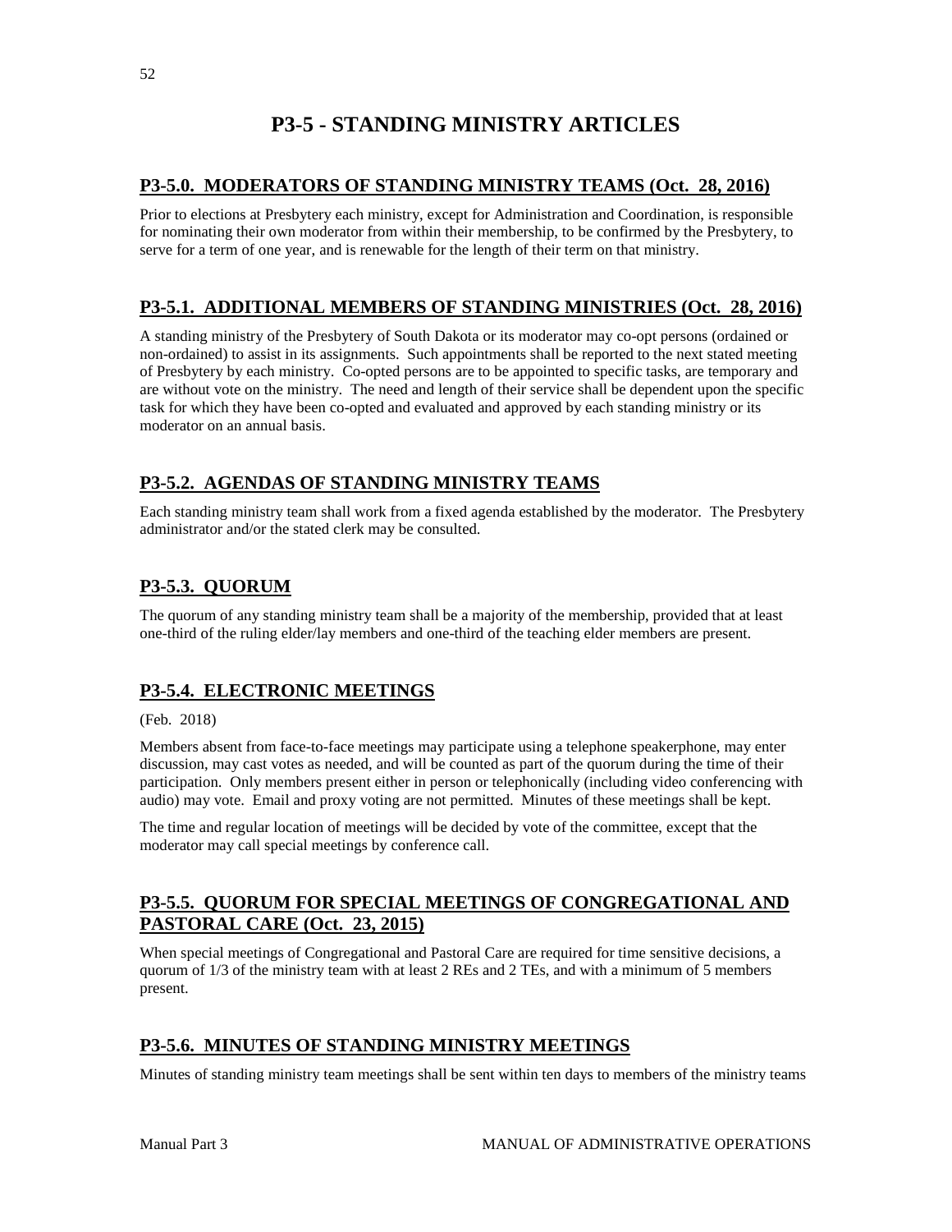# P3-5 - STANDING MINISTRY ARTICLES

## P3-5.0. MODERATORS OF STANDING MINISTRY TEAMS (Oct. 28, 2016)

Prior to elections at Presbytery each ministry, except for Administration and Coordination, is responsible for nominating their own moderator from within their membership, to be confirmed by the Presbytery, to serve for a term of one year, and is renewable for the length of their term on that ministry.

## P3-5.1. ADDITIONAL MEMBERS OF STANDING MINISTRIES (Oct. 28, 2016)

A standing ministry of the Presbytery of South Dakota or its moderator may co-opt persons (ordained or non-ordained) to assist in its assignments. Such appointments shall be reported to the next stated meeting of Presbytery by each ministry. Co-opted persons are to be appointed to specific tasks, are temporary and are without vote on the ministry. The need and length of their service shall be dependent upon the specific task for which they have been co-opted and evaluated and approved by each standing ministry or its moderator on an annual basis.

## P3-5.2. AGENDAS OF STANDING MINISTRY TEAMS

Each standing ministry team shall work from a fixed agenda established by the moderator. The Presbytery administrator and/or the stated clerk may be consulted.

## P3-5.3. QUORUM

The quorum of any standing ministry team shall be a majority of the membership, provided that at least one-third of the ruling elder/lay members and one-third of the teaching elder members are present.

## P3-5.4. ELECTRONIC MEETINGS

(Feb. 2018)

Members absent from face-to-face meetings may participate using a telephone speakerphone, may enter discussion, may cast votes as needed, and will be counted as part of the quorum during the time of their participation. Only members present either in person or telephonically (including video conferencing with audio) may vote. Email and proxy voting are not permitted. Minutes of these meetings shall be kept.

The time and regular location of meetings will be decided by vote of the committee, except that the moderator may call special meetings by conference call.

## P3-5.5. QUORUM FOR SPECIAL MEETINGS OF CONGREGATIONAL AND PASTORAL CARE (Oct. 23, 2015)

When special meetings of Congregational and Pastoral Care are required for time sensitive decisions, a quorum of 1/3 of the ministry team with at least 2 REs and 2 TEs, and with a minimum of 5 members present.

## P3-5.6. MINUTES OF STANDING MINISTRY MEETINGS

Minutes of standing ministry team meetings shall be sent within ten days to members of the ministry teams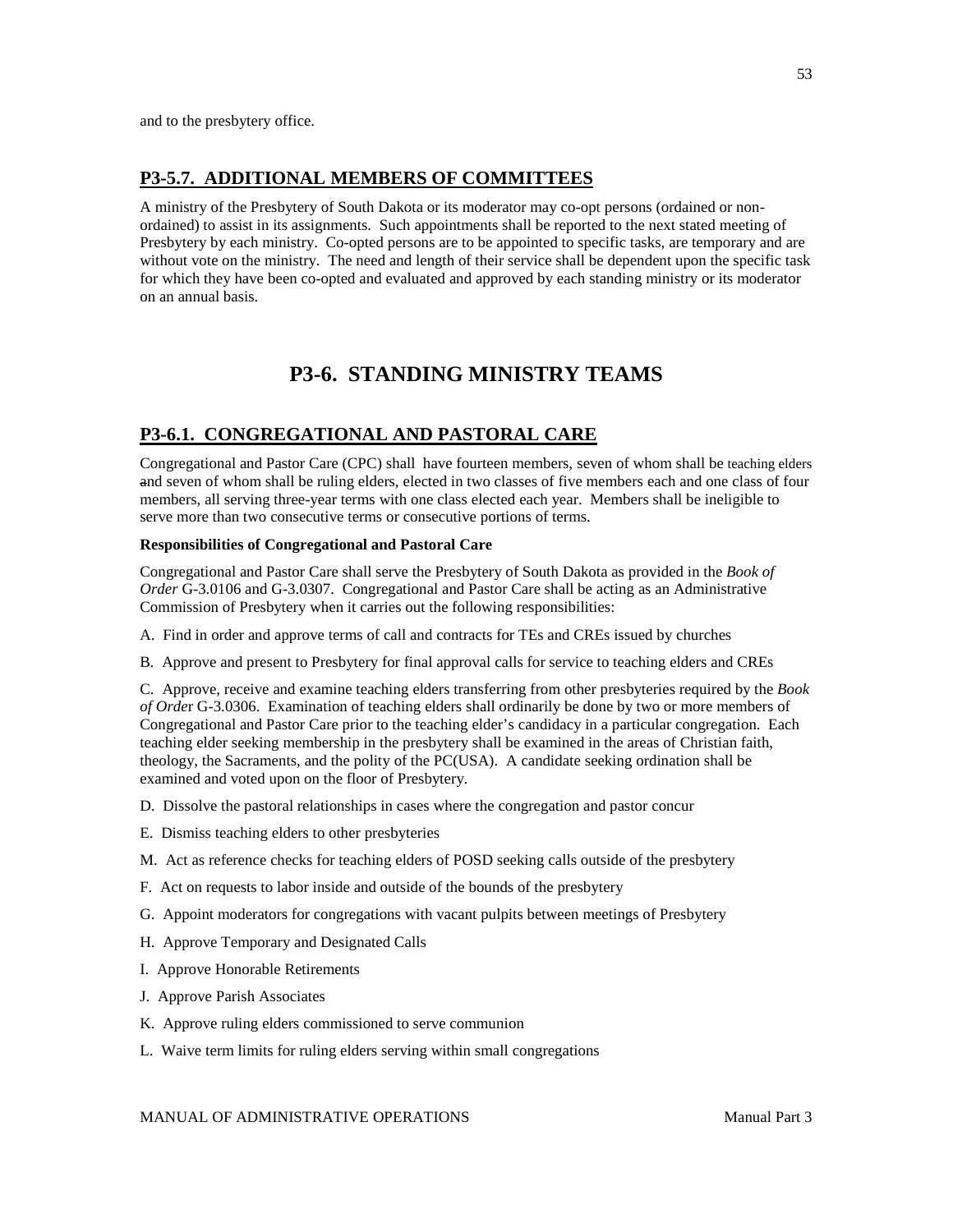and to the presbytery office.

## P3-5.7. ADDITIONAL MEMBERS OF COMMITTEES

A ministry of the Presbytery of South Dakota or its moderator may co-opt persons (ordained or non-ordained) to assist in its assignments. Such appointments shall be reported to the next stated meeting of Presbytery by each ministry. Co-opted persons are to be appointed to specific tasks, are temporary and are without vote on the ministry. The need and length of their service shall be dependent upon the specific task for which they have been co-opted and evaluated and approved by each standing ministry or its moderator on an annual basis.

# P3-6. STANDING MINISTRY TEAMS

## P3-6.1. CONGREGATIONAL AND PASTORAL CARE

Congregational and Pastor Care (CPC) shall have fourteen members, seven of whom shall be teaching elders and seven of whom shall be ruling elders, elected in two classes of five members each and one class of four members, all serving three-year terms with one class elected each year. Members shall be ineligible to serve more than two consecutive terms or consecutive portions of terms.

**Responsibilities of Congregational and Pastoral Care**

Congregational and Pastor Care shall serve the Presbytery of South Dakota as provided in the *Book of Order* G-3.0106 and G-3.0307. Congregational and Pastor Care shall be acting as an Administrative Commission of Presbytery when it carries out the following responsibilities:

A. Find in order and approve terms of call and contracts for TEs and CREs issued by churches

B. Approve and present to Presbytery for final approval calls for service to teaching elders and CREs

C. Approve, receive and examine teaching elders transferring from other presbyteries required by the *Book of Order* G-3.0306. Examination of teaching elders shall ordinarily be done by two or more members of Congregational and Pastor Care prior to the teaching elder's candidacy in a particular congregation. Each teaching elder seeking membership in the presbytery shall be examined in the areas of Christian faith, theology, the Sacraments, and the polity of the PC(USA). A candidate seeking ordination shall be examined and voted upon on the floor of Presbytery.

D. Dissolve the pastoral relationships in cases where the congregation and pastor concur

E. Dismiss teaching elders to other presbyteries

M. Act as reference checks for teaching elders of POSD seeking calls outside of the presbytery

F. Act on requests to labor inside and outside of the bounds of the presbytery

G. Appoint moderators for congregations with vacant pulpits between meetings of Presbytery

H. Approve Temporary and Designated Calls

I. Approve Honorable Retirements

J. Approve Parish Associates

K. Approve ruling elders commissioned to serve communion

L. Waive term limits for ruling elders serving within small congregations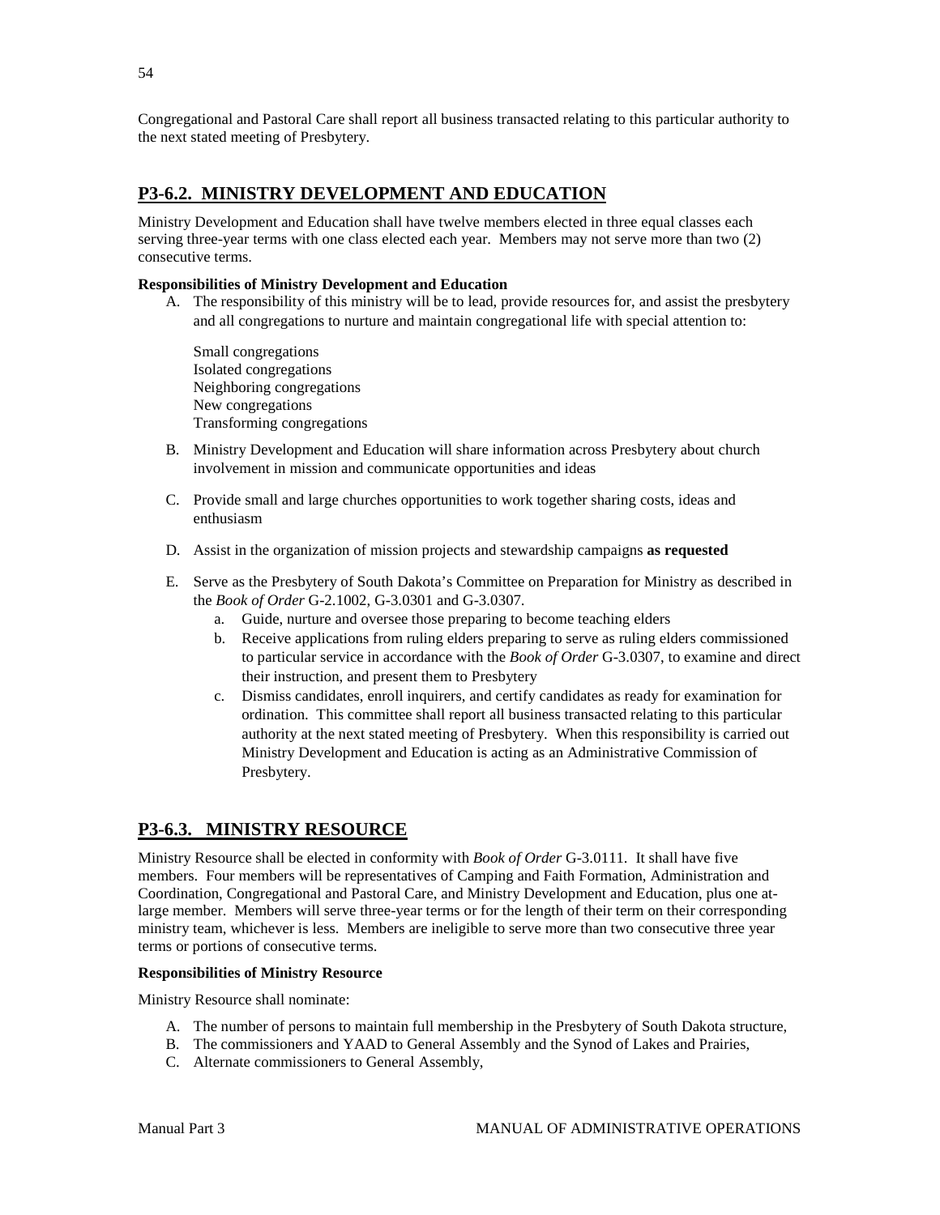Congregational and Pastoral Care shall report all business transacted relating to this particular authority to the next stated meeting of Presbytery.

## P3-6.2. MINISTRY DEVELOPMENT AND EDUCATION

Ministry Development and Education shall have twelve members elected in three equal classes each serving three-year terms with one class elected each year. Members may not serve more than two (2) consecutive terms.

**Responsibilities of Ministry Development and Education**

A. The responsibility of this ministry will be to lead, provide resources for, and assist the presbytery and all congregations to nurture and maintain congregational life with special attention to:

   Small congregations
   Isolated congregations
   Neighboring congregations
   New congregations
   Transforming congregations

B. Ministry Development and Education will share information across Presbytery about church involvement in mission and communicate opportunities and ideas

C. Provide small and large churches opportunities to work together sharing costs, ideas and enthusiasm

D. Assist in the organization of mission projects and stewardship campaigns **as requested**

E. Serve as the Presbytery of South Dakota's Committee on Preparation for Ministry as described in the *Book of Order* G-2.1002, G-3.0301 and G-3.0307.
   a. Guide, nurture and oversee those preparing to become teaching elders
   b. Receive applications from ruling elders preparing to serve as ruling elders commissioned to particular service in accordance with the *Book of Order* G-3.0307, to examine and direct their instruction, and present them to Presbytery
   c. Dismiss candidates, enroll inquirers, and certify candidates as ready for examination for ordination. This committee shall report all business transacted relating to this particular authority at the next stated meeting of Presbytery. When this responsibility is carried out Ministry Development and Education is acting as an Administrative Commission of Presbytery.

## P3-6.3. MINISTRY RESOURCE

Ministry Resource shall be elected in conformity with *Book of Order* G-3.0111. It shall have five members. Four members will be representatives of Camping and Faith Formation, Administration and Coordination, Congregational and Pastoral Care, and Ministry Development and Education, plus one at-large member. Members will serve three-year terms or for the length of their term on their corresponding ministry team, whichever is less. Members are ineligible to serve more than two consecutive three year terms or portions of consecutive terms.

**Responsibilities of Ministry Resource**

Ministry Resource shall nominate:

A. The number of persons to maintain full membership in the Presbytery of South Dakota structure,
B. The commissioners and YAAD to General Assembly and the Synod of Lakes and Prairies,
C. Alternate commissioners to General Assembly,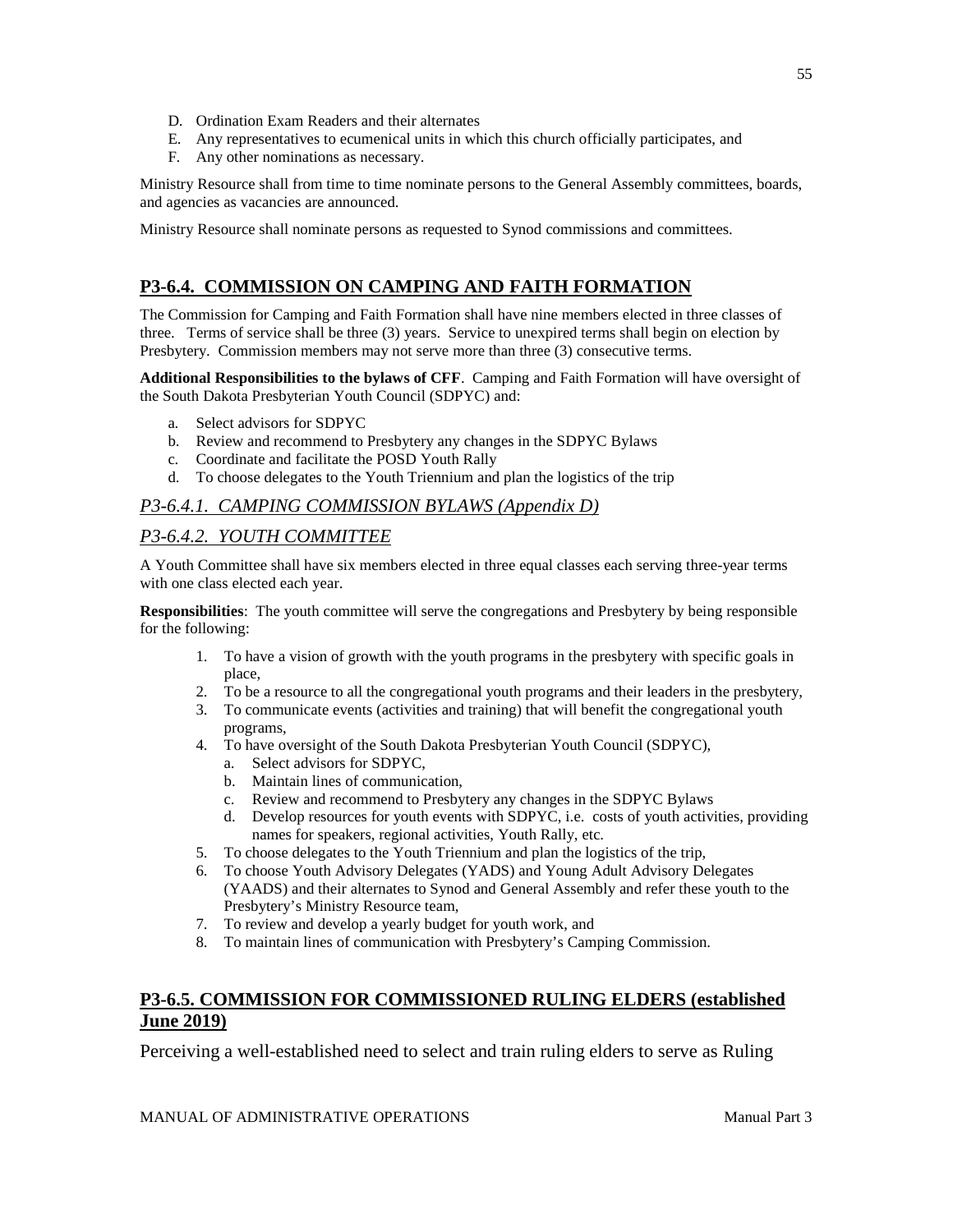D. Ordination Exam Readers and their alternates
E. Any representatives to ecumenical units in which this church officially participates, and
F. Any other nominations as necessary.

Ministry Resource shall from time to time nominate persons to the General Assembly committees, boards, and agencies as vacancies are announced.

Ministry Resource shall nominate persons as requested to Synod commissions and committees.

## P3-6.4. COMMISSION ON CAMPING AND FAITH FORMATION

The Commission for Camping and Faith Formation shall have nine members elected in three classes of three. Terms of service shall be three (3) years. Service to unexpired terms shall begin on election by Presbytery. Commission members may not serve more than three (3) consecutive terms.

**Additional Responsibilities to the bylaws of CFF**. Camping and Faith Formation will have oversight of the South Dakota Presbyterian Youth Council (SDPYC) and:

a. Select advisors for SDPYC
b. Review and recommend to Presbytery any changes in the SDPYC Bylaws
c. Coordinate and facilitate the POSD Youth Rally
d. To choose delegates to the Youth Triennium and plan the logistics of the trip

### *P3-6.4.1. CAMPING COMMISSION BYLAWS (Appendix D)*

### *P3-6.4.2. YOUTH COMMITTEE*

A Youth Committee shall have six members elected in three equal classes each serving three-year terms with one class elected each year.

**Responsibilities**: The youth committee will serve the congregations and Presbytery by being responsible for the following:

1. To have a vision of growth with the youth programs in the presbytery with specific goals in place,
2. To be a resource to all the congregational youth programs and their leaders in the presbytery,
3. To communicate events (activities and training) that will benefit the congregational youth programs,
4. To have oversight of the South Dakota Presbyterian Youth Council (SDPYC),
   a. Select advisors for SDPYC,
   b. Maintain lines of communication,
   c. Review and recommend to Presbytery any changes in the SDPYC Bylaws
   d. Develop resources for youth events with SDPYC, i.e. costs of youth activities, providing names for speakers, regional activities, Youth Rally, etc.
5. To choose delegates to the Youth Triennium and plan the logistics of the trip,
6. To choose Youth Advisory Delegates (YADS) and Young Adult Advisory Delegates (YAADS) and their alternates to Synod and General Assembly and refer these youth to the Presbytery's Ministry Resource team,
7. To review and develop a yearly budget for youth work, and
8. To maintain lines of communication with Presbytery's Camping Commission.

## P3-6.5. COMMISSION FOR COMMISSIONED RULING ELDERS (established June 2019)

Perceiving a well-established need to select and train ruling elders to serve as Ruling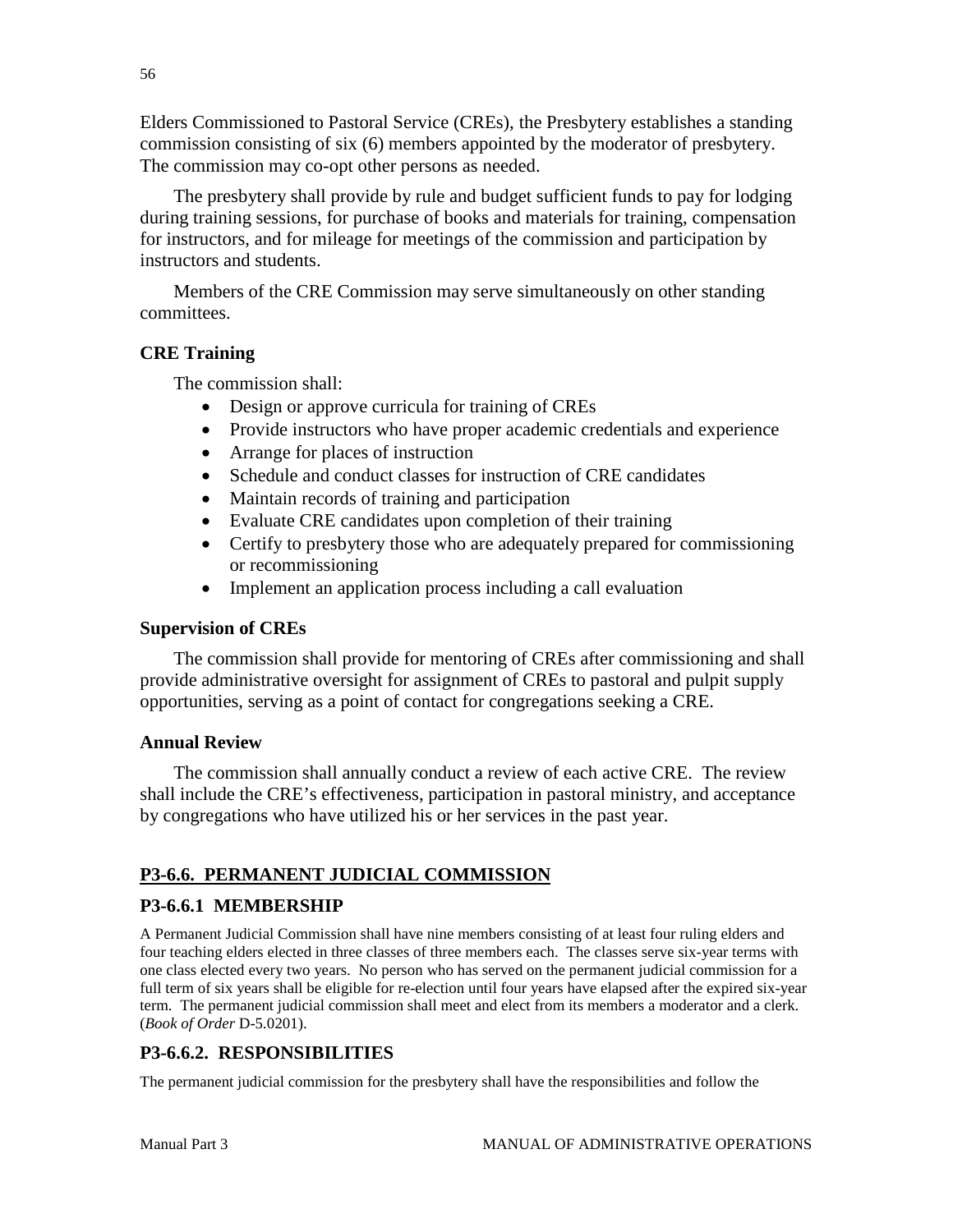Elders Commissioned to Pastoral Service (CREs), the Presbytery establishes a standing commission consisting of six (6) members appointed by the moderator of presbytery. The commission may co-opt other persons as needed.

The presbytery shall provide by rule and budget sufficient funds to pay for lodging during training sessions, for purchase of books and materials for training, compensation for instructors, and for mileage for meetings of the commission and participation by instructors and students.

Members of the CRE Commission may serve simultaneously on other standing committees.

**CRE Training**

The commission shall:

- Design or approve curricula for training of CREs
- Provide instructors who have proper academic credentials and experience
- Arrange for places of instruction
- Schedule and conduct classes for instruction of CRE candidates
- Maintain records of training and participation
- Evaluate CRE candidates upon completion of their training
- Certify to presbytery those who are adequately prepared for commissioning or recommissioning
- Implement an application process including a call evaluation

**Supervision of CREs**

The commission shall provide for mentoring of CREs after commissioning and shall provide administrative oversight for assignment of CREs to pastoral and pulpit supply opportunities, serving as a point of contact for congregations seeking a CRE.

**Annual Review**

The commission shall annually conduct a review of each active CRE. The review shall include the CRE's effectiveness, participation in pastoral ministry, and acceptance by congregations who have utilized his or her services in the past year.

## P3-6.6. PERMANENT JUDICIAL COMMISSION

### P3-6.6.1 MEMBERSHIP

A Permanent Judicial Commission shall have nine members consisting of at least four ruling elders and four teaching elders elected in three classes of three members each. The classes serve six-year terms with one class elected every two years. No person who has served on the permanent judicial commission for a full term of six years shall be eligible for re-election until four years have elapsed after the expired six-year term. The permanent judicial commission shall meet and elect from its members a moderator and a clerk. (*Book of Order* D-5.0201).

### P3-6.6.2. RESPONSIBILITIES

The permanent judicial commission for the presbytery shall have the responsibilities and follow the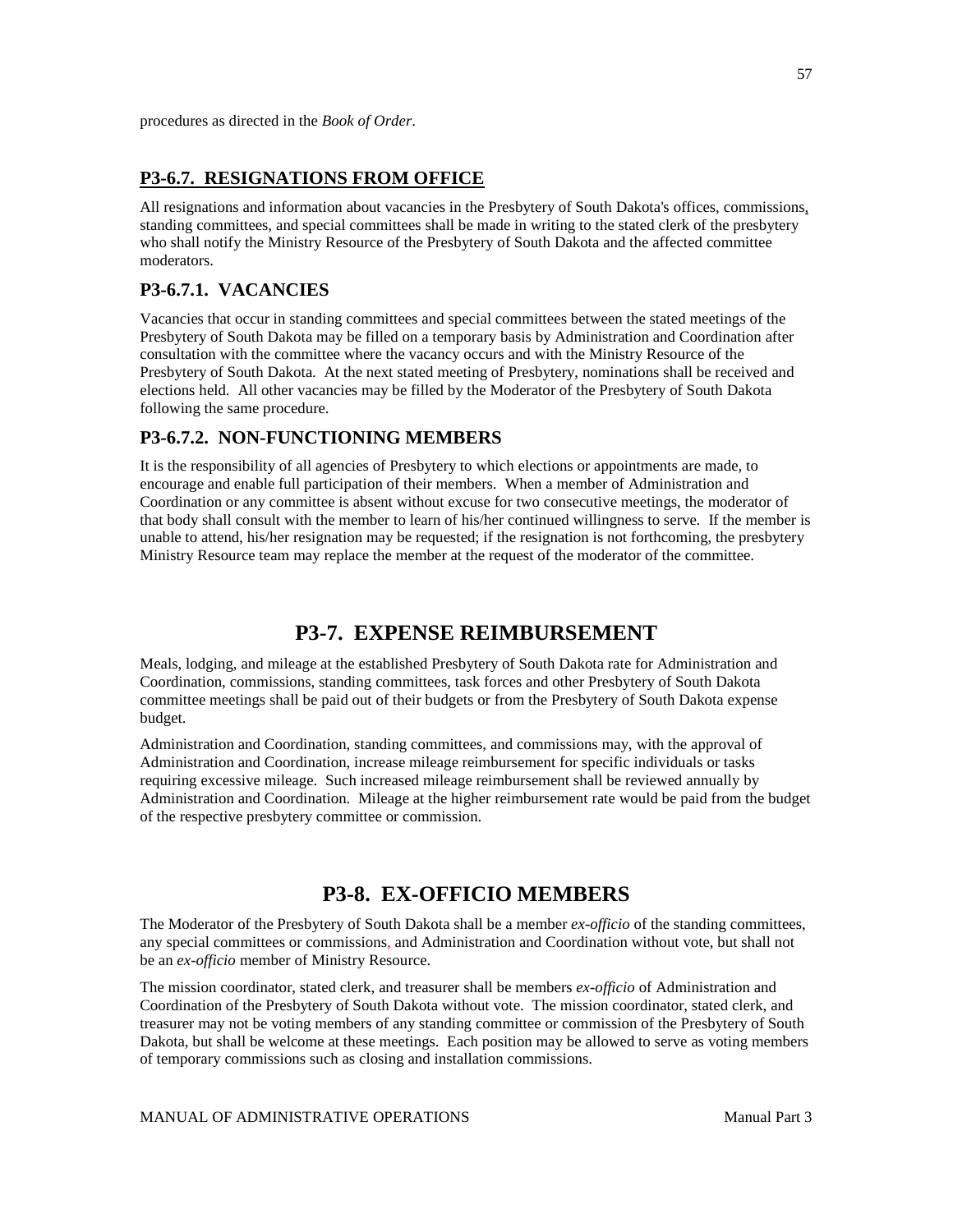procedures as directed in the *Book of Order*.

### P3-6.7. RESIGNATIONS FROM OFFICE

All resignations and information about vacancies in the Presbytery of South Dakota's offices, commissions, standing committees, and special committees shall be made in writing to the stated clerk of the presbytery who shall notify the Ministry Resource of the Presbytery of South Dakota and the affected committee moderators.

### P3-6.7.1. VACANCIES

Vacancies that occur in standing committees and special committees between the stated meetings of the Presbytery of South Dakota may be filled on a temporary basis by Administration and Coordination after consultation with the committee where the vacancy occurs and with the Ministry Resource of the Presbytery of South Dakota. At the next stated meeting of Presbytery, nominations shall be received and elections held. All other vacancies may be filled by the Moderator of the Presbytery of South Dakota following the same procedure.

### P3-6.7.2. NON-FUNCTIONING MEMBERS

It is the responsibility of all agencies of Presbytery to which elections or appointments are made, to encourage and enable full participation of their members. When a member of Administration and Coordination or any committee is absent without excuse for two consecutive meetings, the moderator of that body shall consult with the member to learn of his/her continued willingness to serve. If the member is unable to attend, his/her resignation may be requested; if the resignation is not forthcoming, the presbytery Ministry Resource team may replace the member at the request of the moderator of the committee.

## P3-7. EXPENSE REIMBURSEMENT

Meals, lodging, and mileage at the established Presbytery of South Dakota rate for Administration and Coordination, commissions, standing committees, task forces and other Presbytery of South Dakota committee meetings shall be paid out of their budgets or from the Presbytery of South Dakota expense budget.

Administration and Coordination, standing committees, and commissions may, with the approval of Administration and Coordination, increase mileage reimbursement for specific individuals or tasks requiring excessive mileage. Such increased mileage reimbursement shall be reviewed annually by Administration and Coordination. Mileage at the higher reimbursement rate would be paid from the budget of the respective presbytery committee or commission.

## P3-8. EX-OFFICIO MEMBERS

The Moderator of the Presbytery of South Dakota shall be a member *ex-officio* of the standing committees, any special committees or commissions, and Administration and Coordination without vote, but shall not be an *ex-officio* member of Ministry Resource.

The mission coordinator, stated clerk, and treasurer shall be members *ex-officio* of Administration and Coordination of the Presbytery of South Dakota without vote. The mission coordinator, stated clerk, and treasurer may not be voting members of any standing committee or commission of the Presbytery of South Dakota, but shall be welcome at these meetings. Each position may be allowed to serve as voting members of temporary commissions such as closing and installation commissions.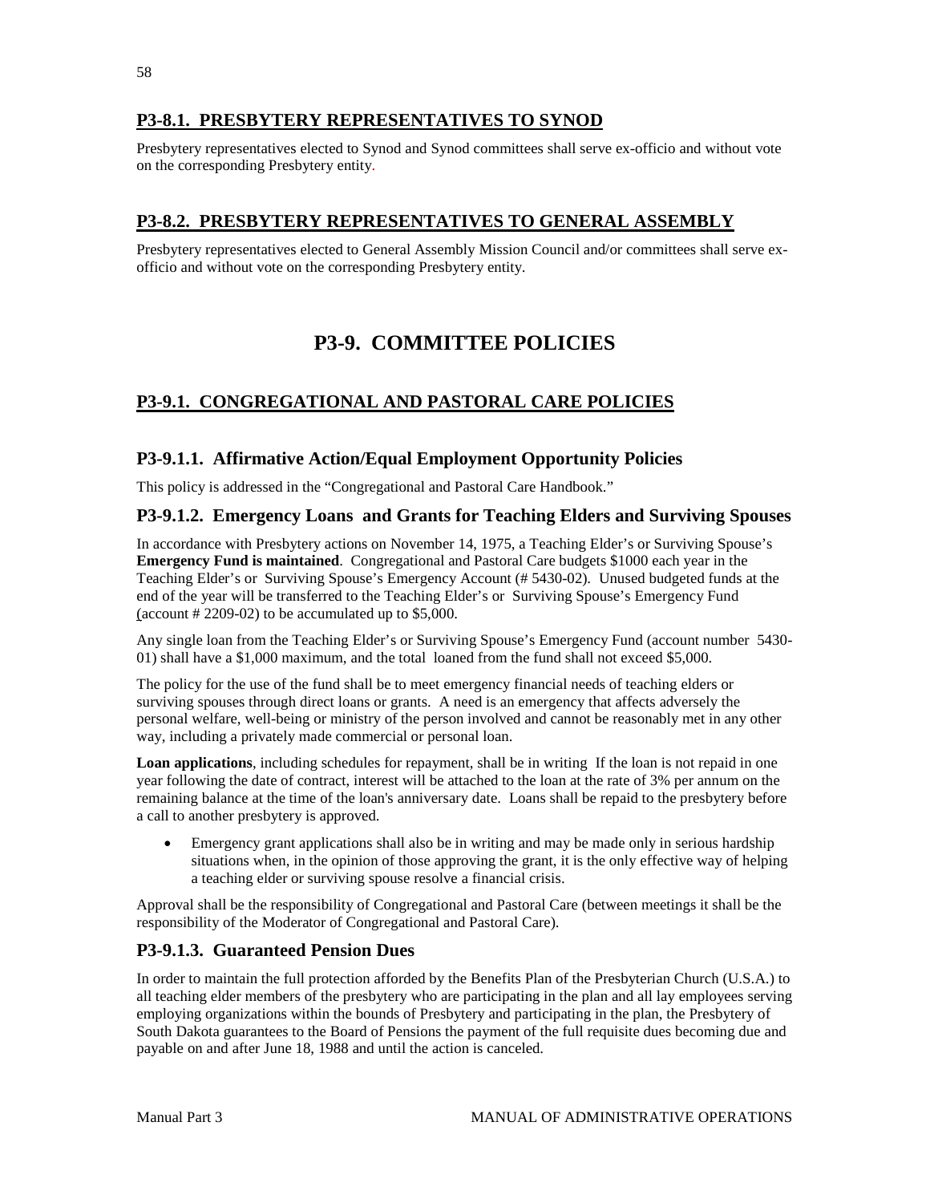## P3-8.1. PRESBYTERY REPRESENTATIVES TO SYNOD

Presbytery representatives elected to Synod and Synod committees shall serve ex-officio and without vote on the corresponding Presbytery entity.

## P3-8.2. PRESBYTERY REPRESENTATIVES TO GENERAL ASSEMBLY

Presbytery representatives elected to General Assembly Mission Council and/or committees shall serve ex-officio and without vote on the corresponding Presbytery entity.

# P3-9. COMMITTEE POLICIES

## P3-9.1. CONGREGATIONAL AND PASTORAL CARE POLICIES

### P3-9.1.1. Affirmative Action/Equal Employment Opportunity Policies

This policy is addressed in the "Congregational and Pastoral Care Handbook."

### P3-9.1.2. Emergency Loans and Grants for Teaching Elders and Surviving Spouses

In accordance with Presbytery actions on November 14, 1975, a Teaching Elder's or Surviving Spouse's **Emergency Fund is maintained**. Congregational and Pastoral Care budgets $1000 each year in the Teaching Elder's or Surviving Spouse's Emergency Account (# 5430-02). Unused budgeted funds at the end of the year will be transferred to the Teaching Elder's or Surviving Spouse's Emergency Fund (account # 2209-02) to be accumulated up to $5,000.

Any single loan from the Teaching Elder's or Surviving Spouse's Emergency Fund (account number 5430-01) shall have a $1,000 maximum, and the total loaned from the fund shall not exceed $5,000.

The policy for the use of the fund shall be to meet emergency financial needs of teaching elders or surviving spouses through direct loans or grants. A need is an emergency that affects adversely the personal welfare, well-being or ministry of the person involved and cannot be reasonably met in any other way, including a privately made commercial or personal loan.

**Loan applications**, including schedules for repayment, shall be in writing If the loan is not repaid in one year following the date of contract, interest will be attached to the loan at the rate of 3% per annum on the remaining balance at the time of the loan's anniversary date. Loans shall be repaid to the presbytery before a call to another presbytery is approved.

- Emergency grant applications shall also be in writing and may be made only in serious hardship situations when, in the opinion of those approving the grant, it is the only effective way of helping a teaching elder or surviving spouse resolve a financial crisis.

Approval shall be the responsibility of Congregational and Pastoral Care (between meetings it shall be the responsibility of the Moderator of Congregational and Pastoral Care).

### P3-9.1.3. Guaranteed Pension Dues

In order to maintain the full protection afforded by the Benefits Plan of the Presbyterian Church (U.S.A.) to all teaching elder members of the presbytery who are participating in the plan and all lay employees serving employing organizations within the bounds of Presbytery and participating in the plan, the Presbytery of South Dakota guarantees to the Board of Pensions the payment of the full requisite dues becoming due and payable on and after June 18, 1988 and until the action is canceled.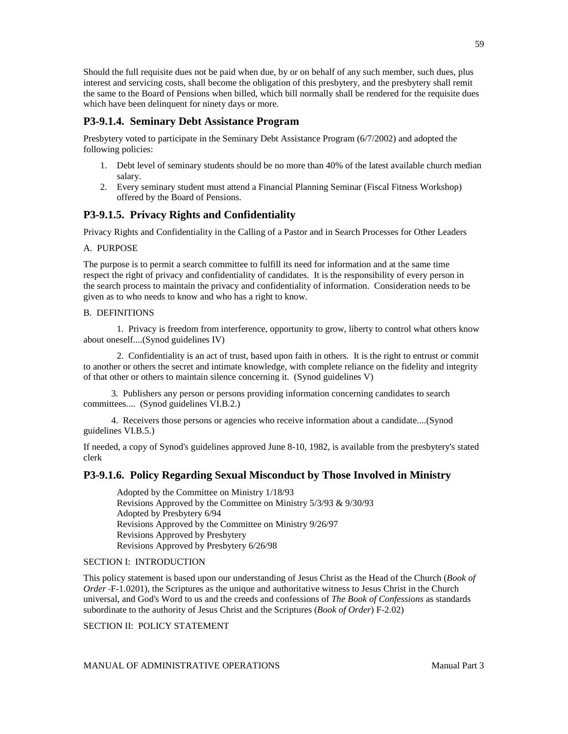Should the full requisite dues not be paid when due, by or on behalf of any such member, such dues, plus interest and servicing costs, shall become the obligation of this presbytery, and the presbytery shall remit the same to the Board of Pensions when billed, which bill normally shall be rendered for the requisite dues which have been delinquent for ninety days or more.

## P3-9.1.4. Seminary Debt Assistance Program

Presbytery voted to participate in the Seminary Debt Assistance Program (6/7/2002) and adopted the following policies:

1. Debt level of seminary students should be no more than 40% of the latest available church median salary.
2. Every seminary student must attend a Financial Planning Seminar (Fiscal Fitness Workshop) offered by the Board of Pensions.

## P3-9.1.5. Privacy Rights and Confidentiality

Privacy Rights and Confidentiality in the Calling of a Pastor and in Search Processes for Other Leaders

A. PURPOSE

The purpose is to permit a search committee to fulfill its need for information and at the same time respect the right of privacy and confidentiality of candidates. It is the responsibility of every person in the search process to maintain the privacy and confidentiality of information. Consideration needs to be given as to who needs to know and who has a right to know.

B. DEFINITIONS

1. Privacy is freedom from interference, opportunity to grow, liberty to control what others know about oneself....(Synod guidelines IV)

2. Confidentiality is an act of trust, based upon faith in others. It is the right to entrust or commit to another or others the secret and intimate knowledge, with complete reliance on the fidelity and integrity of that other or others to maintain silence concerning it. (Synod guidelines V)

3. Publishers any person or persons providing information concerning candidates to search committees.... (Synod guidelines VI.B.2.)

4. Receivers those persons or agencies who receive information about a candidate....(Synod guidelines VI.B.5.)

If needed, a copy of Synod's guidelines approved June 8-10, 1982, is available from the presbytery's stated clerk

## P3-9.1.6. Policy Regarding Sexual Misconduct by Those Involved in Ministry

Adopted by the Committee on Ministry 1/18/93
Revisions Approved by the Committee on Ministry 5/3/93 & 9/30/93
Adopted by Presbytery 6/94
Revisions Approved by the Committee on Ministry 9/26/97
Revisions Approved by Presbytery
Revisions Approved by Presbytery 6/26/98

SECTION I: INTRODUCTION

This policy statement is based upon our understanding of Jesus Christ as the Head of the Church (*Book of Order* -F-1.0201), the Scriptures as the unique and authoritative witness to Jesus Christ in the Church universal, and God's Word to us and the creeds and confessions of *The Book of Confessions* as standards subordinate to the authority of Jesus Christ and the Scriptures (*Book of Order*) F-2.02)

SECTION II: POLICY STATEMENT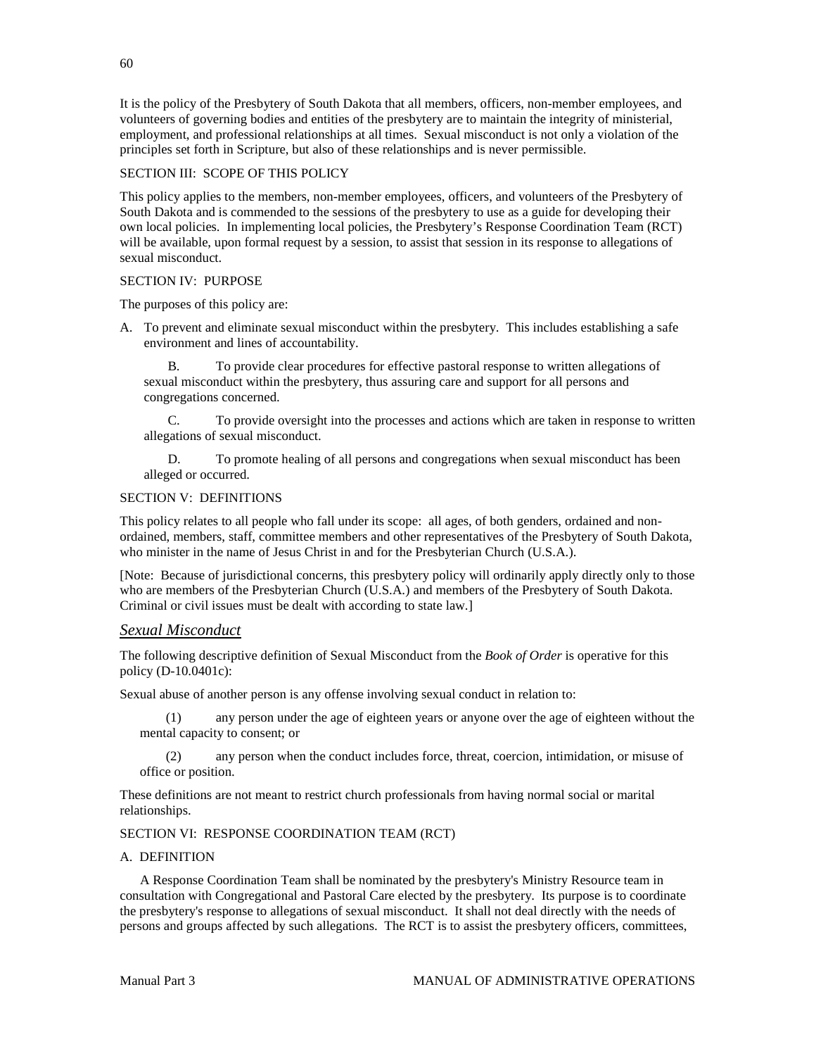It is the policy of the Presbytery of South Dakota that all members, officers, non-member employees, and volunteers of governing bodies and entities of the presbytery are to maintain the integrity of ministerial, employment, and professional relationships at all times. Sexual misconduct is not only a violation of the principles set forth in Scripture, but also of these relationships and is never permissible.

SECTION III: SCOPE OF THIS POLICY

This policy applies to the members, non-member employees, officers, and volunteers of the Presbytery of South Dakota and is commended to the sessions of the presbytery to use as a guide for developing their own local policies. In implementing local policies, the Presbytery's Response Coordination Team (RCT) will be available, upon formal request by a session, to assist that session in its response to allegations of sexual misconduct.

SECTION IV: PURPOSE

The purposes of this policy are:

A. To prevent and eliminate sexual misconduct within the presbytery. This includes establishing a safe environment and lines of accountability.

B. To provide clear procedures for effective pastoral response to written allegations of sexual misconduct within the presbytery, thus assuring care and support for all persons and congregations concerned.

C. To provide oversight into the processes and actions which are taken in response to written allegations of sexual misconduct.

D. To promote healing of all persons and congregations when sexual misconduct has been alleged or occurred.

SECTION V: DEFINITIONS

This policy relates to all people who fall under its scope: all ages, of both genders, ordained and non-ordained, members, staff, committee members and other representatives of the Presbytery of South Dakota, who minister in the name of Jesus Christ in and for the Presbyterian Church (U.S.A.).

[Note: Because of jurisdictional concerns, this presbytery policy will ordinarily apply directly only to those who are members of the Presbyterian Church (U.S.A.) and members of the Presbytery of South Dakota. Criminal or civil issues must be dealt with according to state law.]

## *Sexual Misconduct*

The following descriptive definition of Sexual Misconduct from the *Book of Order* is operative for this policy (D-10.0401c):

Sexual abuse of another person is any offense involving sexual conduct in relation to:

(1) any person under the age of eighteen years or anyone over the age of eighteen without the mental capacity to consent; or

(2) any person when the conduct includes force, threat, coercion, intimidation, or misuse of office or position.

These definitions are not meant to restrict church professionals from having normal social or marital relationships.

SECTION VI: RESPONSE COORDINATION TEAM (RCT)

A. DEFINITION

A Response Coordination Team shall be nominated by the presbytery's Ministry Resource team in consultation with Congregational and Pastoral Care elected by the presbytery. Its purpose is to coordinate the presbytery's response to allegations of sexual misconduct. It shall not deal directly with the needs of persons and groups affected by such allegations. The RCT is to assist the presbytery officers, committees,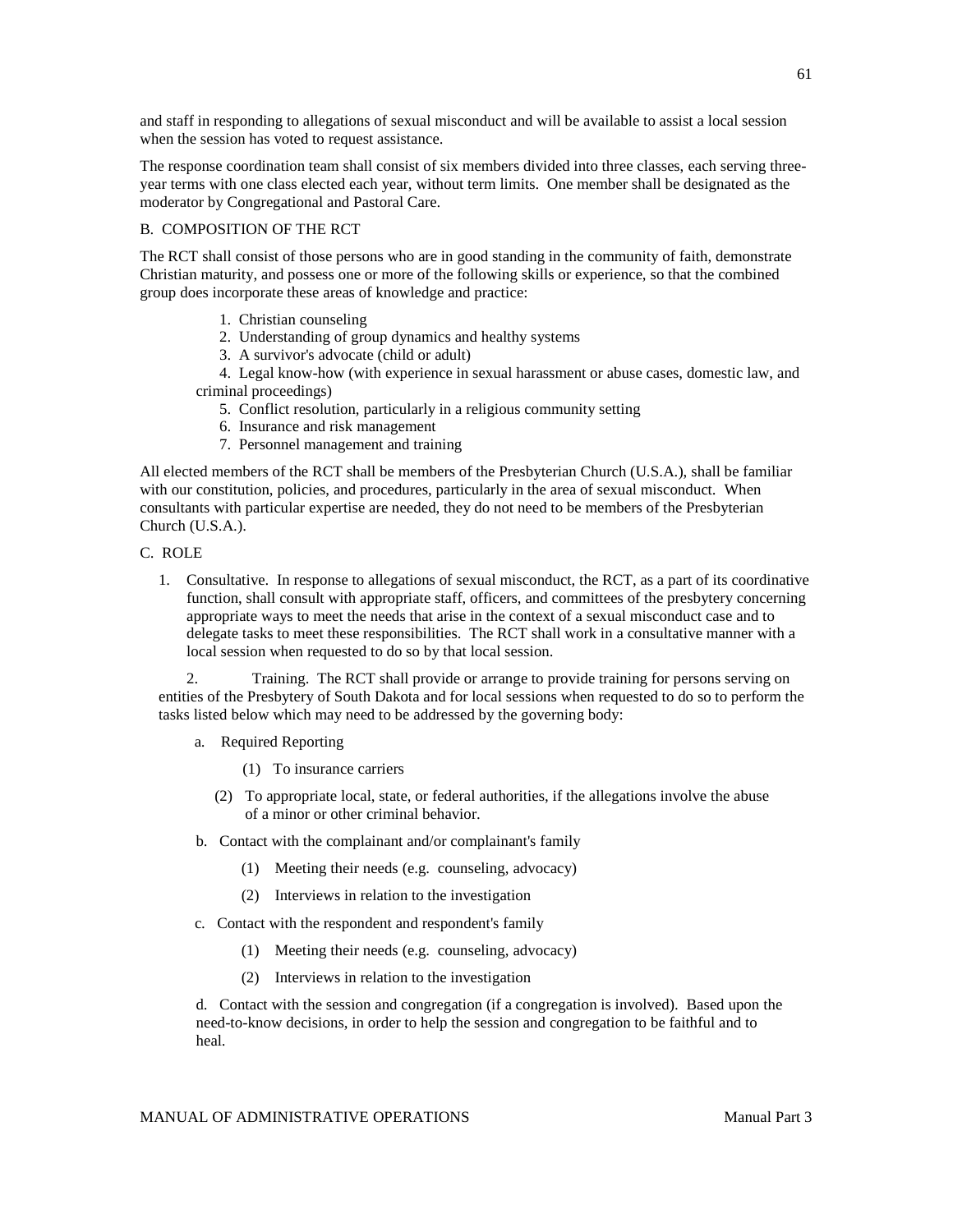and staff in responding to allegations of sexual misconduct and will be available to assist a local session when the session has voted to request assistance.

The response coordination team shall consist of six members divided into three classes, each serving three-year terms with one class elected each year, without term limits. One member shall be designated as the moderator by Congregational and Pastoral Care.

B. COMPOSITION OF THE RCT

The RCT shall consist of those persons who are in good standing in the community of faith, demonstrate Christian maturity, and possess one or more of the following skills or experience, so that the combined group does incorporate these areas of knowledge and practice:

1. Christian counseling
2. Understanding of group dynamics and healthy systems
3. A survivor's advocate (child or adult)
4. Legal know-how (with experience in sexual harassment or abuse cases, domestic law, and criminal proceedings)
5. Conflict resolution, particularly in a religious community setting
6. Insurance and risk management
7. Personnel management and training

All elected members of the RCT shall be members of the Presbyterian Church (U.S.A.), shall be familiar with our constitution, policies, and procedures, particularly in the area of sexual misconduct. When consultants with particular expertise are needed, they do not need to be members of the Presbyterian Church (U.S.A.).

C. ROLE

1. Consultative. In response to allegations of sexual misconduct, the RCT, as a part of its coordinative function, shall consult with appropriate staff, officers, and committees of the presbytery concerning appropriate ways to meet the needs that arise in the context of a sexual misconduct case and to delegate tasks to meet these responsibilities. The RCT shall work in a consultative manner with a local session when requested to do so by that local session.

2. Training. The RCT shall provide or arrange to provide training for persons serving on entities of the Presbytery of South Dakota and for local sessions when requested to do so to perform the tasks listed below which may need to be addressed by the governing body:

   a. Required Reporting

      (1) To insurance carriers

      (2) To appropriate local, state, or federal authorities, if the allegations involve the abuse of a minor or other criminal behavior.

   b. Contact with the complainant and/or complainant's family

      (1) Meeting their needs (e.g. counseling, advocacy)

      (2) Interviews in relation to the investigation

   c. Contact with the respondent and respondent's family

      (1) Meeting their needs (e.g. counseling, advocacy)

      (2) Interviews in relation to the investigation

   d. Contact with the session and congregation (if a congregation is involved). Based upon the need-to-know decisions, in order to help the session and congregation to be faithful and to heal.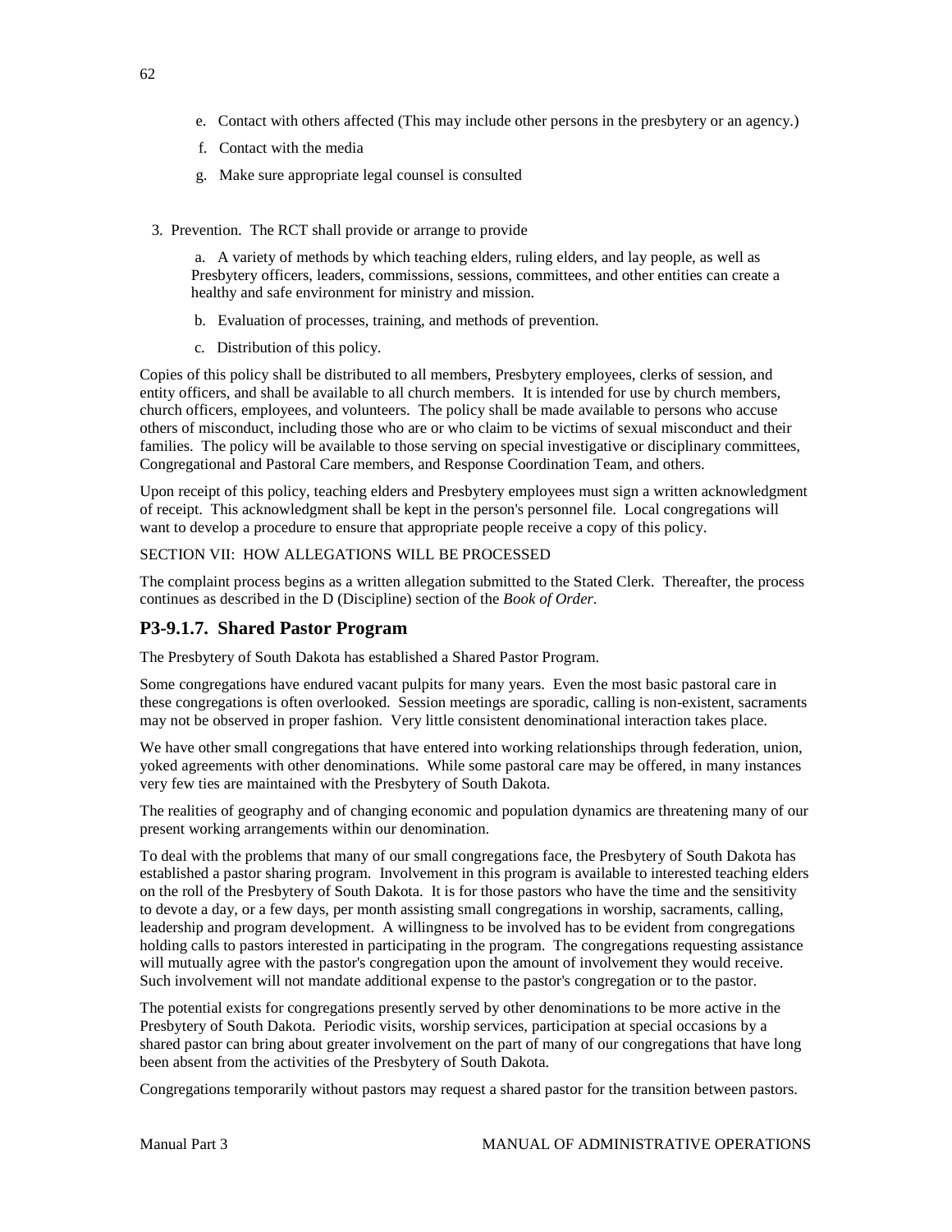e. Contact with others affected (This may include other persons in the presbytery or an agency.)

f. Contact with the media

g. Make sure appropriate legal counsel is consulted

3. Prevention. The RCT shall provide or arrange to provide

a. A variety of methods by which teaching elders, ruling elders, and lay people, as well as Presbytery officers, leaders, commissions, sessions, committees, and other entities can create a healthy and safe environment for ministry and mission.

b. Evaluation of processes, training, and methods of prevention.

c. Distribution of this policy.

Copies of this policy shall be distributed to all members, Presbytery employees, clerks of session, and entity officers, and shall be available to all church members. It is intended for use by church members, church officers, employees, and volunteers. The policy shall be made available to persons who accuse others of misconduct, including those who are or who claim to be victims of sexual misconduct and their families. The policy will be available to those serving on special investigative or disciplinary committees, Congregational and Pastoral Care members, and Response Coordination Team, and others.

Upon receipt of this policy, teaching elders and Presbytery employees must sign a written acknowledgment of receipt. This acknowledgment shall be kept in the person's personnel file. Local congregations will want to develop a procedure to ensure that appropriate people receive a copy of this policy.

SECTION VII: HOW ALLEGATIONS WILL BE PROCESSED

The complaint process begins as a written allegation submitted to the Stated Clerk. Thereafter, the process continues as described in the D (Discipline) section of the *Book of Order*.

## P3-9.1.7. Shared Pastor Program

The Presbytery of South Dakota has established a Shared Pastor Program.

Some congregations have endured vacant pulpits for many years. Even the most basic pastoral care in these congregations is often overlooked. Session meetings are sporadic, calling is non-existent, sacraments may not be observed in proper fashion. Very little consistent denominational interaction takes place.

We have other small congregations that have entered into working relationships through federation, union, yoked agreements with other denominations. While some pastoral care may be offered, in many instances very few ties are maintained with the Presbytery of South Dakota.

The realities of geography and of changing economic and population dynamics are threatening many of our present working arrangements within our denomination.

To deal with the problems that many of our small congregations face, the Presbytery of South Dakota has established a pastor sharing program. Involvement in this program is available to interested teaching elders on the roll of the Presbytery of South Dakota. It is for those pastors who have the time and the sensitivity to devote a day, or a few days, per month assisting small congregations in worship, sacraments, calling, leadership and program development. A willingness to be involved has to be evident from congregations holding calls to pastors interested in participating in the program. The congregations requesting assistance will mutually agree with the pastor's congregation upon the amount of involvement they would receive. Such involvement will not mandate additional expense to the pastor's congregation or to the pastor.

The potential exists for congregations presently served by other denominations to be more active in the Presbytery of South Dakota. Periodic visits, worship services, participation at special occasions by a shared pastor can bring about greater involvement on the part of many of our congregations that have long been absent from the activities of the Presbytery of South Dakota.

Congregations temporarily without pastors may request a shared pastor for the transition between pastors.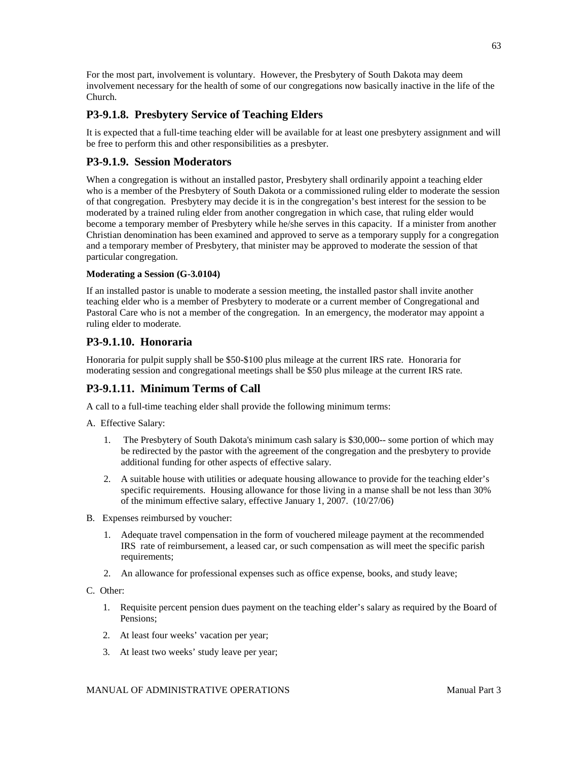For the most part, involvement is voluntary. However, the Presbytery of South Dakota may deem involvement necessary for the health of some of our congregations now basically inactive in the life of the Church.

## P3-9.1.8. Presbytery Service of Teaching Elders

It is expected that a full-time teaching elder will be available for at least one presbytery assignment and will be free to perform this and other responsibilities as a presbyter.

## P3-9.1.9. Session Moderators

When a congregation is without an installed pastor, Presbytery shall ordinarily appoint a teaching elder who is a member of the Presbytery of South Dakota or a commissioned ruling elder to moderate the session of that congregation. Presbytery may decide it is in the congregation's best interest for the session to be moderated by a trained ruling elder from another congregation in which case, that ruling elder would become a temporary member of Presbytery while he/she serves in this capacity. If a minister from another Christian denomination has been examined and approved to serve as a temporary supply for a congregation and a temporary member of Presbytery, that minister may be approved to moderate the session of that particular congregation.

**Moderating a Session (G-3.0104)**

If an installed pastor is unable to moderate a session meeting, the installed pastor shall invite another teaching elder who is a member of Presbytery to moderate or a current member of Congregational and Pastoral Care who is not a member of the congregation. In an emergency, the moderator may appoint a ruling elder to moderate.

## P3-9.1.10. Honoraria

Honoraria for pulpit supply shall be $50-$100 plus mileage at the current IRS rate. Honoraria for moderating session and congregational meetings shall be $50 plus mileage at the current IRS rate.

## P3-9.1.11. Minimum Terms of Call

A call to a full-time teaching elder shall provide the following minimum terms:

A. Effective Salary:

1. The Presbytery of South Dakota's minimum cash salary is $30,000-- some portion of which may be redirected by the pastor with the agreement of the congregation and the presbytery to provide additional funding for other aspects of effective salary.
2. A suitable house with utilities or adequate housing allowance to provide for the teaching elder's specific requirements. Housing allowance for those living in a manse shall be not less than 30% of the minimum effective salary, effective January 1, 2007. (10/27/06)

B. Expenses reimbursed by voucher:

1. Adequate travel compensation in the form of vouchered mileage payment at the recommended IRS rate of reimbursement, a leased car, or such compensation as will meet the specific parish requirements;
2. An allowance for professional expenses such as office expense, books, and study leave;

C. Other:

1. Requisite percent pension dues payment on the teaching elder's salary as required by the Board of Pensions;
2. At least four weeks' vacation per year;
3. At least two weeks' study leave per year;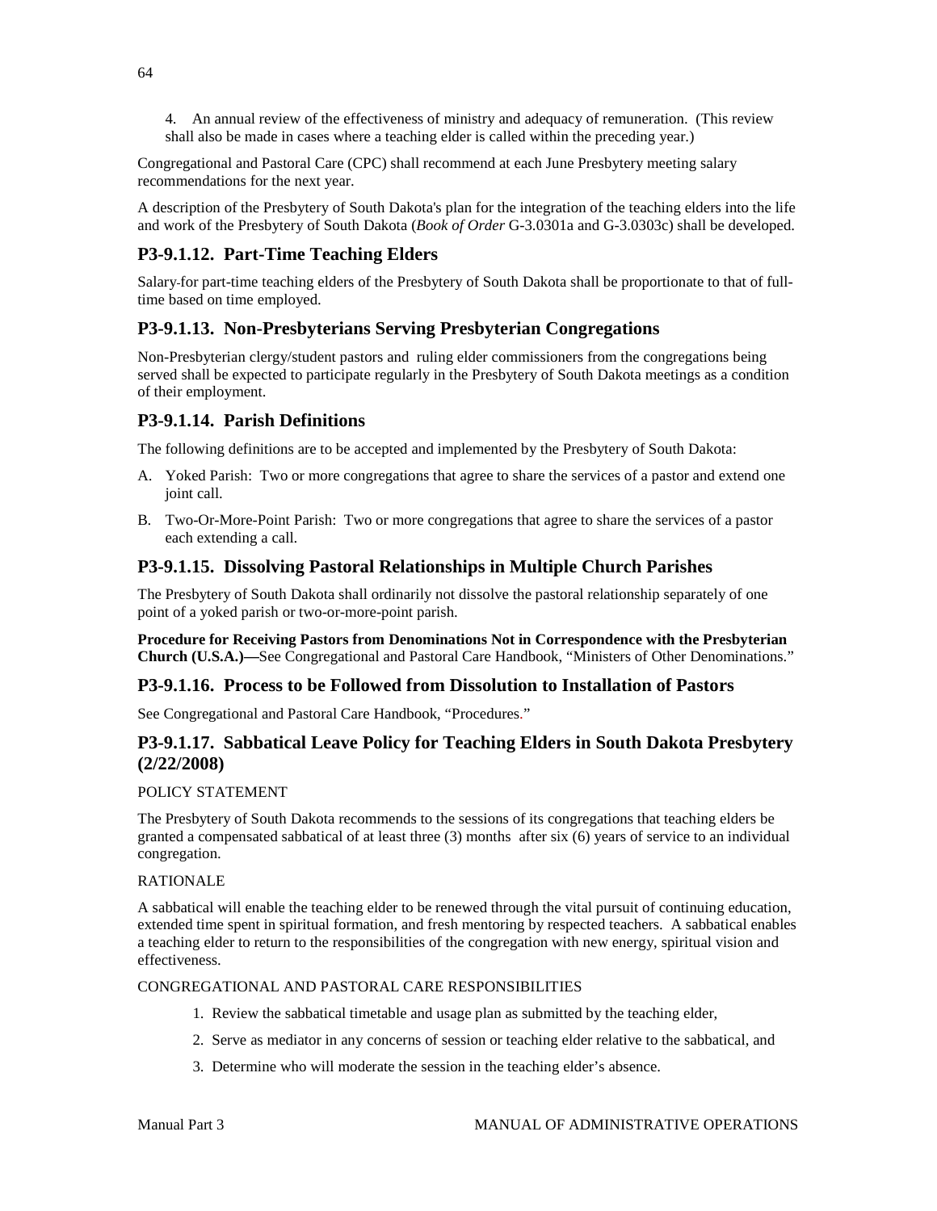4. An annual review of the effectiveness of ministry and adequacy of remuneration. (This review shall also be made in cases where a teaching elder is called within the preceding year.)

Congregational and Pastoral Care (CPC) shall recommend at each June Presbytery meeting salary recommendations for the next year.

A description of the Presbytery of South Dakota's plan for the integration of the teaching elders into the life and work of the Presbytery of South Dakota (*Book of Order* G-3.0301a and G-3.0303c) shall be developed.

## P3-9.1.12. Part-Time Teaching Elders

Salary for part-time teaching elders of the Presbytery of South Dakota shall be proportionate to that of full-time based on time employed.

## P3-9.1.13. Non-Presbyterians Serving Presbyterian Congregations

Non-Presbyterian clergy/student pastors and ruling elder commissioners from the congregations being served shall be expected to participate regularly in the Presbytery of South Dakota meetings as a condition of their employment.

## P3-9.1.14. Parish Definitions

The following definitions are to be accepted and implemented by the Presbytery of South Dakota:

A. Yoked Parish: Two or more congregations that agree to share the services of a pastor and extend one joint call.

B. Two-Or-More-Point Parish: Two or more congregations that agree to share the services of a pastor each extending a call.

## P3-9.1.15. Dissolving Pastoral Relationships in Multiple Church Parishes

The Presbytery of South Dakota shall ordinarily not dissolve the pastoral relationship separately of one point of a yoked parish or two-or-more-point parish.

**Procedure for Receiving Pastors from Denominations Not in Correspondence with the Presbyterian Church (U.S.A.)—**See Congregational and Pastoral Care Handbook, "Ministers of Other Denominations."

## P3-9.1.16. Process to be Followed from Dissolution to Installation of Pastors

See Congregational and Pastoral Care Handbook, "Procedures."

## P3-9.1.17. Sabbatical Leave Policy for Teaching Elders in South Dakota Presbytery (2/22/2008)

POLICY STATEMENT

The Presbytery of South Dakota recommends to the sessions of its congregations that teaching elders be granted a compensated sabbatical of at least three (3) months after six (6) years of service to an individual congregation.

RATIONALE

A sabbatical will enable the teaching elder to be renewed through the vital pursuit of continuing education, extended time spent in spiritual formation, and fresh mentoring by respected teachers. A sabbatical enables a teaching elder to return to the responsibilities of the congregation with new energy, spiritual vision and effectiveness.

CONGREGATIONAL AND PASTORAL CARE RESPONSIBILITIES

1. Review the sabbatical timetable and usage plan as submitted by the teaching elder,
2. Serve as mediator in any concerns of session or teaching elder relative to the sabbatical, and
3. Determine who will moderate the session in the teaching elder's absence.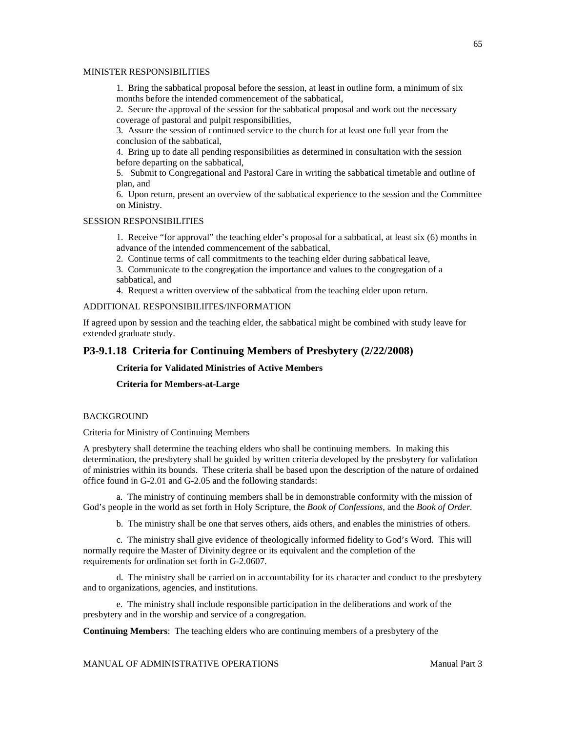MINISTER RESPONSIBILITIES

1. Bring the sabbatical proposal before the session, at least in outline form, a minimum of six months before the intended commencement of the sabbatical,
2. Secure the approval of the session for the sabbatical proposal and work out the necessary coverage of pastoral and pulpit responsibilities,
3. Assure the session of continued service to the church for at least one full year from the conclusion of the sabbatical,
4. Bring up to date all pending responsibilities as determined in consultation with the session before departing on the sabbatical,
5. Submit to Congregational and Pastoral Care in writing the sabbatical timetable and outline of plan, and
6. Upon return, present an overview of the sabbatical experience to the session and the Committee on Ministry.

SESSION RESPONSIBILITIES

1. Receive "for approval" the teaching elder's proposal for a sabbatical, at least six (6) months in advance of the intended commencement of the sabbatical,
2. Continue terms of call commitments to the teaching elder during sabbatical leave,
3. Communicate to the congregation the importance and values to the congregation of a sabbatical, and
4. Request a written overview of the sabbatical from the teaching elder upon return.

ADDITIONAL RESPONSIBILIITES/INFORMATION

If agreed upon by session and the teaching elder, the sabbatical might be combined with study leave for extended graduate study.

## P3-9.1.18 Criteria for Continuing Members of Presbytery (2/22/2008)

**Criteria for Validated Ministries of Active Members**

**Criteria for Members-at-Large**

BACKGROUND

Criteria for Ministry of Continuing Members

A presbytery shall determine the teaching elders who shall be continuing members. In making this determination, the presbytery shall be guided by written criteria developed by the presbytery for validation of ministries within its bounds. These criteria shall be based upon the description of the nature of ordained office found in G-2.01 and G-2.05 and the following standards:

a. The ministry of continuing members shall be in demonstrable conformity with the mission of God's people in the world as set forth in Holy Scripture, the *Book of Confessions,* and the *Book of Order.*

b. The ministry shall be one that serves others, aids others, and enables the ministries of others.

c. The ministry shall give evidence of theologically informed fidelity to God's Word. This will normally require the Master of Divinity degree or its equivalent and the completion of the requirements for ordination set forth in G-2.0607.

d. The ministry shall be carried on in accountability for its character and conduct to the presbytery and to organizations, agencies, and institutions.

e. The ministry shall include responsible participation in the deliberations and work of the presbytery and in the worship and service of a congregation.

**Continuing Members**: The teaching elders who are continuing members of a presbytery of the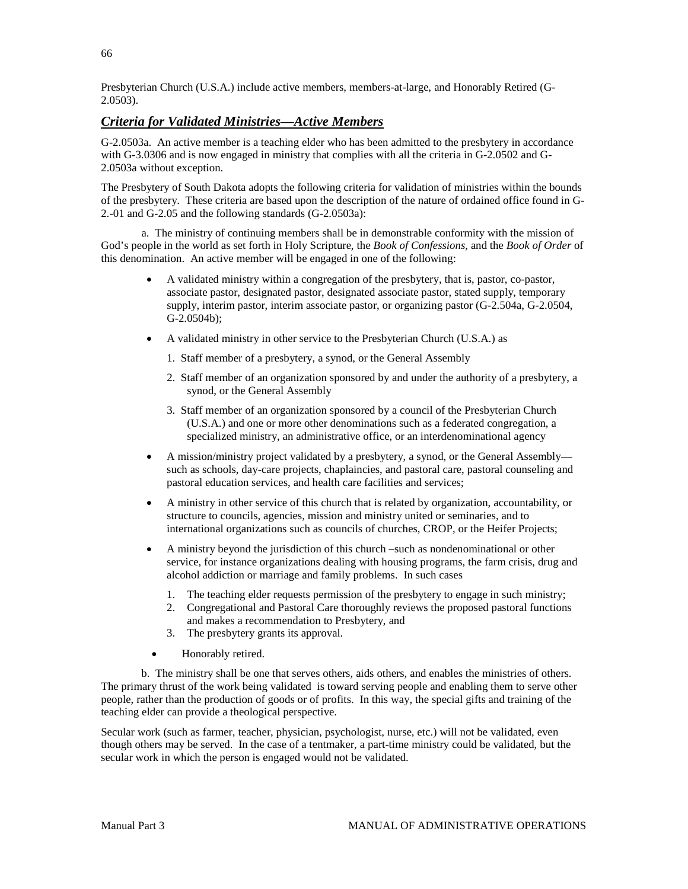Presbyterian Church (U.S.A.) include active members, members-at-large, and Honorably Retired (G-2.0503).

## ***Criteria for Validated Ministries—Active Members***

G-2.0503a. An active member is a teaching elder who has been admitted to the presbytery in accordance with G-3.0306 and is now engaged in ministry that complies with all the criteria in G-2.0502 and G-2.0503a without exception.

The Presbytery of South Dakota adopts the following criteria for validation of ministries within the bounds of the presbytery. These criteria are based upon the description of the nature of ordained office found in G-2.-01 and G-2.05 and the following standards (G-2.0503a):

a. The ministry of continuing members shall be in demonstrable conformity with the mission of God's people in the world as set forth in Holy Scripture, the *Book of Confessions*, and the *Book of Order* of this denomination. An active member will be engaged in one of the following:

- A validated ministry within a congregation of the presbytery, that is, pastor, co-pastor, associate pastor, designated pastor, designated associate pastor, stated supply, temporary supply, interim pastor, interim associate pastor, or organizing pastor (G-2.504a, G-2.0504, G-2.0504b);
- A validated ministry in other service to the Presbyterian Church (U.S.A.) as
    1. Staff member of a presbytery, a synod, or the General Assembly
    2. Staff member of an organization sponsored by and under the authority of a presbytery, a synod, or the General Assembly
    3. Staff member of an organization sponsored by a council of the Presbyterian Church (U.S.A.) and one or more other denominations such as a federated congregation, a specialized ministry, an administrative office, or an interdenominational agency
- A mission/ministry project validated by a presbytery, a synod, or the General Assembly—such as schools, day-care projects, chaplaincies, and pastoral care, pastoral counseling and pastoral education services, and health care facilities and services;
- A ministry in other service of this church that is related by organization, accountability, or structure to councils, agencies, mission and ministry united or seminaries, and to international organizations such as councils of churches, CROP, or the Heifer Projects;
- A ministry beyond the jurisdiction of this church –such as nondenominational or other service, for instance organizations dealing with housing programs, the farm crisis, drug and alcohol addiction or marriage and family problems. In such cases
    1. The teaching elder requests permission of the presbytery to engage in such ministry;
    2. Congregational and Pastoral Care thoroughly reviews the proposed pastoral functions and makes a recommendation to Presbytery, and
    3. The presbytery grants its approval.
- Honorably retired.

b. The ministry shall be one that serves others, aids others, and enables the ministries of others. The primary thrust of the work being validated is toward serving people and enabling them to serve other people, rather than the production of goods or of profits. In this way, the special gifts and training of the teaching elder can provide a theological perspective.

Secular work (such as farmer, teacher, physician, psychologist, nurse, etc.) will not be validated, even though others may be served. In the case of a tentmaker, a part-time ministry could be validated, but the secular work in which the person is engaged would not be validated.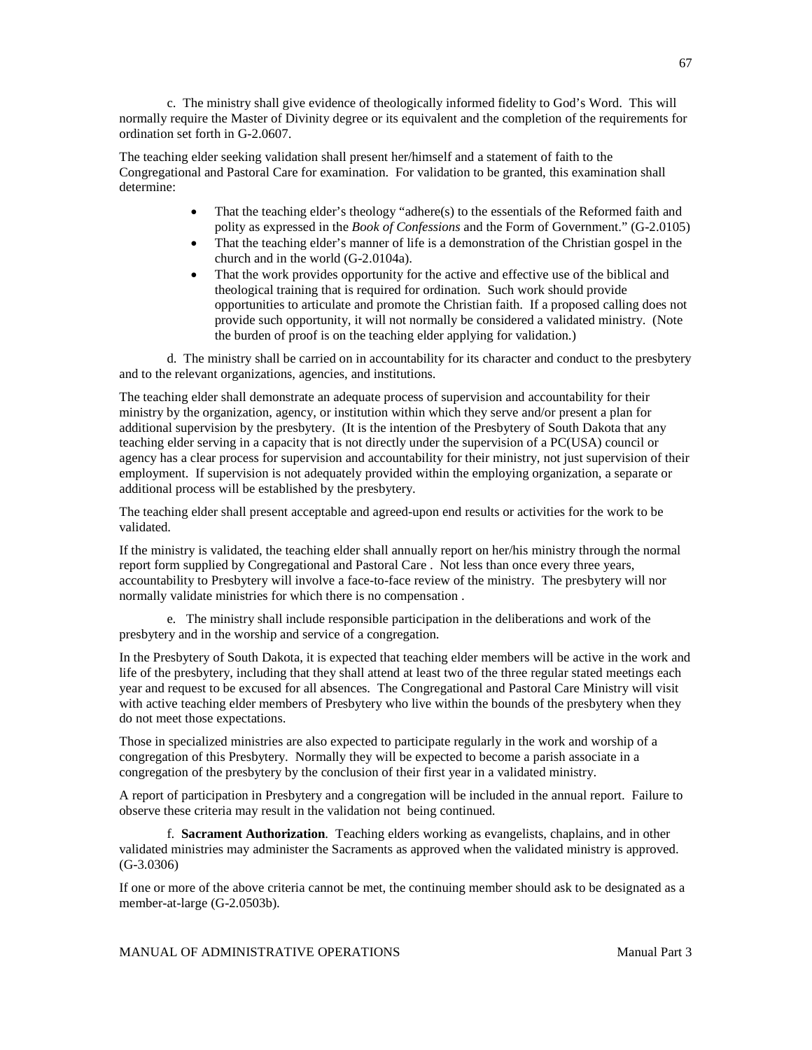c. The ministry shall give evidence of theologically informed fidelity to God's Word. This will normally require the Master of Divinity degree or its equivalent and the completion of the requirements for ordination set forth in G-2.0607.

The teaching elder seeking validation shall present her/himself and a statement of faith to the Congregational and Pastoral Care for examination. For validation to be granted, this examination shall determine:

- That the teaching elder's theology "adhere(s) to the essentials of the Reformed faith and polity as expressed in the *Book of Confessions* and the Form of Government." (G-2.0105)
- That the teaching elder's manner of life is a demonstration of the Christian gospel in the church and in the world (G-2.0104a).
- That the work provides opportunity for the active and effective use of the biblical and theological training that is required for ordination. Such work should provide opportunities to articulate and promote the Christian faith. If a proposed calling does not provide such opportunity, it will not normally be considered a validated ministry. (Note the burden of proof is on the teaching elder applying for validation.)

d. The ministry shall be carried on in accountability for its character and conduct to the presbytery and to the relevant organizations, agencies, and institutions.

The teaching elder shall demonstrate an adequate process of supervision and accountability for their ministry by the organization, agency, or institution within which they serve and/or present a plan for additional supervision by the presbytery. (It is the intention of the Presbytery of South Dakota that any teaching elder serving in a capacity that is not directly under the supervision of a PC(USA) council or agency has a clear process for supervision and accountability for their ministry, not just supervision of their employment. If supervision is not adequately provided within the employing organization, a separate or additional process will be established by the presbytery.

The teaching elder shall present acceptable and agreed-upon end results or activities for the work to be validated.

If the ministry is validated, the teaching elder shall annually report on her/his ministry through the normal report form supplied by Congregational and Pastoral Care . Not less than once every three years, accountability to Presbytery will involve a face-to-face review of the ministry. The presbytery will nor normally validate ministries for which there is no compensation .

e. The ministry shall include responsible participation in the deliberations and work of the presbytery and in the worship and service of a congregation.

In the Presbytery of South Dakota, it is expected that teaching elder members will be active in the work and life of the presbytery, including that they shall attend at least two of the three regular stated meetings each year and request to be excused for all absences. The Congregational and Pastoral Care Ministry will visit with active teaching elder members of Presbytery who live within the bounds of the presbytery when they do not meet those expectations.

Those in specialized ministries are also expected to participate regularly in the work and worship of a congregation of this Presbytery. Normally they will be expected to become a parish associate in a congregation of the presbytery by the conclusion of their first year in a validated ministry.

A report of participation in Presbytery and a congregation will be included in the annual report. Failure to observe these criteria may result in the validation not being continued.

f. **Sacrament Authorization**. Teaching elders working as evangelists, chaplains, and in other validated ministries may administer the Sacraments as approved when the validated ministry is approved. (G-3.0306)

If one or more of the above criteria cannot be met, the continuing member should ask to be designated as a member-at-large (G-2.0503b).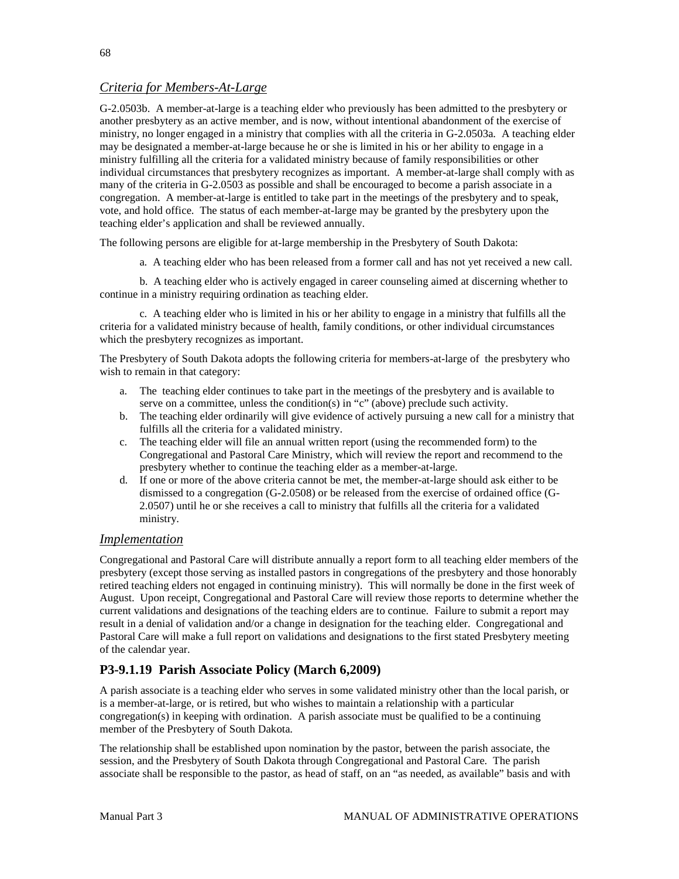*Criteria for Members-At-Large*

G-2.0503b. A member-at-large is a teaching elder who previously has been admitted to the presbytery or another presbytery as an active member, and is now, without intentional abandonment of the exercise of ministry, no longer engaged in a ministry that complies with all the criteria in G-2.0503a. A teaching elder may be designated a member-at-large because he or she is limited in his or her ability to engage in a ministry fulfilling all the criteria for a validated ministry because of family responsibilities or other individual circumstances that presbytery recognizes as important. A member-at-large shall comply with as many of the criteria in G-2.0503 as possible and shall be encouraged to become a parish associate in a congregation. A member-at-large is entitled to take part in the meetings of the presbytery and to speak, vote, and hold office. The status of each member-at-large may be granted by the presbytery upon the teaching elder's application and shall be reviewed annually.

The following persons are eligible for at-large membership in the Presbytery of South Dakota:

a. A teaching elder who has been released from a former call and has not yet received a new call.

b. A teaching elder who is actively engaged in career counseling aimed at discerning whether to continue in a ministry requiring ordination as teaching elder.

c. A teaching elder who is limited in his or her ability to engage in a ministry that fulfills all the criteria for a validated ministry because of health, family conditions, or other individual circumstances which the presbytery recognizes as important.

The Presbytery of South Dakota adopts the following criteria for members-at-large of the presbytery who wish to remain in that category:

a. The teaching elder continues to take part in the meetings of the presbytery and is available to serve on a committee, unless the condition(s) in "c" (above) preclude such activity.
b. The teaching elder ordinarily will give evidence of actively pursuing a new call for a ministry that fulfills all the criteria for a validated ministry.
c. The teaching elder will file an annual written report (using the recommended form) to the Congregational and Pastoral Care Ministry, which will review the report and recommend to the presbytery whether to continue the teaching elder as a member-at-large.
d. If one or more of the above criteria cannot be met, the member-at-large should ask either to be dismissed to a congregation (G-2.0508) or be released from the exercise of ordained office (G-2.0507) until he or she receives a call to ministry that fulfills all the criteria for a validated ministry.

*Implementation*

Congregational and Pastoral Care will distribute annually a report form to all teaching elder members of the presbytery (except those serving as installed pastors in congregations of the presbytery and those honorably retired teaching elders not engaged in continuing ministry). This will normally be done in the first week of August. Upon receipt, Congregational and Pastoral Care will review those reports to determine whether the current validations and designations of the teaching elders are to continue. Failure to submit a report may result in a denial of validation and/or a change in designation for the teaching elder. Congregational and Pastoral Care will make a full report on validations and designations to the first stated Presbytery meeting of the calendar year.

## P3-9.1.19 Parish Associate Policy (March 6,2009)

A parish associate is a teaching elder who serves in some validated ministry other than the local parish, or is a member-at-large, or is retired, but who wishes to maintain a relationship with a particular congregation(s) in keeping with ordination. A parish associate must be qualified to be a continuing member of the Presbytery of South Dakota.

The relationship shall be established upon nomination by the pastor, between the parish associate, the session, and the Presbytery of South Dakota through Congregational and Pastoral Care. The parish associate shall be responsible to the pastor, as head of staff, on an "as needed, as available" basis and with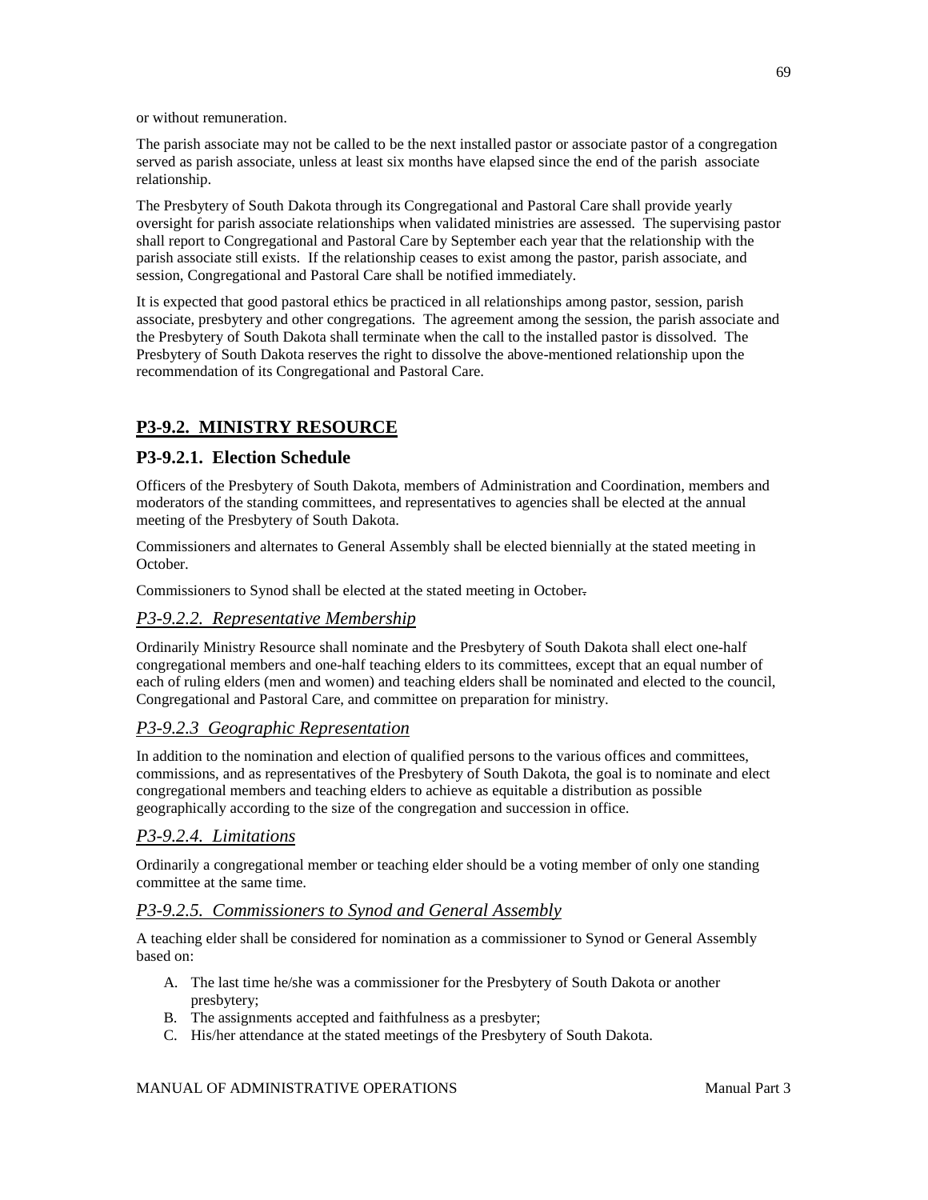or without remuneration.

The parish associate may not be called to be the next installed pastor or associate pastor of a congregation served as parish associate, unless at least six months have elapsed since the end of the parish associate relationship.

The Presbytery of South Dakota through its Congregational and Pastoral Care shall provide yearly oversight for parish associate relationships when validated ministries are assessed. The supervising pastor shall report to Congregational and Pastoral Care by September each year that the relationship with the parish associate still exists. If the relationship ceases to exist among the pastor, parish associate, and session, Congregational and Pastoral Care shall be notified immediately.

It is expected that good pastoral ethics be practiced in all relationships among pastor, session, parish associate, presbytery and other congregations. The agreement among the session, the parish associate and the Presbytery of South Dakota shall terminate when the call to the installed pastor is dissolved. The Presbytery of South Dakota reserves the right to dissolve the above-mentioned relationship upon the recommendation of its Congregational and Pastoral Care.

## P3-9.2. MINISTRY RESOURCE

### P3-9.2.1. Election Schedule

Officers of the Presbytery of South Dakota, members of Administration and Coordination, members and moderators of the standing committees, and representatives to agencies shall be elected at the annual meeting of the Presbytery of South Dakota.

Commissioners and alternates to General Assembly shall be elected biennially at the stated meeting in October.

Commissioners to Synod shall be elected at the stated meeting in October.

### *P3-9.2.2. Representative Membership*

Ordinarily Ministry Resource shall nominate and the Presbytery of South Dakota shall elect one-half congregational members and one-half teaching elders to its committees, except that an equal number of each of ruling elders (men and women) and teaching elders shall be nominated and elected to the council, Congregational and Pastoral Care, and committee on preparation for ministry.

### *P3-9.2.3 Geographic Representation*

In addition to the nomination and election of qualified persons to the various offices and committees, commissions, and as representatives of the Presbytery of South Dakota, the goal is to nominate and elect congregational members and teaching elders to achieve as equitable a distribution as possible geographically according to the size of the congregation and succession in office.

### *P3-9.2.4. Limitations*

Ordinarily a congregational member or teaching elder should be a voting member of only one standing committee at the same time.

### *P3-9.2.5. Commissioners to Synod and General Assembly*

A teaching elder shall be considered for nomination as a commissioner to Synod or General Assembly based on:

A. The last time he/she was a commissioner for the Presbytery of South Dakota or another presbytery;
B. The assignments accepted and faithfulness as a presbyter;
C. His/her attendance at the stated meetings of the Presbytery of South Dakota.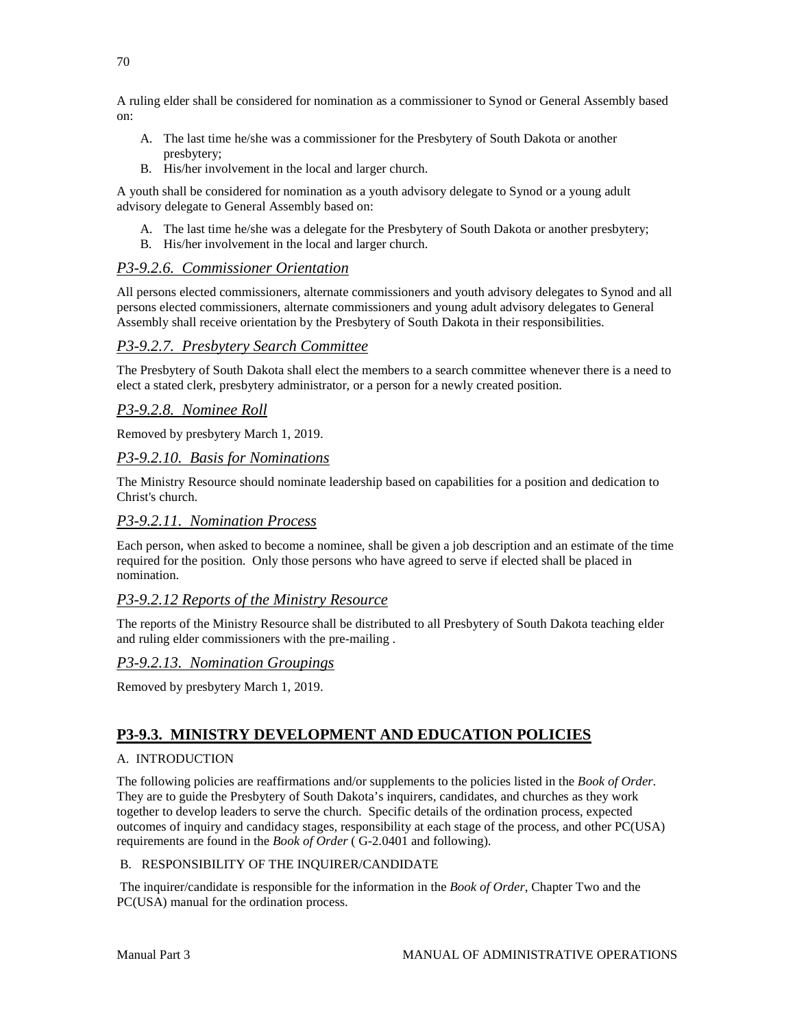A ruling elder shall be considered for nomination as a commissioner to Synod or General Assembly based on:

A. The last time he/she was a commissioner for the Presbytery of South Dakota or another presbytery;
B. His/her involvement in the local and larger church.

A youth shall be considered for nomination as a youth advisory delegate to Synod or a young adult advisory delegate to General Assembly based on:

A. The last time he/she was a delegate for the Presbytery of South Dakota or another presbytery;
B. His/her involvement in the local and larger church.

### *P3-9.2.6. Commissioner Orientation*

All persons elected commissioners, alternate commissioners and youth advisory delegates to Synod and all persons elected commissioners, alternate commissioners and young adult advisory delegates to General Assembly shall receive orientation by the Presbytery of South Dakota in their responsibilities.

### *P3-9.2.7. Presbytery Search Committee*

The Presbytery of South Dakota shall elect the members to a search committee whenever there is a need to elect a stated clerk, presbytery administrator, or a person for a newly created position.

### *P3-9.2.8. Nominee Roll*

Removed by presbytery March 1, 2019.

### *P3-9.2.10. Basis for Nominations*

The Ministry Resource should nominate leadership based on capabilities for a position and dedication to Christ's church.

### *P3-9.2.11. Nomination Process*

Each person, when asked to become a nominee, shall be given a job description and an estimate of the time required for the position. Only those persons who have agreed to serve if elected shall be placed in nomination.

### *P3-9.2.12 Reports of the Ministry Resource*

The reports of the Ministry Resource shall be distributed to all Presbytery of South Dakota teaching elder and ruling elder commissioners with the pre-mailing .

### *P3-9.2.13. Nomination Groupings*

Removed by presbytery March 1, 2019.

## P3-9.3. MINISTRY DEVELOPMENT AND EDUCATION POLICIES

A. INTRODUCTION

The following policies are reaffirmations and/or supplements to the policies listed in the *Book of Order*. They are to guide the Presbytery of South Dakota's inquirers, candidates, and churches as they work together to develop leaders to serve the church. Specific details of the ordination process, expected outcomes of inquiry and candidacy stages, responsibility at each stage of the process, and other PC(USA) requirements are found in the *Book of Order* ( G-2.0401 and following).

B. RESPONSIBILITY OF THE INQUIRER/CANDIDATE

The inquirer/candidate is responsible for the information in the *Book of Order*, Chapter Two and the PC(USA) manual for the ordination process.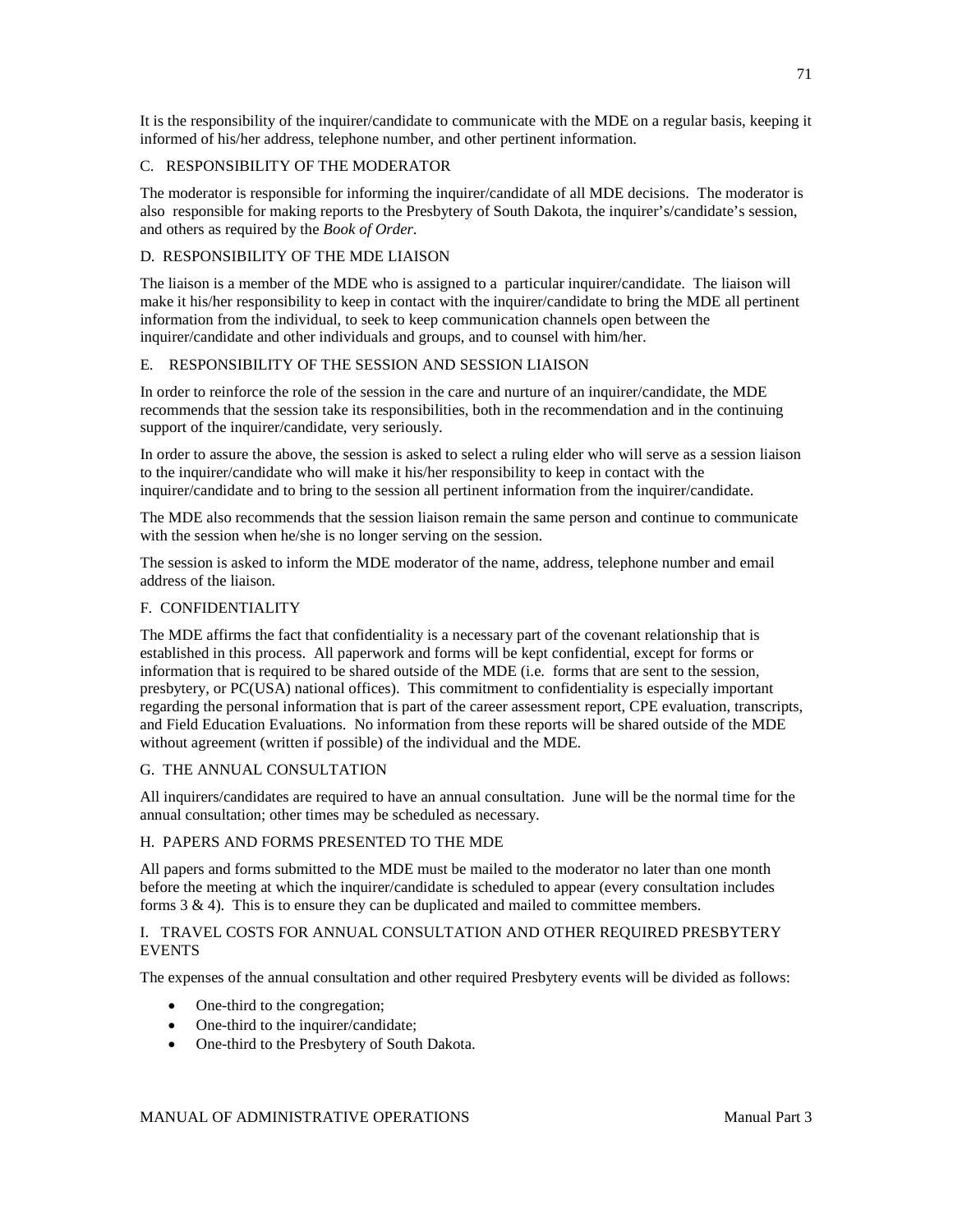It is the responsibility of the inquirer/candidate to communicate with the MDE on a regular basis, keeping it informed of his/her address, telephone number, and other pertinent information.

### C. RESPONSIBILITY OF THE MODERATOR

The moderator is responsible for informing the inquirer/candidate of all MDE decisions. The moderator is also responsible for making reports to the Presbytery of South Dakota, the inquirer's/candidate's session, and others as required by the *Book of Order*.

### D. RESPONSIBILITY OF THE MDE LIAISON

The liaison is a member of the MDE who is assigned to a particular inquirer/candidate. The liaison will make it his/her responsibility to keep in contact with the inquirer/candidate to bring the MDE all pertinent information from the individual, to seek to keep communication channels open between the inquirer/candidate and other individuals and groups, and to counsel with him/her.

### E. RESPONSIBILITY OF THE SESSION AND SESSION LIAISON

In order to reinforce the role of the session in the care and nurture of an inquirer/candidate, the MDE recommends that the session take its responsibilities, both in the recommendation and in the continuing support of the inquirer/candidate, very seriously.

In order to assure the above, the session is asked to select a ruling elder who will serve as a session liaison to the inquirer/candidate who will make it his/her responsibility to keep in contact with the inquirer/candidate and to bring to the session all pertinent information from the inquirer/candidate.

The MDE also recommends that the session liaison remain the same person and continue to communicate with the session when he/she is no longer serving on the session.

The session is asked to inform the MDE moderator of the name, address, telephone number and email address of the liaison.

### F. CONFIDENTIALITY

The MDE affirms the fact that confidentiality is a necessary part of the covenant relationship that is established in this process. All paperwork and forms will be kept confidential, except for forms or information that is required to be shared outside of the MDE (i.e. forms that are sent to the session, presbytery, or PC(USA) national offices). This commitment to confidentiality is especially important regarding the personal information that is part of the career assessment report, CPE evaluation, transcripts, and Field Education Evaluations. No information from these reports will be shared outside of the MDE without agreement (written if possible) of the individual and the MDE.

### G. THE ANNUAL CONSULTATION

All inquirers/candidates are required to have an annual consultation. June will be the normal time for the annual consultation; other times may be scheduled as necessary.

### H. PAPERS AND FORMS PRESENTED TO THE MDE

All papers and forms submitted to the MDE must be mailed to the moderator no later than one month before the meeting at which the inquirer/candidate is scheduled to appear (every consultation includes forms 3 & 4). This is to ensure they can be duplicated and mailed to committee members.

### I. TRAVEL COSTS FOR ANNUAL CONSULTATION AND OTHER REQUIRED PRESBYTERY EVENTS

The expenses of the annual consultation and other required Presbytery events will be divided as follows:

- One-third to the congregation;
- One-third to the inquirer/candidate;
- One-third to the Presbytery of South Dakota.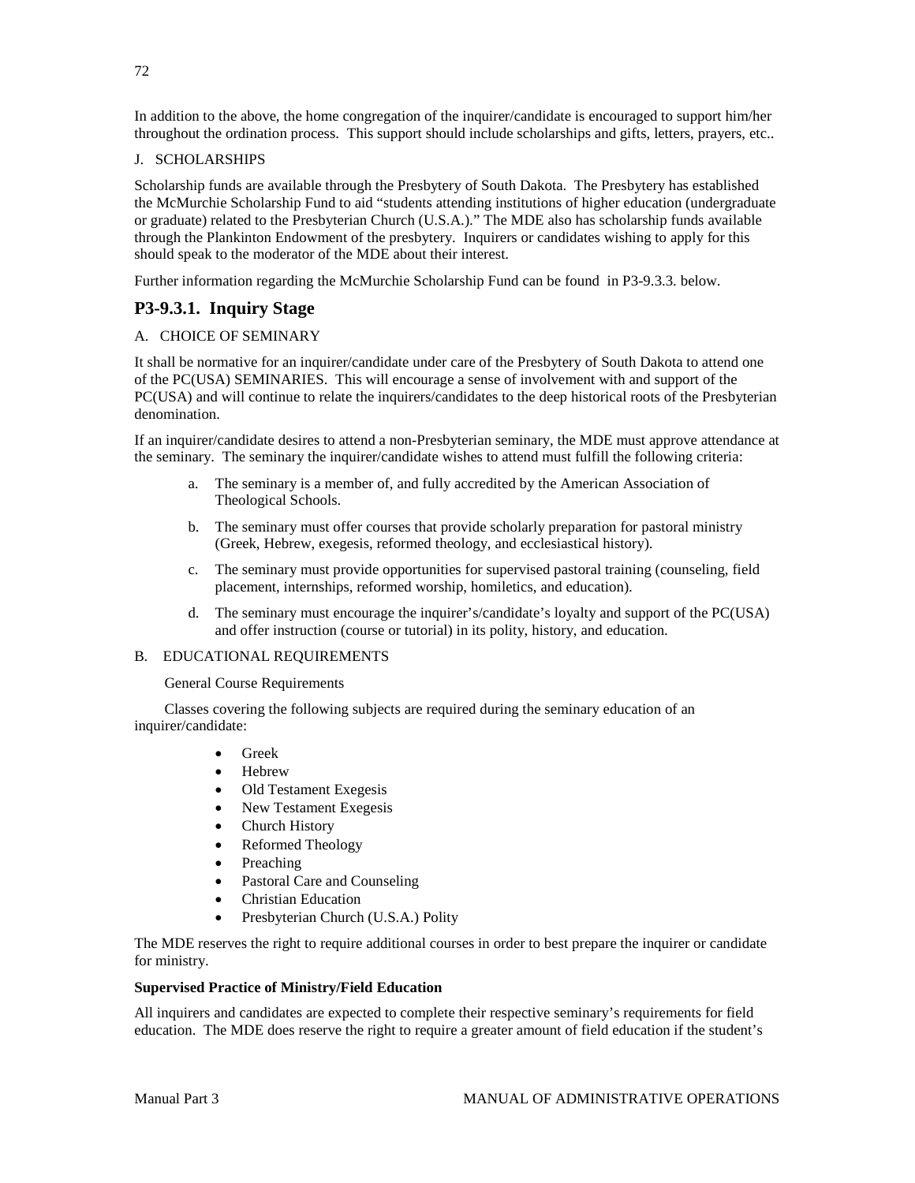In addition to the above, the home congregation of the inquirer/candidate is encouraged to support him/her throughout the ordination process. This support should include scholarships and gifts, letters, prayers, etc..

J. SCHOLARSHIPS

Scholarship funds are available through the Presbytery of South Dakota. The Presbytery has established the McMurchie Scholarship Fund to aid "students attending institutions of higher education (undergraduate or graduate) related to the Presbyterian Church (U.S.A.)." The MDE also has scholarship funds available through the Plankinton Endowment of the presbytery. Inquirers or candidates wishing to apply for this should speak to the moderator of the MDE about their interest.

Further information regarding the McMurchie Scholarship Fund can be found in P3-9.3.3. below.

## P3-9.3.1. Inquiry Stage

A. CHOICE OF SEMINARY

It shall be normative for an inquirer/candidate under care of the Presbytery of South Dakota to attend one of the PC(USA) SEMINARIES. This will encourage a sense of involvement with and support of the PC(USA) and will continue to relate the inquirers/candidates to the deep historical roots of the Presbyterian denomination.

If an inquirer/candidate desires to attend a non-Presbyterian seminary, the MDE must approve attendance at the seminary. The seminary the inquirer/candidate wishes to attend must fulfill the following criteria:

a. The seminary is a member of, and fully accredited by the American Association of Theological Schools.

b. The seminary must offer courses that provide scholarly preparation for pastoral ministry (Greek, Hebrew, exegesis, reformed theology, and ecclesiastical history).

c. The seminary must provide opportunities for supervised pastoral training (counseling, field placement, internships, reformed worship, homiletics, and education).

d. The seminary must encourage the inquirer's/candidate's loyalty and support of the PC(USA) and offer instruction (course or tutorial) in its polity, history, and education.

B. EDUCATIONAL REQUIREMENTS

General Course Requirements

Classes covering the following subjects are required during the seminary education of an inquirer/candidate:

- Greek
- Hebrew
- Old Testament Exegesis
- New Testament Exegesis
- Church History
- Reformed Theology
- Preaching
- Pastoral Care and Counseling
- Christian Education
- Presbyterian Church (U.S.A.) Polity

The MDE reserves the right to require additional courses in order to best prepare the inquirer or candidate for ministry.

**Supervised Practice of Ministry/Field Education**

All inquirers and candidates are expected to complete their respective seminary's requirements for field education. The MDE does reserve the right to require a greater amount of field education if the student's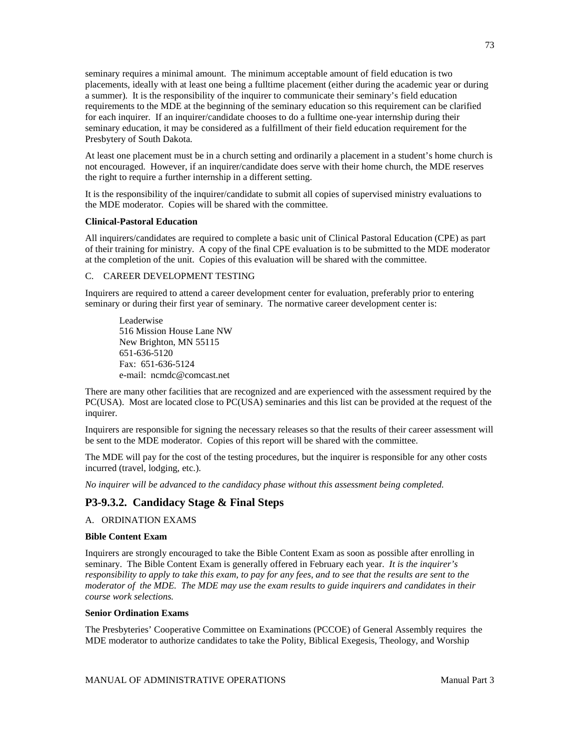seminary requires a minimal amount. The minimum acceptable amount of field education is two placements, ideally with at least one being a fulltime placement (either during the academic year or during a summer). It is the responsibility of the inquirer to communicate their seminary's field education requirements to the MDE at the beginning of the seminary education so this requirement can be clarified for each inquirer. If an inquirer/candidate chooses to do a fulltime one-year internship during their seminary education, it may be considered as a fulfillment of their field education requirement for the Presbytery of South Dakota.

At least one placement must be in a church setting and ordinarily a placement in a student's home church is not encouraged. However, if an inquirer/candidate does serve with their home church, the MDE reserves the right to require a further internship in a different setting.

It is the responsibility of the inquirer/candidate to submit all copies of supervised ministry evaluations to the MDE moderator. Copies will be shared with the committee.

**Clinical-Pastoral Education**

All inquirers/candidates are required to complete a basic unit of Clinical Pastoral Education (CPE) as part of their training for ministry. A copy of the final CPE evaluation is to be submitted to the MDE moderator at the completion of the unit. Copies of this evaluation will be shared with the committee.

C. CAREER DEVELOPMENT TESTING

Inquirers are required to attend a career development center for evaluation, preferably prior to entering seminary or during their first year of seminary. The normative career development center is:

Leaderwise
516 Mission House Lane NW
New Brighton, MN 55115
651-636-5120
Fax: 651-636-5124
e-mail: ncmdc@comcast.net

There are many other facilities that are recognized and are experienced with the assessment required by the PC(USA). Most are located close to PC(USA) seminaries and this list can be provided at the request of the inquirer.

Inquirers are responsible for signing the necessary releases so that the results of their career assessment will be sent to the MDE moderator. Copies of this report will be shared with the committee.

The MDE will pay for the cost of the testing procedures, but the inquirer is responsible for any other costs incurred (travel, lodging, etc.).

*No inquirer will be advanced to the candidacy phase without this assessment being completed.*

## P3-9.3.2. Candidacy Stage & Final Steps

A. ORDINATION EXAMS

**Bible Content Exam**

Inquirers are strongly encouraged to take the Bible Content Exam as soon as possible after enrolling in seminary. The Bible Content Exam is generally offered in February each year. *It is the inquirer's responsibility to apply to take this exam, to pay for any fees, and to see that the results are sent to the moderator of the MDE. The MDE may use the exam results to guide inquirers and candidates in their course work selections.*

**Senior Ordination Exams**

The Presbyteries' Cooperative Committee on Examinations (PCCOE) of General Assembly requires the MDE moderator to authorize candidates to take the Polity, Biblical Exegesis, Theology, and Worship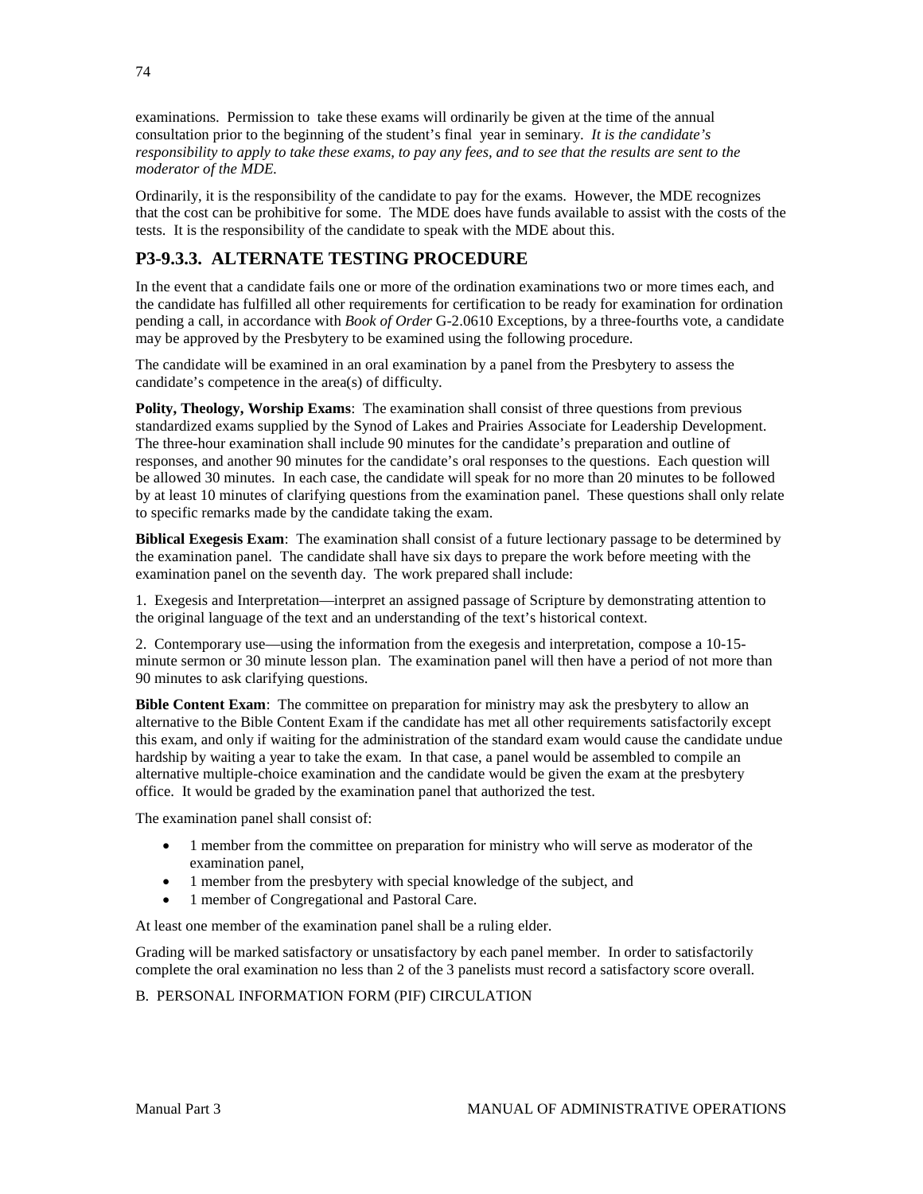examinations. Permission to take these exams will ordinarily be given at the time of the annual consultation prior to the beginning of the student's final year in seminary. *It is the candidate's responsibility to apply to take these exams, to pay any fees, and to see that the results are sent to the moderator of the MDE.*

Ordinarily, it is the responsibility of the candidate to pay for the exams. However, the MDE recognizes that the cost can be prohibitive for some. The MDE does have funds available to assist with the costs of the tests. It is the responsibility of the candidate to speak with the MDE about this.

## P3-9.3.3. ALTERNATE TESTING PROCEDURE

In the event that a candidate fails one or more of the ordination examinations two or more times each, and the candidate has fulfilled all other requirements for certification to be ready for examination for ordination pending a call, in accordance with *Book of Order* G-2.0610 Exceptions, by a three-fourths vote, a candidate may be approved by the Presbytery to be examined using the following procedure.

The candidate will be examined in an oral examination by a panel from the Presbytery to assess the candidate's competence in the area(s) of difficulty.

**Polity, Theology, Worship Exams**: The examination shall consist of three questions from previous standardized exams supplied by the Synod of Lakes and Prairies Associate for Leadership Development. The three-hour examination shall include 90 minutes for the candidate's preparation and outline of responses, and another 90 minutes for the candidate's oral responses to the questions. Each question will be allowed 30 minutes. In each case, the candidate will speak for no more than 20 minutes to be followed by at least 10 minutes of clarifying questions from the examination panel. These questions shall only relate to specific remarks made by the candidate taking the exam.

**Biblical Exegesis Exam**: The examination shall consist of a future lectionary passage to be determined by the examination panel. The candidate shall have six days to prepare the work before meeting with the examination panel on the seventh day. The work prepared shall include:

1. Exegesis and Interpretation—interpret an assigned passage of Scripture by demonstrating attention to the original language of the text and an understanding of the text's historical context.

2. Contemporary use—using the information from the exegesis and interpretation, compose a 10-15-minute sermon or 30 minute lesson plan. The examination panel will then have a period of not more than 90 minutes to ask clarifying questions.

**Bible Content Exam**: The committee on preparation for ministry may ask the presbytery to allow an alternative to the Bible Content Exam if the candidate has met all other requirements satisfactorily except this exam, and only if waiting for the administration of the standard exam would cause the candidate undue hardship by waiting a year to take the exam. In that case, a panel would be assembled to compile an alternative multiple-choice examination and the candidate would be given the exam at the presbytery office. It would be graded by the examination panel that authorized the test.

The examination panel shall consist of:

- 1 member from the committee on preparation for ministry who will serve as moderator of the examination panel,
- 1 member from the presbytery with special knowledge of the subject, and
- 1 member of Congregational and Pastoral Care.

At least one member of the examination panel shall be a ruling elder.

Grading will be marked satisfactory or unsatisfactory by each panel member. In order to satisfactorily complete the oral examination no less than 2 of the 3 panelists must record a satisfactory score overall.

B. PERSONAL INFORMATION FORM (PIF) CIRCULATION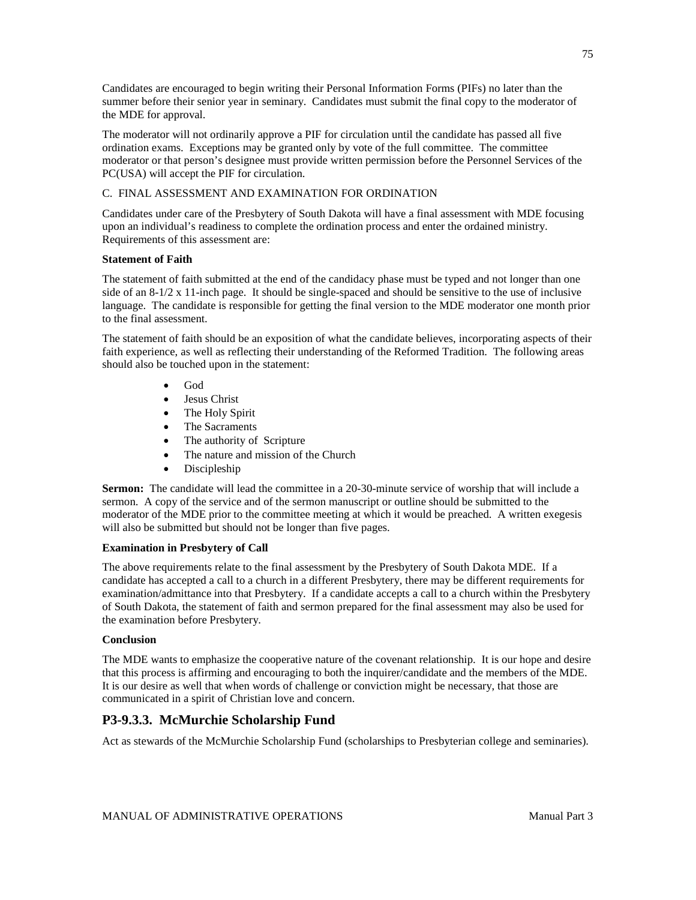Candidates are encouraged to begin writing their Personal Information Forms (PIFs) no later than the summer before their senior year in seminary. Candidates must submit the final copy to the moderator of the MDE for approval.

The moderator will not ordinarily approve a PIF for circulation until the candidate has passed all five ordination exams. Exceptions may be granted only by vote of the full committee. The committee moderator or that person's designee must provide written permission before the Personnel Services of the PC(USA) will accept the PIF for circulation.

C. FINAL ASSESSMENT AND EXAMINATION FOR ORDINATION

Candidates under care of the Presbytery of South Dakota will have a final assessment with MDE focusing upon an individual's readiness to complete the ordination process and enter the ordained ministry. Requirements of this assessment are:

**Statement of Faith**

The statement of faith submitted at the end of the candidacy phase must be typed and not longer than one side of an 8-1/2 x 11-inch page. It should be single-spaced and should be sensitive to the use of inclusive language. The candidate is responsible for getting the final version to the MDE moderator one month prior to the final assessment.

The statement of faith should be an exposition of what the candidate believes, incorporating aspects of their faith experience, as well as reflecting their understanding of the Reformed Tradition. The following areas should also be touched upon in the statement:

- God
- Jesus Christ
- The Holy Spirit
- The Sacraments
- The authority of Scripture
- The nature and mission of the Church
- Discipleship

**Sermon:** The candidate will lead the committee in a 20-30-minute service of worship that will include a sermon. A copy of the service and of the sermon manuscript or outline should be submitted to the moderator of the MDE prior to the committee meeting at which it would be preached. A written exegesis will also be submitted but should not be longer than five pages.

**Examination in Presbytery of Call**

The above requirements relate to the final assessment by the Presbytery of South Dakota MDE. If a candidate has accepted a call to a church in a different Presbytery, there may be different requirements for examination/admittance into that Presbytery. If a candidate accepts a call to a church within the Presbytery of South Dakota, the statement of faith and sermon prepared for the final assessment may also be used for the examination before Presbytery.

**Conclusion**

The MDE wants to emphasize the cooperative nature of the covenant relationship. It is our hope and desire that this process is affirming and encouraging to both the inquirer/candidate and the members of the MDE. It is our desire as well that when words of challenge or conviction might be necessary, that those are communicated in a spirit of Christian love and concern.

## P3-9.3.3. McMurchie Scholarship Fund

Act as stewards of the McMurchie Scholarship Fund (scholarships to Presbyterian college and seminaries).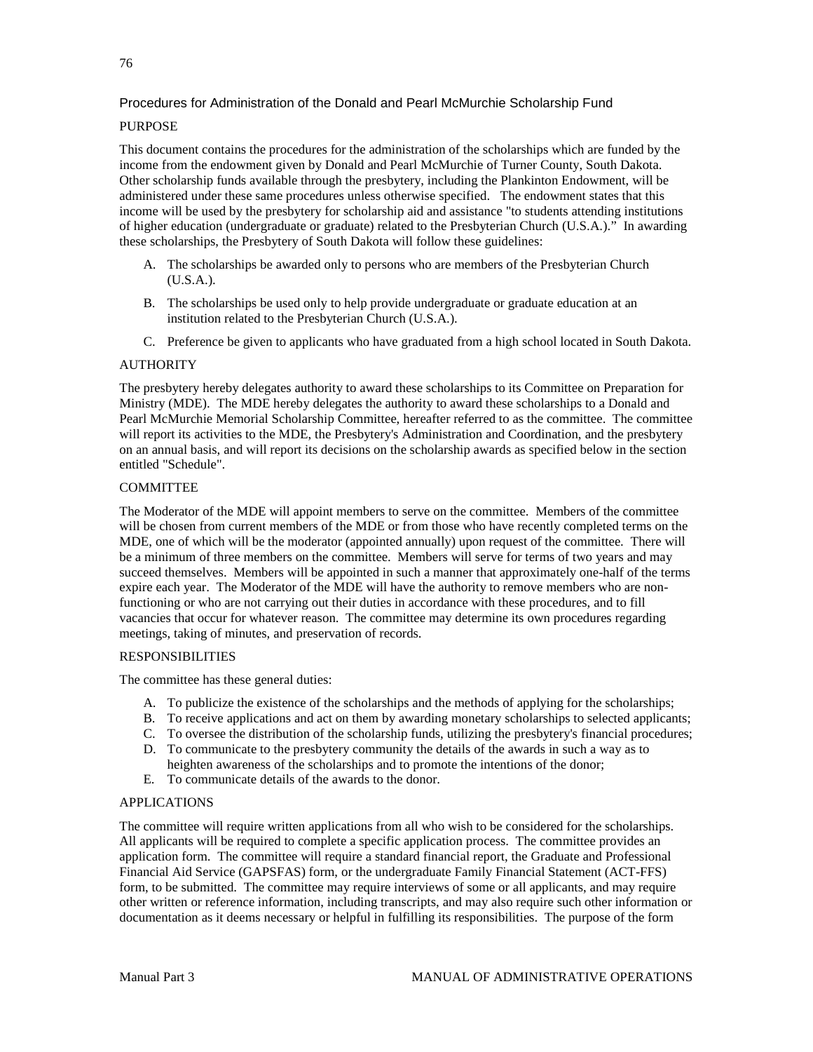## Procedures for Administration of the Donald and Pearl McMurchie Scholarship Fund

### PURPOSE

This document contains the procedures for the administration of the scholarships which are funded by the income from the endowment given by Donald and Pearl McMurchie of Turner County, South Dakota. Other scholarship funds available through the presbytery, including the Plankinton Endowment, will be administered under these same procedures unless otherwise specified. The endowment states that this income will be used by the presbytery for scholarship aid and assistance "to students attending institutions of higher education (undergraduate or graduate) related to the Presbyterian Church (U.S.A.)." In awarding these scholarships, the Presbytery of South Dakota will follow these guidelines:

A. The scholarships be awarded only to persons who are members of the Presbyterian Church (U.S.A.).

B. The scholarships be used only to help provide undergraduate or graduate education at an institution related to the Presbyterian Church (U.S.A.).

C. Preference be given to applicants who have graduated from a high school located in South Dakota.

### AUTHORITY

The presbytery hereby delegates authority to award these scholarships to its Committee on Preparation for Ministry (MDE). The MDE hereby delegates the authority to award these scholarships to a Donald and Pearl McMurchie Memorial Scholarship Committee, hereafter referred to as the committee. The committee will report its activities to the MDE, the Presbytery's Administration and Coordination, and the presbytery on an annual basis, and will report its decisions on the scholarship awards as specified below in the section entitled "Schedule".

### COMMITTEE

The Moderator of the MDE will appoint members to serve on the committee. Members of the committee will be chosen from current members of the MDE or from those who have recently completed terms on the MDE, one of which will be the moderator (appointed annually) upon request of the committee. There will be a minimum of three members on the committee. Members will serve for terms of two years and may succeed themselves. Members will be appointed in such a manner that approximately one-half of the terms expire each year. The Moderator of the MDE will have the authority to remove members who are non-functioning or who are not carrying out their duties in accordance with these procedures, and to fill vacancies that occur for whatever reason. The committee may determine its own procedures regarding meetings, taking of minutes, and preservation of records.

### RESPONSIBILITIES

The committee has these general duties:

A. To publicize the existence of the scholarships and the methods of applying for the scholarships;
B. To receive applications and act on them by awarding monetary scholarships to selected applicants;
C. To oversee the distribution of the scholarship funds, utilizing the presbytery's financial procedures;
D. To communicate to the presbytery community the details of the awards in such a way as to heighten awareness of the scholarships and to promote the intentions of the donor;
E. To communicate details of the awards to the donor.

### APPLICATIONS

The committee will require written applications from all who wish to be considered for the scholarships. All applicants will be required to complete a specific application process. The committee provides an application form. The committee will require a standard financial report, the Graduate and Professional Financial Aid Service (GAPSFAS) form, or the undergraduate Family Financial Statement (ACT-FFS) form, to be submitted. The committee may require interviews of some or all applicants, and may require other written or reference information, including transcripts, and may also require such other information or documentation as it deems necessary or helpful in fulfilling its responsibilities. The purpose of the form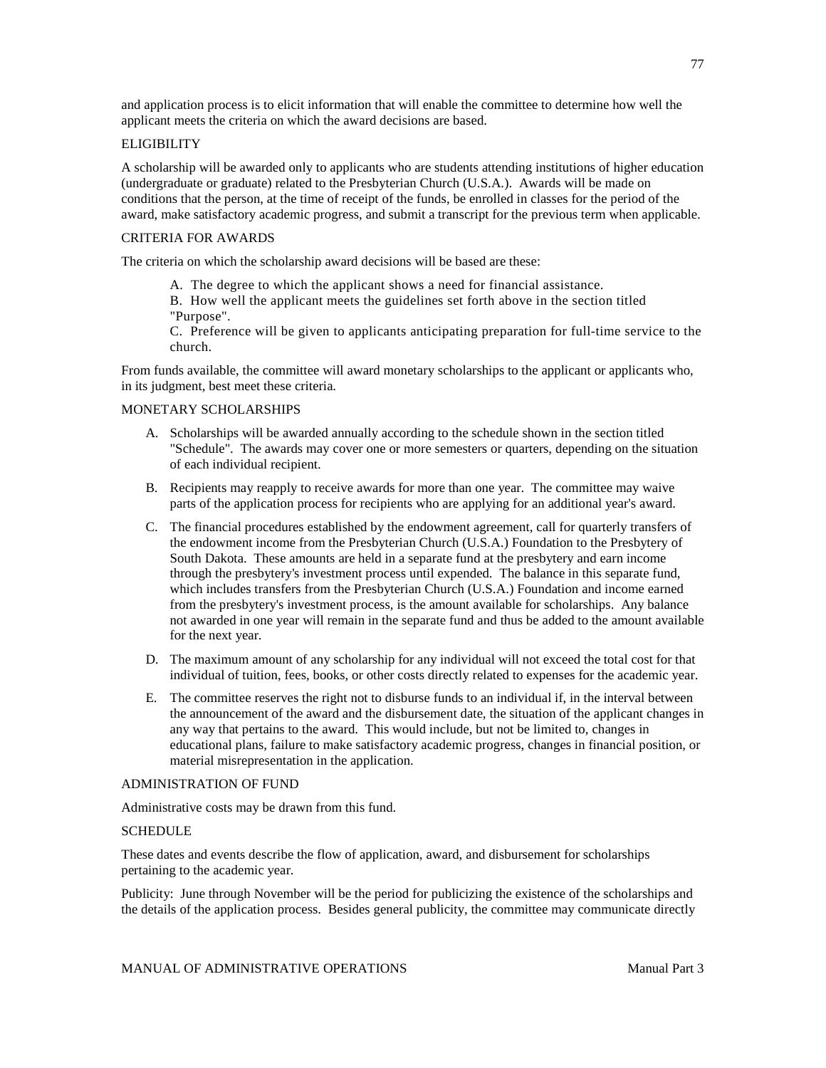and application process is to elicit information that will enable the committee to determine how well the applicant meets the criteria on which the award decisions are based.

ELIGIBILITY

A scholarship will be awarded only to applicants who are students attending institutions of higher education (undergraduate or graduate) related to the Presbyterian Church (U.S.A.). Awards will be made on conditions that the person, at the time of receipt of the funds, be enrolled in classes for the period of the award, make satisfactory academic progress, and submit a transcript for the previous term when applicable.

CRITERIA FOR AWARDS

The criteria on which the scholarship award decisions will be based are these:

A. The degree to which the applicant shows a need for financial assistance.
B. How well the applicant meets the guidelines set forth above in the section titled "Purpose".
C. Preference will be given to applicants anticipating preparation for full-time service to the church.

From funds available, the committee will award monetary scholarships to the applicant or applicants who, in its judgment, best meet these criteria.

MONETARY SCHOLARSHIPS

A. Scholarships will be awarded annually according to the schedule shown in the section titled "Schedule". The awards may cover one or more semesters or quarters, depending on the situation of each individual recipient.

B. Recipients may reapply to receive awards for more than one year. The committee may waive parts of the application process for recipients who are applying for an additional year's award.

C. The financial procedures established by the endowment agreement, call for quarterly transfers of the endowment income from the Presbyterian Church (U.S.A.) Foundation to the Presbytery of South Dakota. These amounts are held in a separate fund at the presbytery and earn income through the presbytery's investment process until expended. The balance in this separate fund, which includes transfers from the Presbyterian Church (U.S.A.) Foundation and income earned from the presbytery's investment process, is the amount available for scholarships. Any balance not awarded in one year will remain in the separate fund and thus be added to the amount available for the next year.

D. The maximum amount of any scholarship for any individual will not exceed the total cost for that individual of tuition, fees, books, or other costs directly related to expenses for the academic year.

E. The committee reserves the right not to disburse funds to an individual if, in the interval between the announcement of the award and the disbursement date, the situation of the applicant changes in any way that pertains to the award. This would include, but not be limited to, changes in educational plans, failure to make satisfactory academic progress, changes in financial position, or material misrepresentation in the application.

ADMINISTRATION OF FUND

Administrative costs may be drawn from this fund.

SCHEDULE

These dates and events describe the flow of application, award, and disbursement for scholarships pertaining to the academic year.

Publicity: June through November will be the period for publicizing the existence of the scholarships and the details of the application process. Besides general publicity, the committee may communicate directly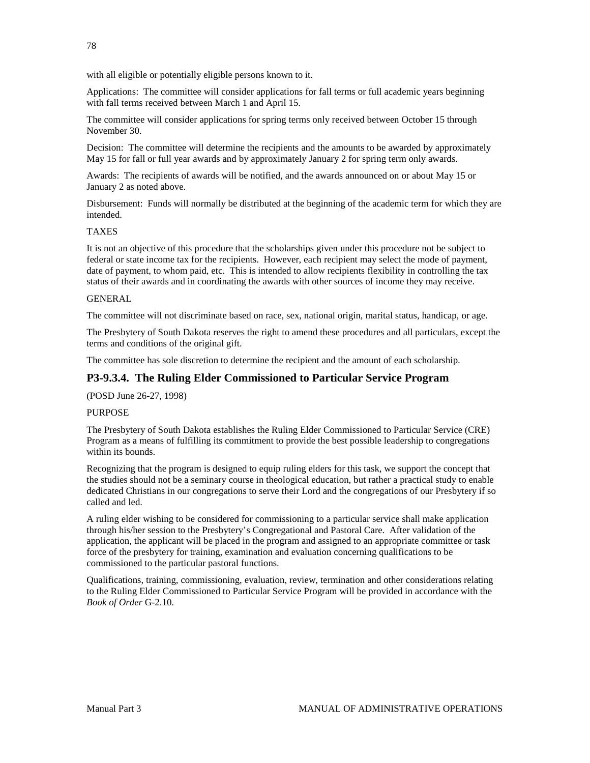with all eligible or potentially eligible persons known to it.

Applications: The committee will consider applications for fall terms or full academic years beginning with fall terms received between March 1 and April 15.

The committee will consider applications for spring terms only received between October 15 through November 30.

Decision: The committee will determine the recipients and the amounts to be awarded by approximately May 15 for fall or full year awards and by approximately January 2 for spring term only awards.

Awards: The recipients of awards will be notified, and the awards announced on or about May 15 or January 2 as noted above.

Disbursement: Funds will normally be distributed at the beginning of the academic term for which they are intended.

TAXES

It is not an objective of this procedure that the scholarships given under this procedure not be subject to federal or state income tax for the recipients. However, each recipient may select the mode of payment, date of payment, to whom paid, etc. This is intended to allow recipients flexibility in controlling the tax status of their awards and in coordinating the awards with other sources of income they may receive.

GENERAL

The committee will not discriminate based on race, sex, national origin, marital status, handicap, or age.

The Presbytery of South Dakota reserves the right to amend these procedures and all particulars, except the terms and conditions of the original gift.

The committee has sole discretion to determine the recipient and the amount of each scholarship.

### P3-9.3.4. The Ruling Elder Commissioned to Particular Service Program

(POSD June 26-27, 1998)

PURPOSE

The Presbytery of South Dakota establishes the Ruling Elder Commissioned to Particular Service (CRE) Program as a means of fulfilling its commitment to provide the best possible leadership to congregations within its bounds.

Recognizing that the program is designed to equip ruling elders for this task, we support the concept that the studies should not be a seminary course in theological education, but rather a practical study to enable dedicated Christians in our congregations to serve their Lord and the congregations of our Presbytery if so called and led.

A ruling elder wishing to be considered for commissioning to a particular service shall make application through his/her session to the Presbytery's Congregational and Pastoral Care. After validation of the application, the applicant will be placed in the program and assigned to an appropriate committee or task force of the presbytery for training, examination and evaluation concerning qualifications to be commissioned to the particular pastoral functions.

Qualifications, training, commissioning, evaluation, review, termination and other considerations relating to the Ruling Elder Commissioned to Particular Service Program will be provided in accordance with the *Book of Order* G-2.10.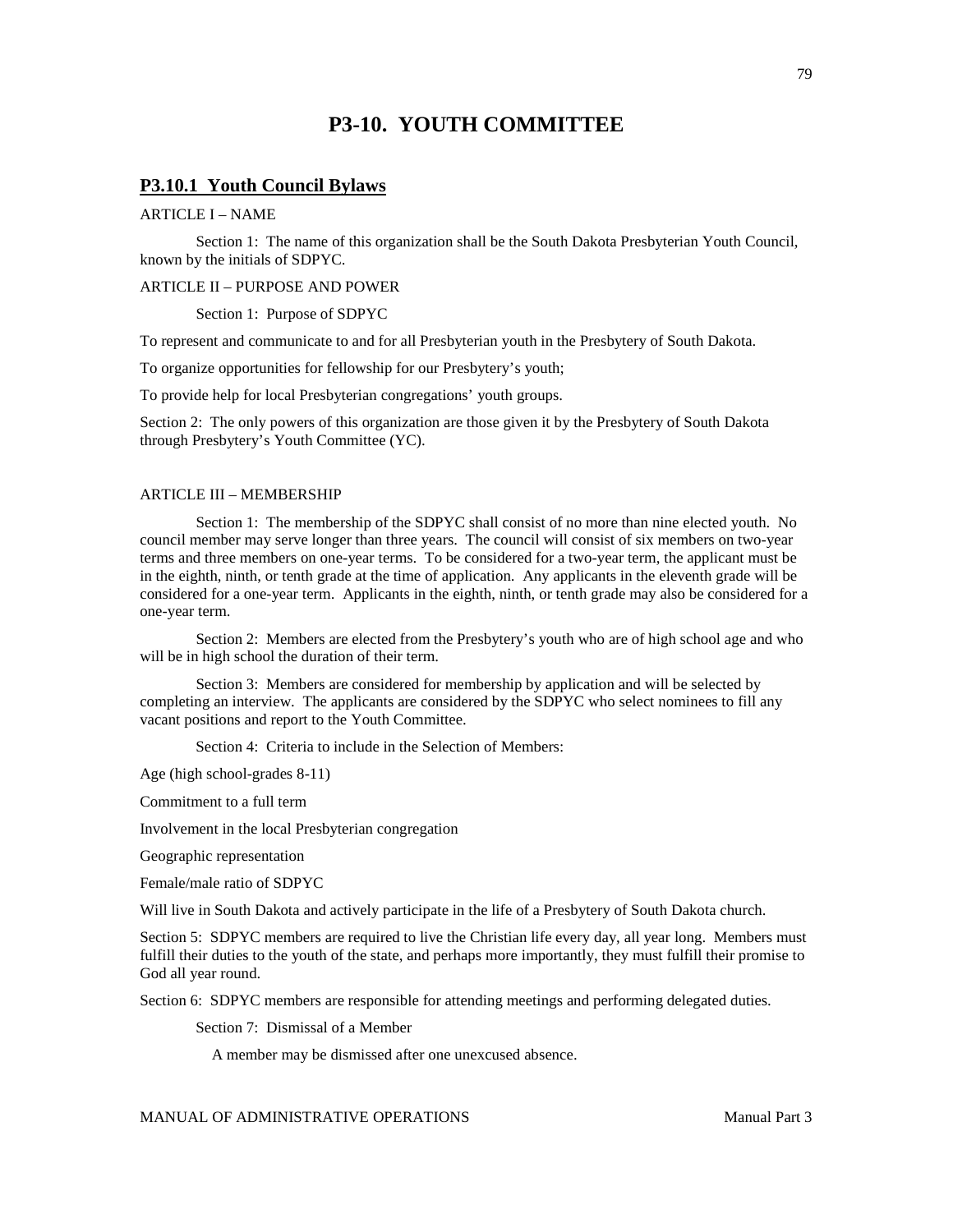# P3-10. YOUTH COMMITTEE

## P3.10.1 Youth Council Bylaws

ARTICLE I – NAME

Section 1: The name of this organization shall be the South Dakota Presbyterian Youth Council, known by the initials of SDPYC.

ARTICLE II – PURPOSE AND POWER

Section 1: Purpose of SDPYC

To represent and communicate to and for all Presbyterian youth in the Presbytery of South Dakota.

To organize opportunities for fellowship for our Presbytery's youth;

To provide help for local Presbyterian congregations' youth groups.

Section 2: The only powers of this organization are those given it by the Presbytery of South Dakota through Presbytery's Youth Committee (YC).

ARTICLE III – MEMBERSHIP

Section 1: The membership of the SDPYC shall consist of no more than nine elected youth. No council member may serve longer than three years. The council will consist of six members on two-year terms and three members on one-year terms. To be considered for a two-year term, the applicant must be in the eighth, ninth, or tenth grade at the time of application. Any applicants in the eleventh grade will be considered for a one-year term. Applicants in the eighth, ninth, or tenth grade may also be considered for a one-year term.

Section 2: Members are elected from the Presbytery's youth who are of high school age and who will be in high school the duration of their term.

Section 3: Members are considered for membership by application and will be selected by completing an interview. The applicants are considered by the SDPYC who select nominees to fill any vacant positions and report to the Youth Committee.

Section 4: Criteria to include in the Selection of Members:

Age (high school-grades 8-11)

Commitment to a full term

Involvement in the local Presbyterian congregation

Geographic representation

Female/male ratio of SDPYC

Will live in South Dakota and actively participate in the life of a Presbytery of South Dakota church.

Section 5: SDPYC members are required to live the Christian life every day, all year long. Members must fulfill their duties to the youth of the state, and perhaps more importantly, they must fulfill their promise to God all year round.

Section 6: SDPYC members are responsible for attending meetings and performing delegated duties.

Section 7: Dismissal of a Member

A member may be dismissed after one unexcused absence.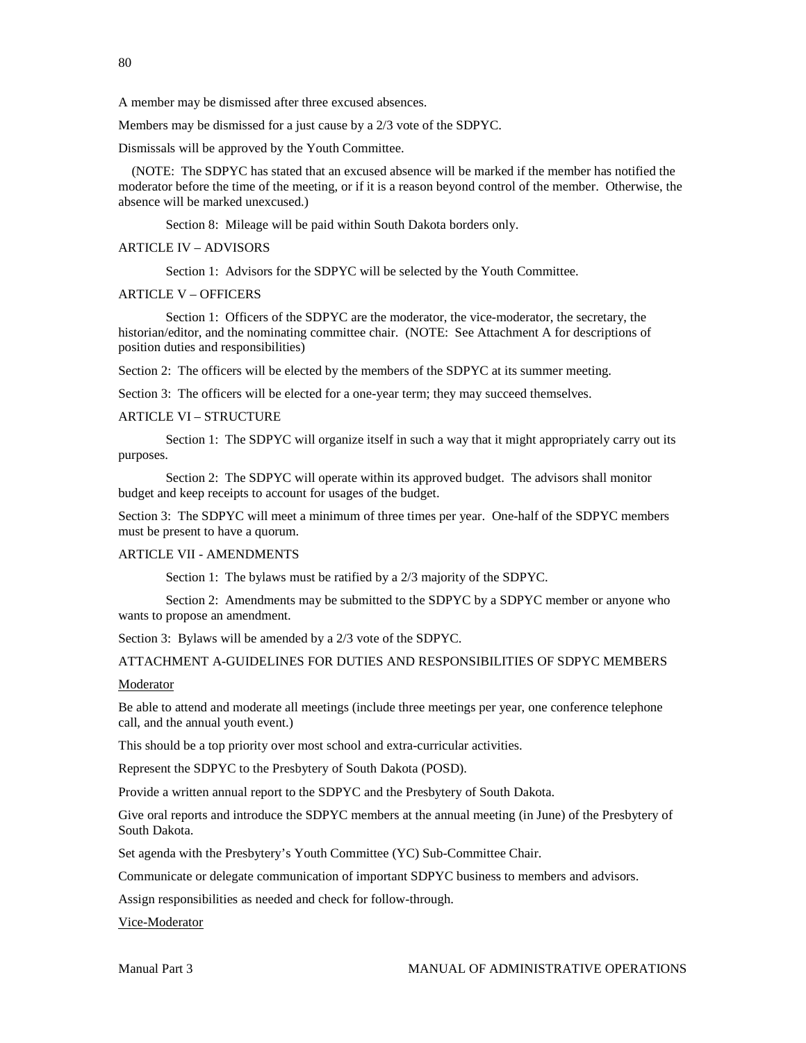A member may be dismissed after three excused absences.

Members may be dismissed for a just cause by a 2/3 vote of the SDPYC.

Dismissals will be approved by the Youth Committee.

(NOTE: The SDPYC has stated that an excused absence will be marked if the member has notified the moderator before the time of the meeting, or if it is a reason beyond control of the member. Otherwise, the absence will be marked unexcused.)

Section 8: Mileage will be paid within South Dakota borders only.

ARTICLE IV – ADVISORS

Section 1: Advisors for the SDPYC will be selected by the Youth Committee.

ARTICLE V – OFFICERS

Section 1: Officers of the SDPYC are the moderator, the vice-moderator, the secretary, the historian/editor, and the nominating committee chair. (NOTE: See Attachment A for descriptions of position duties and responsibilities)

Section 2: The officers will be elected by the members of the SDPYC at its summer meeting.

Section 3: The officers will be elected for a one-year term; they may succeed themselves.

ARTICLE VI – STRUCTURE

Section 1: The SDPYC will organize itself in such a way that it might appropriately carry out its purposes.

Section 2: The SDPYC will operate within its approved budget. The advisors shall monitor budget and keep receipts to account for usages of the budget.

Section 3: The SDPYC will meet a minimum of three times per year. One-half of the SDPYC members must be present to have a quorum.

ARTICLE VII - AMENDMENTS

Section 1: The bylaws must be ratified by a 2/3 majority of the SDPYC.

Section 2: Amendments may be submitted to the SDPYC by a SDPYC member or anyone who wants to propose an amendment.

Section 3: Bylaws will be amended by a 2/3 vote of the SDPYC.

ATTACHMENT A-GUIDELINES FOR DUTIES AND RESPONSIBILITIES OF SDPYC MEMBERS

<u>Moderator</u>

Be able to attend and moderate all meetings (include three meetings per year, one conference telephone call, and the annual youth event.)

This should be a top priority over most school and extra-curricular activities.

Represent the SDPYC to the Presbytery of South Dakota (POSD).

Provide a written annual report to the SDPYC and the Presbytery of South Dakota.

Give oral reports and introduce the SDPYC members at the annual meeting (in June) of the Presbytery of South Dakota.

Set agenda with the Presbytery's Youth Committee (YC) Sub-Committee Chair.

Communicate or delegate communication of important SDPYC business to members and advisors.

Assign responsibilities as needed and check for follow-through.

<u>Vice-Moderator</u>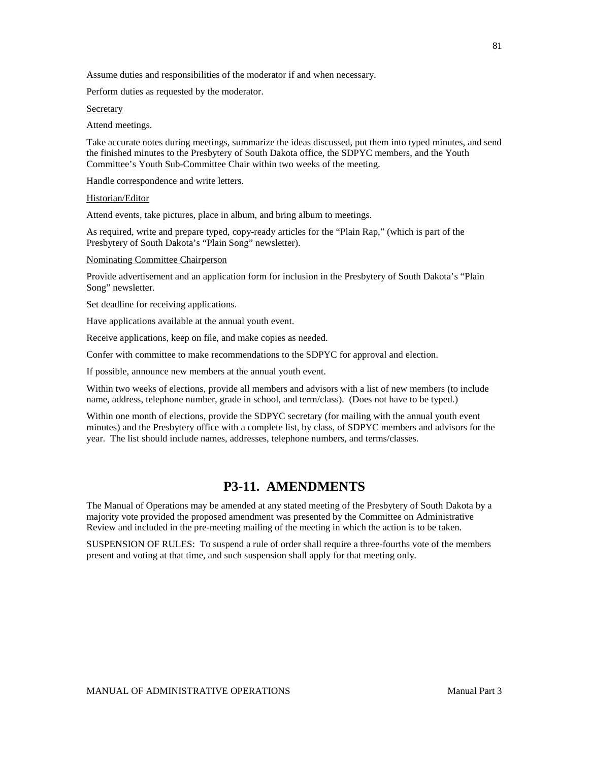Assume duties and responsibilities of the moderator if and when necessary.

Perform duties as requested by the moderator.

<u>Secretary</u>

Attend meetings.

Take accurate notes during meetings, summarize the ideas discussed, put them into typed minutes, and send the finished minutes to the Presbytery of South Dakota office, the SDPYC members, and the Youth Committee's Youth Sub-Committee Chair within two weeks of the meeting.

Handle correspondence and write letters.

<u>Historian/Editor</u>

Attend events, take pictures, place in album, and bring album to meetings.

As required, write and prepare typed, copy-ready articles for the "Plain Rap," (which is part of the Presbytery of South Dakota's "Plain Song" newsletter).

<u>Nominating Committee Chairperson</u>

Provide advertisement and an application form for inclusion in the Presbytery of South Dakota's "Plain Song" newsletter.

Set deadline for receiving applications.

Have applications available at the annual youth event.

Receive applications, keep on file, and make copies as needed.

Confer with committee to make recommendations to the SDPYC for approval and election.

If possible, announce new members at the annual youth event.

Within two weeks of elections, provide all members and advisors with a list of new members (to include name, address, telephone number, grade in school, and term/class). (Does not have to be typed.)

Within one month of elections, provide the SDPYC secretary (for mailing with the annual youth event minutes) and the Presbytery office with a complete list, by class, of SDPYC members and advisors for the year. The list should include names, addresses, telephone numbers, and terms/classes.

# P3-11. AMENDMENTS

The Manual of Operations may be amended at any stated meeting of the Presbytery of South Dakota by a majority vote provided the proposed amendment was presented by the Committee on Administrative Review and included in the pre-meeting mailing of the meeting in which the action is to be taken.

SUSPENSION OF RULES: To suspend a rule of order shall require a three-fourths vote of the members present and voting at that time, and such suspension shall apply for that meeting only.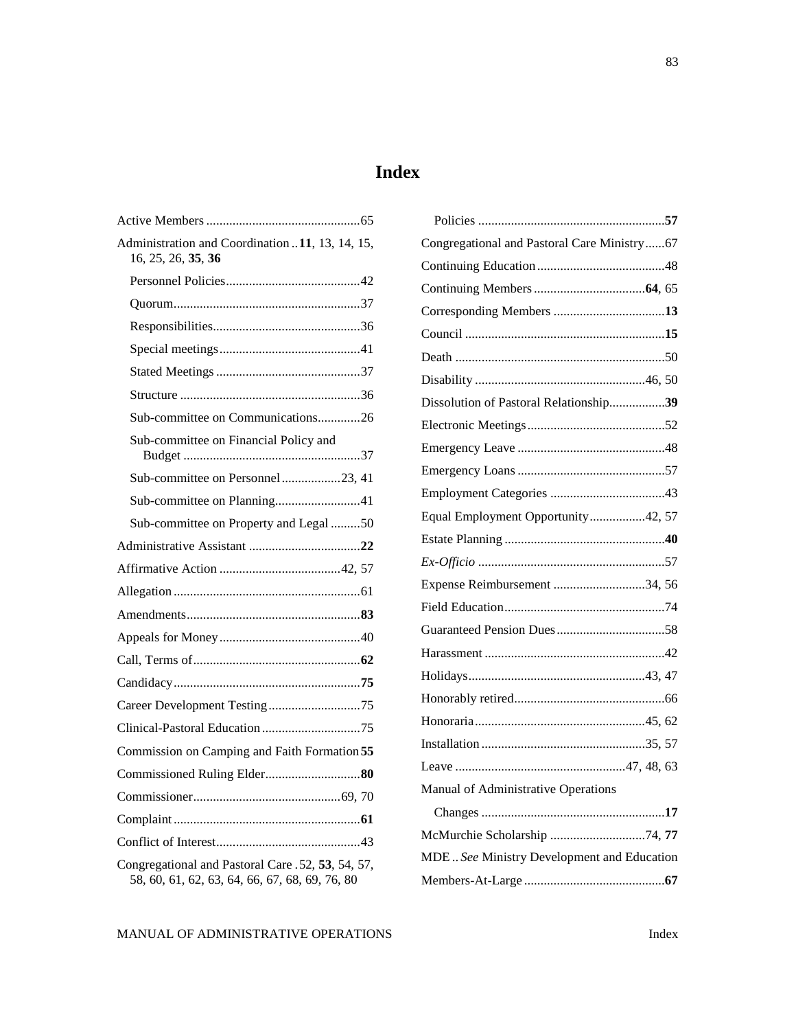# Index

Active Members ............................................65

Administration and Coordination .. **11**, 13, 14, 15, 16, 25, 26, **35**, **36**

- Personnel Policies ........................................42
- Quorum ........................................37
- Responsibilities ........................................36
- Special meetings ........................................41
- Stated Meetings ........................................37
- Structure ........................................36
- Sub-committee on Communications ............26
- Sub-committee on Financial Policy and Budget ........................................37
- Sub-committee on Personnel ..................23, 41
- Sub-committee on Planning ........................41
- Sub-committee on Property and Legal .........50

Administrative Assistant ..................................**22**

Affirmative Action ....................................42, 57

Allegation ........................................61

Amendments ........................................**83**

Appeals for Money ........................................40

Call, Terms of ........................................**62**

Candidacy ........................................**75**

Career Development Testing ............................75

Clinical-Pastoral Education ..............................75

Commission on Camping and Faith Formation **55**

Commissioned Ruling Elder ............................**80**

Commissioner ........................................69, 70

Complaint ........................................**61**

Conflict of Interest ........................................43

Congregational and Pastoral Care .52, **53**, 54, 57, 58, 60, 61, 62, 63, 64, 66, 67, 68, 69, 76, 80

- Policies ........................................**57**

Congregational and Pastoral Care Ministry ......67

Continuing Education ......................................48

Continuing Members ................................**64**, 65

Corresponding Members ..................................**13**

Council ........................................**15**

Death ........................................50

Disability ........................................46, 50

Dissolution of Pastoral Relationship.................**39**

Electronic Meetings ........................................52

Emergency Leave ........................................48

Emergency Loans ........................................57

Employment Categories ...................................43

Equal Employment Opportunity.................42, 57

Estate Planning ........................................**40**

*Ex-Officio* ........................................57

Expense Reimbursement ............................34, 56

Field Education ........................................74

Guaranteed Pension Dues .................................58

Harassment ........................................42

Holidays ........................................43, 47

Honorably retired ........................................66

Honoraria ........................................45, 62

Installation ........................................35, 57

Leave ........................................47, 48, 63

Manual of Administrative Operations

- Changes ........................................**17**

McMurchie Scholarship .............................74, **77**

MDE .. *See* Ministry Development and Education

Members-At-Large ........................................**67**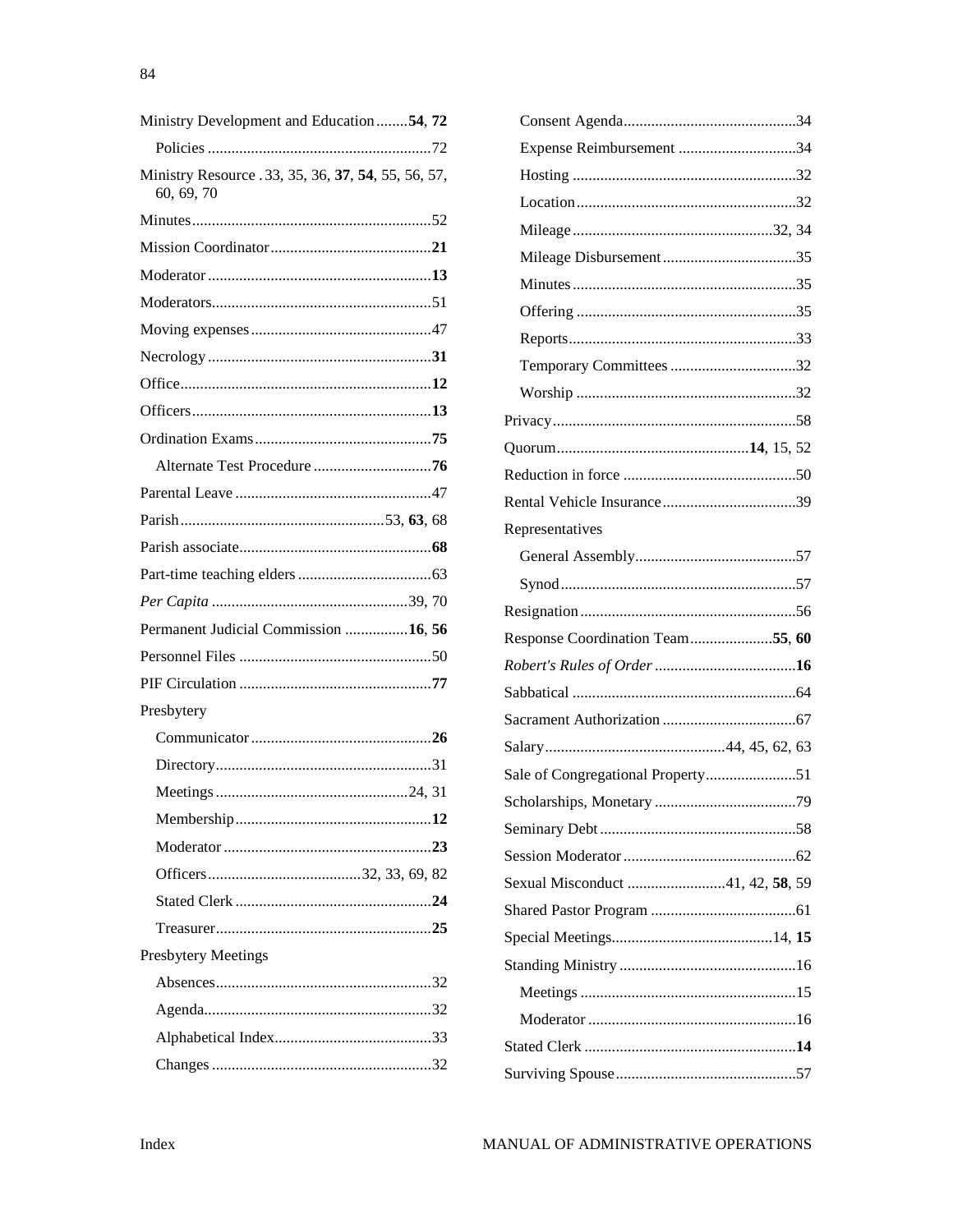Ministry Development and Education........**54**, **72**

- Policies .........................................................72

Ministry Resource . 33, 35, 36, **37**, **54**, 55, 56, 57, 60, 69, 70

Minutes.............................................................52

Mission Coordinator.........................................**21**

Moderator .........................................................**13**

Moderators........................................................51

Moving expenses..............................................47

Necrology .........................................................**31**

Office................................................................**12**

Officers.............................................................**13**

Ordination Exams.............................................**75**

- Alternate Test Procedure ..............................**76**

Parental Leave ..................................................47

Parish...................................................53, **63**, 68

Parish associate.................................................**68**

Part-time teaching elders ..................................63

*Per Capita* ..................................................39, 70

Permanent Judicial Commission ................**16**, **56**

Personnel Files .................................................50

PIF Circulation .................................................**77**

Presbytery

- Communicator ..............................................**26**
- Directory.......................................................31
- Meetings .................................................24, 31
- Membership..................................................**12**
- Moderator .....................................................**23**
- Officers.......................................32, 33, 69, 82
- Stated Clerk ..................................................**24**
- Treasurer.......................................................**25**

Presbytery Meetings

- Absences.......................................................32
- Agenda..........................................................32
- Alphabetical Index........................................33
- Changes ........................................................32
- Consent Agenda............................................34
- Expense Reimbursement ..............................34
- Hosting .........................................................32
- Location........................................................32
- Mileage...................................................32, 34
- Mileage Disbursement..................................35
- Minutes .........................................................35
- Offering ........................................................35
- Reports..........................................................33
- Temporary Committees ................................32
- Worship ........................................................32

Privacy..............................................................58

Quorum................................................**14**, 15, 52

Reduction in force .............................................50

Rental Vehicle Insurance..................................39

Representatives

- General Assembly.........................................57
- Synod............................................................57

Resignation.......................................................56

Response Coordination Team.....................**55**, **60**

*Robert's Rules of Order* ...................................**16**

Sabbatical .........................................................64

Sacrament Authorization ..................................67

Salary..............................................44, 45, 62, 63

Sale of Congregational Property.......................51

Scholarships, Monetary ....................................79

Seminary Debt ..................................................58

Session Moderator ............................................62

Sexual Misconduct .........................41, 42, **58**, 59

Shared Pastor Program .....................................61

Special Meetings.........................................14, **15**

Standing Ministry .............................................16

- Meetings .......................................................15
- Moderator .....................................................16

Stated Clerk ......................................................**14**

Surviving Spouse..............................................57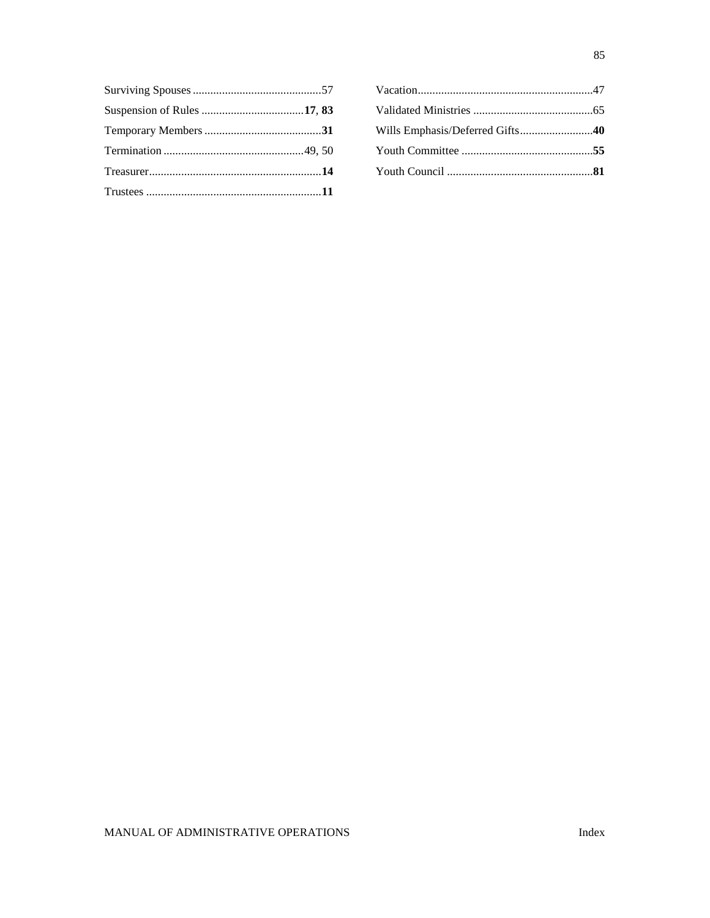Surviving Spouses ............................................57

Suspension of Rules ...................................**17**, **83**

Temporary Members ........................................**31**

Termination ................................................49, 50

Treasurer...........................................................**14**

Trustees ............................................................**11**

Vacation............................................................47

Validated Ministries .........................................65

Wills Emphasis/Deferred Gifts.........................**40**

Youth Committee .............................................**55**

Youth Council ..................................................**81**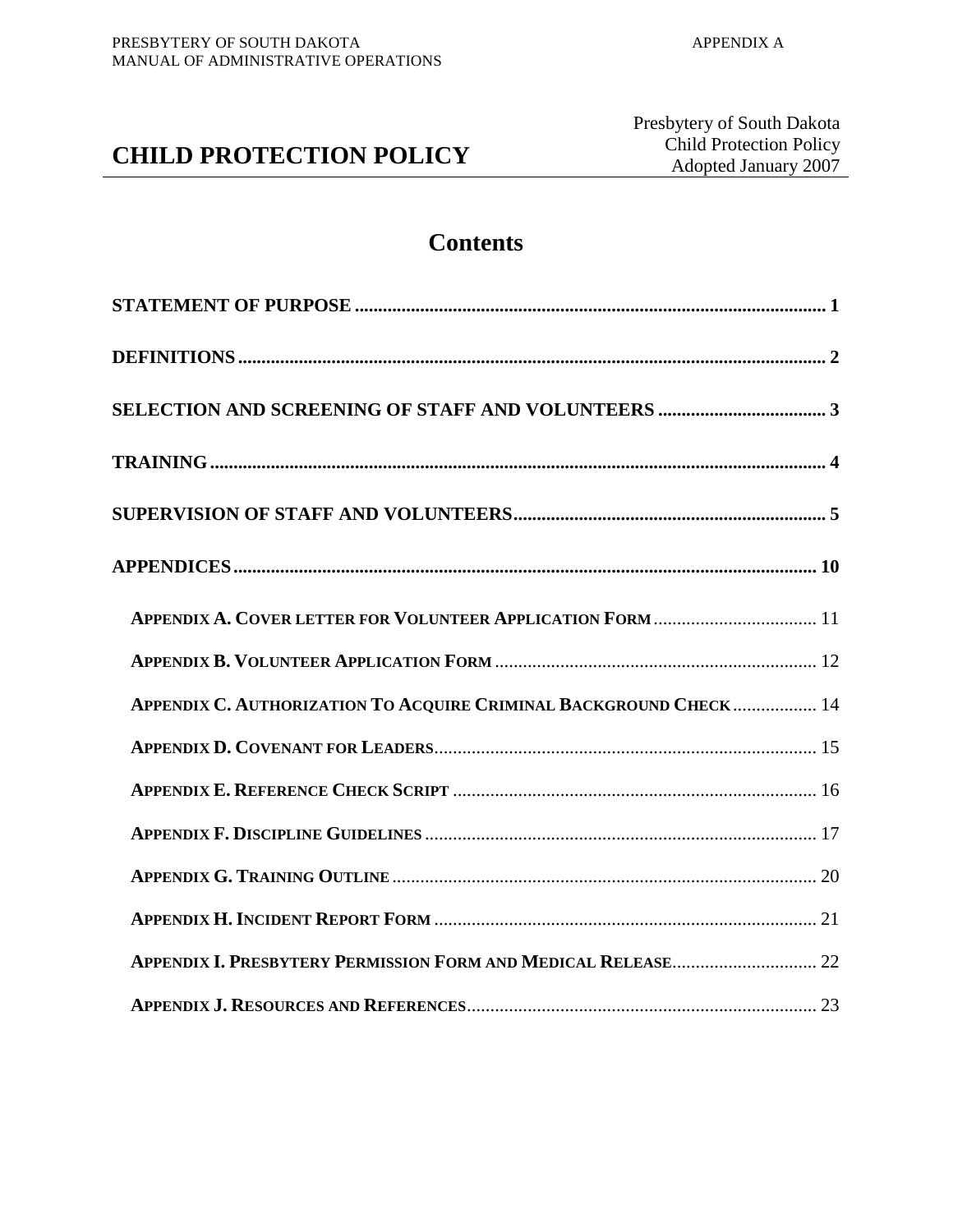# CHILD PROTECTION POLICY

Presbytery of South Dakota
Child Protection Policy
Adopted January 2007

## Contents

**STATEMENT OF PURPOSE** .......... 1

**DEFINITIONS** .......... 2

**SELECTION AND SCREENING OF STAFF AND VOLUNTEERS** .......... 3

**TRAINING** .......... 4

**SUPERVISION OF STAFF AND VOLUNTEERS** .......... 5

**APPENDICES** .......... 10

- **Appendix A. Cover letter for Volunteer Application Form** .......... 11
- **Appendix B. Volunteer Application Form** .......... 12
- **Appendix C. Authorization To Acquire Criminal Background Check** .......... 14
- **Appendix D. Covenant for Leaders** .......... 15
- **Appendix E. Reference Check Script** .......... 16
- **Appendix F. Discipline Guidelines** .......... 17
- **Appendix G. Training Outline** .......... 20
- **Appendix H. Incident Report Form** .......... 21
- **Appendix I. Presbytery Permission Form and Medical Release** .......... 22
- **Appendix J. Resources and References** .......... 23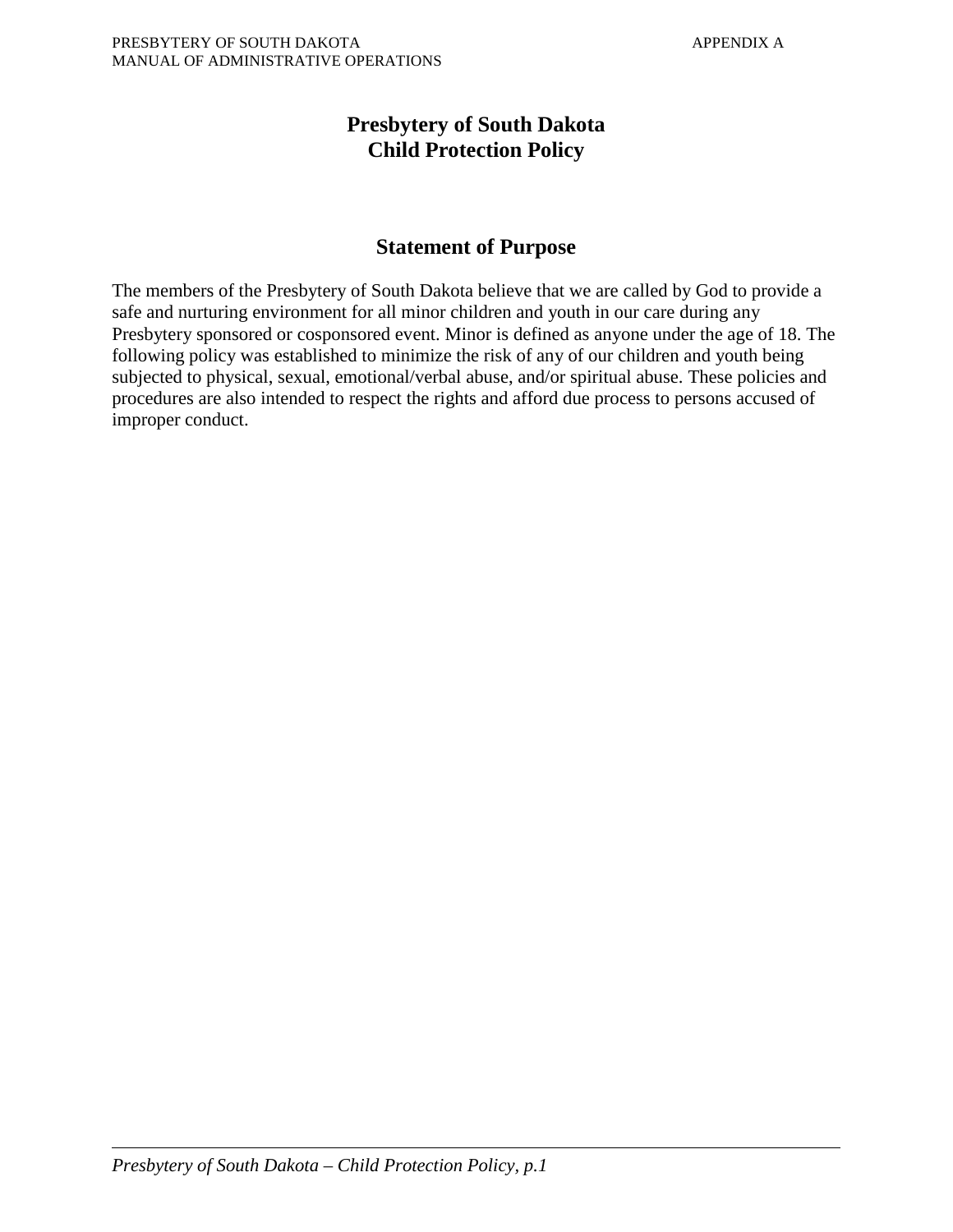# Presbytery of South Dakota
# Child Protection Policy

## Statement of Purpose

The members of the Presbytery of South Dakota believe that we are called by God to provide a safe and nurturing environment for all minor children and youth in our care during any Presbytery sponsored or cosponsored event. Minor is defined as anyone under the age of 18. The following policy was established to minimize the risk of any of our children and youth being subjected to physical, sexual, emotional/verbal abuse, and/or spiritual abuse. These policies and procedures are also intended to respect the rights and afford due process to persons accused of improper conduct.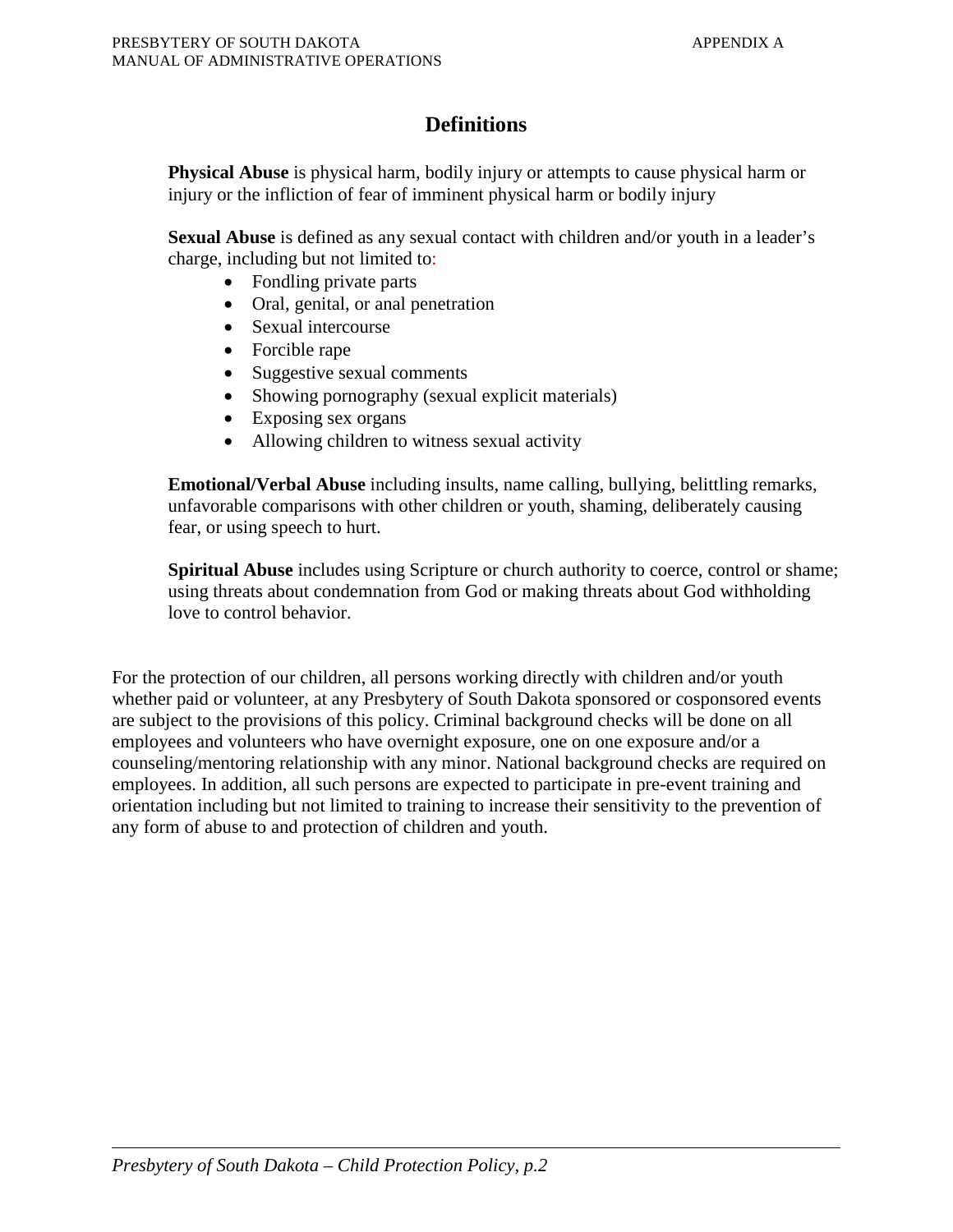## Definitions

**Physical Abuse** is physical harm, bodily injury or attempts to cause physical harm or injury or the infliction of fear of imminent physical harm or bodily injury

**Sexual Abuse** is defined as any sexual contact with children and/or youth in a leader's charge, including but not limited to:

- Fondling private parts
- Oral, genital, or anal penetration
- Sexual intercourse
- Forcible rape
- Suggestive sexual comments
- Showing pornography (sexual explicit materials)
- Exposing sex organs
- Allowing children to witness sexual activity

**Emotional/Verbal Abuse** including insults, name calling, bullying, belittling remarks, unfavorable comparisons with other children or youth, shaming, deliberately causing fear, or using speech to hurt.

**Spiritual Abuse** includes using Scripture or church authority to coerce, control or shame; using threats about condemnation from God or making threats about God withholding love to control behavior.

For the protection of our children, all persons working directly with children and/or youth whether paid or volunteer, at any Presbytery of South Dakota sponsored or cosponsored events are subject to the provisions of this policy. Criminal background checks will be done on all employees and volunteers who have overnight exposure, one on one exposure and/or a counseling/mentoring relationship with any minor. National background checks are required on employees. In addition, all such persons are expected to participate in pre-event training and orientation including but not limited to training to increase their sensitivity to the prevention of any form of abuse to and protection of children and youth.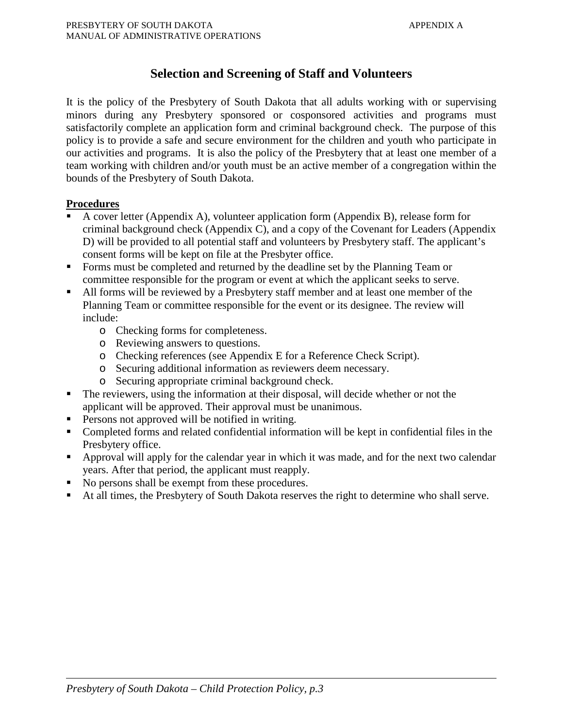# Selection and Screening of Staff and Volunteers

It is the policy of the Presbytery of South Dakota that all adults working with or supervising minors during any Presbytery sponsored or cosponsored activities and programs must satisfactorily complete an application form and criminal background check. The purpose of this policy is to provide a safe and secure environment for the children and youth who participate in our activities and programs. It is also the policy of the Presbytery that at least one member of a team working with children and/or youth must be an active member of a congregation within the bounds of the Presbytery of South Dakota.

**Procedures**

- A cover letter (Appendix A), volunteer application form (Appendix B), release form for criminal background check (Appendix C), and a copy of the Covenant for Leaders (Appendix D) will be provided to all potential staff and volunteers by Presbytery staff. The applicant's consent forms will be kept on file at the Presbyter office.
- Forms must be completed and returned by the deadline set by the Planning Team or committee responsible for the program or event at which the applicant seeks to serve.
- All forms will be reviewed by a Presbytery staff member and at least one member of the Planning Team or committee responsible for the event or its designee. The review will include:
  - Checking forms for completeness.
  - Reviewing answers to questions.
  - Checking references (see Appendix E for a Reference Check Script).
  - Securing additional information as reviewers deem necessary.
  - Securing appropriate criminal background check.
- The reviewers, using the information at their disposal, will decide whether or not the applicant will be approved. Their approval must be unanimous.
- Persons not approved will be notified in writing.
- Completed forms and related confidential information will be kept in confidential files in the Presbytery office.
- Approval will apply for the calendar year in which it was made, and for the next two calendar years. After that period, the applicant must reapply.
- No persons shall be exempt from these procedures.
- At all times, the Presbytery of South Dakota reserves the right to determine who shall serve.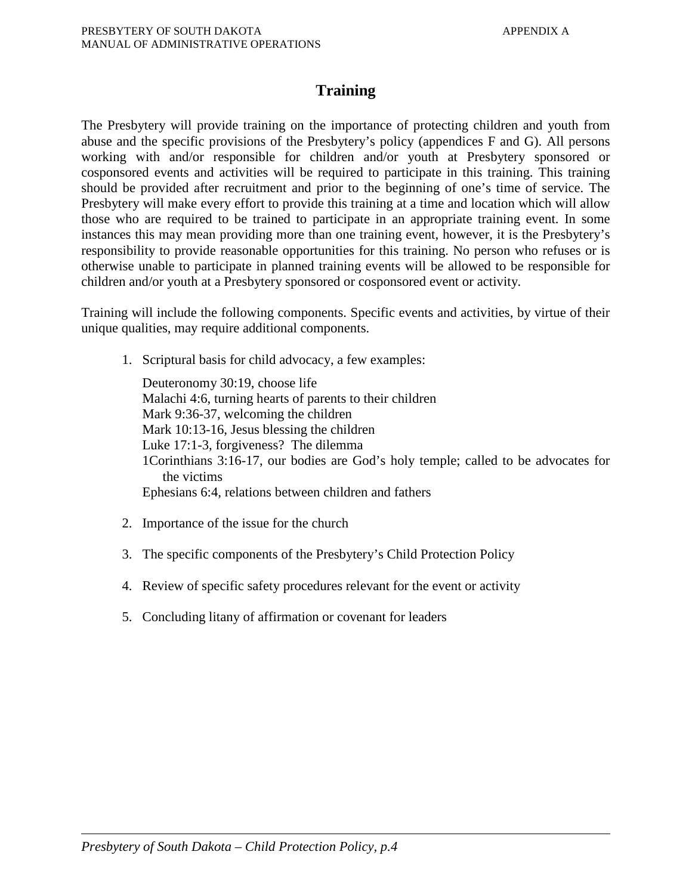# Training

The Presbytery will provide training on the importance of protecting children and youth from abuse and the specific provisions of the Presbytery's policy (appendices F and G). All persons working with and/or responsible for children and/or youth at Presbytery sponsored or cosponsored events and activities will be required to participate in this training. This training should be provided after recruitment and prior to the beginning of one's time of service. The Presbytery will make every effort to provide this training at a time and location which will allow those who are required to be trained to participate in an appropriate training event. In some instances this may mean providing more than one training event, however, it is the Presbytery's responsibility to provide reasonable opportunities for this training. No person who refuses or is otherwise unable to participate in planned training events will be allowed to be responsible for children and/or youth at a Presbytery sponsored or cosponsored event or activity.

Training will include the following components. Specific events and activities, by virtue of their unique qualities, may require additional components.

1. Scriptural basis for child advocacy, a few examples:

   Deuteronomy 30:19, choose life
   Malachi 4:6, turning hearts of parents to their children
   Mark 9:36-37, welcoming the children
   Mark 10:13-16, Jesus blessing the children
   Luke 17:1-3, forgiveness? The dilemma
   1Corinthians 3:16-17, our bodies are God's holy temple; called to be advocates for the victims
   Ephesians 6:4, relations between children and fathers

2. Importance of the issue for the church

3. The specific components of the Presbytery's Child Protection Policy

4. Review of specific safety procedures relevant for the event or activity

5. Concluding litany of affirmation or covenant for leaders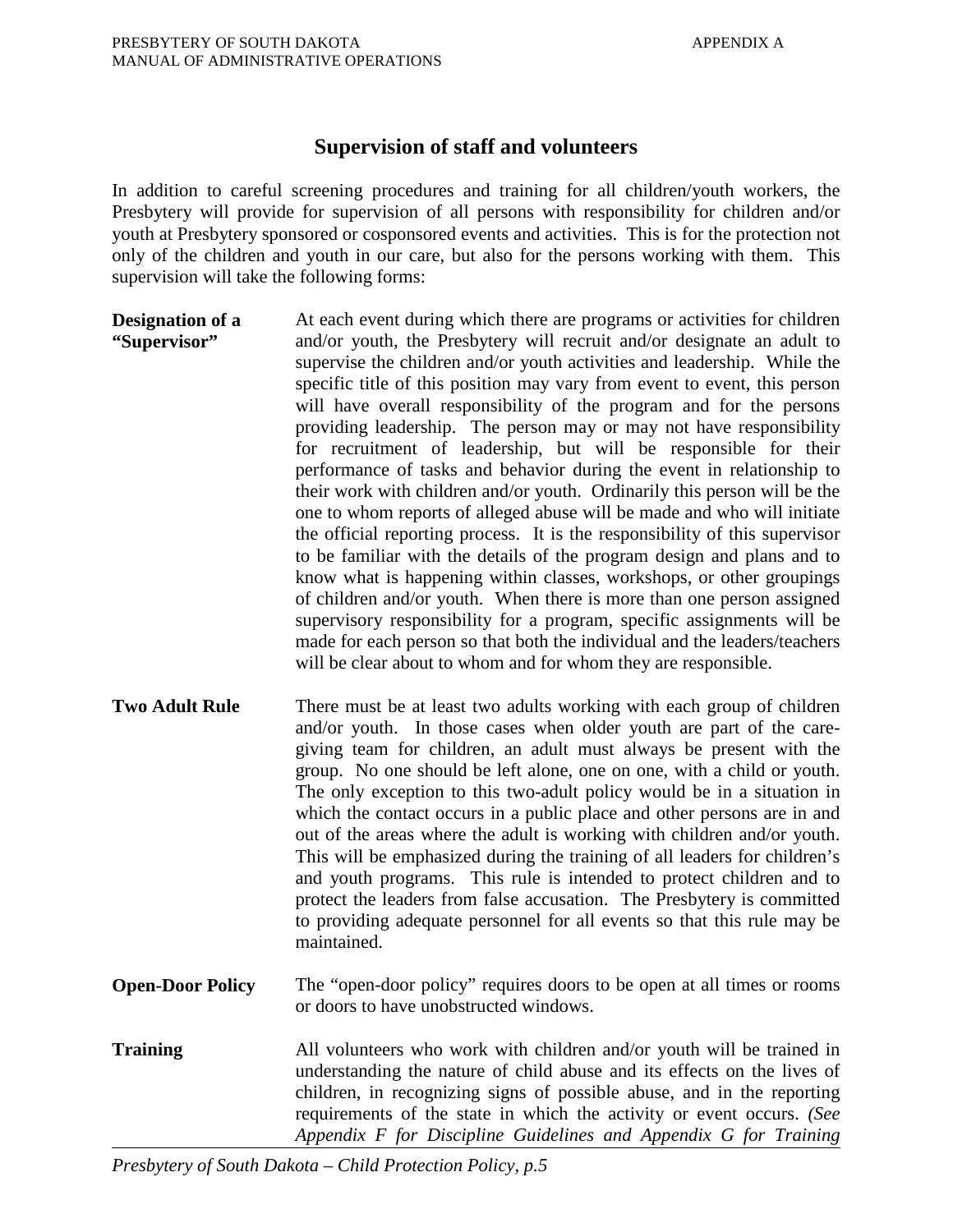## Supervision of staff and volunteers

In addition to careful screening procedures and training for all children/youth workers, the Presbytery will provide for supervision of all persons with responsibility for children and/or youth at Presbytery sponsored or cosponsored events and activities. This is for the protection not only of the children and youth in our care, but also for the persons working with them. This supervision will take the following forms:

**Designation of a "Supervisor"** At each event during which there are programs or activities for children and/or youth, the Presbytery will recruit and/or designate an adult to supervise the children and/or youth activities and leadership. While the specific title of this position may vary from event to event, this person will have overall responsibility of the program and for the persons providing leadership. The person may or may not have responsibility for recruitment of leadership, but will be responsible for their performance of tasks and behavior during the event in relationship to their work with children and/or youth. Ordinarily this person will be the one to whom reports of alleged abuse will be made and who will initiate the official reporting process. It is the responsibility of this supervisor to be familiar with the details of the program design and plans and to know what is happening within classes, workshops, or other groupings of children and/or youth. When there is more than one person assigned supervisory responsibility for a program, specific assignments will be made for each person so that both the individual and the leaders/teachers will be clear about to whom and for whom they are responsible.

**Two Adult Rule** There must be at least two adults working with each group of children and/or youth. In those cases when older youth are part of the care-giving team for children, an adult must always be present with the group. No one should be left alone, one on one, with a child or youth. The only exception to this two-adult policy would be in a situation in which the contact occurs in a public place and other persons are in and out of the areas where the adult is working with children and/or youth. This will be emphasized during the training of all leaders for children's and youth programs. This rule is intended to protect children and to protect the leaders from false accusation. The Presbytery is committed to providing adequate personnel for all events so that this rule may be maintained.

**Open-Door Policy** The "open-door policy" requires doors to be open at all times or rooms or doors to have unobstructed windows.

**Training** All volunteers who work with children and/or youth will be trained in understanding the nature of child abuse and its effects on the lives of children, in recognizing signs of possible abuse, and in the reporting requirements of the state in which the activity or event occurs. *(See Appendix F for Discipline Guidelines and Appendix G for Training*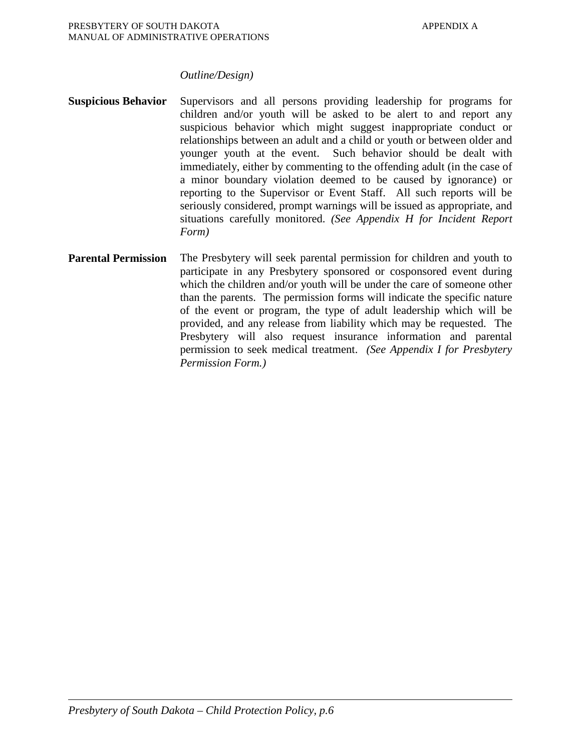*Outline/Design)*

**Suspicious Behavior** Supervisors and all persons providing leadership for programs for children and/or youth will be asked to be alert to and report any suspicious behavior which might suggest inappropriate conduct or relationships between an adult and a child or youth or between older and younger youth at the event. Such behavior should be dealt with immediately, either by commenting to the offending adult (in the case of a minor boundary violation deemed to be caused by ignorance) or reporting to the Supervisor or Event Staff. All such reports will be seriously considered, prompt warnings will be issued as appropriate, and situations carefully monitored. *(See Appendix H for Incident Report Form)*

**Parental Permission** The Presbytery will seek parental permission for children and youth to participate in any Presbytery sponsored or cosponsored event during which the children and/or youth will be under the care of someone other than the parents. The permission forms will indicate the specific nature of the event or program, the type of adult leadership which will be provided, and any release from liability which may be requested. The Presbytery will also request insurance information and parental permission to seek medical treatment. *(See Appendix I for Presbytery Permission Form.)*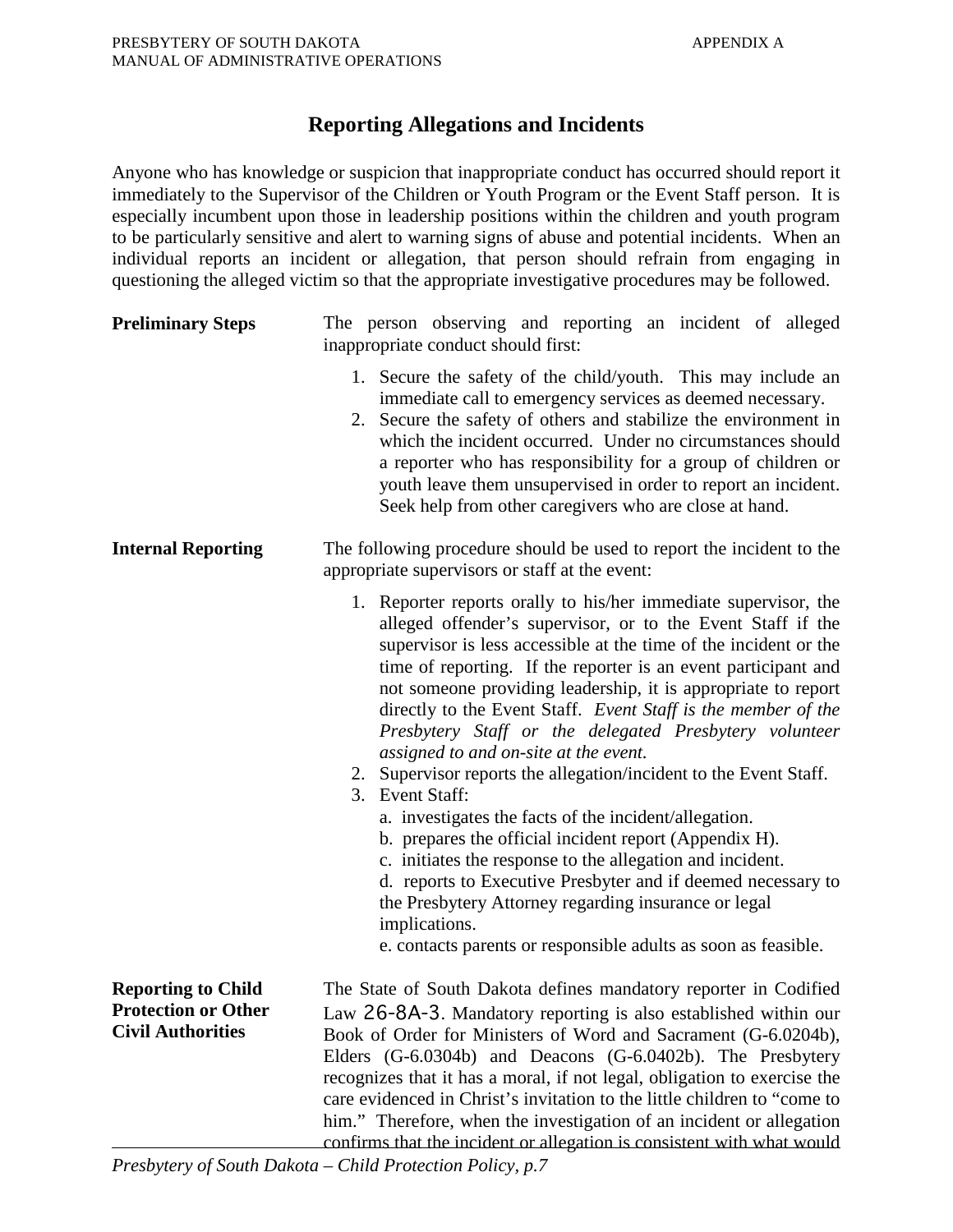# Reporting Allegations and Incidents

Anyone who has knowledge or suspicion that inappropriate conduct has occurred should report it immediately to the Supervisor of the Children or Youth Program or the Event Staff person. It is especially incumbent upon those in leadership positions within the children and youth program to be particularly sensitive and alert to warning signs of abuse and potential incidents. When an individual reports an incident or allegation, that person should refrain from engaging in questioning the alleged victim so that the appropriate investigative procedures may be followed.

**Preliminary Steps**

The person observing and reporting an incident of alleged inappropriate conduct should first:

1. Secure the safety of the child/youth. This may include an immediate call to emergency services as deemed necessary.
2. Secure the safety of others and stabilize the environment in which the incident occurred. Under no circumstances should a reporter who has responsibility for a group of children or youth leave them unsupervised in order to report an incident. Seek help from other caregivers who are close at hand.

**Internal Reporting**

The following procedure should be used to report the incident to the appropriate supervisors or staff at the event:

1. Reporter reports orally to his/her immediate supervisor, the alleged offender's supervisor, or to the Event Staff if the supervisor is less accessible at the time of the incident or the time of reporting. If the reporter is an event participant and not someone providing leadership, it is appropriate to report directly to the Event Staff. *Event Staff is the member of the Presbytery Staff or the delegated Presbytery volunteer assigned to and on-site at the event.*
2. Supervisor reports the allegation/incident to the Event Staff.
3. Event Staff:
   a. investigates the facts of the incident/allegation.
   b. prepares the official incident report (Appendix H).
   c. initiates the response to the allegation and incident.
   d. reports to Executive Presbyter and if deemed necessary to the Presbytery Attorney regarding insurance or legal implications.
   e. contacts parents or responsible adults as soon as feasible.

**Reporting to Child Protection or Other Civil Authorities**

The State of South Dakota defines mandatory reporter in Codified Law 26-8A-3. Mandatory reporting is also established within our Book of Order for Ministers of Word and Sacrament (G-6.0204b), Elders (G-6.0304b) and Deacons (G-6.0402b). The Presbytery recognizes that it has a moral, if not legal, obligation to exercise the care evidenced in Christ's invitation to the little children to "come to him." Therefore, when the investigation of an incident or allegation confirms that the incident or allegation is consistent with what would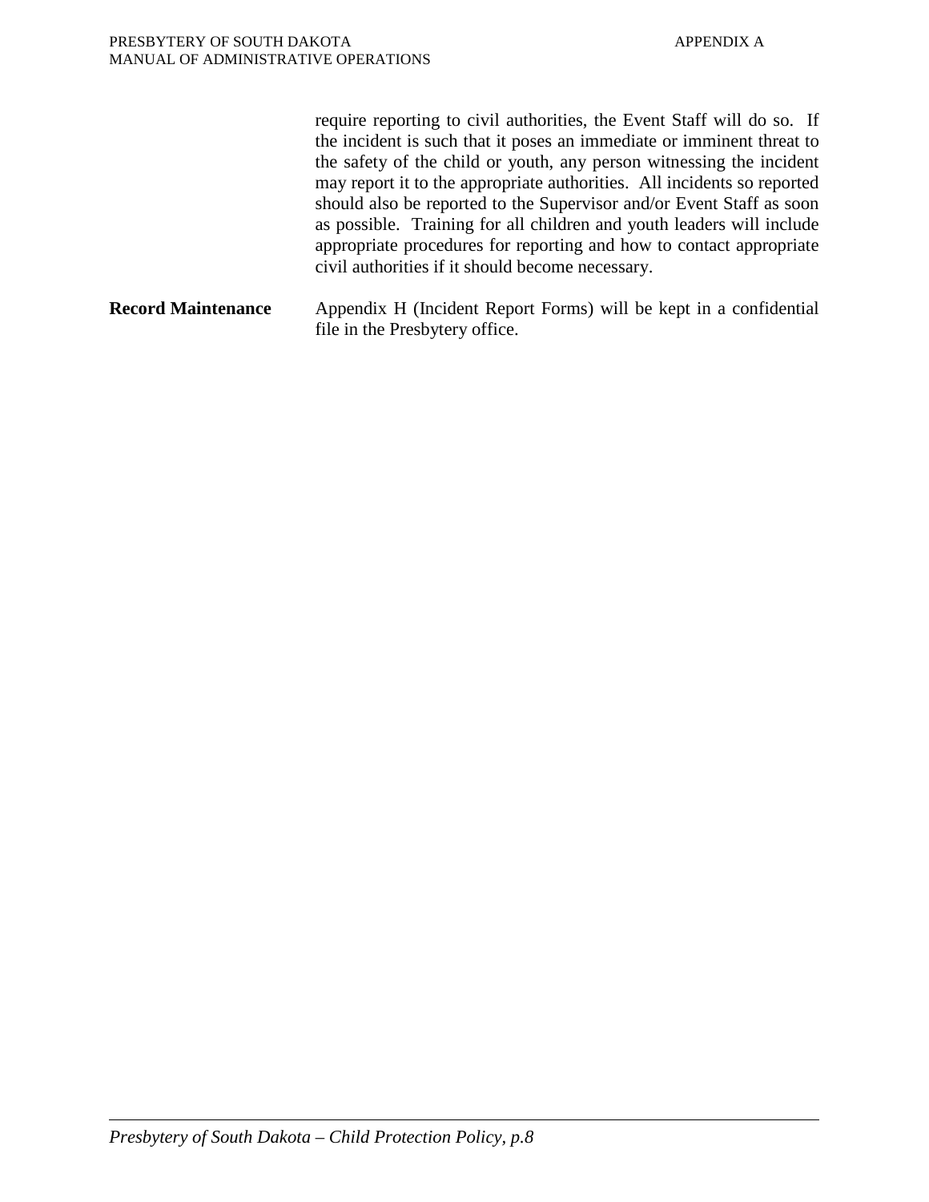require reporting to civil authorities, the Event Staff will do so. If the incident is such that it poses an immediate or imminent threat to the safety of the child or youth, any person witnessing the incident may report it to the appropriate authorities. All incidents so reported should also be reported to the Supervisor and/or Event Staff as soon as possible. Training for all children and youth leaders will include appropriate procedures for reporting and how to contact appropriate civil authorities if it should become necessary.

**Record Maintenance** Appendix H (Incident Report Forms) will be kept in a confidential file in the Presbytery office.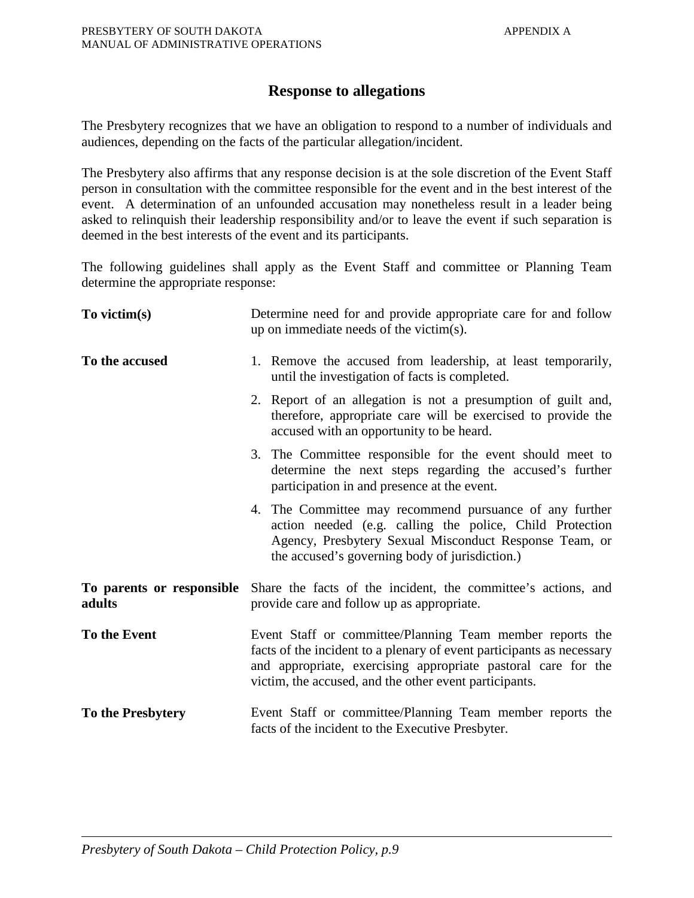## Response to allegations

The Presbytery recognizes that we have an obligation to respond to a number of individuals and audiences, depending on the facts of the particular allegation/incident.

The Presbytery also affirms that any response decision is at the sole discretion of the Event Staff person in consultation with the committee responsible for the event and in the best interest of the event. A determination of an unfounded accusation may nonetheless result in a leader being asked to relinquish their leadership responsibility and/or to leave the event if such separation is deemed in the best interests of the event and its participants.

The following guidelines shall apply as the Event Staff and committee or Planning Team determine the appropriate response:

**To victim(s)**

Determine need for and provide appropriate care for and follow up on immediate needs of the victim(s).

**To the accused**

1. Remove the accused from leadership, at least temporarily, until the investigation of facts is completed.
2. Report of an allegation is not a presumption of guilt and, therefore, appropriate care will be exercised to provide the accused with an opportunity to be heard.
3. The Committee responsible for the event should meet to determine the next steps regarding the accused's further participation in and presence at the event.
4. The Committee may recommend pursuance of any further action needed (e.g. calling the police, Child Protection Agency, Presbytery Sexual Misconduct Response Team, or the accused's governing body of jurisdiction.)

**To parents or responsible adults**

Share the facts of the incident, the committee's actions, and provide care and follow up as appropriate.

**To the Event**

Event Staff or committee/Planning Team member reports the facts of the incident to a plenary of event participants as necessary and appropriate, exercising appropriate pastoral care for the victim, the accused, and the other event participants.

**To the Presbytery**

Event Staff or committee/Planning Team member reports the facts of the incident to the Executive Presbyter.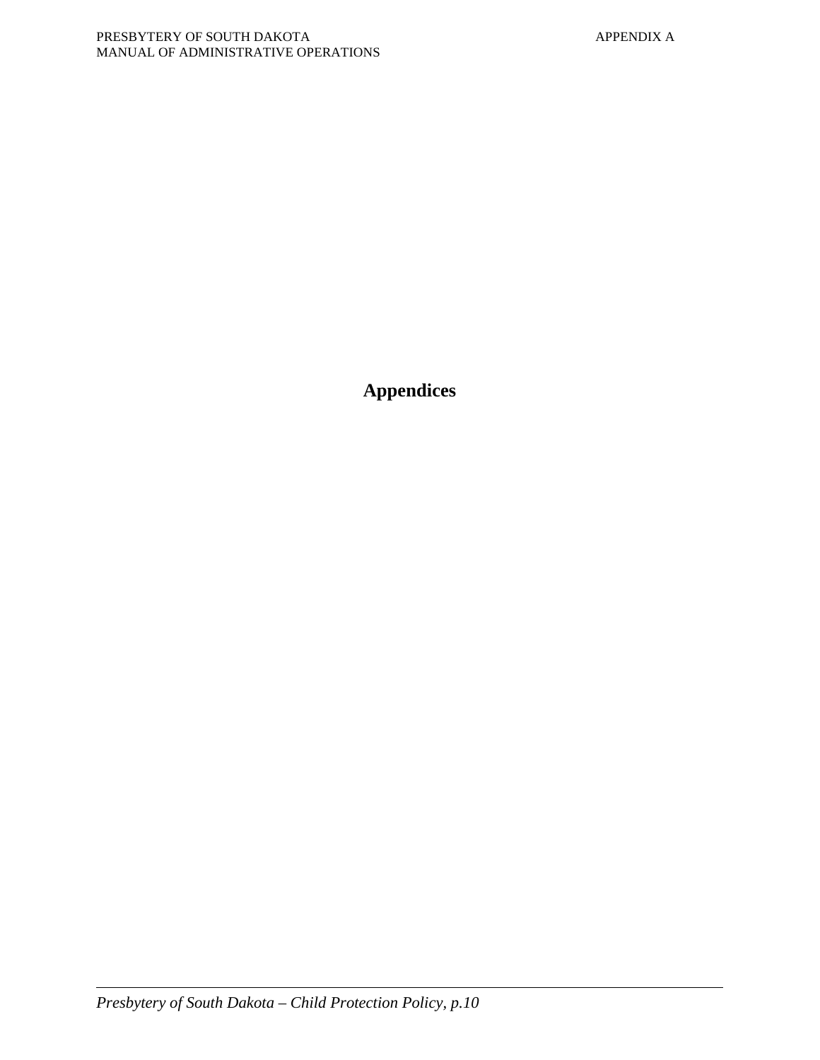# Appendices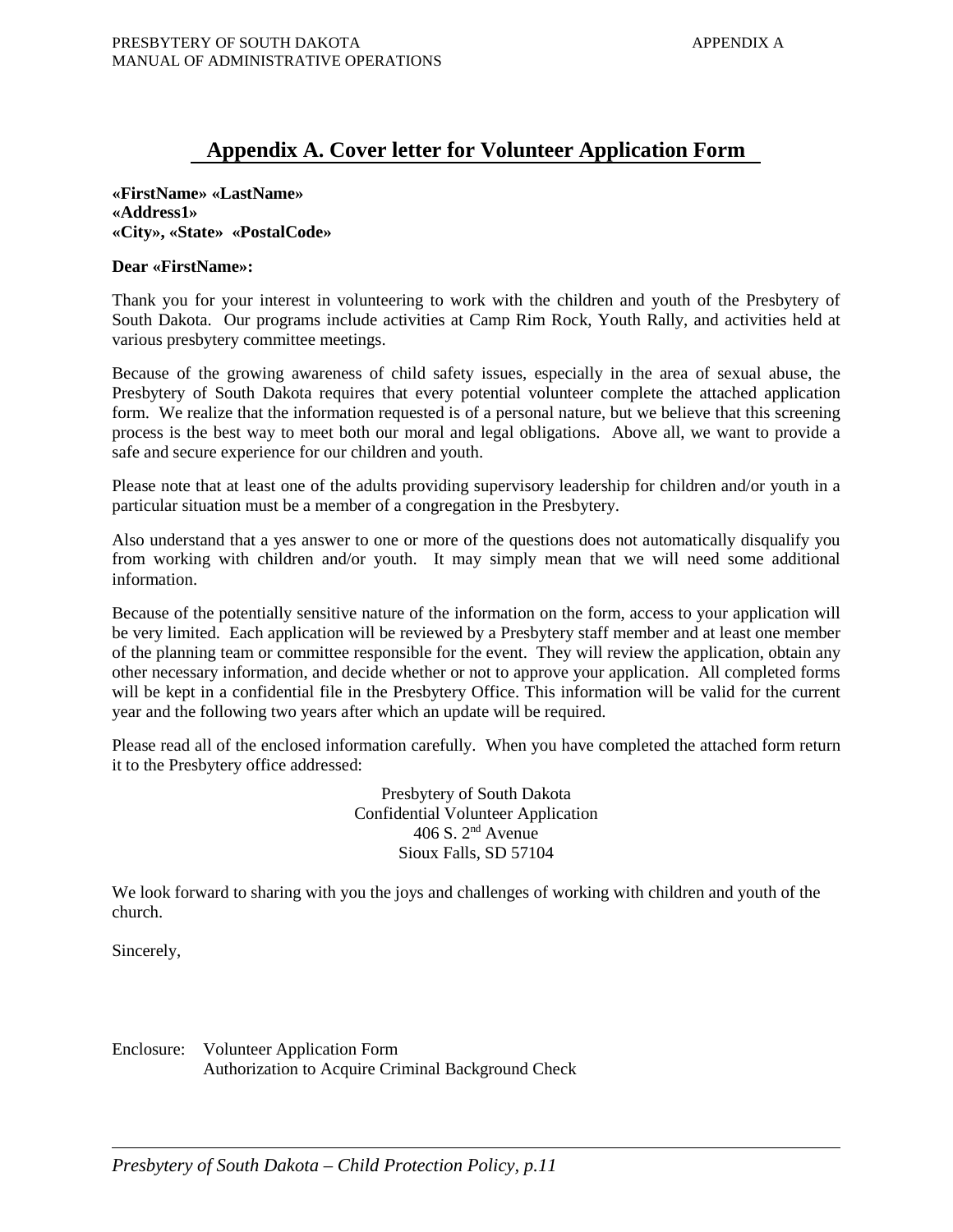# Appendix A. Cover letter for Volunteer Application Form

**«FirstName» «LastName»**
**«Address1»**
**«City», «State» «PostalCode»**

**Dear «FirstName»:**

Thank you for your interest in volunteering to work with the children and youth of the Presbytery of South Dakota. Our programs include activities at Camp Rim Rock, Youth Rally, and activities held at various presbytery committee meetings.

Because of the growing awareness of child safety issues, especially in the area of sexual abuse, the Presbytery of South Dakota requires that every potential volunteer complete the attached application form. We realize that the information requested is of a personal nature, but we believe that this screening process is the best way to meet both our moral and legal obligations. Above all, we want to provide a safe and secure experience for our children and youth.

Please note that at least one of the adults providing supervisory leadership for children and/or youth in a particular situation must be a member of a congregation in the Presbytery.

Also understand that a yes answer to one or more of the questions does not automatically disqualify you from working with children and/or youth. It may simply mean that we will need some additional information.

Because of the potentially sensitive nature of the information on the form, access to your application will be very limited. Each application will be reviewed by a Presbytery staff member and at least one member of the planning team or committee responsible for the event. They will review the application, obtain any other necessary information, and decide whether or not to approve your application. All completed forms will be kept in a confidential file in the Presbytery Office. This information will be valid for the current year and the following two years after which an update will be required.

Please read all of the enclosed information carefully. When you have completed the attached form return it to the Presbytery office addressed:

Presbytery of South Dakota
Confidential Volunteer Application
406 S. 2nd Avenue
Sioux Falls, SD 57104

We look forward to sharing with you the joys and challenges of working with children and youth of the church.

Sincerely,

Enclosure: Volunteer Application Form
Authorization to Acquire Criminal Background Check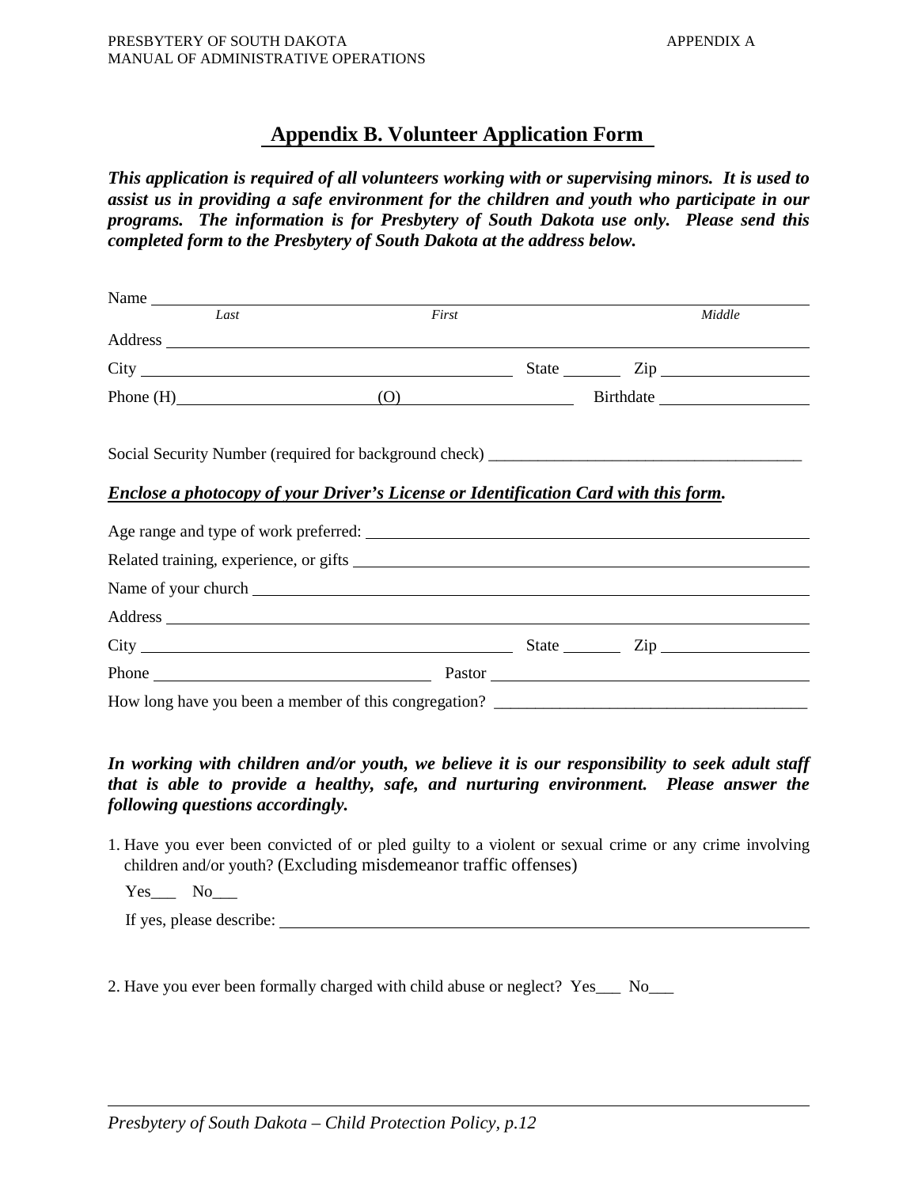## Appendix B. Volunteer Application Form

***This application is required of all volunteers working with or supervising minors. It is used to assist us in providing a safe environment for the children and youth who participate in our programs. The information is for Presbytery of South Dakota use only. Please send this completed form to the Presbytery of South Dakota at the address below.***

Name ________________________________________________________________
*Last* *First* *Middle*

Address ______________________________________________________________

City ______________________________ State ________ Zip ________________

Phone (H)____________________ (O)____________________ Birthdate ________________

Social Security Number (required for background check) _____________________________________

***Enclose a photocopy of your Driver's License or Identification Card with this form.***

Age range and type of work preferred: _____________________________________________

Related training, experience, or gifts _____________________________________________

Name of your church ______________________________________________________

Address ______________________________________________________________

City ______________________________ State ________ Zip ________________

Phone ______________________________ Pastor ______________________________

How long have you been a member of this congregation? _____________________________________

***In working with children and/or youth, we believe it is our responsibility to seek adult staff that is able to provide a healthy, safe, and nurturing environment. Please answer the following questions accordingly.***

1. Have you ever been convicted of or pled guilty to a violent or sexual crime or any crime involving children and/or youth? (Excluding misdemeanor traffic offenses)

   Yes___ No___

   If yes, please describe: _____________________________________________

2. Have you ever been formally charged with child abuse or neglect? Yes___ No___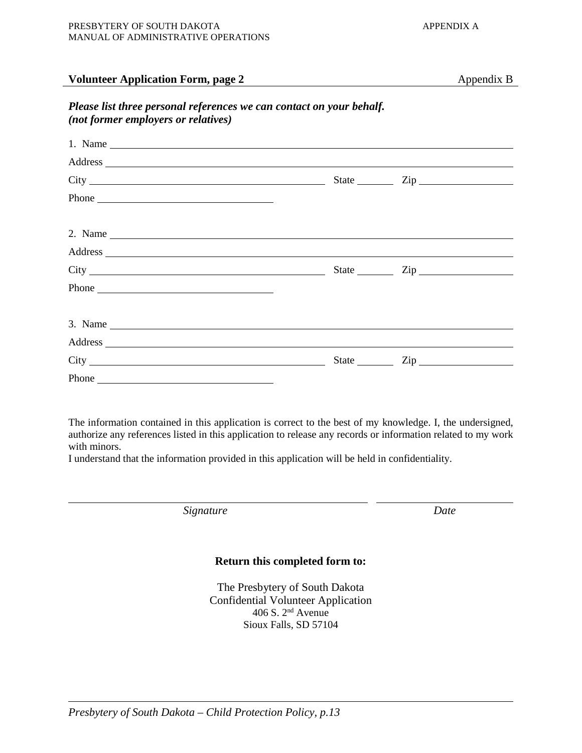**Volunteer Application Form, page 2** Appendix B

***Please list three personal references we can contact on your behalf.***
***(not former employers or relatives)***

1. Name ______________________________

Address ______________________________

City ______________________ State ________ Zip ____________

Phone ______________________

2. Name ______________________________

Address ______________________________

City ______________________ State ________ Zip ____________

Phone ______________________

3. Name ______________________________

Address ______________________________

City ______________________ State ________ Zip ____________

Phone ______________________

The information contained in this application is correct to the best of my knowledge. I, the undersigned, authorize any references listed in this application to release any records or information related to my work with minors.
I understand that the information provided in this application will be held in confidentiality.

______________________________ ______________
*Signature* *Date*

**Return this completed form to:**

The Presbytery of South Dakota
Confidential Volunteer Application
406 S. 2nd Avenue
Sioux Falls, SD 57104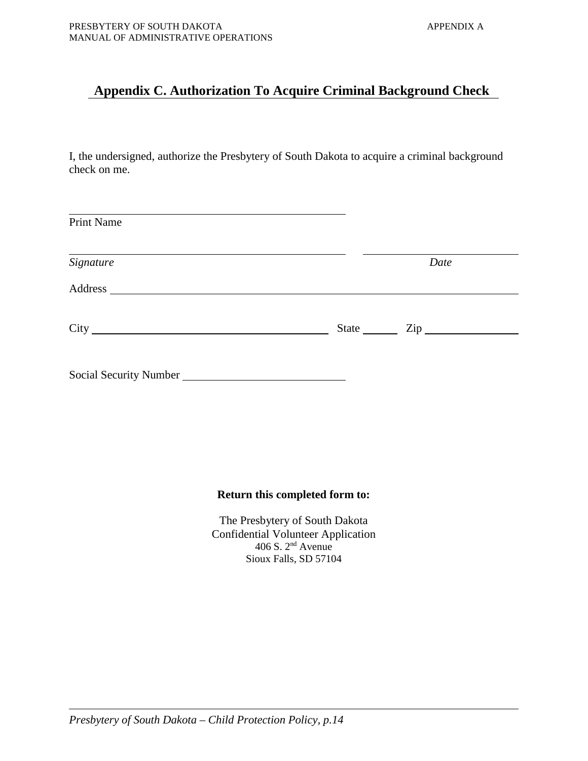## Appendix C. Authorization To Acquire Criminal Background Check

I, the undersigned, authorize the Presbytery of South Dakota to acquire a criminal background check on me.

______________________________________________
Print Name

______________________________________________ ____________________________
*Signature* *Date*

Address ______________________________________________________________

City _____________________________________ State ______ Zip ______________

Social Security Number _____________________________

**Return this completed form to:**

The Presbytery of South Dakota
Confidential Volunteer Application
406 S. 2nd Avenue
Sioux Falls, SD 57104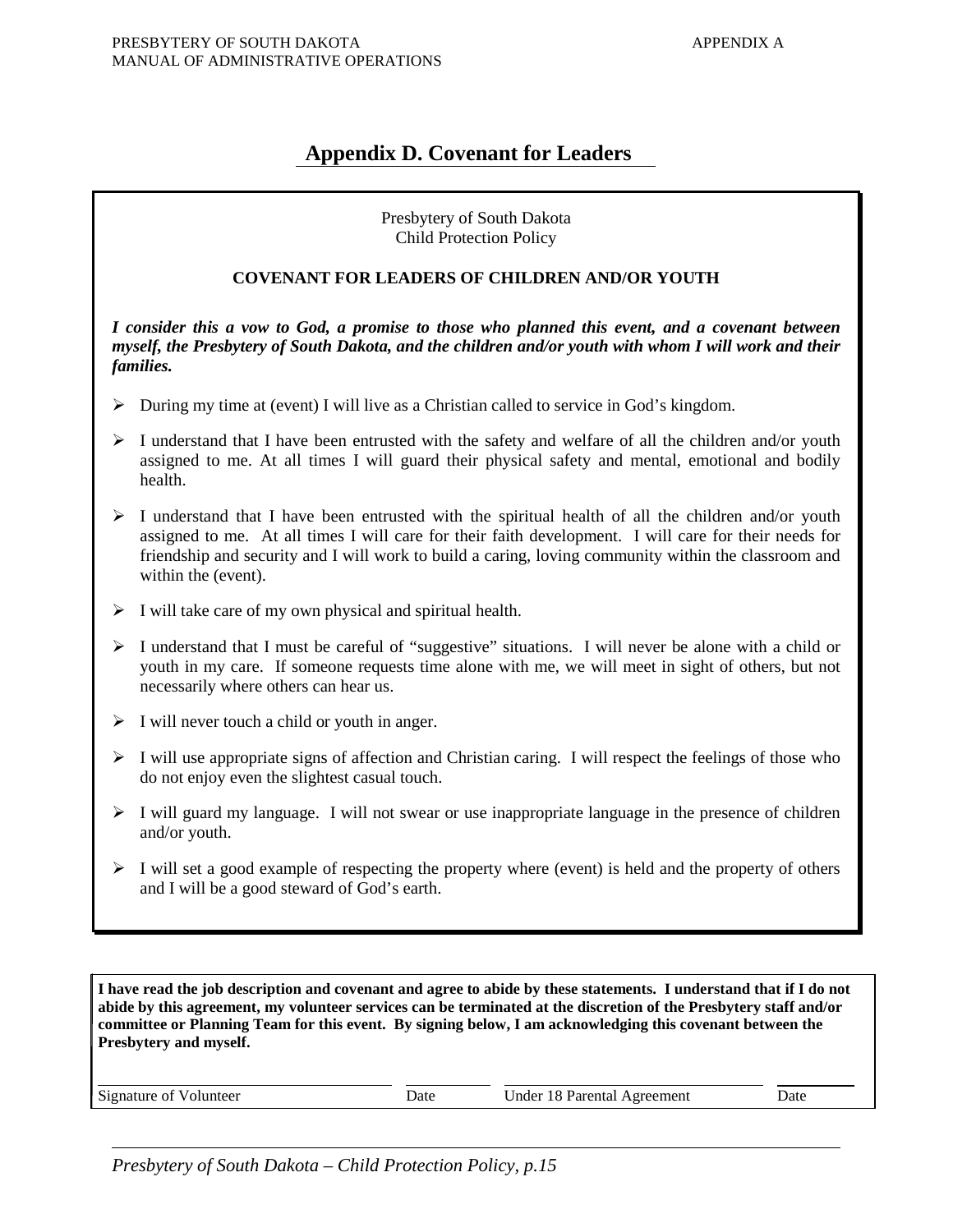# Appendix D. Covenant for Leaders

Presbytery of South Dakota
Child Protection Policy

**COVENANT FOR LEADERS OF CHILDREN AND/OR YOUTH**

***I consider this a vow to God, a promise to those who planned this event, and a covenant between myself, the Presbytery of South Dakota, and the children and/or youth with whom I will work and their families.***

- During my time at (event) I will live as a Christian called to service in God's kingdom.
- I understand that I have been entrusted with the safety and welfare of all the children and/or youth assigned to me. At all times I will guard their physical safety and mental, emotional and bodily health.
- I understand that I have been entrusted with the spiritual health of all the children and/or youth assigned to me. At all times I will care for their faith development. I will care for their needs for friendship and security and I will work to build a caring, loving community within the classroom and within the (event).
- I will take care of my own physical and spiritual health.
- I understand that I must be careful of "suggestive" situations. I will never be alone with a child or youth in my care. If someone requests time alone with me, we will meet in sight of others, but not necessarily where others can hear us.
- I will never touch a child or youth in anger.
- I will use appropriate signs of affection and Christian caring. I will respect the feelings of those who do not enjoy even the slightest casual touch.
- I will guard my language. I will not swear or use inappropriate language in the presence of children and/or youth.
- I will set a good example of respecting the property where (event) is held and the property of others and I will be a good steward of God's earth.

**I have read the job description and covenant and agree to abide by these statements. I understand that if I do not abide by this agreement, my volunteer services can be terminated at the discretion of the Presbytery staff and/or committee or Planning Team for this event. By signing below, I am acknowledging this covenant between the Presbytery and myself.**

| Signature of Volunteer | Date | Under 18 Parental Agreement | Date |
|---|---|---|---|
| | | | |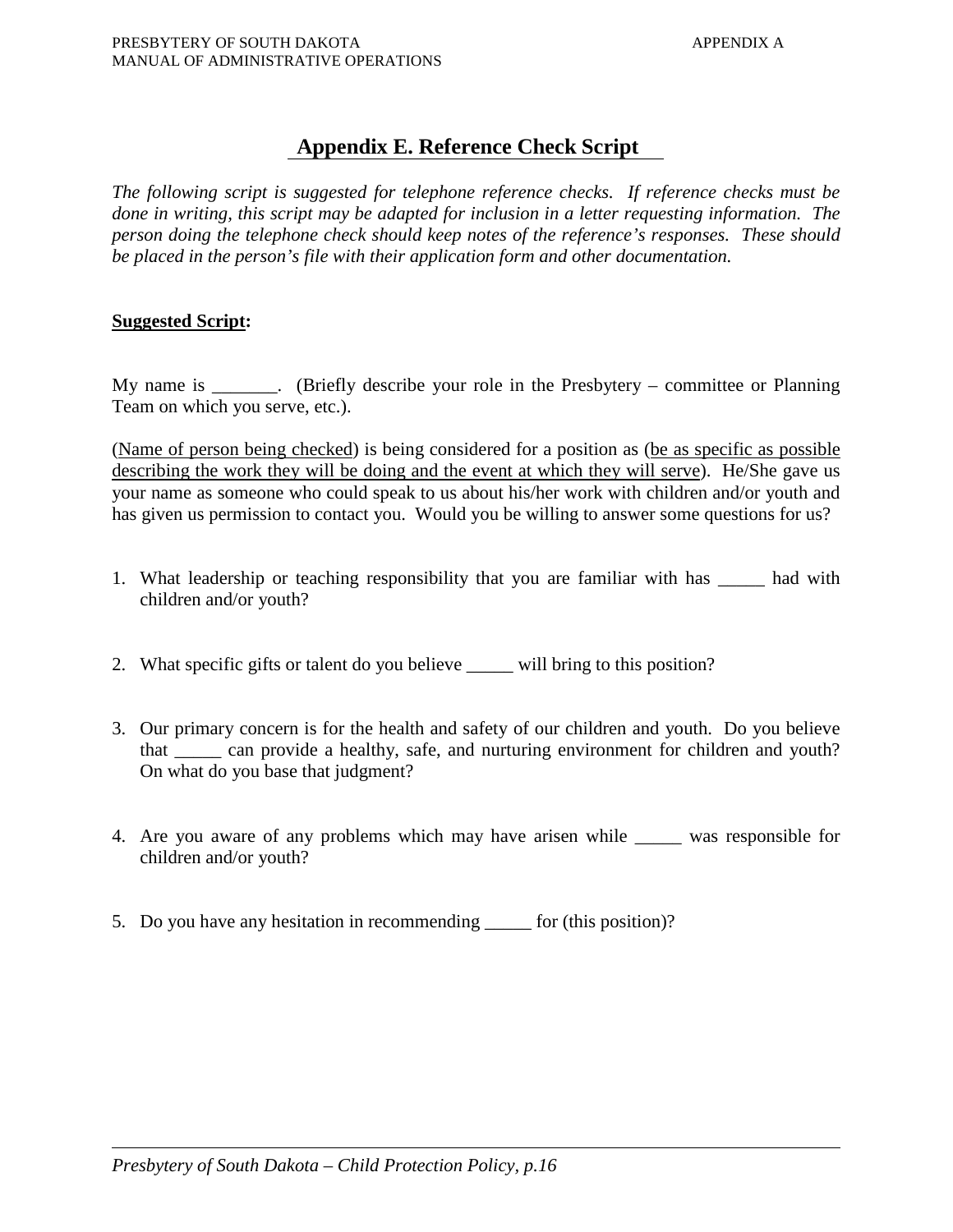# Appendix E. Reference Check Script

*The following script is suggested for telephone reference checks. If reference checks must be done in writing, this script may be adapted for inclusion in a letter requesting information. The person doing the telephone check should keep notes of the reference's responses. These should be placed in the person's file with their application form and other documentation.*

**Suggested Script:**

My name is _______. (Briefly describe your role in the Presbytery – committee or Planning Team on which you serve, etc.).

(Name of person being checked) is being considered for a position as (be as specific as possible describing the work they will be doing and the event at which they will serve). He/She gave us your name as someone who could speak to us about his/her work with children and/or youth and has given us permission to contact you. Would you be willing to answer some questions for us?

1. What leadership or teaching responsibility that you are familiar with has _____ had with children and/or youth?

2. What specific gifts or talent do you believe _____ will bring to this position?

3. Our primary concern is for the health and safety of our children and youth. Do you believe that _____ can provide a healthy, safe, and nurturing environment for children and youth? On what do you base that judgment?

4. Are you aware of any problems which may have arisen while _____ was responsible for children and/or youth?

5. Do you have any hesitation in recommending _____ for (this position)?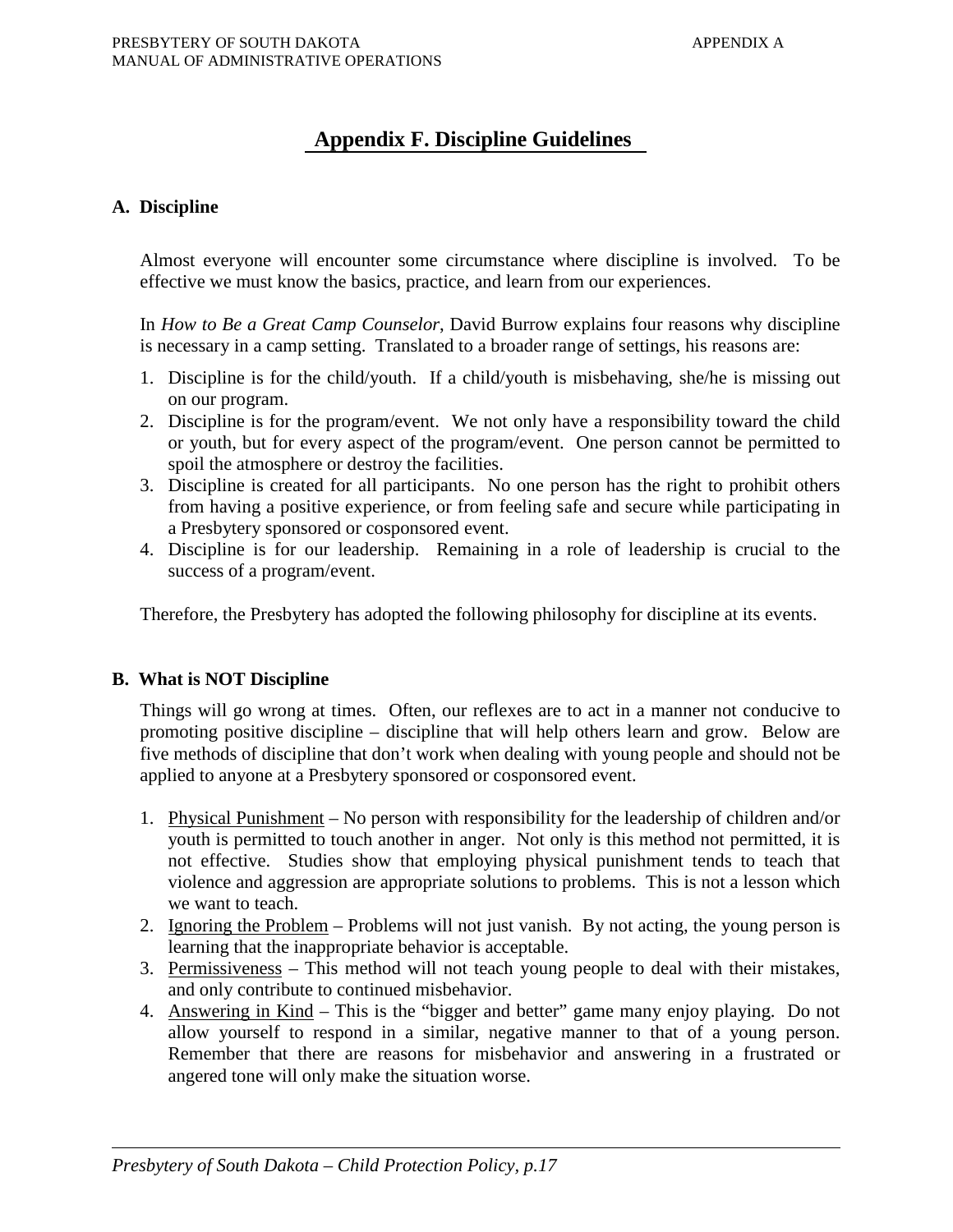# Appendix F. Discipline Guidelines

## A. Discipline

Almost everyone will encounter some circumstance where discipline is involved. To be effective we must know the basics, practice, and learn from our experiences.

In *How to Be a Great Camp Counselor*, David Burrow explains four reasons why discipline is necessary in a camp setting. Translated to a broader range of settings, his reasons are:

1. Discipline is for the child/youth. If a child/youth is misbehaving, she/he is missing out on our program.
2. Discipline is for the program/event. We not only have a responsibility toward the child or youth, but for every aspect of the program/event. One person cannot be permitted to spoil the atmosphere or destroy the facilities.
3. Discipline is created for all participants. No one person has the right to prohibit others from having a positive experience, or from feeling safe and secure while participating in a Presbytery sponsored or cosponsored event.
4. Discipline is for our leadership. Remaining in a role of leadership is crucial to the success of a program/event.

Therefore, the Presbytery has adopted the following philosophy for discipline at its events.

## B. What is NOT Discipline

Things will go wrong at times. Often, our reflexes are to act in a manner not conducive to promoting positive discipline – discipline that will help others learn and grow. Below are five methods of discipline that don't work when dealing with young people and should not be applied to anyone at a Presbytery sponsored or cosponsored event.

1. Physical Punishment – No person with responsibility for the leadership of children and/or youth is permitted to touch another in anger. Not only is this method not permitted, it is not effective. Studies show that employing physical punishment tends to teach that violence and aggression are appropriate solutions to problems. This is not a lesson which we want to teach.
2. Ignoring the Problem – Problems will not just vanish. By not acting, the young person is learning that the inappropriate behavior is acceptable.
3. Permissiveness – This method will not teach young people to deal with their mistakes, and only contribute to continued misbehavior.
4. Answering in Kind – This is the "bigger and better" game many enjoy playing. Do not allow yourself to respond in a similar, negative manner to that of a young person. Remember that there are reasons for misbehavior and answering in a frustrated or angered tone will only make the situation worse.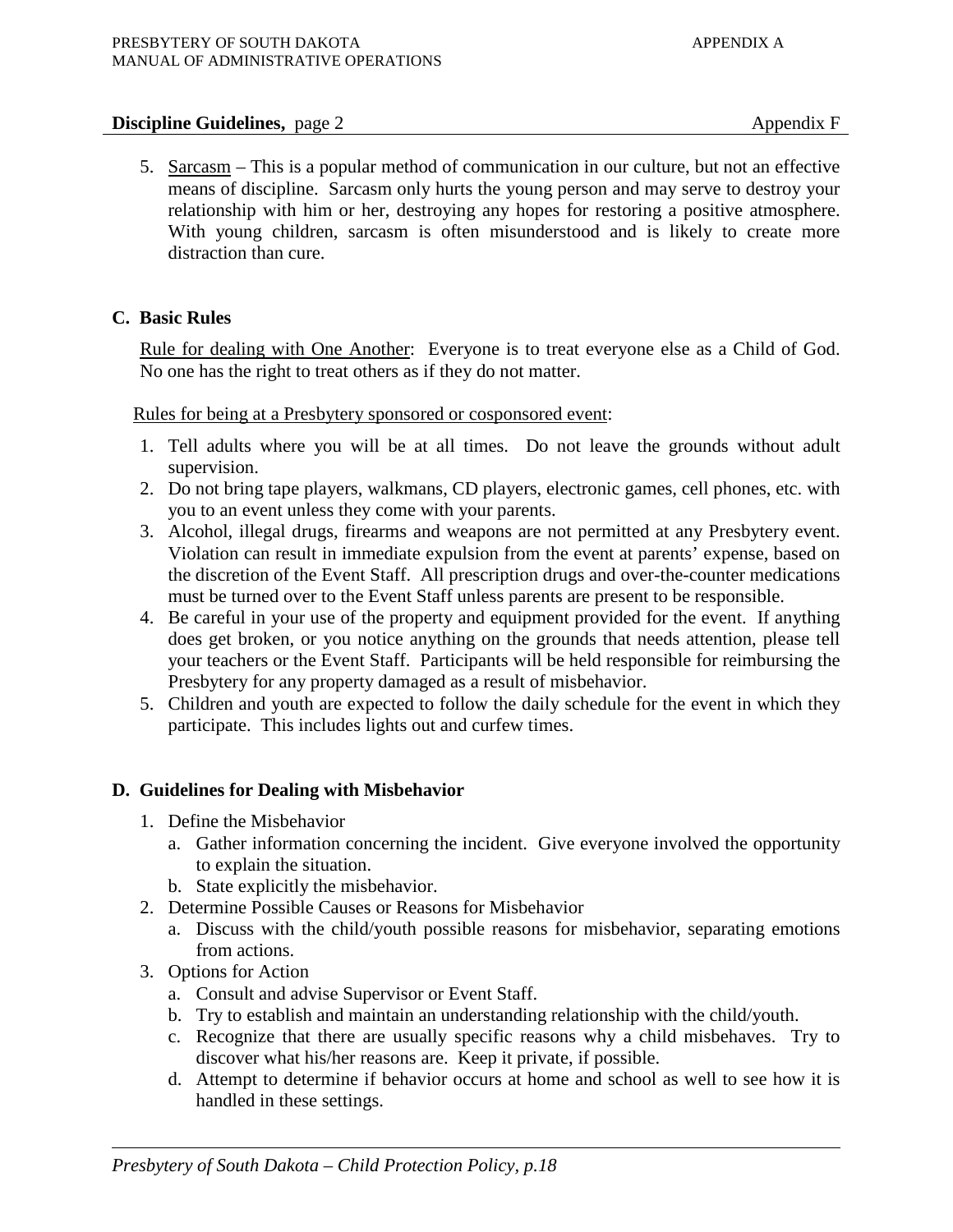**Discipline Guidelines,** page 2 Appendix F

5. Sarcasm – This is a popular method of communication in our culture, but not an effective means of discipline. Sarcasm only hurts the young person and may serve to destroy your relationship with him or her, destroying any hopes for restoring a positive atmosphere. With young children, sarcasm is often misunderstood and is likely to create more distraction than cure.

## C. Basic Rules

Rule for dealing with One Another: Everyone is to treat everyone else as a Child of God. No one has the right to treat others as if they do not matter.

Rules for being at a Presbytery sponsored or cosponsored event:

1. Tell adults where you will be at all times. Do not leave the grounds without adult supervision.
2. Do not bring tape players, walkmans, CD players, electronic games, cell phones, etc. with you to an event unless they come with your parents.
3. Alcohol, illegal drugs, firearms and weapons are not permitted at any Presbytery event. Violation can result in immediate expulsion from the event at parents' expense, based on the discretion of the Event Staff. All prescription drugs and over-the-counter medications must be turned over to the Event Staff unless parents are present to be responsible.
4. Be careful in your use of the property and equipment provided for the event. If anything does get broken, or you notice anything on the grounds that needs attention, please tell your teachers or the Event Staff. Participants will be held responsible for reimbursing the Presbytery for any property damaged as a result of misbehavior.
5. Children and youth are expected to follow the daily schedule for the event in which they participate. This includes lights out and curfew times.

## D. Guidelines for Dealing with Misbehavior

1. Define the Misbehavior
   a. Gather information concerning the incident. Give everyone involved the opportunity to explain the situation.
   b. State explicitly the misbehavior.
2. Determine Possible Causes or Reasons for Misbehavior
   a. Discuss with the child/youth possible reasons for misbehavior, separating emotions from actions.
3. Options for Action
   a. Consult and advise Supervisor or Event Staff.
   b. Try to establish and maintain an understanding relationship with the child/youth.
   c. Recognize that there are usually specific reasons why a child misbehaves. Try to discover what his/her reasons are. Keep it private, if possible.
   d. Attempt to determine if behavior occurs at home and school as well to see how it is handled in these settings.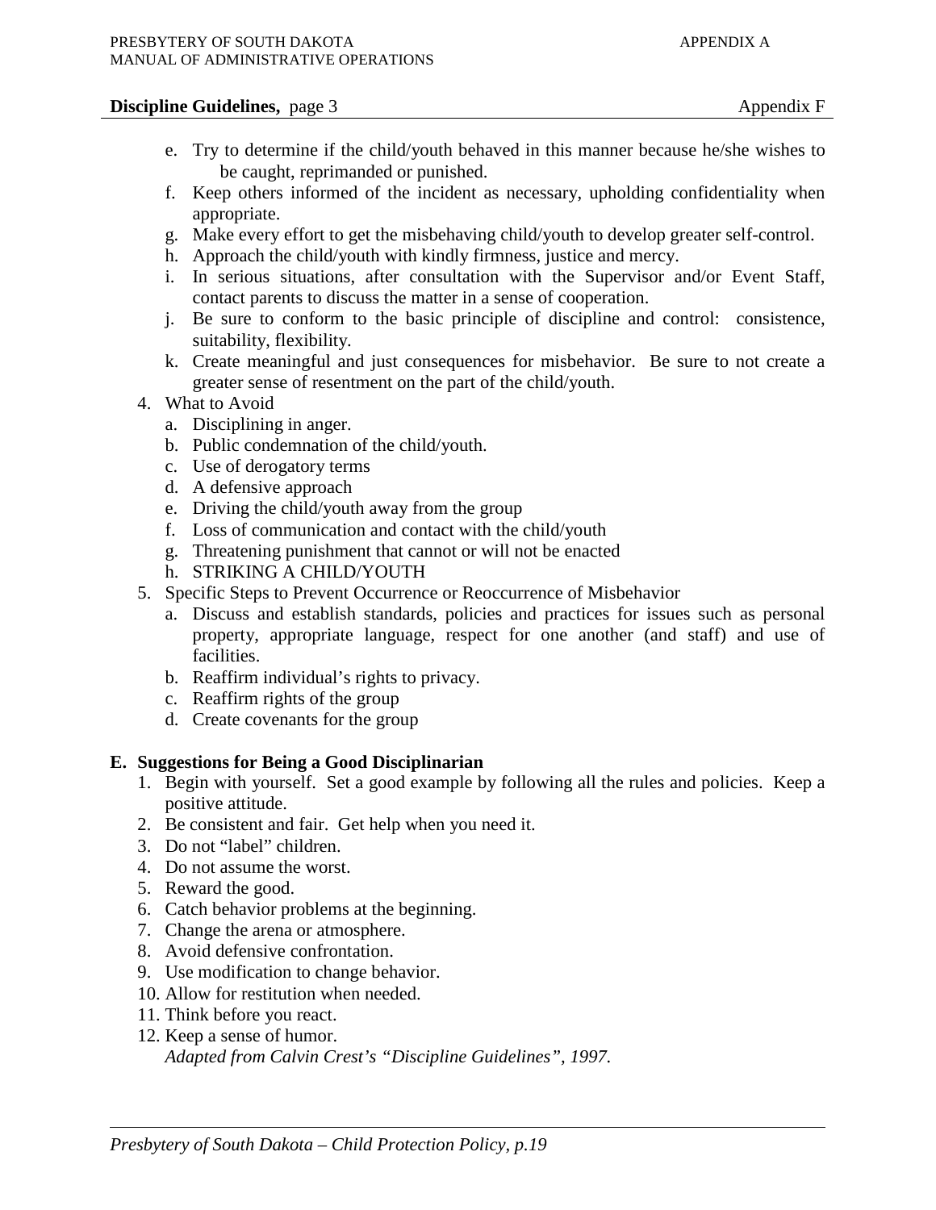**Discipline Guidelines,** page 3 Appendix F

   e. Try to determine if the child/youth behaved in this manner because he/she wishes to be caught, reprimanded or punished.
   f. Keep others informed of the incident as necessary, upholding confidentiality when appropriate.
   g. Make every effort to get the misbehaving child/youth to develop greater self-control.
   h. Approach the child/youth with kindly firmness, justice and mercy.
   i. In serious situations, after consultation with the Supervisor and/or Event Staff, contact parents to discuss the matter in a sense of cooperation.
   j. Be sure to conform to the basic principle of discipline and control: consistence, suitability, flexibility.
   k. Create meaningful and just consequences for misbehavior. Be sure to not create a greater sense of resentment on the part of the child/youth.

4. What to Avoid
   a. Disciplining in anger.
   b. Public condemnation of the child/youth.
   c. Use of derogatory terms
   d. A defensive approach
   e. Driving the child/youth away from the group
   f. Loss of communication and contact with the child/youth
   g. Threatening punishment that cannot or will not be enacted
   h. STRIKING A CHILD/YOUTH

5. Specific Steps to Prevent Occurrence or Reoccurrence of Misbehavior
   a. Discuss and establish standards, policies and practices for issues such as personal property, appropriate language, respect for one another (and staff) and use of facilities.
   b. Reaffirm individual's rights to privacy.
   c. Reaffirm rights of the group
   d. Create covenants for the group

**E. Suggestions for Being a Good Disciplinarian**

1. Begin with yourself. Set a good example by following all the rules and policies. Keep a positive attitude.
2. Be consistent and fair. Get help when you need it.
3. Do not "label" children.
4. Do not assume the worst.
5. Reward the good.
6. Catch behavior problems at the beginning.
7. Change the arena or atmosphere.
8. Avoid defensive confrontation.
9. Use modification to change behavior.
10. Allow for restitution when needed.
11. Think before you react.
12. Keep a sense of humor.

*Adapted from Calvin Crest's "Discipline Guidelines", 1997.*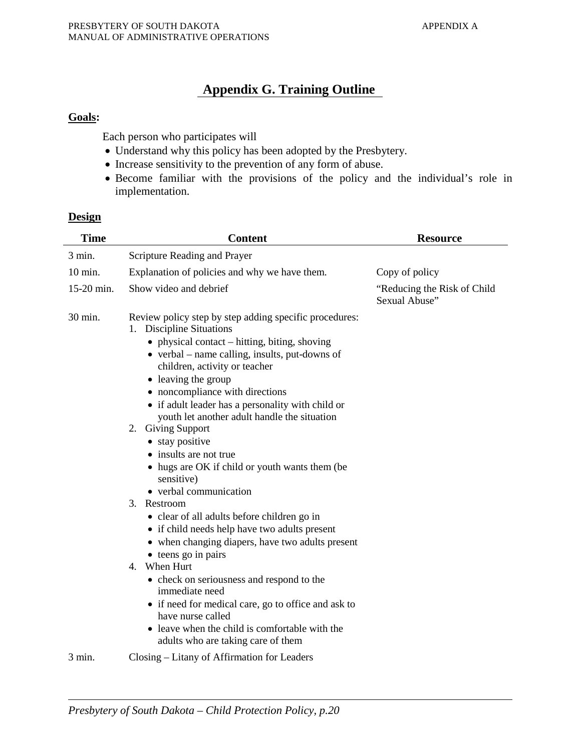# Appendix G. Training Outline

**Goals:**

Each person who participates will

- Understand why this policy has been adopted by the Presbytery.
- Increase sensitivity to the prevention of any form of abuse.
- Become familiar with the provisions of the policy and the individual's role in implementation.

**Design**

| Time | Content | Resource |
|---|---|---|
| 3 min. | Scripture Reading and Prayer | |
| 10 min. | Explanation of policies and why we have them. | Copy of policy |
| 15-20 min. | Show video and debrief | "Reducing the Risk of Child Sexual Abuse" |
| 30 min. | Review policy step by step adding specific procedures:<br>1. Discipline Situations<br>• physical contact – hitting, biting, shoving<br>• verbal – name calling, insults, put-downs of children, activity or teacher<br>• leaving the group<br>• noncompliance with directions<br>• if adult leader has a personality with child or youth let another adult handle the situation<br>2. Giving Support<br>• stay positive<br>• insults are not true<br>• hugs are OK if child or youth wants them (be sensitive)<br>• verbal communication<br>3. Restroom<br>• clear of all adults before children go in<br>• if child needs help have two adults present<br>• when changing diapers, have two adults present<br>• teens go in pairs<br>4. When Hurt<br>• check on seriousness and respond to the immediate need<br>• if need for medical care, go to office and ask to have nurse called<br>• leave when the child is comfortable with the adults who are taking care of them | |
| 3 min. | Closing – Litany of Affirmation for Leaders | |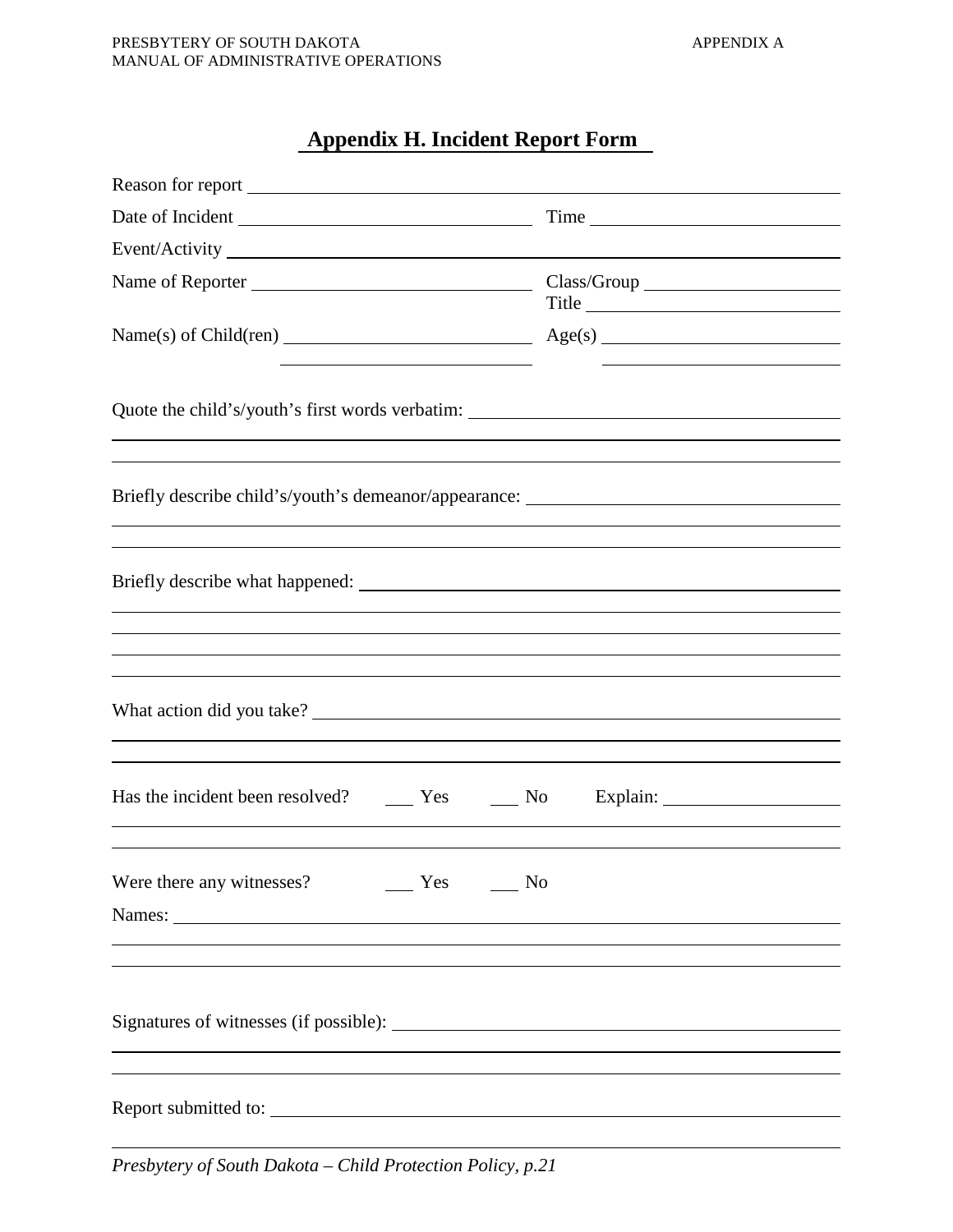## Appendix H. Incident Report Form

Reason for report \_\_\_\_\_\_\_\_\_\_\_\_\_\_\_\_\_\_\_\_\_\_\_\_\_\_\_\_\_\_\_\_\_\_\_\_\_\_\_\_\_\_\_\_\_\_\_\_

Date of Incident \_\_\_\_\_\_\_\_\_\_\_\_\_\_\_\_\_\_\_\_\_\_\_\_ Time \_\_\_\_\_\_\_\_\_\_\_\_\_\_\_\_\_\_\_\_\_\_

Event/Activity \_\_\_\_\_\_\_\_\_\_\_\_\_\_\_\_\_\_\_\_\_\_\_\_\_\_\_\_\_\_\_\_\_\_\_\_\_\_\_\_\_\_\_\_\_\_\_\_\_\_\_

Name of Reporter \_\_\_\_\_\_\_\_\_\_\_\_\_\_\_\_\_\_\_\_\_\_\_\_ Class/Group \_\_\_\_\_\_\_\_\_\_\_\_\_\_\_\_\_\_

Title \_\_\_\_\_\_\_\_\_\_\_\_\_\_\_\_\_\_\_\_\_\_\_\_

Name(s) of Child(ren) \_\_\_\_\_\_\_\_\_\_\_\_\_\_\_\_\_\_\_\_\_\_ Age(s) \_\_\_\_\_\_\_\_\_\_\_\_\_\_\_\_\_\_\_\_\_\_

Quote the child's/youth's first words verbatim: \_\_\_\_\_\_\_\_\_\_\_\_\_\_\_\_\_\_\_\_\_\_\_\_\_\_\_\_\_\_\_\_

Briefly describe child's/youth's demeanor/appearance: \_\_\_\_\_\_\_\_\_\_\_\_\_\_\_\_\_\_\_\_\_\_\_\_\_\_

Briefly describe what happened: \_\_\_\_\_\_\_\_\_\_\_\_\_\_\_\_\_\_\_\_\_\_\_\_\_\_\_\_\_\_\_\_\_\_\_\_\_\_\_\_

What action did you take? \_\_\_\_\_\_\_\_\_\_\_\_\_\_\_\_\_\_\_\_\_\_\_\_\_\_\_\_\_\_\_\_\_\_\_\_\_\_\_\_\_\_\_\_

Has the incident been resolved? \_\_\_ Yes \_\_\_ No Explain: \_\_\_\_\_\_\_\_\_\_\_\_\_\_\_\_\_\_\_\_

Were there any witnesses? \_\_\_ Yes \_\_\_ No

Names: \_\_\_\_\_\_\_\_\_\_\_\_\_\_\_\_\_\_\_\_\_\_\_\_\_\_\_\_\_\_\_\_\_\_\_\_\_\_\_\_\_\_\_\_\_\_\_\_\_\_\_\_\_\_\_\_\_\_

Signatures of witnesses (if possible): \_\_\_\_\_\_\_\_\_\_\_\_\_\_\_\_\_\_\_\_\_\_\_\_\_\_\_\_\_\_\_\_\_\_\_\_\_

Report submitted to: \_\_\_\_\_\_\_\_\_\_\_\_\_\_\_\_\_\_\_\_\_\_\_\_\_\_\_\_\_\_\_\_\_\_\_\_\_\_\_\_\_\_\_\_\_\_\_\_\_\_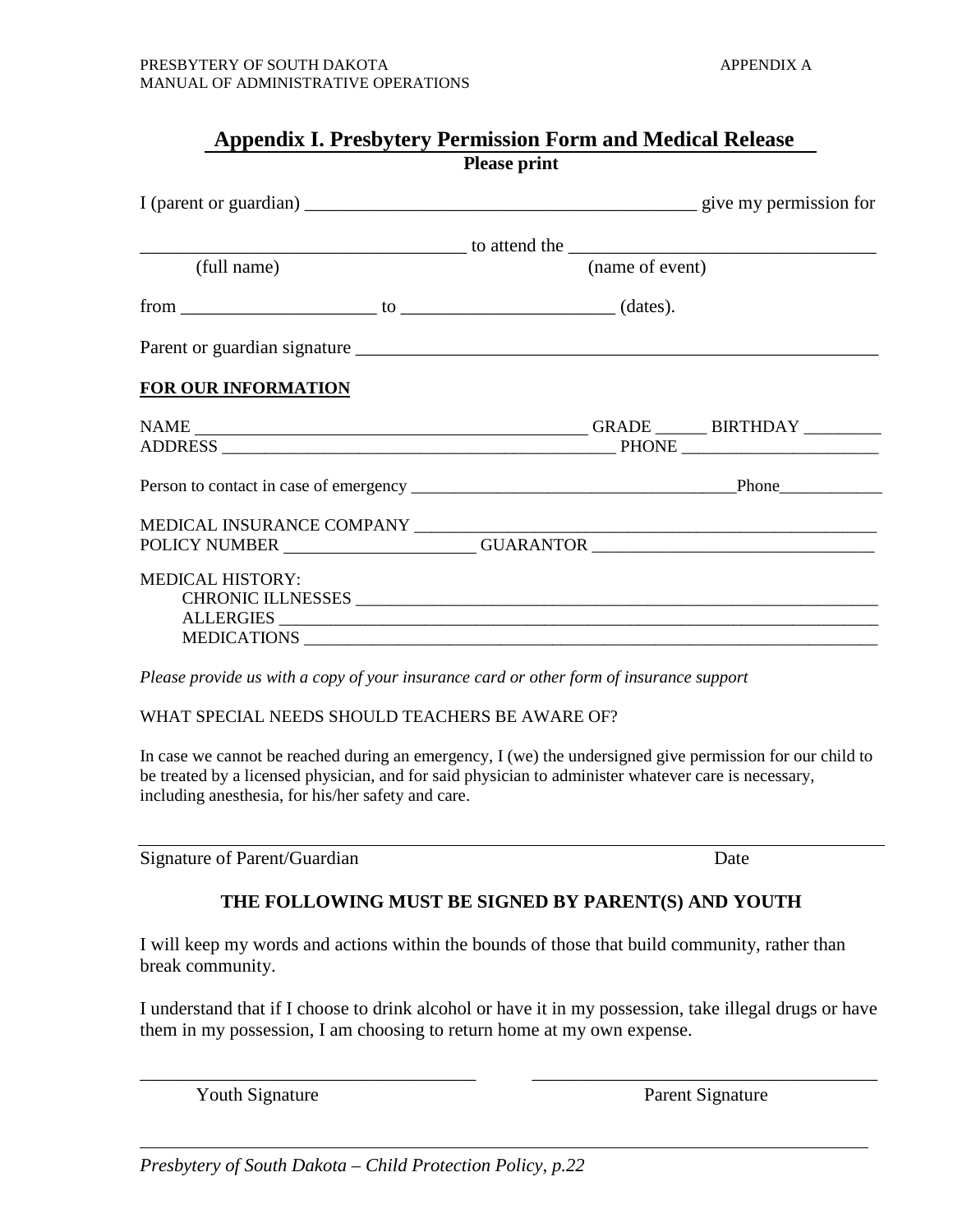## Appendix I. Presbytery Permission Form and Medical Release

**Please print**

I (parent or guardian) __________________________________________ give my permission for

___________________________________ to attend the _________________________________
(full name) (name of event)

from _____________________ to _______________________ (dates).

Parent or guardian signature __________________________________________________________

**FOR OUR INFORMATION**

NAME _____________________________________________ GRADE ______ BIRTHDAY _________
ADDRESS _____________________________________________ PHONE _______________________

Person to contact in case of emergency _____________________________________Phone____________

MEDICAL INSURANCE COMPANY _____________________________________________________
POLICY NUMBER ______________________ GUARANTOR ________________________________

MEDICAL HISTORY:
CHRONIC ILLNESSES _____________________________________________________________
ALLERGIES ____________________________________________________________________
MEDICATIONS __________________________________________________________________

*Please provide us with a copy of your insurance card or other form of insurance support*

WHAT SPECIAL NEEDS SHOULD TEACHERS BE AWARE OF?

In case we cannot be reached during an emergency, I (we) the undersigned give permission for our child to be treated by a licensed physician, and for said physician to administer whatever care is necessary, including anesthesia, for his/her safety and care.

_______________________________________________________________________________
Signature of Parent/Guardian Date

**THE FOLLOWING MUST BE SIGNED BY PARENT(S) AND YOUTH**

I will keep my words and actions within the bounds of those that build community, rather than break community.

I understand that if I choose to drink alcohol or have it in my possession, take illegal drugs or have them in my possession, I am choosing to return home at my own expense.

___________________________________ ______________________________________
Youth Signature Parent Signature

*Presbytery of South Dakota – Child Protection Policy, p.22*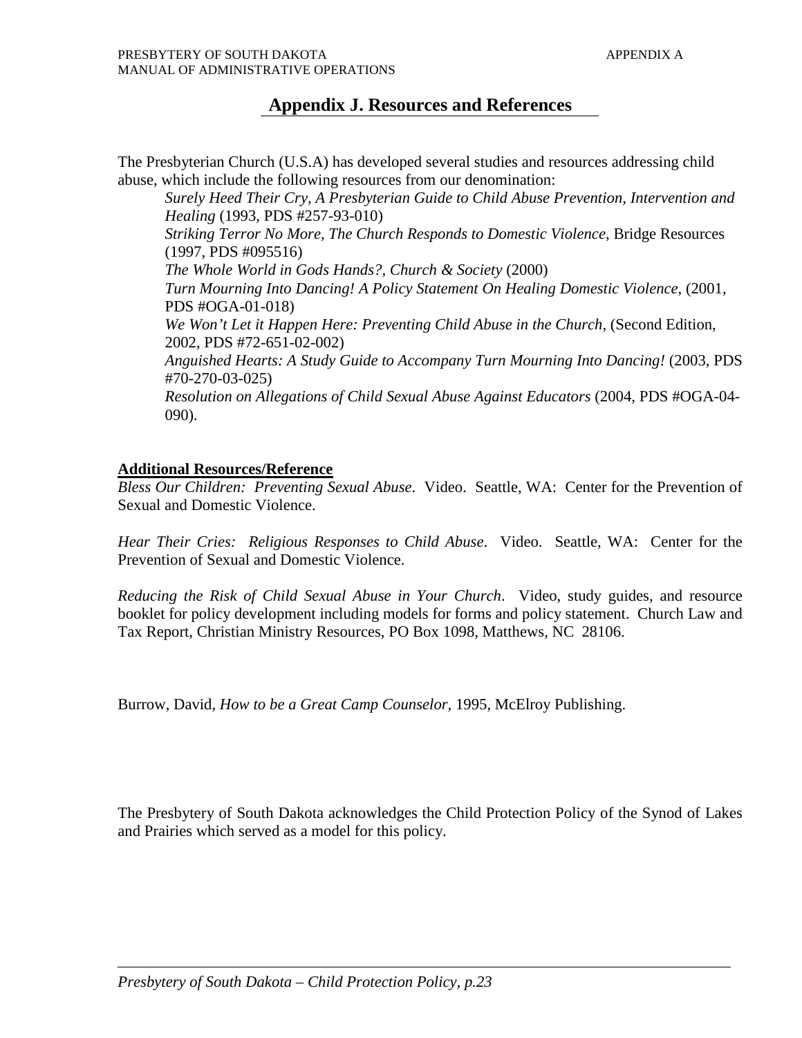# Appendix J. Resources and References

The Presbyterian Church (U.S.A) has developed several studies and resources addressing child abuse, which include the following resources from our denomination:

*Surely Heed Their Cry, A Presbyterian Guide to Child Abuse Prevention, Intervention and Healing* (1993, PDS #257-93-010)
*Striking Terror No More, The Church Responds to Domestic Violence*, Bridge Resources (1997, PDS #095516)
*The Whole World in Gods Hands?, Church & Society* (2000)
*Turn Mourning Into Dancing! A Policy Statement On Healing Domestic Violence*, (2001, PDS #OGA-01-018)
*We Won't Let it Happen Here: Preventing Child Abuse in the Church*, (Second Edition, 2002, PDS #72-651-02-002)
*Anguished Hearts: A Study Guide to Accompany Turn Mourning Into Dancing!* (2003, PDS #70-270-03-025)
*Resolution on Allegations of Child Sexual Abuse Against Educators* (2004, PDS #OGA-04-090).

**Additional Resources/Reference**

*Bless Our Children: Preventing Sexual Abuse*. Video. Seattle, WA: Center for the Prevention of Sexual and Domestic Violence.

*Hear Their Cries: Religious Responses to Child Abuse*. Video. Seattle, WA: Center for the Prevention of Sexual and Domestic Violence.

*Reducing the Risk of Child Sexual Abuse in Your Church*. Video, study guides, and resource booklet for policy development including models for forms and policy statement. Church Law and Tax Report, Christian Ministry Resources, PO Box 1098, Matthews, NC 28106.

Burrow, David, *How to be a Great Camp Counselor*, 1995, McElroy Publishing.

The Presbytery of South Dakota acknowledges the Child Protection Policy of the Synod of Lakes and Prairies which served as a model for this policy.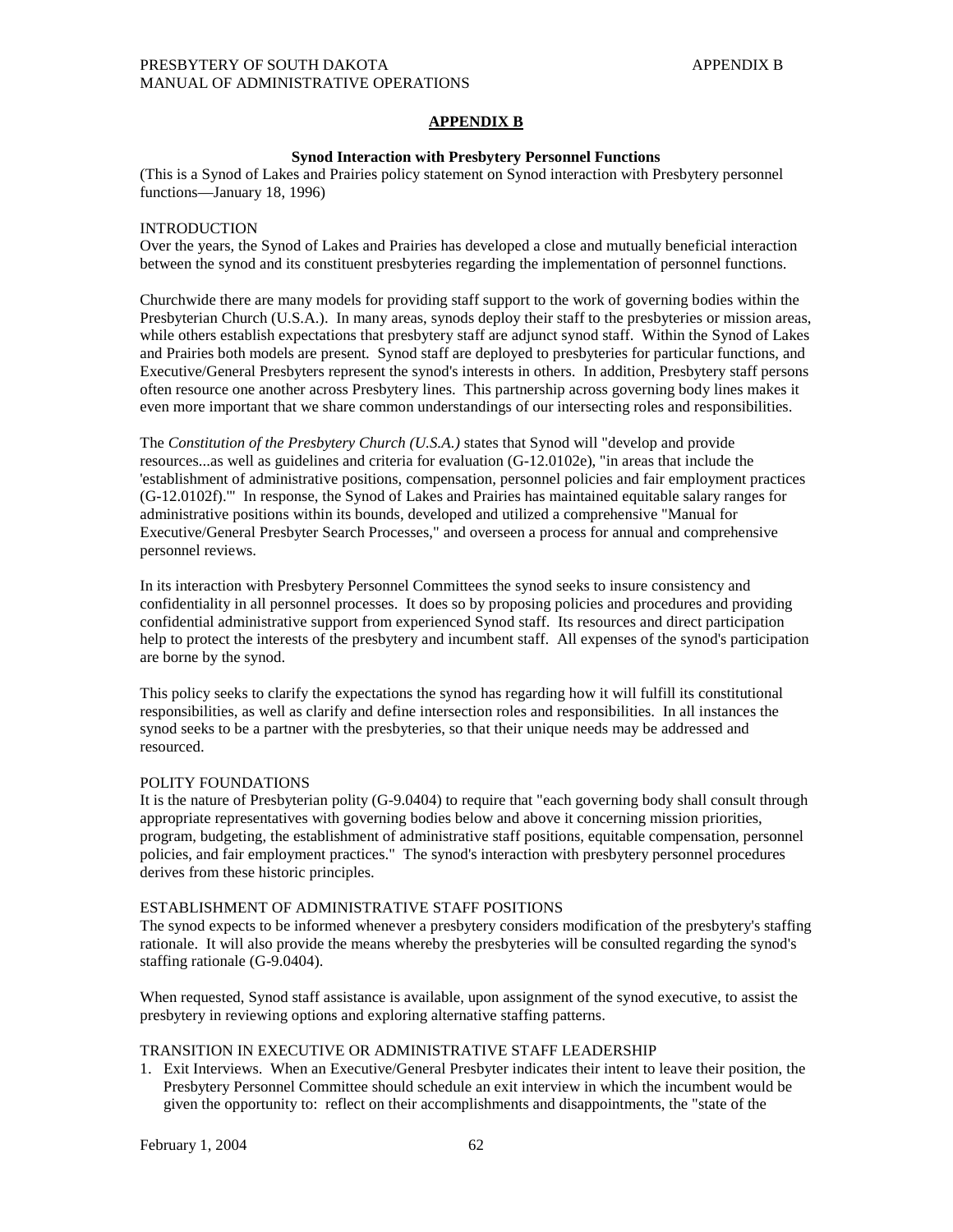## APPENDIX B

**Synod Interaction with Presbytery Personnel Functions**

(This is a Synod of Lakes and Prairies policy statement on Synod interaction with Presbytery personnel functions—January 18, 1996)

INTRODUCTION

Over the years, the Synod of Lakes and Prairies has developed a close and mutually beneficial interaction between the synod and its constituent presbyteries regarding the implementation of personnel functions.

Churchwide there are many models for providing staff support to the work of governing bodies within the Presbyterian Church (U.S.A.). In many areas, synods deploy their staff to the presbyteries or mission areas, while others establish expectations that presbytery staff are adjunct synod staff. Within the Synod of Lakes and Prairies both models are present. Synod staff are deployed to presbyteries for particular functions, and Executive/General Presbyters represent the synod's interests in others. In addition, Presbytery staff persons often resource one another across Presbytery lines. This partnership across governing body lines makes it even more important that we share common understandings of our intersecting roles and responsibilities.

The *Constitution of the Presbytery Church (U.S.A.)* states that Synod will "develop and provide resources...as well as guidelines and criteria for evaluation (G-12.0102e), "in areas that include the 'establishment of administrative positions, compensation, personnel policies and fair employment practices (G-12.0102f).'" In response, the Synod of Lakes and Prairies has maintained equitable salary ranges for administrative positions within its bounds, developed and utilized a comprehensive "Manual for Executive/General Presbyter Search Processes," and overseen a process for annual and comprehensive personnel reviews.

In its interaction with Presbytery Personnel Committees the synod seeks to insure consistency and confidentiality in all personnel processes. It does so by proposing policies and procedures and providing confidential administrative support from experienced Synod staff. Its resources and direct participation help to protect the interests of the presbytery and incumbent staff. All expenses of the synod's participation are borne by the synod.

This policy seeks to clarify the expectations the synod has regarding how it will fulfill its constitutional responsibilities, as well as clarify and define intersection roles and responsibilities. In all instances the synod seeks to be a partner with the presbyteries, so that their unique needs may be addressed and resourced.

POLITY FOUNDATIONS

It is the nature of Presbyterian polity (G-9.0404) to require that "each governing body shall consult through appropriate representatives with governing bodies below and above it concerning mission priorities, program, budgeting, the establishment of administrative staff positions, equitable compensation, personnel policies, and fair employment practices." The synod's interaction with presbytery personnel procedures derives from these historic principles.

ESTABLISHMENT OF ADMINISTRATIVE STAFF POSITIONS

The synod expects to be informed whenever a presbytery considers modification of the presbytery's staffing rationale. It will also provide the means whereby the presbyteries will be consulted regarding the synod's staffing rationale (G-9.0404).

When requested, Synod staff assistance is available, upon assignment of the synod executive, to assist the presbytery in reviewing options and exploring alternative staffing patterns.

TRANSITION IN EXECUTIVE OR ADMINISTRATIVE STAFF LEADERSHIP

1. Exit Interviews. When an Executive/General Presbyter indicates their intent to leave their position, the Presbytery Personnel Committee should schedule an exit interview in which the incumbent would be given the opportunity to: reflect on their accomplishments and disappointments, the "state of the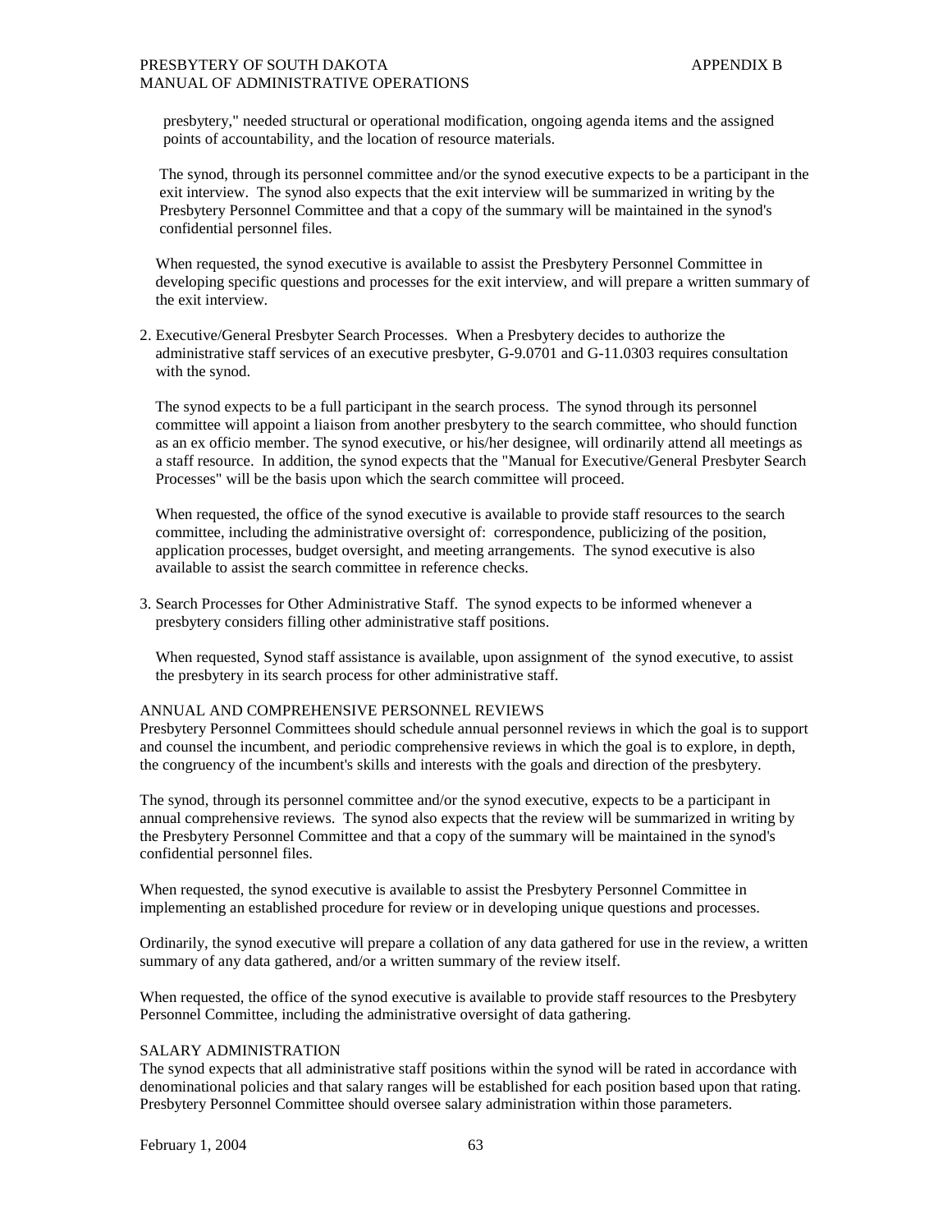presbytery," needed structural or operational modification, ongoing agenda items and the assigned points of accountability, and the location of resource materials.

The synod, through its personnel committee and/or the synod executive expects to be a participant in the exit interview. The synod also expects that the exit interview will be summarized in writing by the Presbytery Personnel Committee and that a copy of the summary will be maintained in the synod's confidential personnel files.

When requested, the synod executive is available to assist the Presbytery Personnel Committee in developing specific questions and processes for the exit interview, and will prepare a written summary of the exit interview.

2. Executive/General Presbyter Search Processes. When a Presbytery decides to authorize the administrative staff services of an executive presbyter, G-9.0701 and G-11.0303 requires consultation with the synod.

   The synod expects to be a full participant in the search process. The synod through its personnel committee will appoint a liaison from another presbytery to the search committee, who should function as an ex officio member. The synod executive, or his/her designee, will ordinarily attend all meetings as a staff resource. In addition, the synod expects that the "Manual for Executive/General Presbyter Search Processes" will be the basis upon which the search committee will proceed.

   When requested, the office of the synod executive is available to provide staff resources to the search committee, including the administrative oversight of: correspondence, publicizing of the position, application processes, budget oversight, and meeting arrangements. The synod executive is also available to assist the search committee in reference checks.

3. Search Processes for Other Administrative Staff. The synod expects to be informed whenever a presbytery considers filling other administrative staff positions.

   When requested, Synod staff assistance is available, upon assignment of the synod executive, to assist the presbytery in its search process for other administrative staff.

ANNUAL AND COMPREHENSIVE PERSONNEL REVIEWS

Presbytery Personnel Committees should schedule annual personnel reviews in which the goal is to support and counsel the incumbent, and periodic comprehensive reviews in which the goal is to explore, in depth, the congruency of the incumbent's skills and interests with the goals and direction of the presbytery.

The synod, through its personnel committee and/or the synod executive, expects to be a participant in annual comprehensive reviews. The synod also expects that the review will be summarized in writing by the Presbytery Personnel Committee and that a copy of the summary will be maintained in the synod's confidential personnel files.

When requested, the synod executive is available to assist the Presbytery Personnel Committee in implementing an established procedure for review or in developing unique questions and processes.

Ordinarily, the synod executive will prepare a collation of any data gathered for use in the review, a written summary of any data gathered, and/or a written summary of the review itself.

When requested, the office of the synod executive is available to provide staff resources to the Presbytery Personnel Committee, including the administrative oversight of data gathering.

SALARY ADMINISTRATION

The synod expects that all administrative staff positions within the synod will be rated in accordance with denominational policies and that salary ranges will be established for each position based upon that rating. Presbytery Personnel Committee should oversee salary administration within those parameters.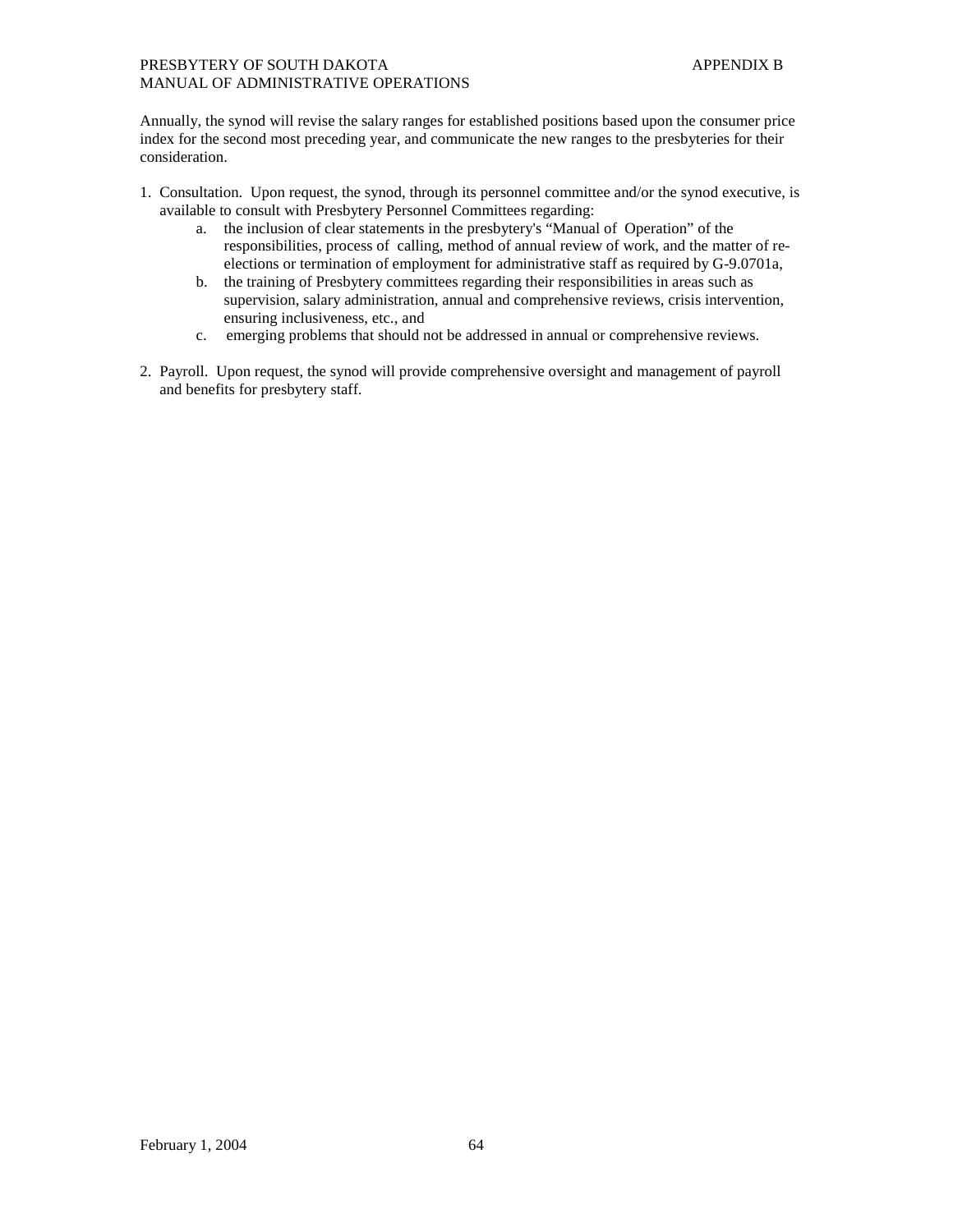Annually, the synod will revise the salary ranges for established positions based upon the consumer price index for the second most preceding year, and communicate the new ranges to the presbyteries for their consideration.

1. Consultation. Upon request, the synod, through its personnel committee and/or the synod executive, is available to consult with Presbytery Personnel Committees regarding:
   a. the inclusion of clear statements in the presbytery's "Manual of Operation" of the responsibilities, process of calling, method of annual review of work, and the matter of re-elections or termination of employment for administrative staff as required by G-9.0701a,
   b. the training of Presbytery committees regarding their responsibilities in areas such as supervision, salary administration, annual and comprehensive reviews, crisis intervention, ensuring inclusiveness, etc., and
   c. emerging problems that should not be addressed in annual or comprehensive reviews.

2. Payroll. Upon request, the synod will provide comprehensive oversight and management of payroll and benefits for presbytery staff.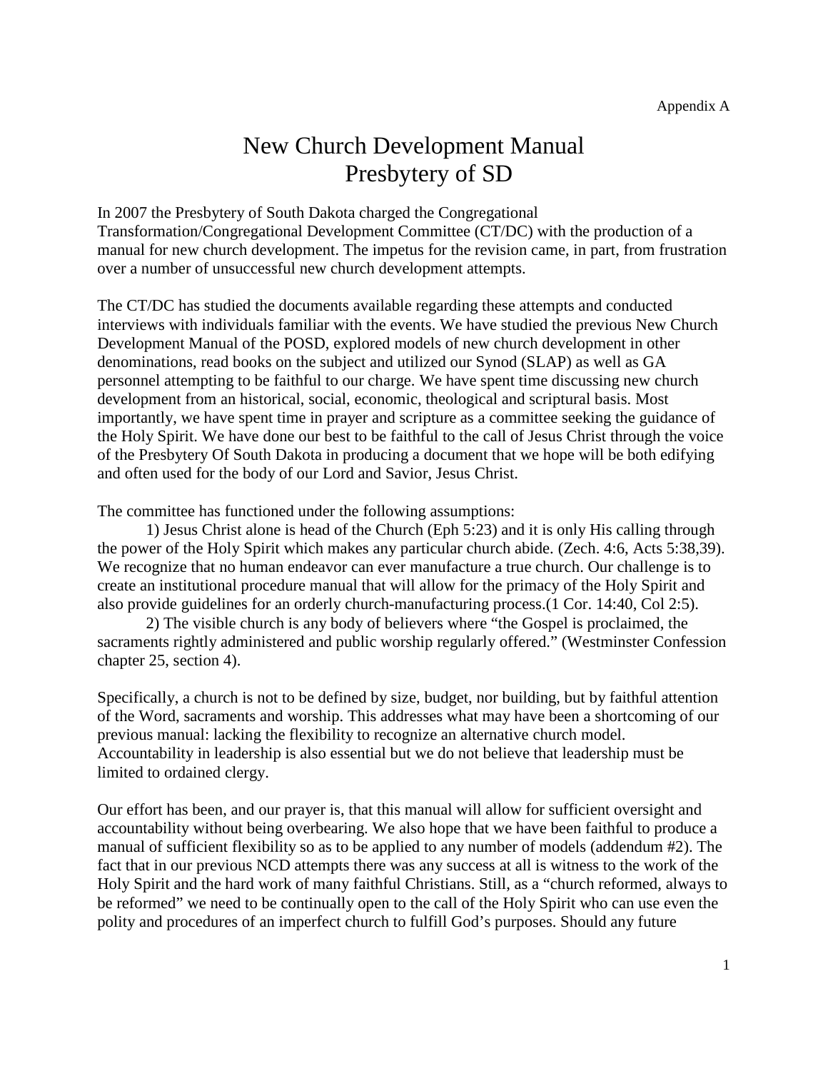Appendix A

# New Church Development Manual
# Presbytery of SD

In 2007 the Presbytery of South Dakota charged the Congregational Transformation/Congregational Development Committee (CT/DC) with the production of a manual for new church development. The impetus for the revision came, in part, from frustration over a number of unsuccessful new church development attempts.

The CT/DC has studied the documents available regarding these attempts and conducted interviews with individuals familiar with the events. We have studied the previous New Church Development Manual of the POSD, explored models of new church development in other denominations, read books on the subject and utilized our Synod (SLAP) as well as GA personnel attempting to be faithful to our charge. We have spent time discussing new church development from an historical, social, economic, theological and scriptural basis. Most importantly, we have spent time in prayer and scripture as a committee seeking the guidance of the Holy Spirit. We have done our best to be faithful to the call of Jesus Christ through the voice of the Presbytery Of South Dakota in producing a document that we hope will be both edifying and often used for the body of our Lord and Savior, Jesus Christ.

The committee has functioned under the following assumptions:

1) Jesus Christ alone is head of the Church (Eph 5:23) and it is only His calling through the power of the Holy Spirit which makes any particular church abide. (Zech. 4:6, Acts 5:38,39). We recognize that no human endeavor can ever manufacture a true church. Our challenge is to create an institutional procedure manual that will allow for the primacy of the Holy Spirit and also provide guidelines for an orderly church-manufacturing process.(1 Cor. 14:40, Col 2:5).

2) The visible church is any body of believers where "the Gospel is proclaimed, the sacraments rightly administered and public worship regularly offered." (Westminster Confession chapter 25, section 4).

Specifically, a church is not to be defined by size, budget, nor building, but by faithful attention of the Word, sacraments and worship. This addresses what may have been a shortcoming of our previous manual: lacking the flexibility to recognize an alternative church model. Accountability in leadership is also essential but we do not believe that leadership must be limited to ordained clergy.

Our effort has been, and our prayer is, that this manual will allow for sufficient oversight and accountability without being overbearing. We also hope that we have been faithful to produce a manual of sufficient flexibility so as to be applied to any number of models (addendum #2). The fact that in our previous NCD attempts there was any success at all is witness to the work of the Holy Spirit and the hard work of many faithful Christians. Still, as a "church reformed, always to be reformed" we need to be continually open to the call of the Holy Spirit who can use even the polity and procedures of an imperfect church to fulfill God's purposes. Should any future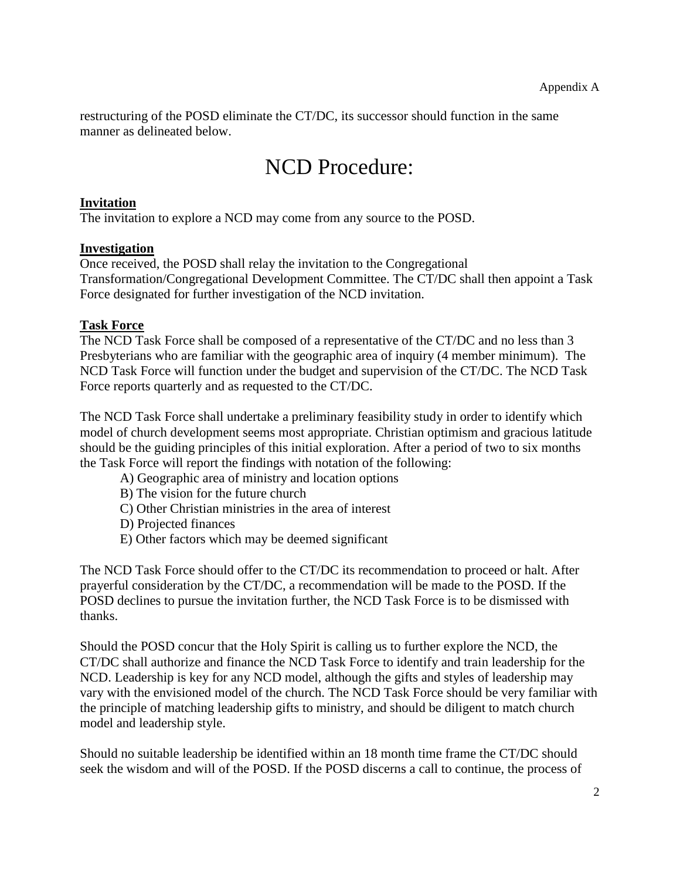restructuring of the POSD eliminate the CT/DC, its successor should function in the same manner as delineated below.

# NCD Procedure:

**Invitation**

The invitation to explore a NCD may come from any source to the POSD.

**Investigation**

Once received, the POSD shall relay the invitation to the Congregational Transformation/Congregational Development Committee. The CT/DC shall then appoint a Task Force designated for further investigation of the NCD invitation.

**Task Force**

The NCD Task Force shall be composed of a representative of the CT/DC and no less than 3 Presbyterians who are familiar with the geographic area of inquiry (4 member minimum). The NCD Task Force will function under the budget and supervision of the CT/DC. The NCD Task Force reports quarterly and as requested to the CT/DC.

The NCD Task Force shall undertake a preliminary feasibility study in order to identify which model of church development seems most appropriate. Christian optimism and gracious latitude should be the guiding principles of this initial exploration. After a period of two to six months the Task Force will report the findings with notation of the following:

A) Geographic area of ministry and location options
B) The vision for the future church
C) Other Christian ministries in the area of interest
D) Projected finances
E) Other factors which may be deemed significant

The NCD Task Force should offer to the CT/DC its recommendation to proceed or halt. After prayerful consideration by the CT/DC, a recommendation will be made to the POSD. If the POSD declines to pursue the invitation further, the NCD Task Force is to be dismissed with thanks.

Should the POSD concur that the Holy Spirit is calling us to further explore the NCD, the CT/DC shall authorize and finance the NCD Task Force to identify and train leadership for the NCD. Leadership is key for any NCD model, although the gifts and styles of leadership may vary with the envisioned model of the church. The NCD Task Force should be very familiar with the principle of matching leadership gifts to ministry, and should be diligent to match church model and leadership style.

Should no suitable leadership be identified within an 18 month time frame the CT/DC should seek the wisdom and will of the POSD. If the POSD discerns a call to continue, the process of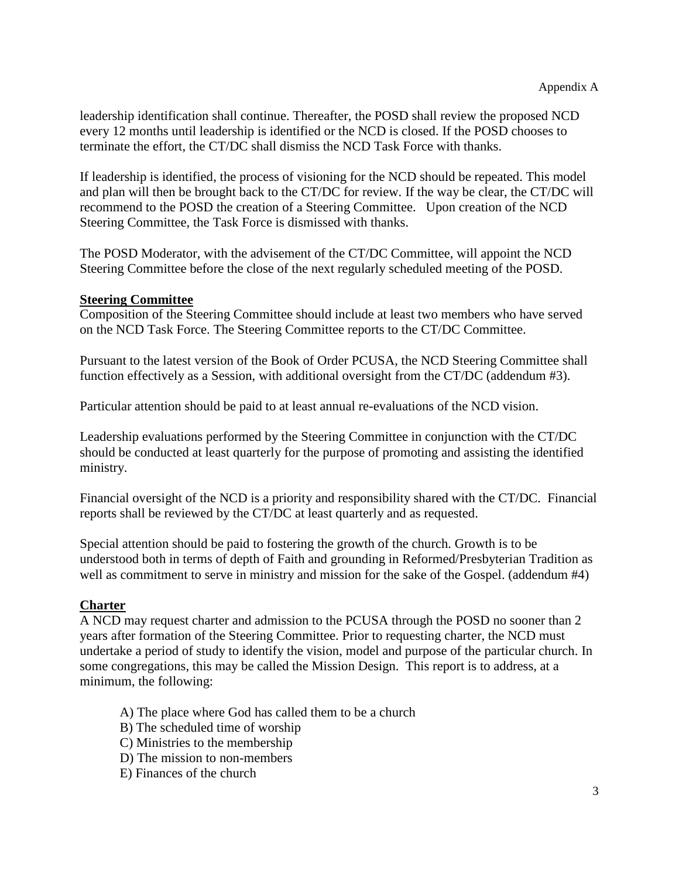leadership identification shall continue. Thereafter, the POSD shall review the proposed NCD every 12 months until leadership is identified or the NCD is closed. If the POSD chooses to terminate the effort, the CT/DC shall dismiss the NCD Task Force with thanks.

If leadership is identified, the process of visioning for the NCD should be repeated. This model and plan will then be brought back to the CT/DC for review. If the way be clear, the CT/DC will recommend to the POSD the creation of a Steering Committee. Upon creation of the NCD Steering Committee, the Task Force is dismissed with thanks.

The POSD Moderator, with the advisement of the CT/DC Committee, will appoint the NCD Steering Committee before the close of the next regularly scheduled meeting of the POSD.

**Steering Committee**

Composition of the Steering Committee should include at least two members who have served on the NCD Task Force. The Steering Committee reports to the CT/DC Committee.

Pursuant to the latest version of the Book of Order PCUSA, the NCD Steering Committee shall function effectively as a Session, with additional oversight from the CT/DC (addendum #3).

Particular attention should be paid to at least annual re-evaluations of the NCD vision.

Leadership evaluations performed by the Steering Committee in conjunction with the CT/DC should be conducted at least quarterly for the purpose of promoting and assisting the identified ministry.

Financial oversight of the NCD is a priority and responsibility shared with the CT/DC. Financial reports shall be reviewed by the CT/DC at least quarterly and as requested.

Special attention should be paid to fostering the growth of the church. Growth is to be understood both in terms of depth of Faith and grounding in Reformed/Presbyterian Tradition as well as commitment to serve in ministry and mission for the sake of the Gospel. (addendum #4)

**Charter**

A NCD may request charter and admission to the PCUSA through the POSD no sooner than 2 years after formation of the Steering Committee. Prior to requesting charter, the NCD must undertake a period of study to identify the vision, model and purpose of the particular church. In some congregations, this may be called the Mission Design. This report is to address, at a minimum, the following:

A) The place where God has called them to be a church
B) The scheduled time of worship
C) Ministries to the membership
D) The mission to non-members
E) Finances of the church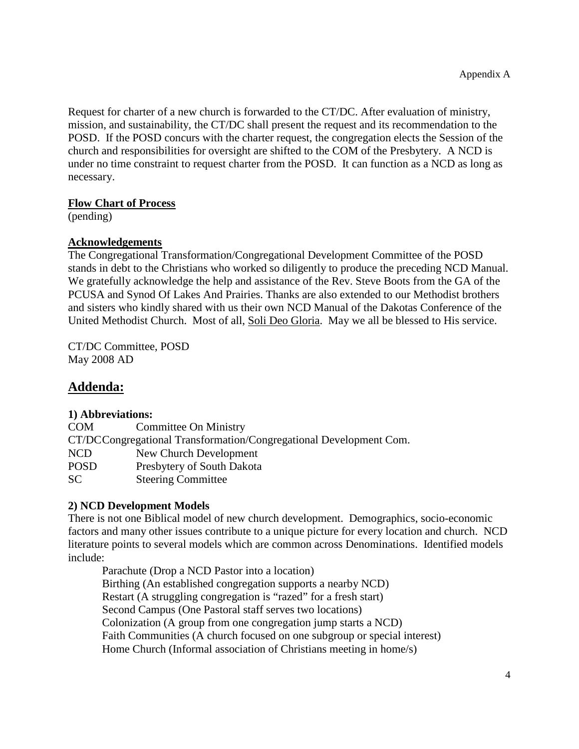Appendix A

Request for charter of a new church is forwarded to the CT/DC. After evaluation of ministry, mission, and sustainability, the CT/DC shall present the request and its recommendation to the POSD. If the POSD concurs with the charter request, the congregation elects the Session of the church and responsibilities for oversight are shifted to the COM of the Presbytery. A NCD is under no time constraint to request charter from the POSD. It can function as a NCD as long as necessary.

**Flow Chart of Process**

(pending)

**Acknowledgements**

The Congregational Transformation/Congregational Development Committee of the POSD stands in debt to the Christians who worked so diligently to produce the preceding NCD Manual. We gratefully acknowledge the help and assistance of the Rev. Steve Boots from the GA of the PCUSA and Synod Of Lakes And Prairies. Thanks are also extended to our Methodist brothers and sisters who kindly shared with us their own NCD Manual of the Dakotas Conference of the United Methodist Church. Most of all, Soli Deo Gloria. May we all be blessed to His service.

CT/DC Committee, POSD
May 2008 AD

## Addenda:

**1) Abbreviations:**

| | |
|---|---|
| COM | Committee On Ministry |
| CT/DC | Congregational Transformation/Congregational Development Com. |
| NCD | New Church Development |
| POSD | Presbytery of South Dakota |
| SC | Steering Committee |

**2) NCD Development Models**

There is not one Biblical model of new church development. Demographics, socio-economic factors and many other issues contribute to a unique picture for every location and church. NCD literature points to several models which are common across Denominations. Identified models include:

Parachute (Drop a NCD Pastor into a location)
Birthing (An established congregation supports a nearby NCD)
Restart (A struggling congregation is "razed" for a fresh start)
Second Campus (One Pastoral staff serves two locations)
Colonization (A group from one congregation jump starts a NCD)
Faith Communities (A church focused on one subgroup or special interest)
Home Church (Informal association of Christians meeting in home/s)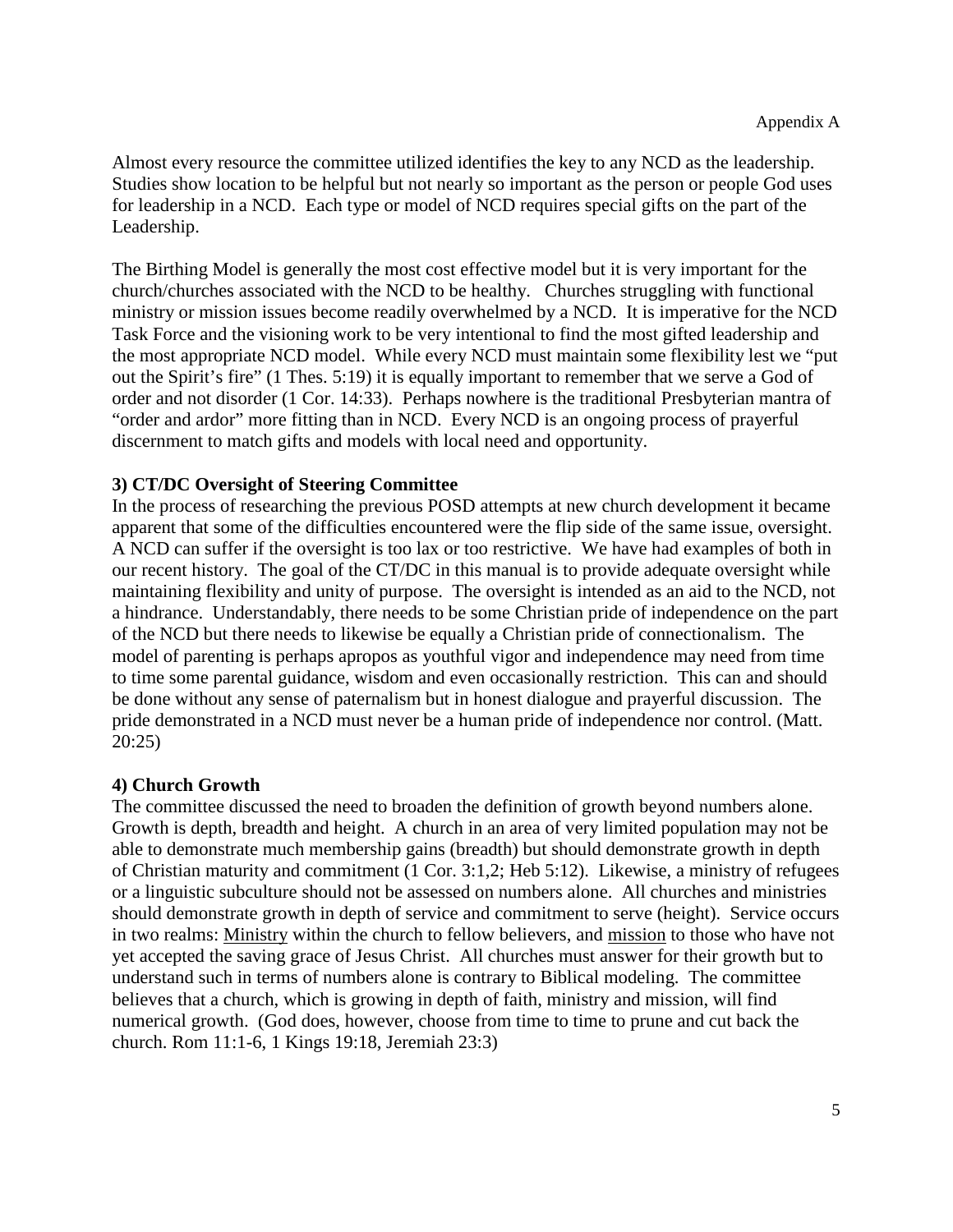Almost every resource the committee utilized identifies the key to any NCD as the leadership. Studies show location to be helpful but not nearly so important as the person or people God uses for leadership in a NCD. Each type or model of NCD requires special gifts on the part of the Leadership.

The Birthing Model is generally the most cost effective model but it is very important for the church/churches associated with the NCD to be healthy. Churches struggling with functional ministry or mission issues become readily overwhelmed by a NCD. It is imperative for the NCD Task Force and the visioning work to be very intentional to find the most gifted leadership and the most appropriate NCD model. While every NCD must maintain some flexibility lest we "put out the Spirit's fire" (1 Thes. 5:19) it is equally important to remember that we serve a God of order and not disorder (1 Cor. 14:33). Perhaps nowhere is the traditional Presbyterian mantra of "order and ardor" more fitting than in NCD. Every NCD is an ongoing process of prayerful discernment to match gifts and models with local need and opportunity.

**3) CT/DC Oversight of Steering Committee**

In the process of researching the previous POSD attempts at new church development it became apparent that some of the difficulties encountered were the flip side of the same issue, oversight. A NCD can suffer if the oversight is too lax or too restrictive. We have had examples of both in our recent history. The goal of the CT/DC in this manual is to provide adequate oversight while maintaining flexibility and unity of purpose. The oversight is intended as an aid to the NCD, not a hindrance. Understandably, there needs to be some Christian pride of independence on the part of the NCD but there needs to likewise be equally a Christian pride of connectionalism. The model of parenting is perhaps apropos as youthful vigor and independence may need from time to time some parental guidance, wisdom and even occasionally restriction. This can and should be done without any sense of paternalism but in honest dialogue and prayerful discussion. The pride demonstrated in a NCD must never be a human pride of independence nor control. (Matt. 20:25)

**4) Church Growth**

The committee discussed the need to broaden the definition of growth beyond numbers alone. Growth is depth, breadth and height. A church in an area of very limited population may not be able to demonstrate much membership gains (breadth) but should demonstrate growth in depth of Christian maturity and commitment (1 Cor. 3:1,2; Heb 5:12). Likewise, a ministry of refugees or a linguistic subculture should not be assessed on numbers alone. All churches and ministries should demonstrate growth in depth of service and commitment to serve (height). Service occurs in two realms: <u>Ministry</u> within the church to fellow believers, and <u>mission</u> to those who have not yet accepted the saving grace of Jesus Christ. All churches must answer for their growth but to understand such in terms of numbers alone is contrary to Biblical modeling. The committee believes that a church, which is growing in depth of faith, ministry and mission, will find numerical growth. (God does, however, choose from time to time to prune and cut back the church. Rom 11:1-6, 1 Kings 19:18, Jeremiah 23:3)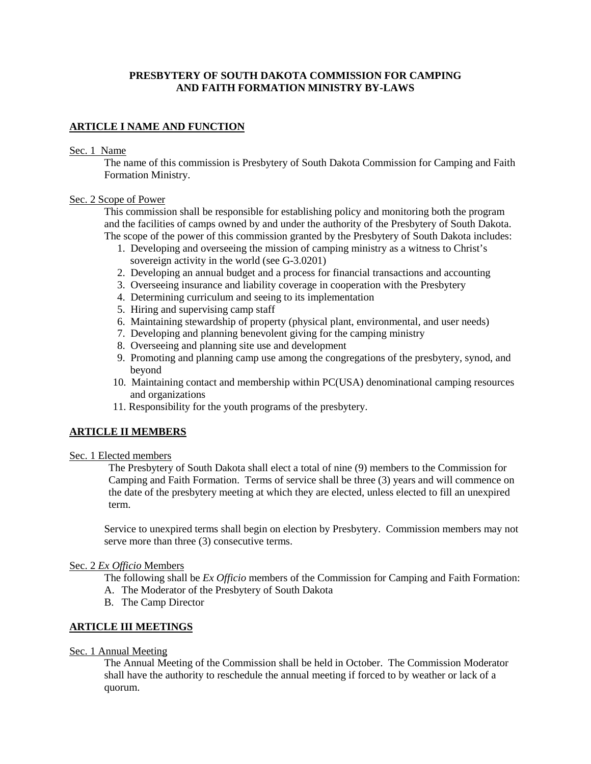**PRESBYTERY OF SOUTH DAKOTA COMMISSION FOR CAMPING AND FAITH FORMATION MINISTRY BY-LAWS**

## ARTICLE I NAME AND FUNCTION

Sec. 1 Name

The name of this commission is Presbytery of South Dakota Commission for Camping and Faith Formation Ministry.

Sec. 2 Scope of Power

This commission shall be responsible for establishing policy and monitoring both the program and the facilities of camps owned by and under the authority of the Presbytery of South Dakota. The scope of the power of this commission granted by the Presbytery of South Dakota includes:

1. Developing and overseeing the mission of camping ministry as a witness to Christ's sovereign activity in the world (see G-3.0201)
2. Developing an annual budget and a process for financial transactions and accounting
3. Overseeing insurance and liability coverage in cooperation with the Presbytery
4. Determining curriculum and seeing to its implementation
5. Hiring and supervising camp staff
6. Maintaining stewardship of property (physical plant, environmental, and user needs)
7. Developing and planning benevolent giving for the camping ministry
8. Overseeing and planning site use and development
9. Promoting and planning camp use among the congregations of the presbytery, synod, and beyond
10. Maintaining contact and membership within PC(USA) denominational camping resources and organizations
11. Responsibility for the youth programs of the presbytery.

## ARTICLE II MEMBERS

Sec. 1 Elected members

The Presbytery of South Dakota shall elect a total of nine (9) members to the Commission for Camping and Faith Formation. Terms of service shall be three (3) years and will commence on the date of the presbytery meeting at which they are elected, unless elected to fill an unexpired term.

Service to unexpired terms shall begin on election by Presbytery. Commission members may not serve more than three (3) consecutive terms.

Sec. 2 *Ex Officio* Members

The following shall be *Ex Officio* members of the Commission for Camping and Faith Formation:

A. The Moderator of the Presbytery of South Dakota
B. The Camp Director

## ARTICLE III MEETINGS

Sec. 1 Annual Meeting

The Annual Meeting of the Commission shall be held in October. The Commission Moderator shall have the authority to reschedule the annual meeting if forced to by weather or lack of a quorum.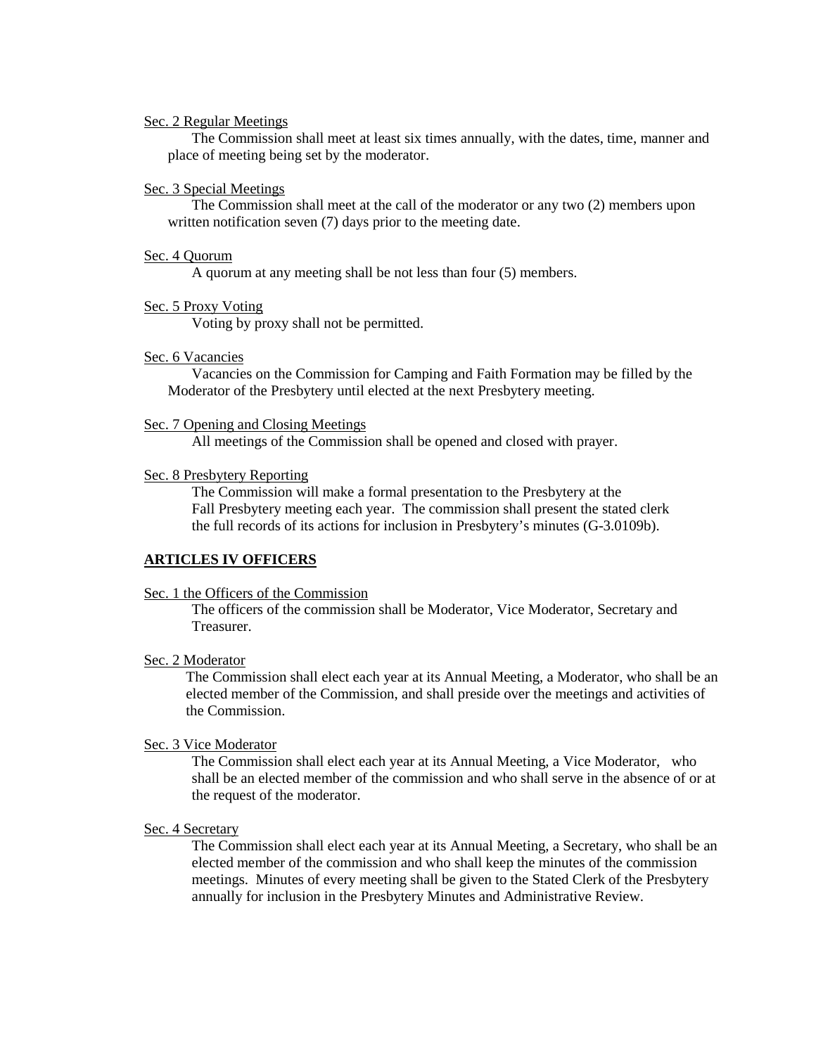Sec. 2 Regular Meetings

The Commission shall meet at least six times annually, with the dates, time, manner and place of meeting being set by the moderator.

Sec. 3 Special Meetings

The Commission shall meet at the call of the moderator or any two (2) members upon written notification seven (7) days prior to the meeting date.

Sec. 4 Quorum

A quorum at any meeting shall be not less than four (5) members.

Sec. 5 Proxy Voting

Voting by proxy shall not be permitted.

Sec. 6 Vacancies

Vacancies on the Commission for Camping and Faith Formation may be filled by the Moderator of the Presbytery until elected at the next Presbytery meeting.

Sec. 7 Opening and Closing Meetings

All meetings of the Commission shall be opened and closed with prayer.

Sec. 8 Presbytery Reporting

The Commission will make a formal presentation to the Presbytery at the Fall Presbytery meeting each year. The commission shall present the stated clerk the full records of its actions for inclusion in Presbytery's minutes (G-3.0109b).

**ARTICLES IV OFFICERS**

Sec. 1 the Officers of the Commission

The officers of the commission shall be Moderator, Vice Moderator, Secretary and Treasurer.

Sec. 2 Moderator

The Commission shall elect each year at its Annual Meeting, a Moderator, who shall be an elected member of the Commission, and shall preside over the meetings and activities of the Commission.

Sec. 3 Vice Moderator

The Commission shall elect each year at its Annual Meeting, a Vice Moderator, who shall be an elected member of the commission and who shall serve in the absence of or at the request of the moderator.

Sec. 4 Secretary

The Commission shall elect each year at its Annual Meeting, a Secretary, who shall be an elected member of the commission and who shall keep the minutes of the commission meetings. Minutes of every meeting shall be given to the Stated Clerk of the Presbytery annually for inclusion in the Presbytery Minutes and Administrative Review.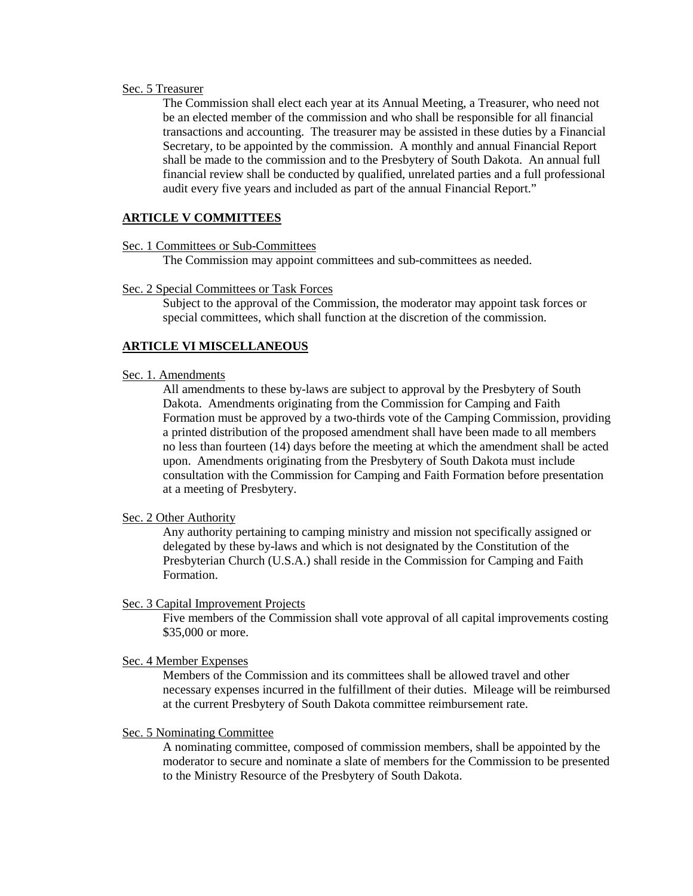Sec. 5 Treasurer

The Commission shall elect each year at its Annual Meeting, a Treasurer, who need not be an elected member of the commission and who shall be responsible for all financial transactions and accounting. The treasurer may be assisted in these duties by a Financial Secretary, to be appointed by the commission. A monthly and annual Financial Report shall be made to the commission and to the Presbytery of South Dakota. An annual full financial review shall be conducted by qualified, unrelated parties and a full professional audit every five years and included as part of the annual Financial Report."

**ARTICLE V COMMITTEES**

Sec. 1 Committees or Sub-Committees

The Commission may appoint committees and sub-committees as needed.

Sec. 2 Special Committees or Task Forces

Subject to the approval of the Commission, the moderator may appoint task forces or special committees, which shall function at the discretion of the commission.

**ARTICLE VI MISCELLANEOUS**

Sec. 1. Amendments

All amendments to these by-laws are subject to approval by the Presbytery of South Dakota. Amendments originating from the Commission for Camping and Faith Formation must be approved by a two-thirds vote of the Camping Commission, providing a printed distribution of the proposed amendment shall have been made to all members no less than fourteen (14) days before the meeting at which the amendment shall be acted upon. Amendments originating from the Presbytery of South Dakota must include consultation with the Commission for Camping and Faith Formation before presentation at a meeting of Presbytery.

Sec. 2 Other Authority

Any authority pertaining to camping ministry and mission not specifically assigned or delegated by these by-laws and which is not designated by the Constitution of the Presbyterian Church (U.S.A.) shall reside in the Commission for Camping and Faith Formation.

Sec. 3 Capital Improvement Projects

Five members of the Commission shall vote approval of all capital improvements costing $35,000 or more.

Sec. 4 Member Expenses

Members of the Commission and its committees shall be allowed travel and other necessary expenses incurred in the fulfillment of their duties. Mileage will be reimbursed at the current Presbytery of South Dakota committee reimbursement rate.

Sec. 5 Nominating Committee

A nominating committee, composed of commission members, shall be appointed by the moderator to secure and nominate a slate of members for the Commission to be presented to the Ministry Resource of the Presbytery of South Dakota.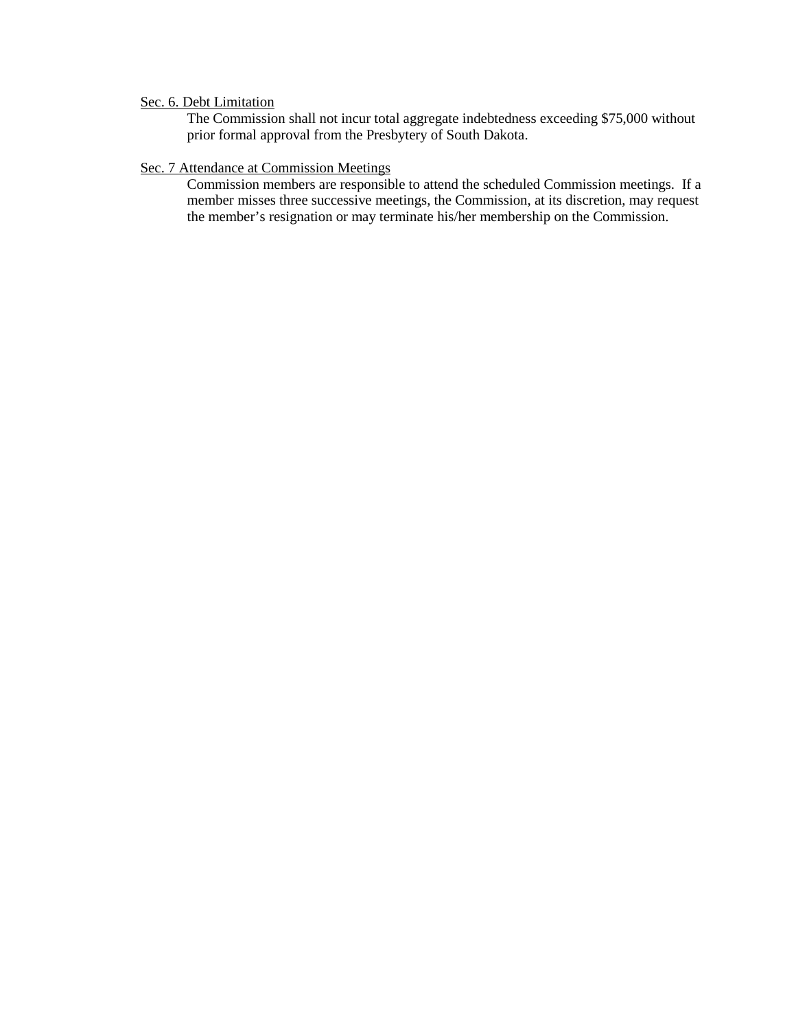Sec. 6. Debt Limitation

The Commission shall not incur total aggregate indebtedness exceeding $75,000 without prior formal approval from the Presbytery of South Dakota.

Sec. 7 Attendance at Commission Meetings

Commission members are responsible to attend the scheduled Commission meetings. If a member misses three successive meetings, the Commission, at its discretion, may request the member's resignation or may terminate his/her membership on the Commission.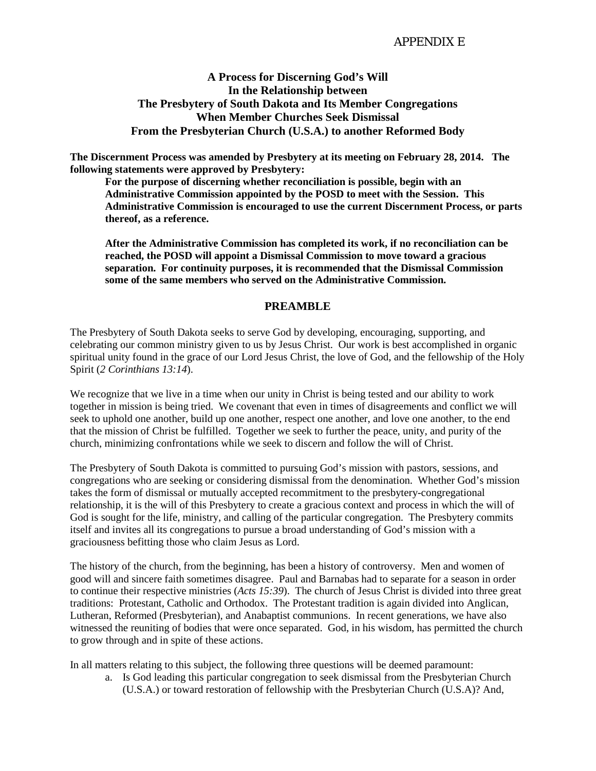APPENDIX E

**A Process for Discerning God's Will**
**In the Relationship between**
**The Presbytery of South Dakota and Its Member Congregations**
**When Member Churches Seek Dismissal**
**From the Presbyterian Church (U.S.A.) to another Reformed Body**

**The Discernment Process was amended by Presbytery at its meeting on February 28, 2014. The following statements were approved by Presbytery:**

> **For the purpose of discerning whether reconciliation is possible, begin with an Administrative Commission appointed by the POSD to meet with the Session. This Administrative Commission is encouraged to use the current Discernment Process, or parts thereof, as a reference.**
>
> **After the Administrative Commission has completed its work, if no reconciliation can be reached, the POSD will appoint a Dismissal Commission to move toward a gracious separation. For continuity purposes, it is recommended that the Dismissal Commission some of the same members who served on the Administrative Commission.**

## PREAMBLE

The Presbytery of South Dakota seeks to serve God by developing, encouraging, supporting, and celebrating our common ministry given to us by Jesus Christ. Our work is best accomplished in organic spiritual unity found in the grace of our Lord Jesus Christ, the love of God, and the fellowship of the Holy Spirit (*2 Corinthians 13:14*).

We recognize that we live in a time when our unity in Christ is being tested and our ability to work together in mission is being tried. We covenant that even in times of disagreements and conflict we will seek to uphold one another, build up one another, respect one another, and love one another, to the end that the mission of Christ be fulfilled. Together we seek to further the peace, unity, and purity of the church, minimizing confrontations while we seek to discern and follow the will of Christ.

The Presbytery of South Dakota is committed to pursuing God's mission with pastors, sessions, and congregations who are seeking or considering dismissal from the denomination. Whether God's mission takes the form of dismissal or mutually accepted recommitment to the presbytery-congregational relationship, it is the will of this Presbytery to create a gracious context and process in which the will of God is sought for the life, ministry, and calling of the particular congregation. The Presbytery commits itself and invites all its congregations to pursue a broad understanding of God's mission with a graciousness befitting those who claim Jesus as Lord.

The history of the church, from the beginning, has been a history of controversy. Men and women of good will and sincere faith sometimes disagree. Paul and Barnabas had to separate for a season in order to continue their respective ministries (*Acts 15:39*). The church of Jesus Christ is divided into three great traditions: Protestant, Catholic and Orthodox. The Protestant tradition is again divided into Anglican, Lutheran, Reformed (Presbyterian), and Anabaptist communions. In recent generations, we have also witnessed the reuniting of bodies that were once separated. God, in his wisdom, has permitted the church to grow through and in spite of these actions.

In all matters relating to this subject, the following three questions will be deemed paramount:

a. Is God leading this particular congregation to seek dismissal from the Presbyterian Church (U.S.A.) or toward restoration of fellowship with the Presbyterian Church (U.S.A)? And,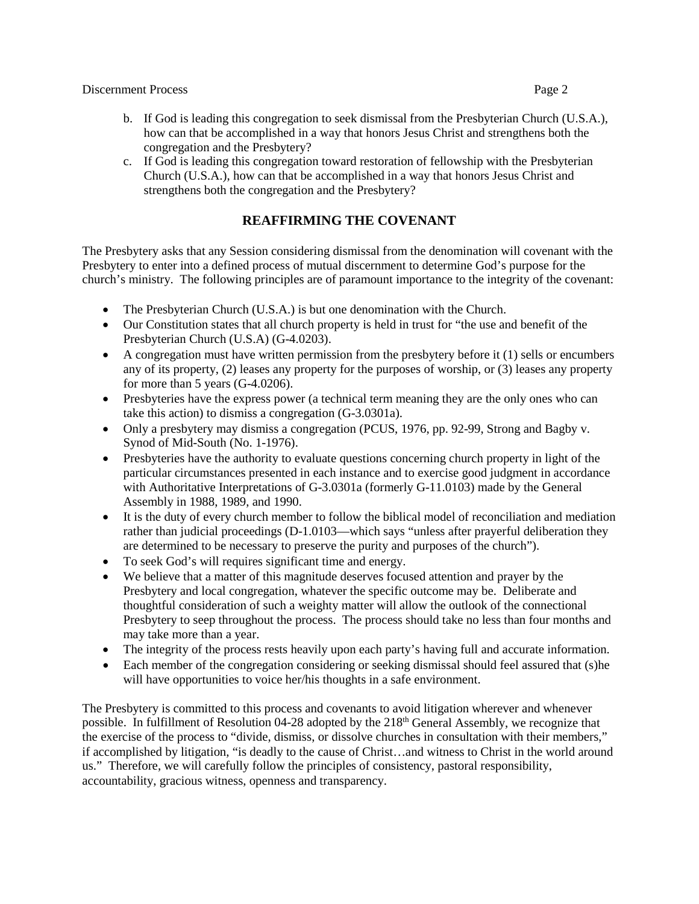b. If God is leading this congregation to seek dismissal from the Presbyterian Church (U.S.A.), how can that be accomplished in a way that honors Jesus Christ and strengthens both the congregation and the Presbytery?
c. If God is leading this congregation toward restoration of fellowship with the Presbyterian Church (U.S.A.), how can that be accomplished in a way that honors Jesus Christ and strengthens both the congregation and the Presbytery?

## REAFFIRMING THE COVENANT

The Presbytery asks that any Session considering dismissal from the denomination will covenant with the Presbytery to enter into a defined process of mutual discernment to determine God's purpose for the church's ministry. The following principles are of paramount importance to the integrity of the covenant:

- The Presbyterian Church (U.S.A.) is but one denomination with the Church.
- Our Constitution states that all church property is held in trust for "the use and benefit of the Presbyterian Church (U.S.A) (G-4.0203).
- A congregation must have written permission from the presbytery before it (1) sells or encumbers any of its property, (2) leases any property for the purposes of worship, or (3) leases any property for more than 5 years (G-4.0206).
- Presbyteries have the express power (a technical term meaning they are the only ones who can take this action) to dismiss a congregation (G-3.0301a).
- Only a presbytery may dismiss a congregation (PCUS, 1976, pp. 92-99, Strong and Bagby v. Synod of Mid-South (No. 1-1976).
- Presbyteries have the authority to evaluate questions concerning church property in light of the particular circumstances presented in each instance and to exercise good judgment in accordance with Authoritative Interpretations of G-3.0301a (formerly G-11.0103) made by the General Assembly in 1988, 1989, and 1990.
- It is the duty of every church member to follow the biblical model of reconciliation and mediation rather than judicial proceedings (D-1.0103—which says "unless after prayerful deliberation they are determined to be necessary to preserve the purity and purposes of the church").
- To seek God's will requires significant time and energy.
- We believe that a matter of this magnitude deserves focused attention and prayer by the Presbytery and local congregation, whatever the specific outcome may be. Deliberate and thoughtful consideration of such a weighty matter will allow the outlook of the connectional Presbytery to seep throughout the process. The process should take no less than four months and may take more than a year.
- The integrity of the process rests heavily upon each party's having full and accurate information.
- Each member of the congregation considering or seeking dismissal should feel assured that (s)he will have opportunities to voice her/his thoughts in a safe environment.

The Presbytery is committed to this process and covenants to avoid litigation wherever and whenever possible. In fulfillment of Resolution 04-28 adopted by the 218th General Assembly, we recognize that the exercise of the process to "divide, dismiss, or dissolve churches in consultation with their members," if accomplished by litigation, "is deadly to the cause of Christ…and witness to Christ in the world around us." Therefore, we will carefully follow the principles of consistency, pastoral responsibility, accountability, gracious witness, openness and transparency.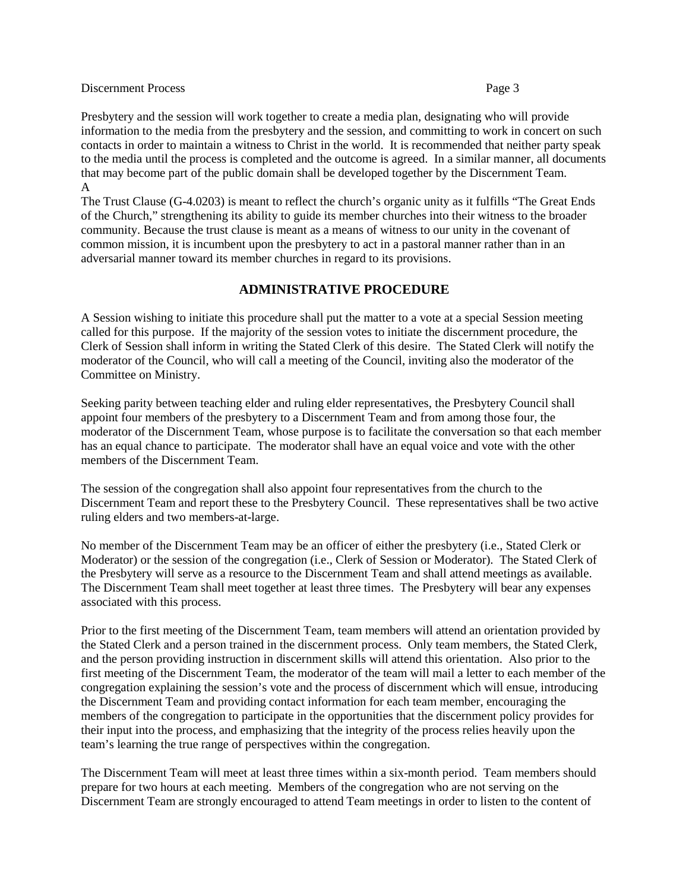Presbytery and the session will work together to create a media plan, designating who will provide information to the media from the presbytery and the session, and committing to work in concert on such contacts in order to maintain a witness to Christ in the world. It is recommended that neither party speak to the media until the process is completed and the outcome is agreed. In a similar manner, all documents that may become part of the public domain shall be developed together by the Discernment Team.
A

The Trust Clause (G-4.0203) is meant to reflect the church's organic unity as it fulfills "The Great Ends of the Church," strengthening its ability to guide its member churches into their witness to the broader community. Because the trust clause is meant as a means of witness to our unity in the covenant of common mission, it is incumbent upon the presbytery to act in a pastoral manner rather than in an adversarial manner toward its member churches in regard to its provisions.

## ADMINISTRATIVE PROCEDURE

A Session wishing to initiate this procedure shall put the matter to a vote at a special Session meeting called for this purpose. If the majority of the session votes to initiate the discernment procedure, the Clerk of Session shall inform in writing the Stated Clerk of this desire. The Stated Clerk will notify the moderator of the Council, who will call a meeting of the Council, inviting also the moderator of the Committee on Ministry.

Seeking parity between teaching elder and ruling elder representatives, the Presbytery Council shall appoint four members of the presbytery to a Discernment Team and from among those four, the moderator of the Discernment Team, whose purpose is to facilitate the conversation so that each member has an equal chance to participate. The moderator shall have an equal voice and vote with the other members of the Discernment Team.

The session of the congregation shall also appoint four representatives from the church to the Discernment Team and report these to the Presbytery Council. These representatives shall be two active ruling elders and two members-at-large.

No member of the Discernment Team may be an officer of either the presbytery (i.e., Stated Clerk or Moderator) or the session of the congregation (i.e., Clerk of Session or Moderator). The Stated Clerk of the Presbytery will serve as a resource to the Discernment Team and shall attend meetings as available. The Discernment Team shall meet together at least three times. The Presbytery will bear any expenses associated with this process.

Prior to the first meeting of the Discernment Team, team members will attend an orientation provided by the Stated Clerk and a person trained in the discernment process. Only team members, the Stated Clerk, and the person providing instruction in discernment skills will attend this orientation. Also prior to the first meeting of the Discernment Team, the moderator of the team will mail a letter to each member of the congregation explaining the session's vote and the process of discernment which will ensue, introducing the Discernment Team and providing contact information for each team member, encouraging the members of the congregation to participate in the opportunities that the discernment policy provides for their input into the process, and emphasizing that the integrity of the process relies heavily upon the team's learning the true range of perspectives within the congregation.

The Discernment Team will meet at least three times within a six-month period. Team members should prepare for two hours at each meeting. Members of the congregation who are not serving on the Discernment Team are strongly encouraged to attend Team meetings in order to listen to the content of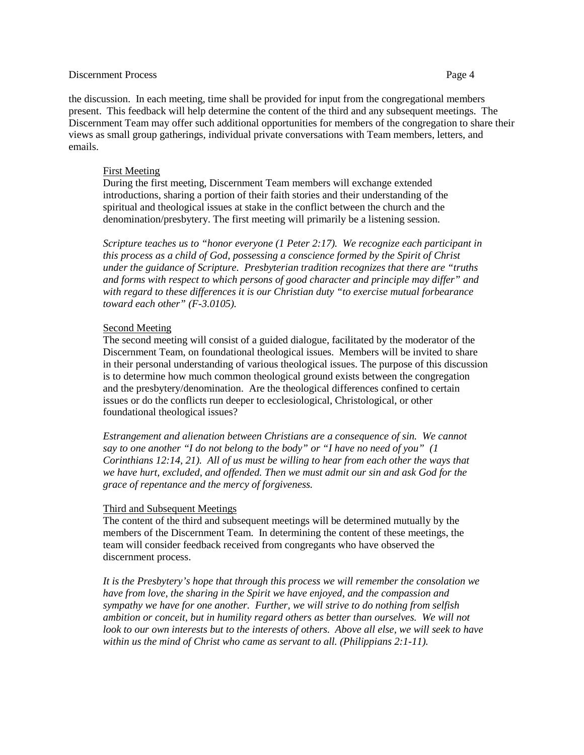the discussion. In each meeting, time shall be provided for input from the congregational members present. This feedback will help determine the content of the third and any subsequent meetings. The Discernment Team may offer such additional opportunities for members of the congregation to share their views as small group gatherings, individual private conversations with Team members, letters, and emails.

First Meeting

During the first meeting, Discernment Team members will exchange extended introductions, sharing a portion of their faith stories and their understanding of the spiritual and theological issues at stake in the conflict between the church and the denomination/presbytery. The first meeting will primarily be a listening session.

*Scripture teaches us to "honor everyone (1 Peter 2:17). We recognize each participant in this process as a child of God, possessing a conscience formed by the Spirit of Christ under the guidance of Scripture. Presbyterian tradition recognizes that there are "truths and forms with respect to which persons of good character and principle may differ" and with regard to these differences it is our Christian duty "to exercise mutual forbearance toward each other" (F-3.0105).*

Second Meeting

The second meeting will consist of a guided dialogue, facilitated by the moderator of the Discernment Team, on foundational theological issues. Members will be invited to share in their personal understanding of various theological issues. The purpose of this discussion is to determine how much common theological ground exists between the congregation and the presbytery/denomination. Are the theological differences confined to certain issues or do the conflicts run deeper to ecclesiological, Christological, or other foundational theological issues?

*Estrangement and alienation between Christians are a consequence of sin. We cannot say to one another "I do not belong to the body" or "I have no need of you" (1 Corinthians 12:14, 21). All of us must be willing to hear from each other the ways that we have hurt, excluded, and offended. Then we must admit our sin and ask God for the grace of repentance and the mercy of forgiveness.*

Third and Subsequent Meetings

The content of the third and subsequent meetings will be determined mutually by the members of the Discernment Team. In determining the content of these meetings, the team will consider feedback received from congregants who have observed the discernment process.

*It is the Presbytery's hope that through this process we will remember the consolation we have from love, the sharing in the Spirit we have enjoyed, and the compassion and sympathy we have for one another. Further, we will strive to do nothing from selfish ambition or conceit, but in humility regard others as better than ourselves. We will not look to our own interests but to the interests of others. Above all else, we will seek to have within us the mind of Christ who came as servant to all. (Philippians 2:1-11).*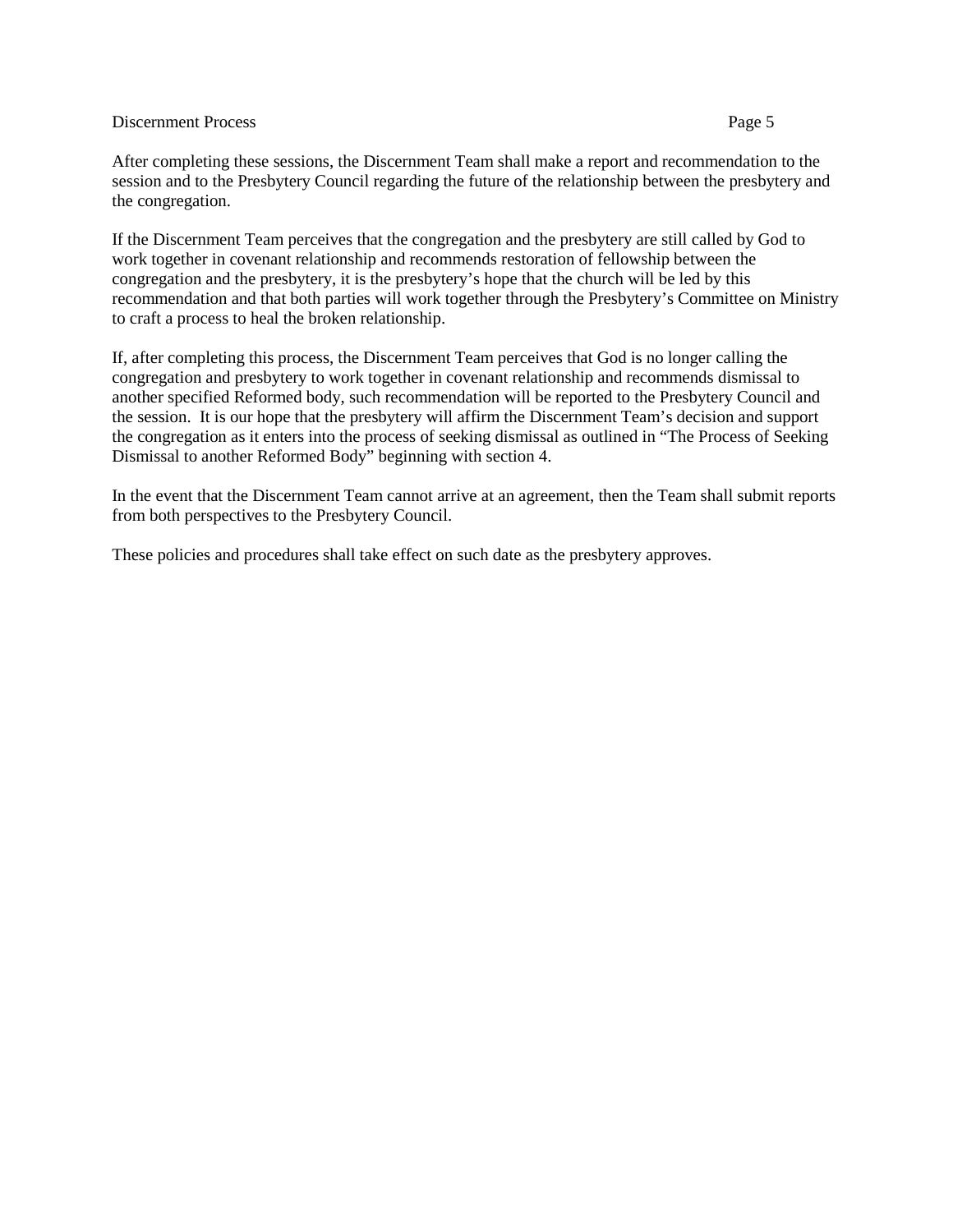After completing these sessions, the Discernment Team shall make a report and recommendation to the session and to the Presbytery Council regarding the future of the relationship between the presbytery and the congregation.

If the Discernment Team perceives that the congregation and the presbytery are still called by God to work together in covenant relationship and recommends restoration of fellowship between the congregation and the presbytery, it is the presbytery's hope that the church will be led by this recommendation and that both parties will work together through the Presbytery's Committee on Ministry to craft a process to heal the broken relationship.

If, after completing this process, the Discernment Team perceives that God is no longer calling the congregation and presbytery to work together in covenant relationship and recommends dismissal to another specified Reformed body, such recommendation will be reported to the Presbytery Council and the session. It is our hope that the presbytery will affirm the Discernment Team's decision and support the congregation as it enters into the process of seeking dismissal as outlined in "The Process of Seeking Dismissal to another Reformed Body" beginning with section 4.

In the event that the Discernment Team cannot arrive at an agreement, then the Team shall submit reports from both perspectives to the Presbytery Council.

These policies and procedures shall take effect on such date as the presbytery approves.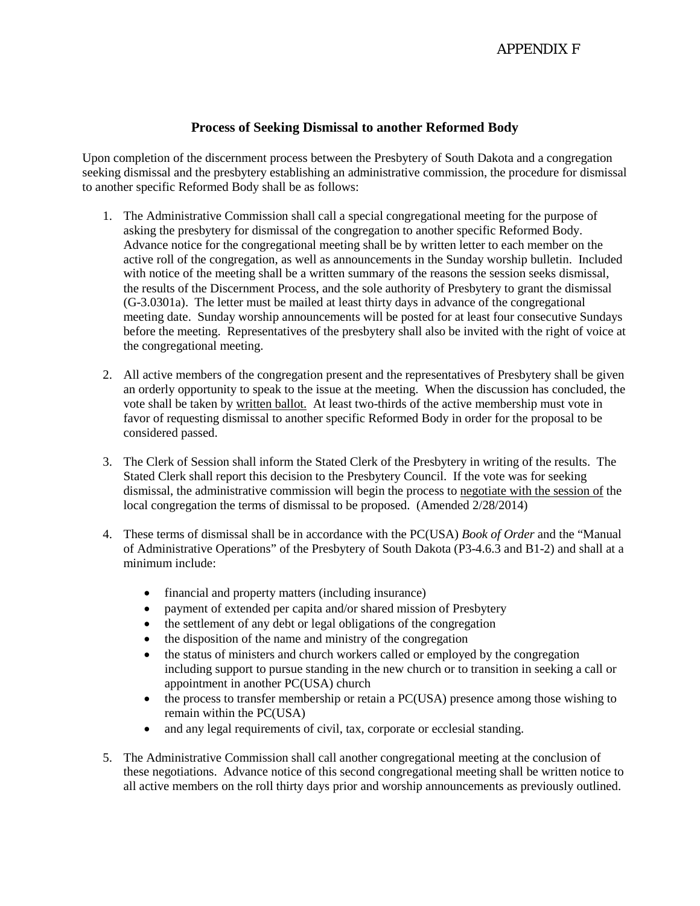APPENDIX F

## Process of Seeking Dismissal to another Reformed Body

Upon completion of the discernment process between the Presbytery of South Dakota and a congregation seeking dismissal and the presbytery establishing an administrative commission, the procedure for dismissal to another specific Reformed Body shall be as follows:

1. The Administrative Commission shall call a special congregational meeting for the purpose of asking the presbytery for dismissal of the congregation to another specific Reformed Body. Advance notice for the congregational meeting shall be by written letter to each member on the active roll of the congregation, as well as announcements in the Sunday worship bulletin. Included with notice of the meeting shall be a written summary of the reasons the session seeks dismissal, the results of the Discernment Process, and the sole authority of Presbytery to grant the dismissal (G-3.0301a). The letter must be mailed at least thirty days in advance of the congregational meeting date. Sunday worship announcements will be posted for at least four consecutive Sundays before the meeting. Representatives of the presbytery shall also be invited with the right of voice at the congregational meeting.

2. All active members of the congregation present and the representatives of Presbytery shall be given an orderly opportunity to speak to the issue at the meeting. When the discussion has concluded, the vote shall be taken by <u>written ballot.</u> At least two-thirds of the active membership must vote in favor of requesting dismissal to another specific Reformed Body in order for the proposal to be considered passed.

3. The Clerk of Session shall inform the Stated Clerk of the Presbytery in writing of the results. The Stated Clerk shall report this decision to the Presbytery Council. If the vote was for seeking dismissal, the administrative commission will begin the process to <u>negotiate with the session of</u> the local congregation the terms of dismissal to be proposed. (Amended 2/28/2014)

4. These terms of dismissal shall be in accordance with the PC(USA) *Book of Order* and the "Manual of Administrative Operations" of the Presbytery of South Dakota (P3-4.6.3 and B1-2) and shall at a minimum include:

    - financial and property matters (including insurance)
    - payment of extended per capita and/or shared mission of Presbytery
    - the settlement of any debt or legal obligations of the congregation
    - the disposition of the name and ministry of the congregation
    - the status of ministers and church workers called or employed by the congregation including support to pursue standing in the new church or to transition in seeking a call or appointment in another PC(USA) church
    - the process to transfer membership or retain a PC(USA) presence among those wishing to remain within the PC(USA)
    - and any legal requirements of civil, tax, corporate or ecclesial standing.

5. The Administrative Commission shall call another congregational meeting at the conclusion of these negotiations. Advance notice of this second congregational meeting shall be written notice to all active members on the roll thirty days prior and worship announcements as previously outlined.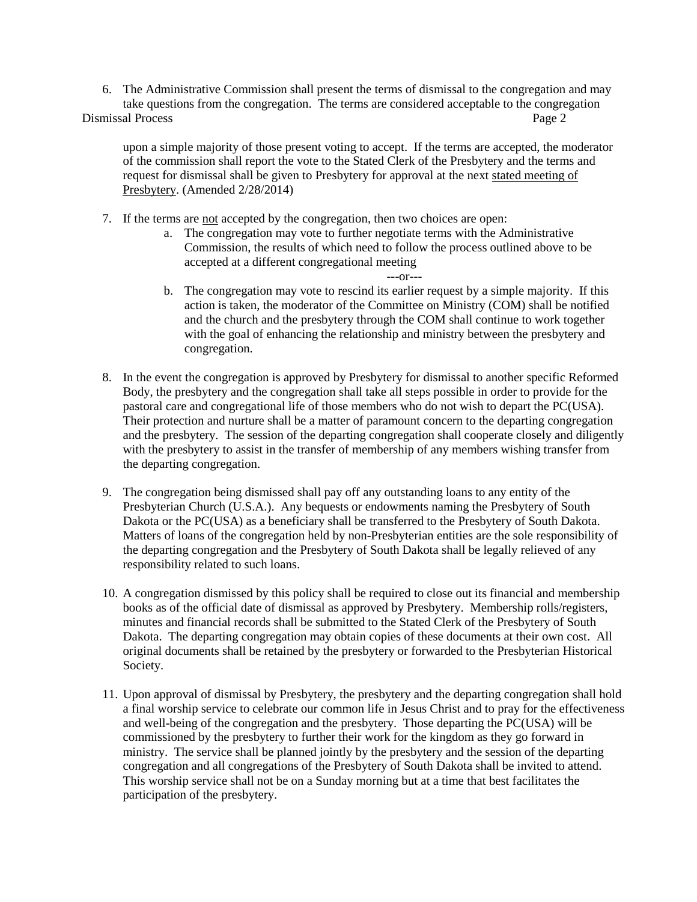6. The Administrative Commission shall present the terms of dismissal to the congregation and may take questions from the congregation. The terms are considered acceptable to the congregation upon a simple majority of those present voting to accept. If the terms are accepted, the moderator of the commission shall report the vote to the Stated Clerk of the Presbytery and the terms and request for dismissal shall be given to Presbytery for approval at the next <u>stated meeting of Presbytery</u>. (Amended 2/28/2014)

7. If the terms are <u>not</u> accepted by the congregation, then two choices are open:
   a. The congregation may vote to further negotiate terms with the Administrative Commission, the results of which need to follow the process outlined above to be accepted at a different congregational meeting

      ---or---

   b. The congregation may vote to rescind its earlier request by a simple majority. If this action is taken, the moderator of the Committee on Ministry (COM) shall be notified and the church and the presbytery through the COM shall continue to work together with the goal of enhancing the relationship and ministry between the presbytery and congregation.

8. In the event the congregation is approved by Presbytery for dismissal to another specific Reformed Body, the presbytery and the congregation shall take all steps possible in order to provide for the pastoral care and congregational life of those members who do not wish to depart the PC(USA). Their protection and nurture shall be a matter of paramount concern to the departing congregation and the presbytery. The session of the departing congregation shall cooperate closely and diligently with the presbytery to assist in the transfer of membership of any members wishing transfer from the departing congregation.

9. The congregation being dismissed shall pay off any outstanding loans to any entity of the Presbyterian Church (U.S.A.). Any bequests or endowments naming the Presbytery of South Dakota or the PC(USA) as a beneficiary shall be transferred to the Presbytery of South Dakota. Matters of loans of the congregation held by non-Presbyterian entities are the sole responsibility of the departing congregation and the Presbytery of South Dakota shall be legally relieved of any responsibility related to such loans.

10. A congregation dismissed by this policy shall be required to close out its financial and membership books as of the official date of dismissal as approved by Presbytery. Membership rolls/registers, minutes and financial records shall be submitted to the Stated Clerk of the Presbytery of South Dakota. The departing congregation may obtain copies of these documents at their own cost. All original documents shall be retained by the presbytery or forwarded to the Presbyterian Historical Society.

11. Upon approval of dismissal by Presbytery, the presbytery and the departing congregation shall hold a final worship service to celebrate our common life in Jesus Christ and to pray for the effectiveness and well-being of the congregation and the presbytery. Those departing the PC(USA) will be commissioned by the presbytery to further their work for the kingdom as they go forward in ministry. The service shall be planned jointly by the presbytery and the session of the departing congregation and all congregations of the Presbytery of South Dakota shall be invited to attend. This worship service shall not be on a Sunday morning but at a time that best facilitates the participation of the presbytery.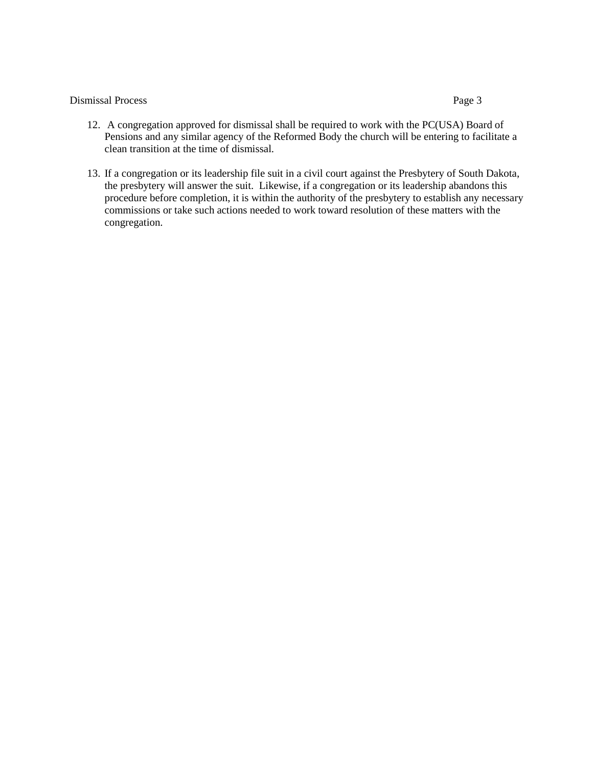12. A congregation approved for dismissal shall be required to work with the PC(USA) Board of Pensions and any similar agency of the Reformed Body the church will be entering to facilitate a clean transition at the time of dismissal.

13. If a congregation or its leadership file suit in a civil court against the Presbytery of South Dakota, the presbytery will answer the suit. Likewise, if a congregation or its leadership abandons this procedure before completion, it is within the authority of the presbytery to establish any necessary commissions or take such actions needed to work toward resolution of these matters with the congregation.